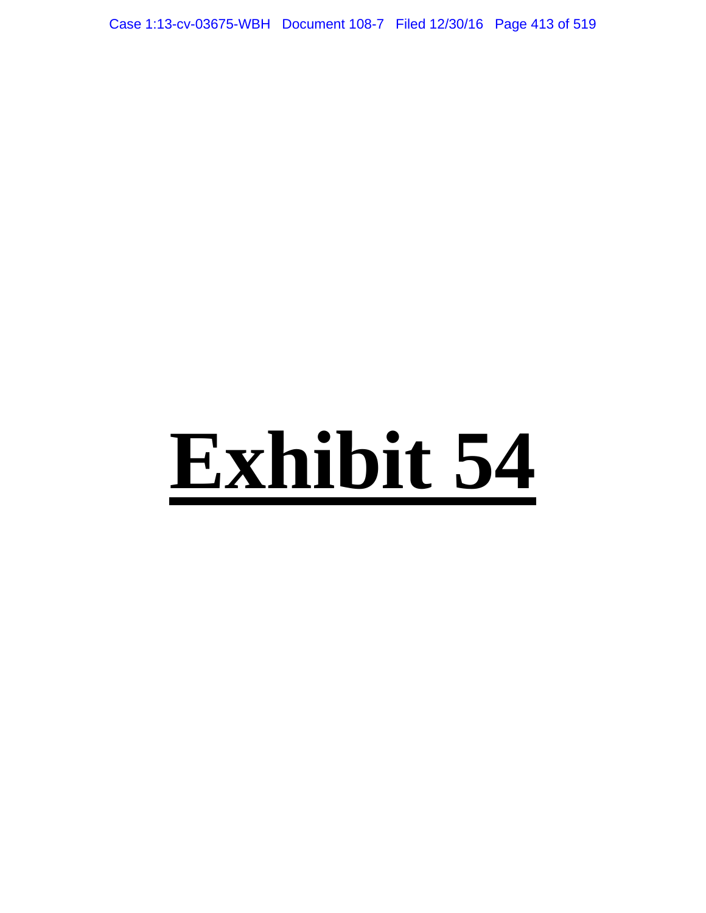# Exhibit 54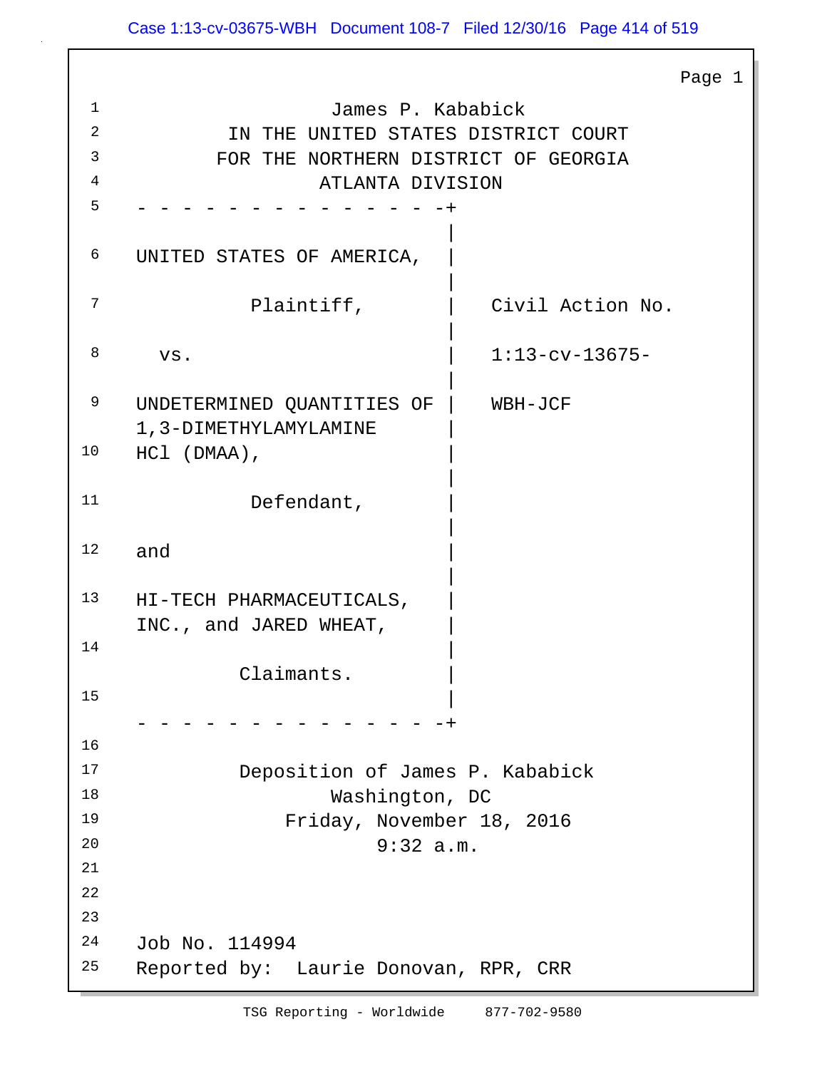James P. Kababick

IN THE UNITED STATES DISTRICT COURT
FOR THE NORTHERN DISTRICT OF GEORGIA
ATLANTA DIVISION

| | |
|---|---|
| UNITED STATES OF AMERICA, | |
| Plaintiff, | Civil Action No. |
| vs. | 1:13-cv-13675- |
| UNDETERMINED QUANTITIES OF 1,3-DIMETHYLAMYLAMINE HCl (DMAA), | WBH-JCF |
| Defendant, | |
| and | |
| HI-TECH PHARMACEUTICALS, INC., and JARED WHEAT, | |
| Claimants. | |

Deposition of James P. Kababick
Washington, DC
Friday, November 18, 2016
9:32 a.m.

Job No. 114994
Reported by: Laurie Donovan, RPR, CRR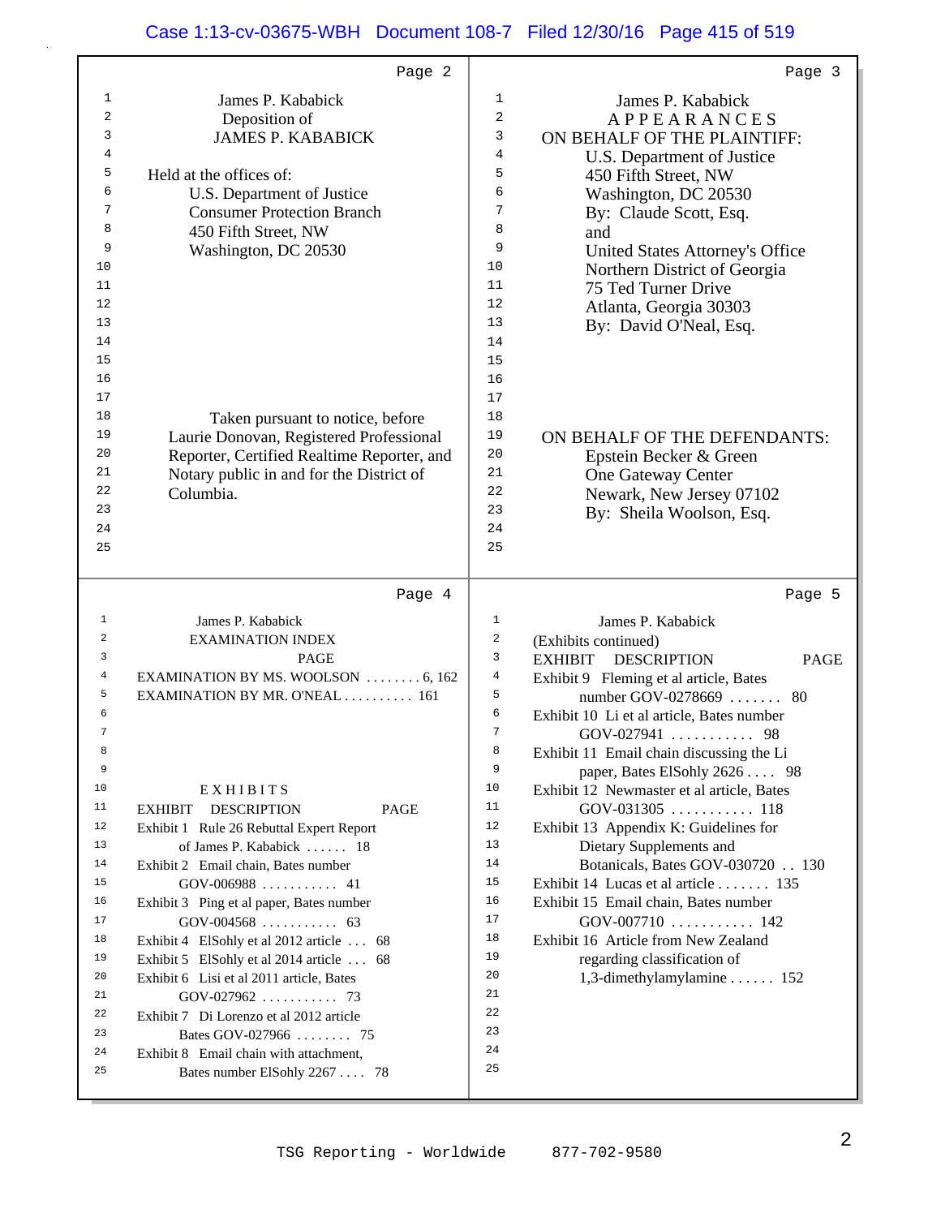James P. Kababick

Deposition of

JAMES P. KABABICK

Held at the offices of:

U.S. Department of Justice
Consumer Protection Branch
450 Fifth Street, NW
Washington, DC 20530

Taken pursuant to notice, before Laurie Donovan, Registered Professional Reporter, Certified Realtime Reporter, and Notary public in and for the District of Columbia.

James P. Kababick

A P P E A R A N C E S

ON BEHALF OF THE PLAINTIFF:

U.S. Department of Justice
450 Fifth Street, NW
Washington, DC 20530
By: Claude Scott, Esq.
and
United States Attorney's Office
Northern District of Georgia
75 Ted Turner Drive
Atlanta, Georgia 30303
By: David O'Neal, Esq.

ON BEHALF OF THE DEFENDANTS:

Epstein Becker & Green
One Gateway Center
Newark, New Jersey 07102
By: Sheila Woolson, Esq.

James P. Kababick

EXAMINATION INDEX

| | PAGE |
|---|---|
| EXAMINATION BY MS. WOOLSON | 6, 162 |
| EXAMINATION BY MR. O'NEAL | 161 |

E X H I B I T S

| EXHIBIT | DESCRIPTION | PAGE |
|---|---|---|
| Exhibit 1 | Rule 26 Rebuttal Expert Report of James P. Kababick | 18 |
| Exhibit 2 | Email chain, Bates number GOV-006988 | 41 |
| Exhibit 3 | Ping et al paper, Bates number GOV-004568 | 63 |
| Exhibit 4 | ElSohly et al 2012 article | 68 |
| Exhibit 5 | ElSohly et al 2014 article | 68 |
| Exhibit 6 | Lisi et al 2011 article, Bates GOV-027962 | 73 |
| Exhibit 7 | Di Lorenzo et al 2012 article Bates GOV-027966 | 75 |
| Exhibit 8 | Email chain with attachment, Bates number ElSohly 2267 | 78 |

James P. Kababick

(Exhibits continued)

| EXHIBIT | DESCRIPTION | PAGE |
|---|---|---|
| Exhibit 9 | Fleming et al article, Bates number GOV-0278669 | 80 |
| Exhibit 10 | Li et al article, Bates number GOV-027941 | 98 |
| Exhibit 11 | Email chain discussing the Li paper, Bates ElSohly 2626 | 98 |
| Exhibit 12 | Newmaster et al article, Bates GOV-031305 | 118 |
| Exhibit 13 | Appendix K: Guidelines for Dietary Supplements and Botanicals, Bates GOV-030720 | 130 |
| Exhibit 14 | Lucas et al article | 135 |
| Exhibit 15 | Email chain, Bates number GOV-007710 | 142 |
| Exhibit 16 | Article from New Zealand regarding classification of 1,3-dimethylamylamine | 152 |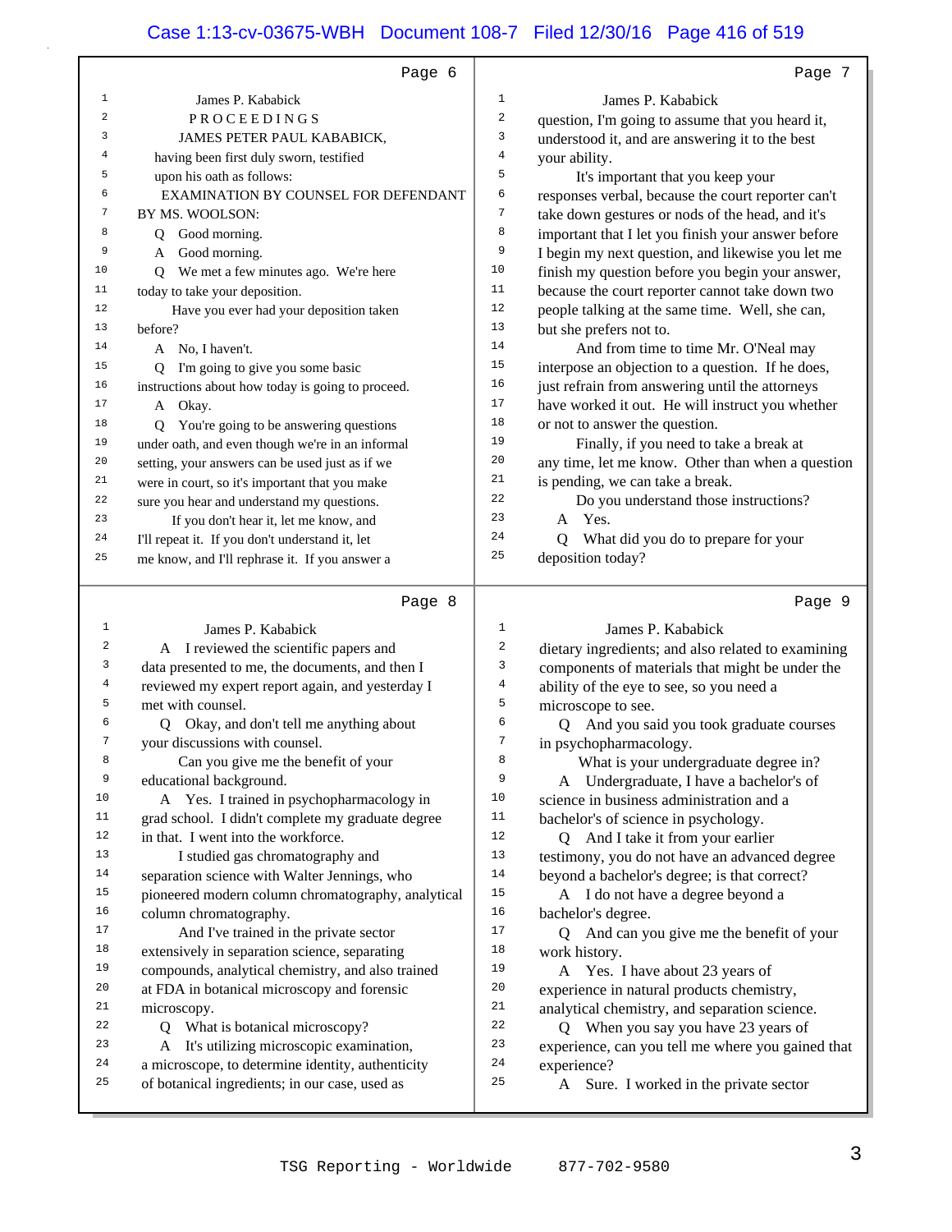Page 6

James P. Kababick

PROCEEDINGS

JAMES PETER PAUL KABABICK,

having been first duly sworn, testified upon his oath as follows:

EXAMINATION BY COUNSEL FOR DEFENDANT

BY MS. WOOLSON:

Q Good morning.

A Good morning.

Q We met a few minutes ago. We're here today to take your deposition.

Have you ever had your deposition taken before?

A No, I haven't.

Q I'm going to give you some basic instructions about how today is going to proceed.

A Okay.

Q You're going to be answering questions under oath, and even though we're in an informal setting, your answers can be used just as if we were in court, so it's important that you make sure you hear and understand my questions.

If you don't hear it, let me know, and I'll repeat it. If you don't understand it, let me know, and I'll rephrase it. If you answer a

Page 7

James P. Kababick

question, I'm going to assume that you heard it, understood it, and are answering it to the best your ability.

It's important that you keep your responses verbal, because the court reporter can't take down gestures or nods of the head, and it's important that I let you finish your answer before I begin my next question, and likewise you let me finish my question before you begin your answer, because the court reporter cannot take down two people talking at the same time. Well, she can, but she prefers not to.

And from time to time Mr. O'Neal may interpose an objection to a question. If he does, just refrain from answering until the attorneys have worked it out. He will instruct you whether or not to answer the question.

Finally, if you need to take a break at any time, let me know. Other than when a question is pending, we can take a break.

Do you understand those instructions?

A Yes.

Q What did you do to prepare for your deposition today?

Page 8

James P. Kababick

A I reviewed the scientific papers and data presented to me, the documents, and then I reviewed my expert report again, and yesterday I met with counsel.

Q Okay, and don't tell me anything about your discussions with counsel.

Can you give me the benefit of your educational background.

A Yes. I trained in psychopharmacology in grad school. I didn't complete my graduate degree in that. I went into the workforce.

I studied gas chromatography and separation science with Walter Jennings, who pioneered modern column chromatography, analytical column chromatography.

And I've trained in the private sector extensively in separation science, separating compounds, analytical chemistry, and also trained at FDA in botanical microscopy and forensic microscopy.

Q What is botanical microscopy?

A It's utilizing microscopic examination, a microscope, to determine identity, authenticity of botanical ingredients; in our case, used as

Page 9

James P. Kababick

dietary ingredients; and also related to examining components of materials that might be under the ability of the eye to see, so you need a microscope to see.

Q And you said you took graduate courses in psychopharmacology.

What is your undergraduate degree in?

A Undergraduate, I have a bachelor's of science in business administration and a bachelor's of science in psychology.

Q And I take it from your earlier testimony, you do not have an advanced degree beyond a bachelor's degree; is that correct?

A I do not have a degree beyond a bachelor's degree.

Q And can you give me the benefit of your work history.

A Yes. I have about 23 years of experience in natural products chemistry, analytical chemistry, and separation science.

Q When you say you have 23 years of experience, can you tell me where you gained that experience?

A Sure. I worked in the private sector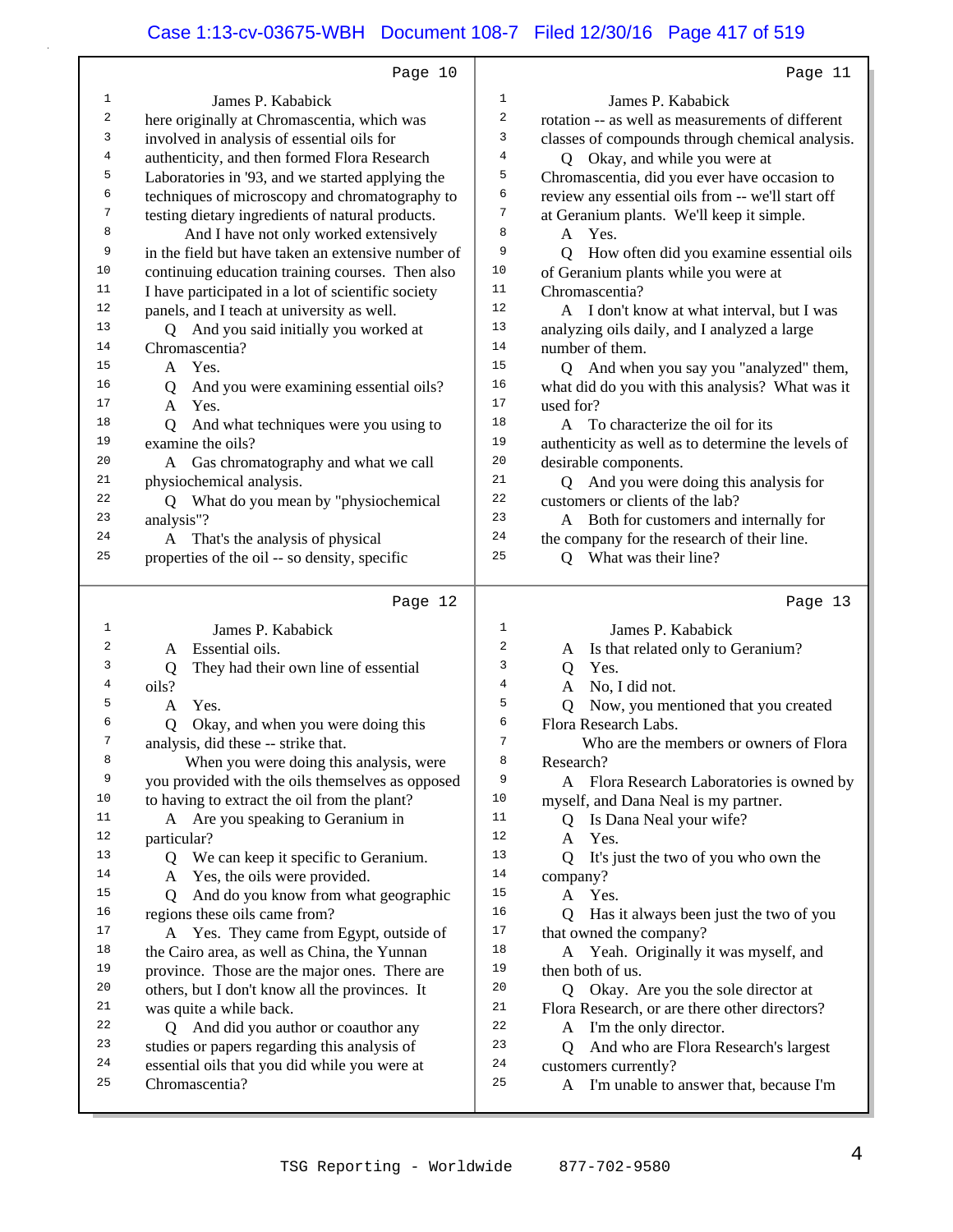Page 10

James P. Kababick

here originally at Chromascentia, which was involved in analysis of essential oils for authenticity, and then formed Flora Research Laboratories in '93, and we started applying the techniques of microscopy and chromatography to testing dietary ingredients of natural products.

And I have not only worked extensively in the field but have taken an extensive number of continuing education training courses. Then also I have participated in a lot of scientific society panels, and I teach at university as well.

Q And you said initially you worked at Chromascentia?

A Yes.

Q And you were examining essential oils?

A Yes.

Q And what techniques were you using to examine the oils?

A Gas chromatography and what we call physiochemical analysis.

Q What do you mean by "physiochemical analysis"?

A That's the analysis of physical properties of the oil -- so density, specific

Page 11

James P. Kababick

rotation -- as well as measurements of different classes of compounds through chemical analysis.

Q Okay, and while you were at Chromascentia, did you ever have occasion to review any essential oils from -- we'll start off at Geranium plants. We'll keep it simple.

A Yes.

Q How often did you examine essential oils of Geranium plants while you were at Chromascentia?

A I don't know at what interval, but I was analyzing oils daily, and I analyzed a large number of them.

Q And when you say you "analyzed" them, what did do you with this analysis? What was it used for?

A To characterize the oil for its authenticity as well as to determine the levels of desirable components.

Q And you were doing this analysis for customers or clients of the lab?

A Both for customers and internally for the company for the research of their line.

Q What was their line?

Page 12

James P. Kababick

A Essential oils.

Q They had their own line of essential oils?

A Yes.

Q Okay, and when you were doing this analysis, did these -- strike that.

When you were doing this analysis, were you provided with the oils themselves as opposed to having to extract the oil from the plant?

A Are you speaking to Geranium in particular?

Q We can keep it specific to Geranium.

A Yes, the oils were provided.

Q And do you know from what geographic regions these oils came from?

A Yes. They came from Egypt, outside of the Cairo area, as well as China, the Yunnan province. Those are the major ones. There are others, but I don't know all the provinces. It was quite a while back.

Q And did you author or coauthor any studies or papers regarding this analysis of essential oils that you did while you were at Chromascentia?

Page 13

James P. Kababick

A Is that related only to Geranium?

Q Yes.

A No, I did not.

Q Now, you mentioned that you created Flora Research Labs.

Who are the members or owners of Flora Research?

A Flora Research Laboratories is owned by myself, and Dana Neal is my partner.

Q Is Dana Neal your wife?

A Yes.

Q It's just the two of you who own the company?

A Yes.

Q Has it always been just the two of you that owned the company?

A Yeah. Originally it was myself, and then both of us.

Q Okay. Are you the sole director at Flora Research, or are there other directors?

A I'm the only director.

Q And who are Flora Research's largest customers currently?

A I'm unable to answer that, because I'm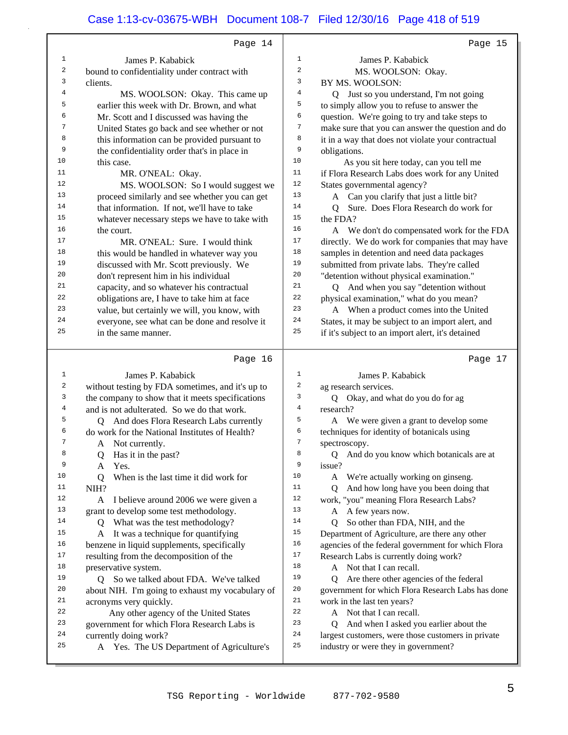Page 14

James P. Kababick

bound to confidentiality under contract with clients.

MS. WOOLSON: Okay. This came up earlier this week with Dr. Brown, and what Mr. Scott and I discussed was having the United States go back and see whether or not this information can be provided pursuant to the confidentiality order that's in place in this case.

MR. O'NEAL: Okay.

MS. WOOLSON: So I would suggest we proceed similarly and see whether you can get that information. If not, we'll have to take whatever necessary steps we have to take with the court.

MR. O'NEAL: Sure. I would think this would be handled in whatever way you discussed with Mr. Scott previously. We don't represent him in his individual capacity, and so whatever his contractual obligations are, I have to take him at face value, but certainly we will, you know, with everyone, see what can be done and resolve it in the same manner.

Page 15

James P. Kababick

MS. WOOLSON: Okay.

BY MS. WOOLSON:

Q Just so you understand, I'm not going to simply allow you to refuse to answer the question. We're going to try and take steps to make sure that you can answer the question and do it in a way that does not violate your contractual obligations.

As you sit here today, can you tell me if Flora Research Labs does work for any United States governmental agency?

A Can you clarify that just a little bit?

Q Sure. Does Flora Research do work for the FDA?

A We don't do compensated work for the FDA directly. We do work for companies that may have samples in detention and need data packages submitted from private labs. They're called "detention without physical examination."

Q And when you say "detention without physical examination," what do you mean?

A When a product comes into the United States, it may be subject to an import alert, and if it's subject to an import alert, it's detained

Page 16

James P. Kababick

without testing by FDA sometimes, and it's up to the company to show that it meets specifications and is not adulterated. So we do that work.

Q And does Flora Research Labs currently do work for the National Institutes of Health?

A Not currently.

Q Has it in the past?

A Yes.

Q When is the last time it did work for NIH?

A I believe around 2006 we were given a grant to develop some test methodology.

Q What was the test methodology?

A It was a technique for quantifying benzene in liquid supplements, specifically resulting from the decomposition of the preservative system.

Q So we talked about FDA. We've talked about NIH. I'm going to exhaust my vocabulary of acronyms very quickly.

Any other agency of the United States government for which Flora Research Labs is currently doing work?

A Yes. The US Department of Agriculture's

Page 17

James P. Kababick

ag research services.

Q Okay, and what do you do for ag research?

A We were given a grant to develop some techniques for identity of botanicals using spectroscopy.

Q And do you know which botanicals are at issue?

A We're actually working on ginseng.

Q And how long have you been doing that work, "you" meaning Flora Research Labs?

A A few years now.

Q So other than FDA, NIH, and the Department of Agriculture, are there any other agencies of the federal government for which Flora Research Labs is currently doing work?

A Not that I can recall.

Q Are there other agencies of the federal government for which Flora Research Labs has done work in the last ten years?

A Not that I can recall.

Q And when I asked you earlier about the largest customers, were those customers in private industry or were they in government?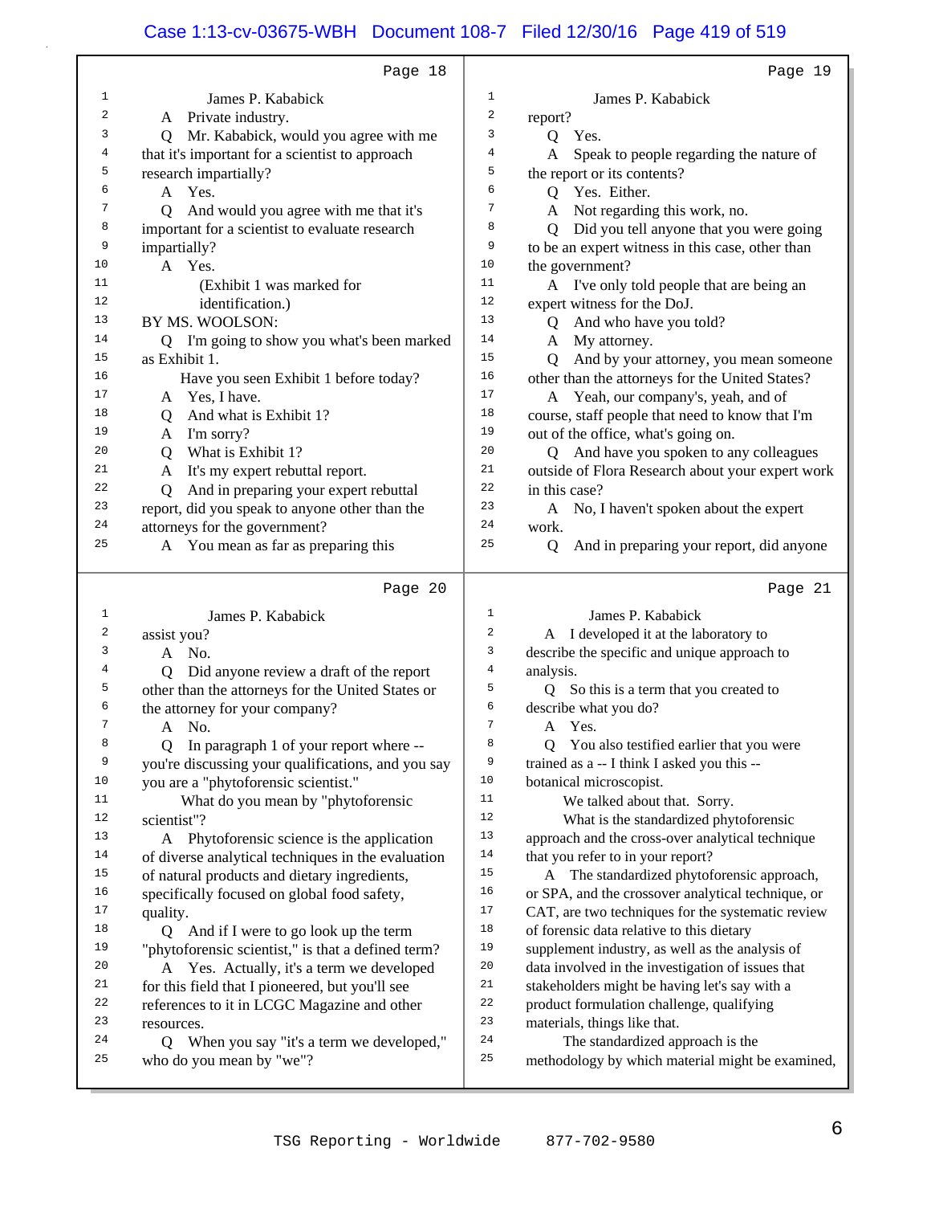Page 18

James P. Kababick

A Private industry.

Q Mr. Kababick, would you agree with me that it's important for a scientist to approach research impartially?

A Yes.

Q And would you agree with me that it's important for a scientist to evaluate research impartially?

A Yes.

(Exhibit 1 was marked for identification.)

BY MS. WOOLSON:

Q I'm going to show you what's been marked as Exhibit 1.

Have you seen Exhibit 1 before today?

A Yes, I have.

Q And what is Exhibit 1?

A I'm sorry?

Q What is Exhibit 1?

A It's my expert rebuttal report.

Q And in preparing your expert rebuttal report, did you speak to anyone other than the attorneys for the government?

A You mean as far as preparing this

Page 19

James P. Kababick

report?

Q Yes.

A Speak to people regarding the nature of the report or its contents?

Q Yes. Either.

A Not regarding this work, no.

Q Did you tell anyone that you were going to be an expert witness in this case, other than the government?

A I've only told people that are being an expert witness for the DoJ.

Q And who have you told?

A My attorney.

Q And by your attorney, you mean someone other than the attorneys for the United States?

A Yeah, our company's, yeah, and of course, staff people that need to know that I'm out of the office, what's going on.

Q And have you spoken to any colleagues outside of Flora Research about your expert work in this case?

A No, I haven't spoken about the expert work.

Q And in preparing your report, did anyone

Page 20

James P. Kababick

assist you?

A No.

Q Did anyone review a draft of the report other than the attorneys for the United States or the attorney for your company?

A No.

Q In paragraph 1 of your report where -- you're discussing your qualifications, and you say you are a "phytoforensic scientist."

What do you mean by "phytoforensic scientist"?

A Phytoforensic science is the application of diverse analytical techniques in the evaluation of natural products and dietary ingredients, specifically focused on global food safety, quality.

Q And if I were to go look up the term "phytoforensic scientist," is that a defined term?

A Yes. Actually, it's a term we developed for this field that I pioneered, but you'll see references to it in LCGC Magazine and other resources.

Q When you say "it's a term we developed," who do you mean by "we"?

Page 21

James P. Kababick

A I developed it at the laboratory to describe the specific and unique approach to analysis.

Q So this is a term that you created to describe what you do?

A Yes.

Q You also testified earlier that you were trained as a -- I think I asked you this -- botanical microscopist.

We talked about that. Sorry.

What is the standardized phytoforensic approach and the cross-over analytical technique that you refer to in your report?

A The standardized phytoforensic approach, or SPA, and the crossover analytical technique, or CAT, are two techniques for the systematic review of forensic data relative to this dietary supplement industry, as well as the analysis of data involved in the investigation of issues that stakeholders might be having let's say with a product formulation challenge, qualifying materials, things like that.

The standardized approach is the methodology by which material might be examined,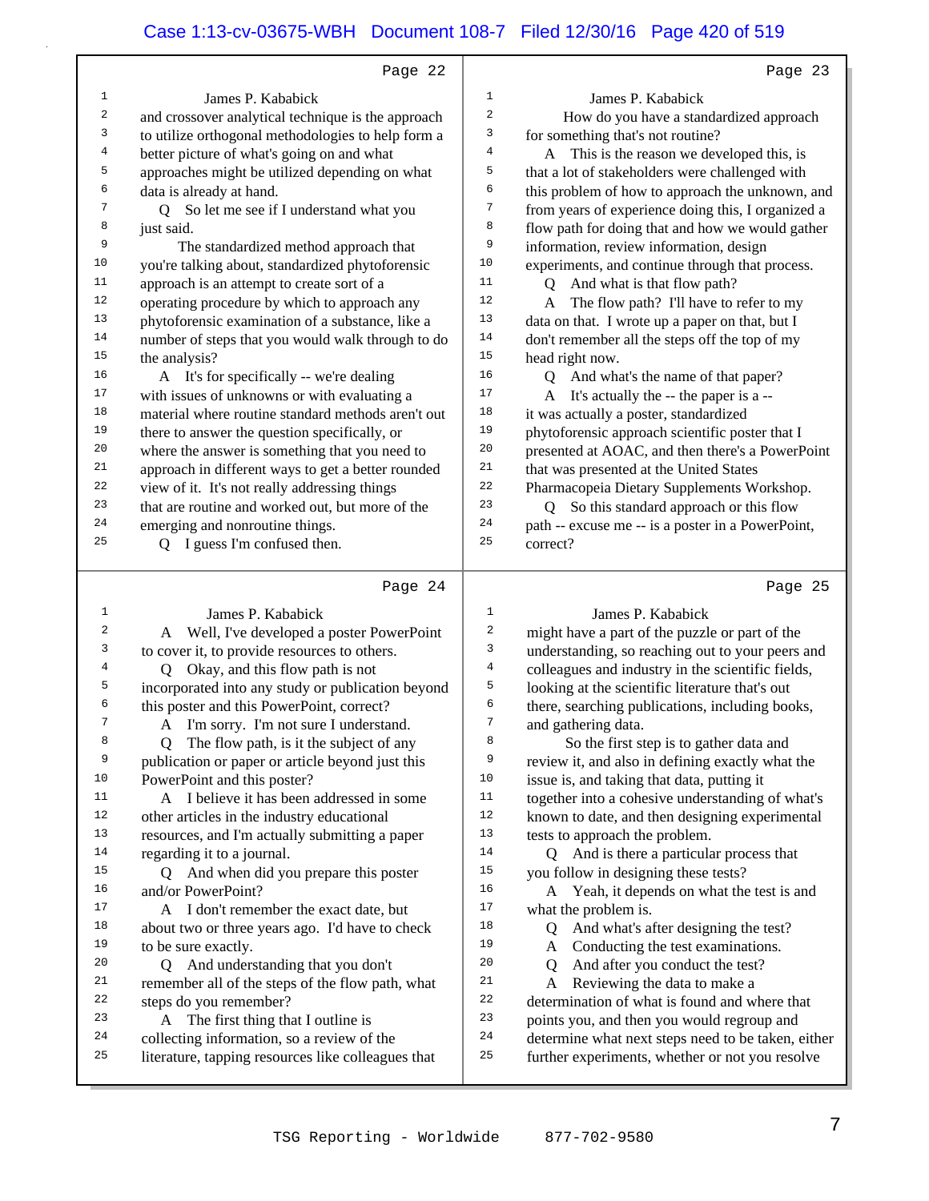## Page 22

James P. Kababick

and crossover analytical technique is the approach to utilize orthogonal methodologies to help form a better picture of what's going on and what approaches might be utilized depending on what data is already at hand.

Q So let me see if I understand what you just said.

The standardized method approach that you're talking about, standardized phytoforensic approach is an attempt to create sort of a operating procedure by which to approach any phytoforensic examination of a substance, like a number of steps that you would walk through to do the analysis?

A It's for specifically -- we're dealing with issues of unknowns or with evaluating a material where routine standard methods aren't out there to answer the question specifically, or where the answer is something that you need to approach in different ways to get a better rounded view of it. It's not really addressing things that are routine and worked out, but more of the emerging and nonroutine things.

Q I guess I'm confused then.

## Page 23

James P. Kababick

How do you have a standardized approach for something that's not routine?

A This is the reason we developed this, is that a lot of stakeholders were challenged with this problem of how to approach the unknown, and from years of experience doing this, I organized a flow path for doing that and how we would gather information, review information, design experiments, and continue through that process.

Q And what is that flow path?

A The flow path? I'll have to refer to my data on that. I wrote up a paper on that, but I don't remember all the steps off the top of my head right now.

Q And what's the name of that paper?

A It's actually the -- the paper is a -- it was actually a poster, standardized phytoforensic approach scientific poster that I presented at AOAC, and then there's a PowerPoint that was presented at the United States Pharmacopeia Dietary Supplements Workshop.

Q So this standard approach or this flow path -- excuse me -- is a poster in a PowerPoint, correct?

## Page 24

James P. Kababick

A Well, I've developed a poster PowerPoint to cover it, to provide resources to others.

Q Okay, and this flow path is not incorporated into any study or publication beyond this poster and this PowerPoint, correct?

A I'm sorry. I'm not sure I understand.

Q The flow path, is it the subject of any publication or paper or article beyond just this PowerPoint and this poster?

A I believe it has been addressed in some other articles in the industry educational resources, and I'm actually submitting a paper regarding it to a journal.

Q And when did you prepare this poster and/or PowerPoint?

A I don't remember the exact date, but about two or three years ago. I'd have to check to be sure exactly.

Q And understanding that you don't remember all of the steps of the flow path, what steps do you remember?

A The first thing that I outline is collecting information, so a review of the literature, tapping resources like colleagues that

## Page 25

James P. Kababick

might have a part of the puzzle or part of the understanding, so reaching out to your peers and colleagues and industry in the scientific fields, looking at the scientific literature that's out there, searching publications, including books, and gathering data.

So the first step is to gather data and review it, and also in defining exactly what the issue is, and taking that data, putting it together into a cohesive understanding of what's known to date, and then designing experimental tests to approach the problem.

Q And is there a particular process that you follow in designing these tests?

A Yeah, it depends on what the test is and what the problem is.

Q And what's after designing the test?

A Conducting the test examinations.

Q And after you conduct the test?

A Reviewing the data to make a determination of what is found and where that points you, and then you would regroup and determine what next steps need to be taken, either further experiments, whether or not you resolve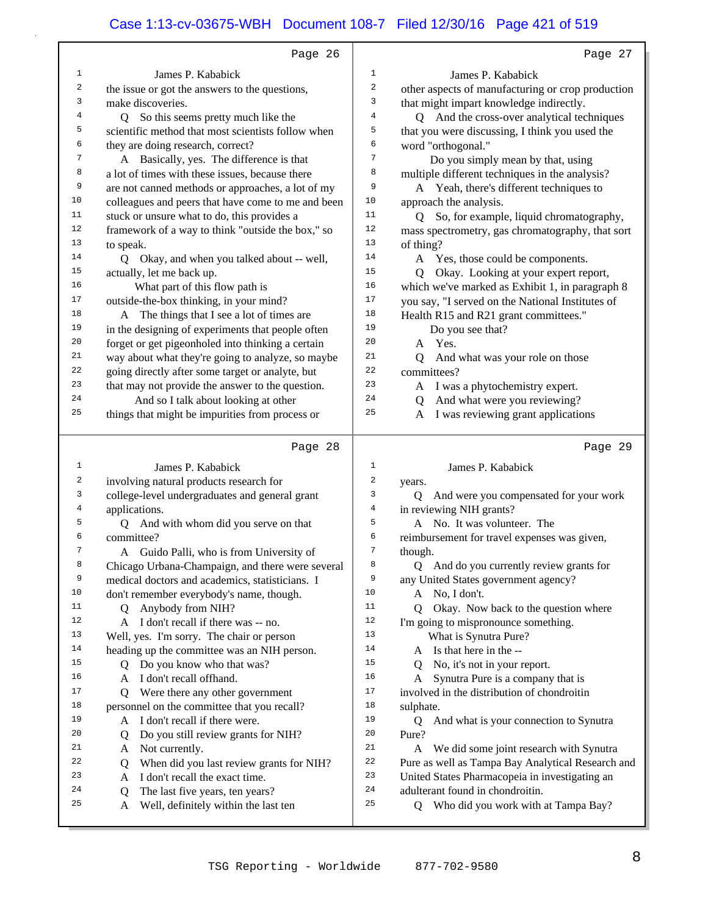**Page 26**

1 James P. Kababick
2 the issue or got the answers to the questions,
3 make discoveries.
4 Q So this seems pretty much like the
5 scientific method that most scientists follow when
6 they are doing research, correct?
7 A Basically, yes. The difference is that
8 a lot of times with these issues, because there
9 are not canned methods or approaches, a lot of my
10 colleagues and peers that have come to me and been
11 stuck or unsure what to do, this provides a
12 framework of a way to think "outside the box," so
13 to speak.
14 Q Okay, and when you talked about -- well,
15 actually, let me back up.
16 What part of this flow path is
17 outside-the-box thinking, in your mind?
18 A The things that I see a lot of times are
19 in the designing of experiments that people often
20 forget or get pigeonholed into thinking a certain
21 way about what they're going to analyze, so maybe
22 going directly after some target or analyte, but
23 that may not provide the answer to the question.
24 And so I talk about looking at other
25 things that might be impurities from process or

**Page 27**

1 James P. Kababick
2 other aspects of manufacturing or crop production
3 that might impart knowledge indirectly.
4 Q And the cross-over analytical techniques
5 that you were discussing, I think you used the
6 word "orthogonal."
7 Do you simply mean by that, using
8 multiple different techniques in the analysis?
9 A Yeah, there's different techniques to
10 approach the analysis.
11 Q So, for example, liquid chromatography,
12 mass spectrometry, gas chromatography, that sort
13 of thing?
14 A Yes, those could be components.
15 Q Okay. Looking at your expert report,
16 which we've marked as Exhibit 1, in paragraph 8
17 you say, "I served on the National Institutes of
18 Health R15 and R21 grant committees."
19 Do you see that?
20 A Yes.
21 Q And what was your role on those
22 committees?
23 A I was a phytochemistry expert.
24 Q And what were you reviewing?
25 A I was reviewing grant applications

**Page 28**

1 James P. Kababick
2 involving natural products research for
3 college-level undergraduates and general grant
4 applications.
5 Q And with whom did you serve on that
6 committee?
7 A Guido Palli, who is from University of
8 Chicago Urbana-Champaign, and there were several
9 medical doctors and academics, statisticians. I
10 don't remember everybody's name, though.
11 Q Anybody from NIH?
12 A I don't recall if there was -- no.
13 Well, yes. I'm sorry. The chair or person
14 heading up the committee was an NIH person.
15 Q Do you know who that was?
16 A I don't recall offhand.
17 Q Were there any other government
18 personnel on the committee that you recall?
19 A I don't recall if there were.
20 Q Do you still review grants for NIH?
21 A Not currently.
22 Q When did you last review grants for NIH?
23 A I don't recall the exact time.
24 Q The last five years, ten years?
25 A Well, definitely within the last ten

**Page 29**

1 James P. Kababick
2 years.
3 Q And were you compensated for your work
4 in reviewing NIH grants?
5 A No. It was volunteer. The
6 reimbursement for travel expenses was given,
7 though.
8 Q And do you currently review grants for
9 any United States government agency?
10 A No, I don't.
11 Q Okay. Now back to the question where
12 I'm going to mispronounce something.
13 What is Synutra Pure?
14 A Is that here in the --
15 Q No, it's not in your report.
16 A Synutra Pure is a company that is
17 involved in the distribution of chondroitin
18 sulphate.
19 Q And what is your connection to Synutra
20 Pure?
21 A We did some joint research with Synutra
22 Pure as well as Tampa Bay Analytical Research and
23 United States Pharmacopeia in investigating an
24 adulterant found in chondroitin.
25 Q Who did you work with at Tampa Bay?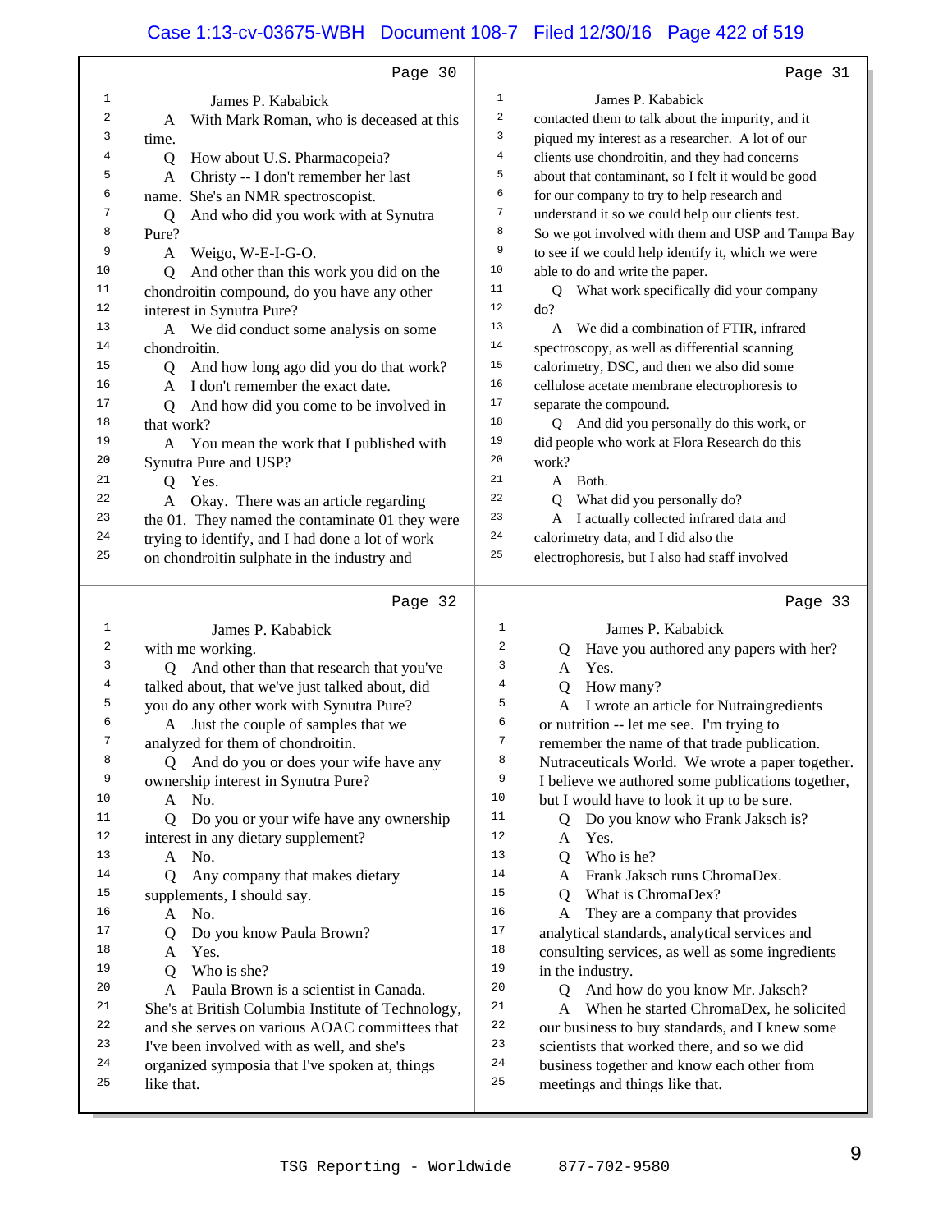Page 30

James P. Kababick

A With Mark Roman, who is deceased at this time.

Q How about U.S. Pharmacopeia?

A Christy -- I don't remember her last name. She's an NMR spectroscopist.

Q And who did you work with at Synutra Pure?

A Weigo, W-E-I-G-O.

Q And other than this work you did on the chondroitin compound, do you have any other interest in Synutra Pure?

A We did conduct some analysis on some chondroitin.

Q And how long ago did you do that work?

A I don't remember the exact date.

Q And how did you come to be involved in that work?

A You mean the work that I published with Synutra Pure and USP?

Q Yes.

A Okay. There was an article regarding the 01. They named the contaminate 01 they were trying to identify, and I had done a lot of work on chondroitin sulphate in the industry and

Page 31

James P. Kababick

contacted them to talk about the impurity, and it piqued my interest as a researcher. A lot of our clients use chondroitin, and they had concerns about that contaminant, so I felt it would be good for our company to try to help research and understand it so we could help our clients test. So we got involved with them and USP and Tampa Bay to see if we could help identify it, which we were able to do and write the paper.

Q What work specifically did your company do?

A We did a combination of FTIR, infrared spectroscopy, as well as differential scanning calorimetry, DSC, and then we also did some cellulose acetate membrane electrophoresis to separate the compound.

Q And did you personally do this work, or did people who work at Flora Research do this work?

A Both.

Q What did you personally do?

A I actually collected infrared data and calorimetry data, and I did also the electrophoresis, but I also had staff involved

Page 32

James P. Kababick

with me working.

Q And other than that research that you've talked about, that we've just talked about, did you do any other work with Synutra Pure?

A Just the couple of samples that we analyzed for them of chondroitin.

Q And do you or does your wife have any ownership interest in Synutra Pure?

A No.

Q Do you or your wife have any ownership interest in any dietary supplement?

A No.

Q Any company that makes dietary supplements, I should say.

A No.

Q Do you know Paula Brown?

A Yes.

Q Who is she?

A Paula Brown is a scientist in Canada. She's at British Columbia Institute of Technology, and she serves on various AOAC committees that I've been involved with as well, and she's organized symposia that I've spoken at, things like that.

Page 33

James P. Kababick

Q Have you authored any papers with her?

A Yes.

Q How many?

A I wrote an article for Nutraingredients or nutrition -- let me see. I'm trying to remember the name of that trade publication. Nutraceuticals World. We wrote a paper together. I believe we authored some publications together, but I would have to look it up to be sure.

Q Do you know who Frank Jaksch is?

A Yes.

Q Who is he?

A Frank Jaksch runs ChromaDex.

Q What is ChromaDex?

A They are a company that provides analytical standards, analytical services and consulting services, as well as some ingredients in the industry.

Q And how do you know Mr. Jaksch?

A When he started ChromaDex, he solicited our business to buy standards, and I knew some scientists that worked there, and so we did business together and know each other from meetings and things like that.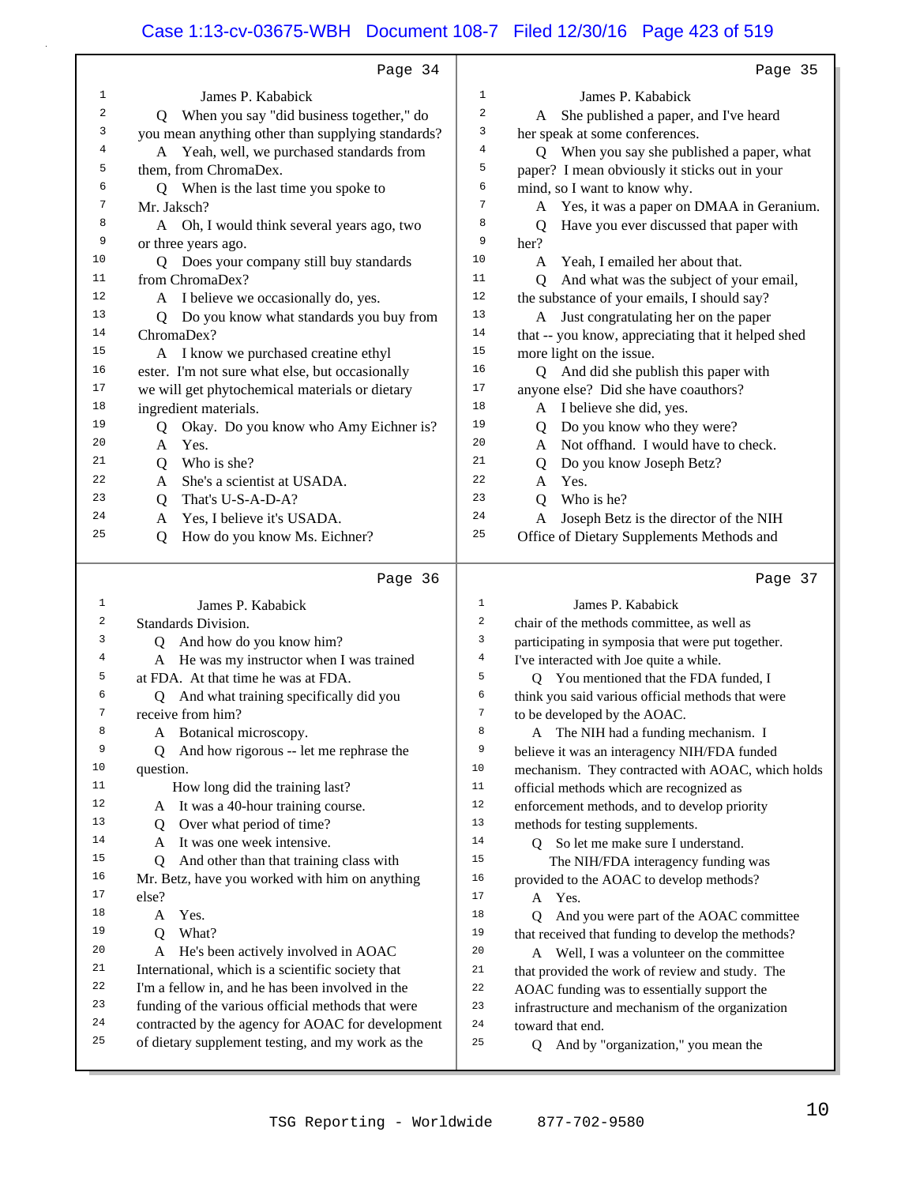Page 34

James P. Kababick

Q When you say "did business together," do you mean anything other than supplying standards?

A Yeah, well, we purchased standards from them, from ChromaDex.

Q When is the last time you spoke to Mr. Jaksch?

A Oh, I would think several years ago, two or three years ago.

Q Does your company still buy standards from ChromaDex?

A I believe we occasionally do, yes.

Q Do you know what standards you buy from ChromaDex?

A I know we purchased creatine ethyl ester. I'm not sure what else, but occasionally we will get phytochemical materials or dietary ingredient materials.

Q Okay. Do you know who Amy Eichner is?

A Yes.

Q Who is she?

A She's a scientist at USADA.

Q That's U-S-A-D-A?

A Yes, I believe it's USADA.

Q How do you know Ms. Eichner?

Page 35

James P. Kababick

A She published a paper, and I've heard her speak at some conferences.

Q When you say she published a paper, what paper? I mean obviously it sticks out in your mind, so I want to know why.

A Yes, it was a paper on DMAA in Geranium.

Q Have you ever discussed that paper with her?

A Yeah, I emailed her about that.

Q And what was the subject of your email, the substance of your emails, I should say?

A Just congratulating her on the paper that -- you know, appreciating that it helped shed more light on the issue.

Q And did she publish this paper with anyone else? Did she have coauthors?

A I believe she did, yes.

Q Do you know who they were?

A Not offhand. I would have to check.

Q Do you know Joseph Betz?

A Yes.

Q Who is he?

A Joseph Betz is the director of the NIH Office of Dietary Supplements Methods and

Page 36

James P. Kababick

Standards Division.

Q And how do you know him?

A He was my instructor when I was trained at FDA. At that time he was at FDA.

Q And what training specifically did you receive from him?

A Botanical microscopy.

Q And how rigorous -- let me rephrase the question.

How long did the training last?

A It was a 40-hour training course.

Q Over what period of time?

A It was one week intensive.

Q And other than that training class with Mr. Betz, have you worked with him on anything else?

A Yes.

Q What?

A He's been actively involved in AOAC International, which is a scientific society that I'm a fellow in, and he has been involved in the funding of the various official methods that were contracted by the agency for AOAC for development of dietary supplement testing, and my work as the

Page 37

James P. Kababick

chair of the methods committee, as well as participating in symposia that were put together. I've interacted with Joe quite a while.

Q You mentioned that the FDA funded, I think you said various official methods that were to be developed by the AOAC.

A The NIH had a funding mechanism. I believe it was an interagency NIH/FDA funded mechanism. They contracted with AOAC, which holds official methods which are recognized as enforcement methods, and to develop priority methods for testing supplements.

Q So let me make sure I understand.

The NIH/FDA interagency funding was provided to the AOAC to develop methods?

A Yes.

Q And you were part of the AOAC committee that received that funding to develop the methods?

A Well, I was a volunteer on the committee that provided the work of review and study. The AOAC funding was to essentially support the infrastructure and mechanism of the organization toward that end.

Q And by "organization," you mean the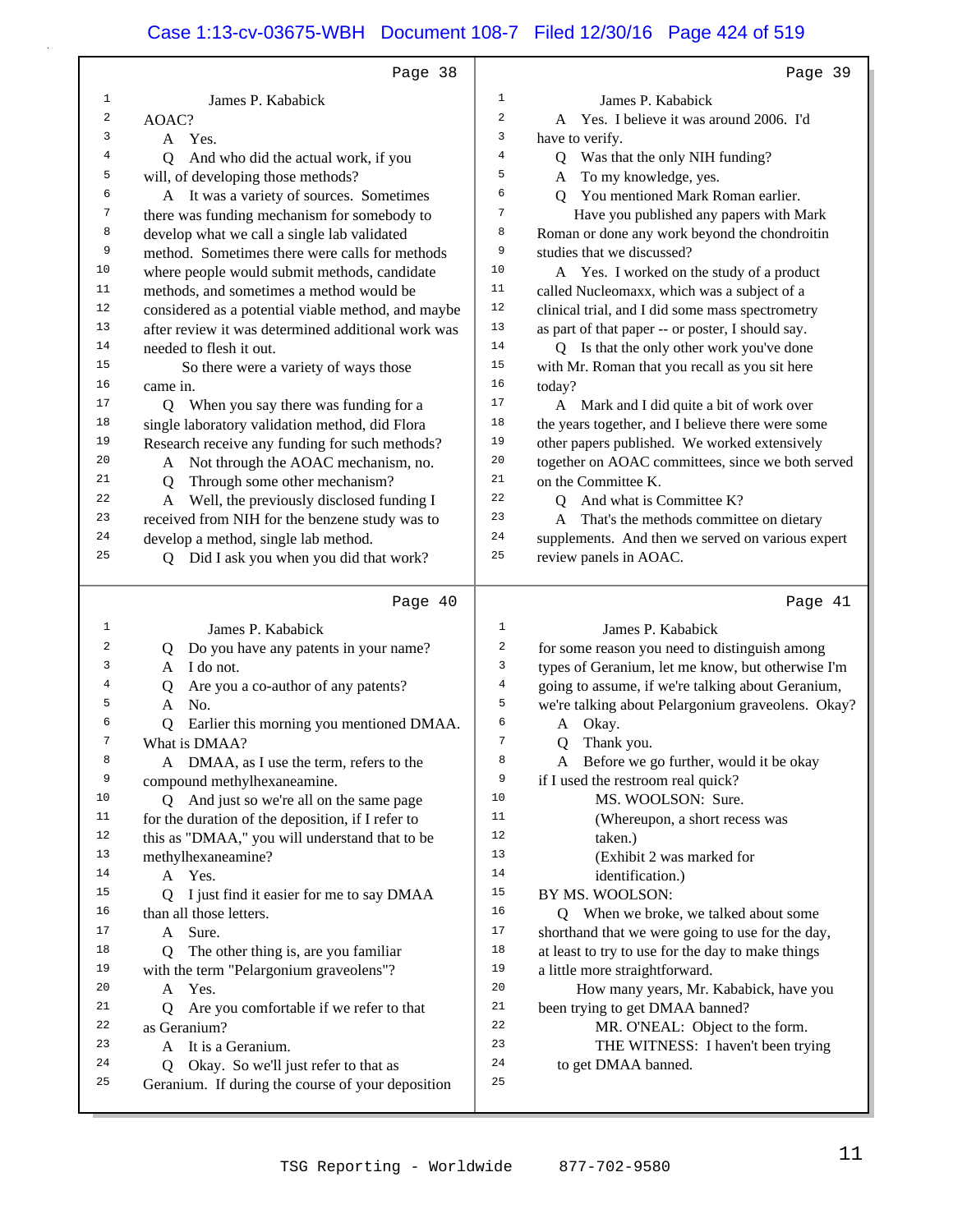Page 38

James P. Kababick

AOAC?

A Yes.

Q And who did the actual work, if you will, of developing those methods?

A It was a variety of sources. Sometimes there was funding mechanism for somebody to develop what we call a single lab validated method. Sometimes there were calls for methods where people would submit methods, candidate methods, and sometimes a method would be considered as a potential viable method, and maybe after review it was determined additional work was needed to flesh it out.

So there were a variety of ways those came in.

Q When you say there was funding for a single laboratory validation method, did Flora Research receive any funding for such methods?

A Not through the AOAC mechanism, no.

Q Through some other mechanism?

A Well, the previously disclosed funding I received from NIH for the benzene study was to develop a method, single lab method.

Q Did I ask you when you did that work?

Page 39

James P. Kababick

A Yes. I believe it was around 2006. I'd have to verify.

Q Was that the only NIH funding?

A To my knowledge, yes.

Q You mentioned Mark Roman earlier.

Have you published any papers with Mark Roman or done any work beyond the chondroitin studies that we discussed?

A Yes. I worked on the study of a product called Nucleomaxx, which was a subject of a clinical trial, and I did some mass spectrometry as part of that paper -- or poster, I should say.

Q Is that the only other work you've done with Mr. Roman that you recall as you sit here today?

A Mark and I did quite a bit of work over the years together, and I believe there were some other papers published. We worked extensively together on AOAC committees, since we both served on the Committee K.

Q And what is Committee K?

A That's the methods committee on dietary supplements. And then we served on various expert review panels in AOAC.

Page 40

James P. Kababick

Q Do you have any patents in your name?

A I do not.

Q Are you a co-author of any patents?

A No.

Q Earlier this morning you mentioned DMAA. What is DMAA?

A DMAA, as I use the term, refers to the compound methylhexaneamine.

Q And just so we're all on the same page for the duration of the deposition, if I refer to this as "DMAA," you will understand that to be methylhexaneamine?

A Yes.

Q I just find it easier for me to say DMAA than all those letters.

A Sure.

Q The other thing is, are you familiar with the term "Pelargonium graveolens"?

A Yes.

Q Are you comfortable if we refer to that as Geranium?

A It is a Geranium.

Q Okay. So we'll just refer to that as Geranium. If during the course of your deposition

Page 41

James P. Kababick

for some reason you need to distinguish among types of Geranium, let me know, but otherwise I'm going to assume, if we're talking about Geranium, we're talking about Pelargonium graveolens. Okay?

A Okay.

Q Thank you.

A Before we go further, would it be okay if I used the restroom real quick?

MS. WOOLSON: Sure.

(Whereupon, a short recess was taken.)

(Exhibit 2 was marked for identification.)

BY MS. WOOLSON:

Q When we broke, we talked about some shorthand that we were going to use for the day, at least to try to use for the day to make things a little more straightforward.

How many years, Mr. Kababick, have you been trying to get DMAA banned?

MR. O'NEAL: Object to the form.

THE WITNESS: I haven't been trying to get DMAA banned.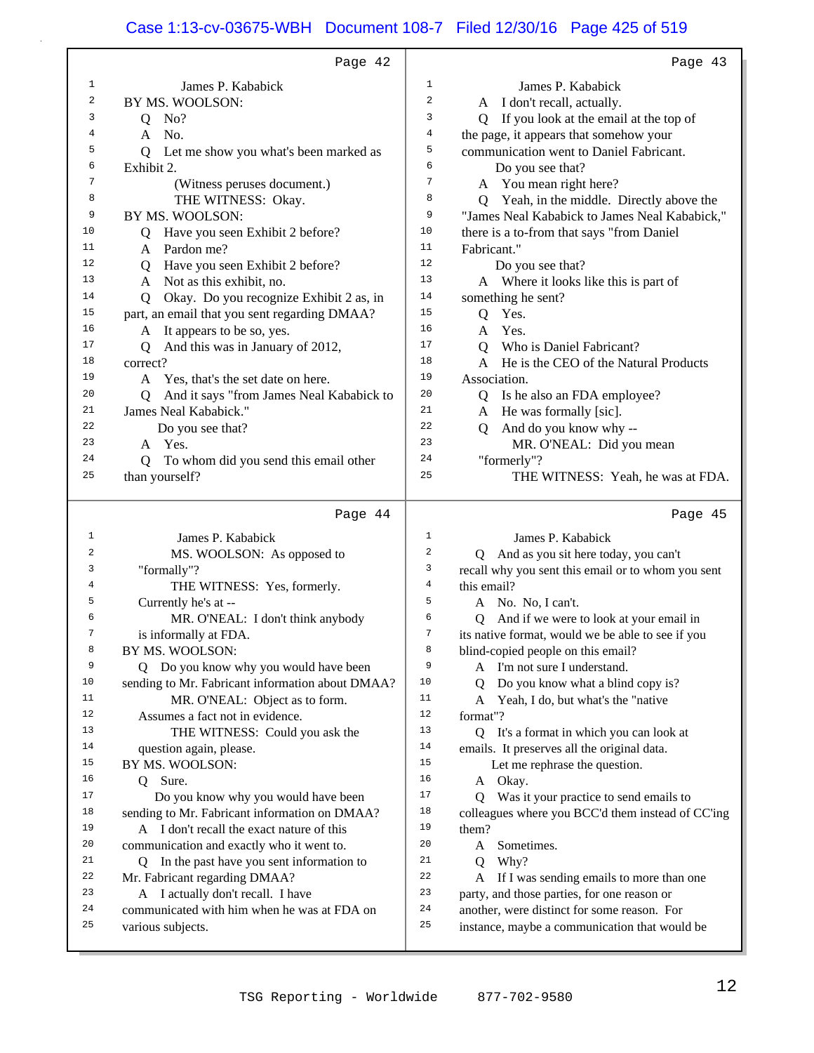Page 42

1 James P. Kababick
2 BY MS. WOOLSON:
3 Q No?
4 A No.
5 Q Let me show you what's been marked as
6 Exhibit 2.
7 (Witness peruses document.)
8 THE WITNESS: Okay.
9 BY MS. WOOLSON:
10 Q Have you seen Exhibit 2 before?
11 A Pardon me?
12 Q Have you seen Exhibit 2 before?
13 A Not as this exhibit, no.
14 Q Okay. Do you recognize Exhibit 2 as, in
15 part, an email that you sent regarding DMAA?
16 A It appears to be so, yes.
17 Q And this was in January of 2012,
18 correct?
19 A Yes, that's the set date on here.
20 Q And it says "from James Neal Kababick to
21 James Neal Kababick."
22 Do you see that?
23 A Yes.
24 Q To whom did you send this email other
25 than yourself?

Page 43

1 James P. Kababick
2 A I don't recall, actually.
3 Q If you look at the email at the top of
4 the page, it appears that somehow your
5 communication went to Daniel Fabricant.
6 Do you see that?
7 A You mean right here?
8 Q Yeah, in the middle. Directly above the
9 "James Neal Kababick to James Neal Kababick,"
10 there is a to-from that says "from Daniel
11 Fabricant."
12 Do you see that?
13 A Where it looks like this is part of
14 something he sent?
15 Q Yes.
16 A Yes.
17 Q Who is Daniel Fabricant?
18 A He is the CEO of the Natural Products
19 Association.
20 Q Is he also an FDA employee?
21 A He was formally [sic].
22 Q And do you know why --
23 MR. O'NEAL: Did you mean
24 "formerly"?
25 THE WITNESS: Yeah, he was at FDA.

Page 44

1 James P. Kababick
2 MS. WOOLSON: As opposed to
3 "formally"?
4 THE WITNESS: Yes, formerly.
5 Currently he's at --
6 MR. O'NEAL: I don't think anybody
7 is informally at FDA.
8 BY MS. WOOLSON:
9 Q Do you know why you would have been
10 sending to Mr. Fabricant information about DMAA?
11 MR. O'NEAL: Object as to form.
12 Assumes a fact not in evidence.
13 THE WITNESS: Could you ask the
14 question again, please.
15 BY MS. WOOLSON:
16 Q Sure.
17 Do you know why you would have been
18 sending to Mr. Fabricant information on DMAA?
19 A I don't recall the exact nature of this
20 communication and exactly who it went to.
21 Q In the past have you sent information to
22 Mr. Fabricant regarding DMAA?
23 A I actually don't recall. I have
24 communicated with him when he was at FDA on
25 various subjects.

Page 45

1 James P. Kababick
2 Q And as you sit here today, you can't
3 recall why you sent this email or to whom you sent
4 this email?
5 A No. No, I can't.
6 Q And if we were to look at your email in
7 its native format, would we be able to see if you
8 blind-copied people on this email?
9 A I'm not sure I understand.
10 Q Do you know what a blind copy is?
11 A Yeah, I do, but what's the "native
12 format"?
13 Q It's a format in which you can look at
14 emails. It preserves all the original data.
15 Let me rephrase the question.
16 A Okay.
17 Q Was it your practice to send emails to
18 colleagues where you BCC'd them instead of CC'ing
19 them?
20 A Sometimes.
21 Q Why?
22 A If I was sending emails to more than one
23 party, and those parties, for one reason or
24 another, were distinct for some reason. For
25 instance, maybe a communication that would be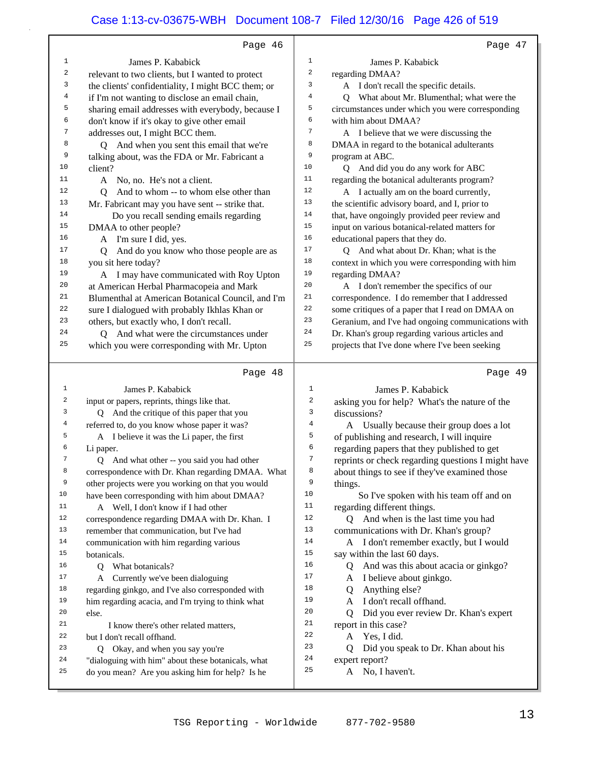Page 46

1 James P. Kababick
2 relevant to two clients, but I wanted to protect
3 the clients' confidentiality, I might BCC them; or
4 if I'm not wanting to disclose an email chain,
5 sharing email addresses with everybody, because I
6 don't know if it's okay to give other email
7 addresses out, I might BCC them.
8 Q And when you sent this email that we're
9 talking about, was the FDA or Mr. Fabricant a
10 client?
11 A No, no. He's not a client.
12 Q And to whom -- to whom else other than
13 Mr. Fabricant may you have sent -- strike that.
14 Do you recall sending emails regarding
15 DMAA to other people?
16 A I'm sure I did, yes.
17 Q And do you know who those people are as
18 you sit here today?
19 A I may have communicated with Roy Upton
20 at American Herbal Pharmacopeia and Mark
21 Blumenthal at American Botanical Council, and I'm
22 sure I dialogued with probably Ikhlas Khan or
23 others, but exactly who, I don't recall.
24 Q And what were the circumstances under
25 which you were corresponding with Mr. Upton

Page 47

1 James P. Kababick
2 regarding DMAA?
3 A I don't recall the specific details.
4 Q What about Mr. Blumenthal; what were the
5 circumstances under which you were corresponding
6 with him about DMAA?
7 A I believe that we were discussing the
8 DMAA in regard to the botanical adulterants
9 program at ABC.
10 Q And did you do any work for ABC
11 regarding the botanical adulterants program?
12 A I actually am on the board currently,
13 the scientific advisory board, and I, prior to
14 that, have ongoingly provided peer review and
15 input on various botanical-related matters for
16 educational papers that they do.
17 Q And what about Dr. Khan; what is the
18 context in which you were corresponding with him
19 regarding DMAA?
20 A I don't remember the specifics of our
21 correspondence. I do remember that I addressed
22 some critiques of a paper that I read on DMAA on
23 Geranium, and I've had ongoing communications with
24 Dr. Khan's group regarding various articles and
25 projects that I've done where I've been seeking

Page 48

1 James P. Kababick
2 input or papers, reprints, things like that.
3 Q And the critique of this paper that you
4 referred to, do you know whose paper it was?
5 A I believe it was the Li paper, the first
6 Li paper.
7 Q And what other -- you said you had other
8 correspondence with Dr. Khan regarding DMAA. What
9 other projects were you working on that you would
10 have been corresponding with him about DMAA?
11 A Well, I don't know if I had other
12 correspondence regarding DMAA with Dr. Khan. I
13 remember that communication, but I've had
14 communication with him regarding various
15 botanicals.
16 Q What botanicals?
17 A Currently we've been dialoguing
18 regarding ginkgo, and I've also corresponded with
19 him regarding acacia, and I'm trying to think what
20 else.
21 I know there's other related matters,
22 but I don't recall offhand.
23 Q Okay, and when you say you're
24 "dialoguing with him" about these botanicals, what
25 do you mean? Are you asking him for help? Is he

Page 49

1 James P. Kababick
2 asking you for help? What's the nature of the
3 discussions?
4 A Usually because their group does a lot
5 of publishing and research, I will inquire
6 regarding papers that they published to get
7 reprints or check regarding questions I might have
8 about things to see if they've examined those
9 things.
10 So I've spoken with his team off and on
11 regarding different things.
12 Q And when is the last time you had
13 communications with Dr. Khan's group?
14 A I don't remember exactly, but I would
15 say within the last 60 days.
16 Q And was this about acacia or ginkgo?
17 A I believe about ginkgo.
18 Q Anything else?
19 A I don't recall offhand.
20 Q Did you ever review Dr. Khan's expert
21 report in this case?
22 A Yes, I did.
23 Q Did you speak to Dr. Khan about his
24 expert report?
25 A No, I haven't.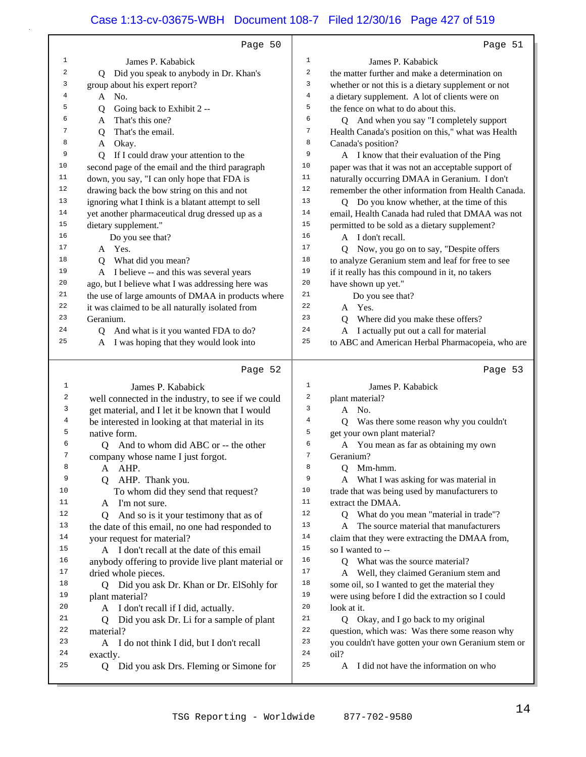Page 50

James P. Kababick

Q Did you speak to anybody in Dr. Khan's group about his expert report?

A No.

Q Going back to Exhibit 2 --

A That's this one?

Q That's the email.

A Okay.

Q If I could draw your attention to the second page of the email and the third paragraph down, you say, "I can only hope that FDA is drawing back the bow string on this and not ignoring what I think is a blatant attempt to sell yet another pharmaceutical drug dressed up as a dietary supplement."

Do you see that?

A Yes.

Q What did you mean?

A I believe -- and this was several years ago, but I believe what I was addressing here was the use of large amounts of DMAA in products where it was claimed to be all naturally isolated from Geranium.

Q And what is it you wanted FDA to do?

A I was hoping that they would look into

Page 51

James P. Kababick

the matter further and make a determination on whether or not this is a dietary supplement or not a dietary supplement. A lot of clients were on the fence on what to do about this.

Q And when you say "I completely support Health Canada's position on this," what was Health Canada's position?

A I know that their evaluation of the Ping paper was that it was not an acceptable support of naturally occurring DMAA in Geranium. I don't remember the other information from Health Canada.

Q Do you know whether, at the time of this email, Health Canada had ruled that DMAA was not permitted to be sold as a dietary supplement?

A I don't recall.

Q Now, you go on to say, "Despite offers to analyze Geranium stem and leaf for free to see if it really has this compound in it, no takers have shown up yet."

Do you see that?

A Yes.

Q Where did you make these offers?

A I actually put out a call for material to ABC and American Herbal Pharmacopeia, who are

Page 52

James P. Kababick

well connected in the industry, to see if we could get material, and I let it be known that I would be interested in looking at that material in its native form.

Q And to whom did ABC or -- the other company whose name I just forgot.

A AHP.

Q AHP. Thank you.

To whom did they send that request?

A I'm not sure.

Q And so is it your testimony that as of the date of this email, no one had responded to your request for material?

A I don't recall at the date of this email anybody offering to provide live plant material or dried whole pieces.

Q Did you ask Dr. Khan or Dr. ElSohly for plant material?

A I don't recall if I did, actually.

Q Did you ask Dr. Li for a sample of plant material?

A I do not think I did, but I don't recall exactly.

Q Did you ask Drs. Fleming or Simone for

Page 53

James P. Kababick

plant material?

A No.

Q Was there some reason why you couldn't get your own plant material?

A You mean as far as obtaining my own Geranium?

Q Mm-hmm.

A What I was asking for was material in trade that was being used by manufacturers to extract the DMAA.

Q What do you mean "material in trade"?

A The source material that manufacturers claim that they were extracting the DMAA from, so I wanted to --

Q What was the source material?

A Well, they claimed Geranium stem and some oil, so I wanted to get the material they were using before I did the extraction so I could look at it.

Q Okay, and I go back to my original question, which was: Was there some reason why you couldn't have gotten your own Geranium stem or oil?

A I did not have the information on who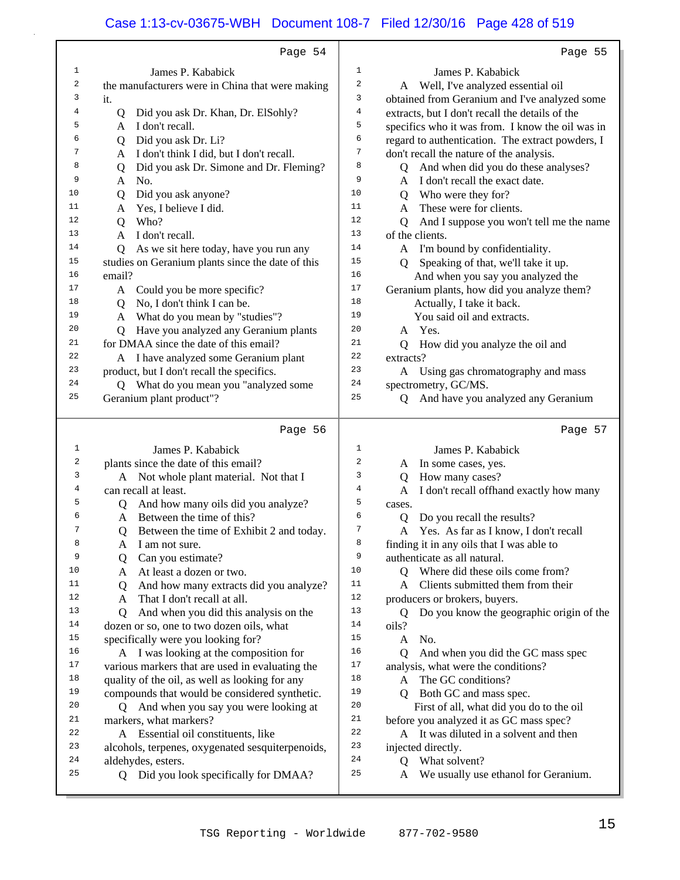## Page 54

1 James P. Kababick
2 the manufacturers were in China that were making
3 it.
4 Q Did you ask Dr. Khan, Dr. ElSohly?
5 A I don't recall.
6 Q Did you ask Dr. Li?
7 A I don't think I did, but I don't recall.
8 Q Did you ask Dr. Simone and Dr. Fleming?
9 A No.
10 Q Did you ask anyone?
11 A Yes, I believe I did.
12 Q Who?
13 A I don't recall.
14 Q As we sit here today, have you run any
15 studies on Geranium plants since the date of this
16 email?
17 A Could you be more specific?
18 Q No, I don't think I can be.
19 A What do you mean by "studies"?
20 Q Have you analyzed any Geranium plants
21 for DMAA since the date of this email?
22 A I have analyzed some Geranium plant
23 product, but I don't recall the specifics.
24 Q What do you mean you "analyzed some
25 Geranium plant product"?

## Page 55

1 James P. Kababick
2 A Well, I've analyzed essential oil
3 obtained from Geranium and I've analyzed some
4 extracts, but I don't recall the details of the
5 specifics who it was from. I know the oil was in
6 regard to authentication. The extract powders, I
7 don't recall the nature of the analysis.
8 Q And when did you do these analyses?
9 A I don't recall the exact date.
10 Q Who were they for?
11 A These were for clients.
12 Q And I suppose you won't tell me the name
13 of the clients.
14 A I'm bound by confidentiality.
15 Q Speaking of that, we'll take it up.
16 And when you say you analyzed the
17 Geranium plants, how did you analyze them?
18 Actually, I take it back.
19 You said oil and extracts.
20 A Yes.
21 Q How did you analyze the oil and
22 extracts?
23 A Using gas chromatography and mass
24 spectrometry, GC/MS.
25 Q And have you analyzed any Geranium

## Page 56

1 James P. Kababick
2 plants since the date of this email?
3 A Not whole plant material. Not that I
4 can recall at least.
5 Q And how many oils did you analyze?
6 A Between the time of this?
7 Q Between the time of Exhibit 2 and today.
8 A I am not sure.
9 Q Can you estimate?
10 A At least a dozen or two.
11 Q And how many extracts did you analyze?
12 A That I don't recall at all.
13 Q And when you did this analysis on the
14 dozen or so, one to two dozen oils, what
15 specifically were you looking for?
16 A I was looking at the composition for
17 various markers that are used in evaluating the
18 quality of the oil, as well as looking for any
19 compounds that would be considered synthetic.
20 Q And when you say you were looking at
21 markers, what markers?
22 A Essential oil constituents, like
23 alcohols, terpenes, oxygenated sesquiterpenoids,
24 aldehydes, esters.
25 Q Did you look specifically for DMAA?

## Page 57

1 James P. Kababick
2 A In some cases, yes.
3 Q How many cases?
4 A I don't recall offhand exactly how many
5 cases.
6 Q Do you recall the results?
7 A Yes. As far as I know, I don't recall
8 finding it in any oils that I was able to
9 authenticate as all natural.
10 Q Where did these oils come from?
11 A Clients submitted them from their
12 producers or brokers, buyers.
13 Q Do you know the geographic origin of the
14 oils?
15 A No.
16 Q And when you did the GC mass spec
17 analysis, what were the conditions?
18 A The GC conditions?
19 Q Both GC and mass spec.
20 First of all, what did you do to the oil
21 before you analyzed it as GC mass spec?
22 A It was diluted in a solvent and then
23 injected directly.
24 Q What solvent?
25 A We usually use ethanol for Geranium.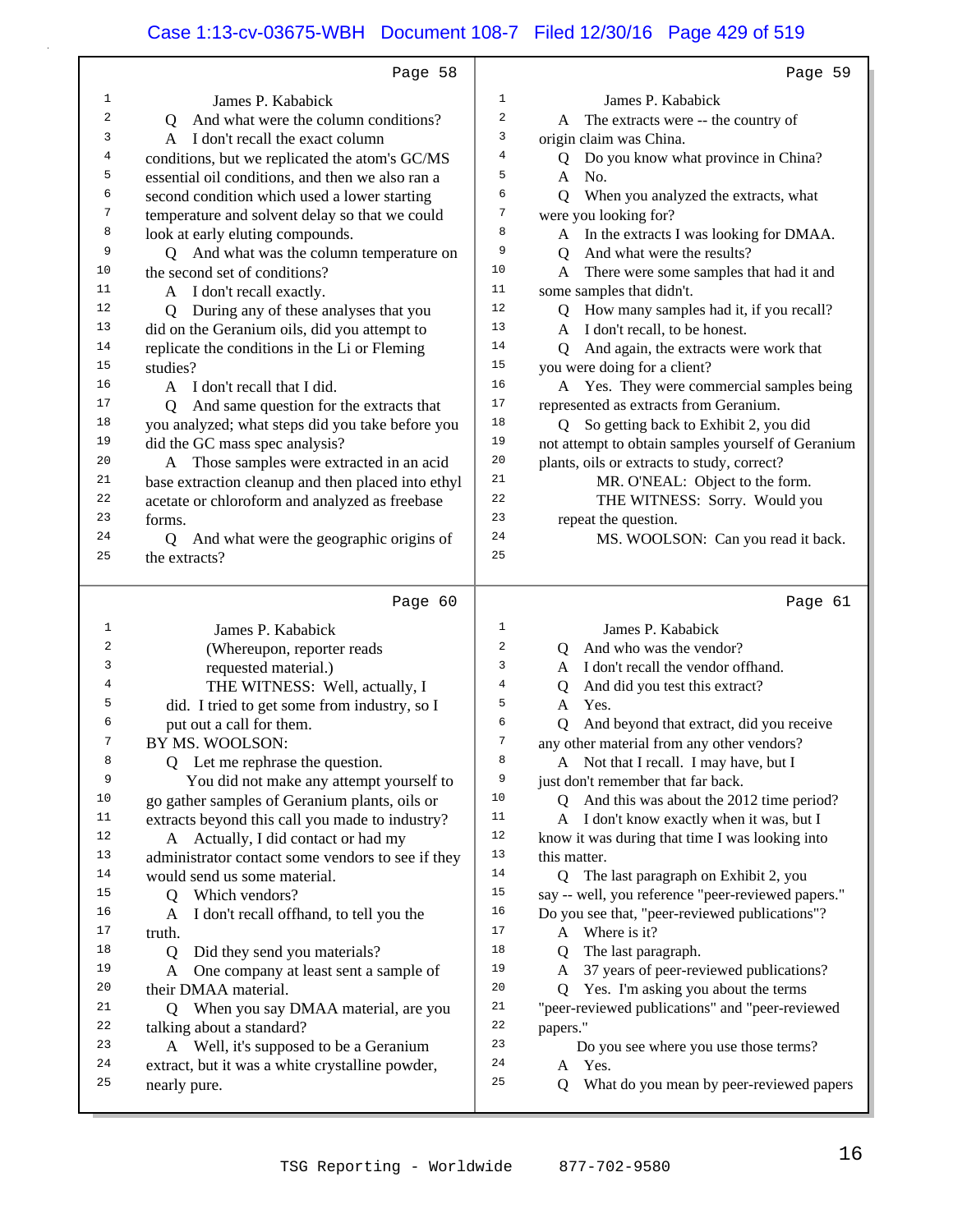Page 58

1 James P. Kababick
2 Q And what were the column conditions?
3 A I don't recall the exact column
4 conditions, but we replicated the atom's GC/MS
5 essential oil conditions, and then we also ran a
6 second condition which used a lower starting
7 temperature and solvent delay so that we could
8 look at early eluting compounds.
9 Q And what was the column temperature on
10 the second set of conditions?
11 A I don't recall exactly.
12 Q During any of these analyses that you
13 did on the Geranium oils, did you attempt to
14 replicate the conditions in the Li or Fleming
15 studies?
16 A I don't recall that I did.
17 Q And same question for the extracts that
18 you analyzed; what steps did you take before you
19 did the GC mass spec analysis?
20 A Those samples were extracted in an acid
21 base extraction cleanup and then placed into ethyl
22 acetate or chloroform and analyzed as freebase
23 forms.
24 Q And what were the geographic origins of
25 the extracts?

Page 59

1 James P. Kababick
2 A The extracts were -- the country of
3 origin claim was China.
4 Q Do you know what province in China?
5 A No.
6 Q When you analyzed the extracts, what
7 were you looking for?
8 A In the extracts I was looking for DMAA.
9 Q And what were the results?
10 A There were some samples that had it and
11 some samples that didn't.
12 Q How many samples had it, if you recall?
13 A I don't recall, to be honest.
14 Q And again, the extracts were work that
15 you were doing for a client?
16 A Yes. They were commercial samples being
17 represented as extracts from Geranium.
18 Q So getting back to Exhibit 2, you did
19 not attempt to obtain samples yourself of Geranium
20 plants, oils or extracts to study, correct?
21 MR. O'NEAL: Object to the form.
22 THE WITNESS: Sorry. Would you
23 repeat the question.
24 MS. WOOLSON: Can you read it back.
25

Page 60

1 James P. Kababick
2 (Whereupon, reporter reads
3 requested material.)
4 THE WITNESS: Well, actually, I
5 did. I tried to get some from industry, so I
6 put out a call for them.
7 BY MS. WOOLSON:
8 Q Let me rephrase the question.
9 You did not make any attempt yourself to
10 go gather samples of Geranium plants, oils or
11 extracts beyond this call you made to industry?
12 A Actually, I did contact or had my
13 administrator contact some vendors to see if they
14 would send us some material.
15 Q Which vendors?
16 A I don't recall offhand, to tell you the
17 truth.
18 Q Did they send you materials?
19 A One company at least sent a sample of
20 their DMAA material.
21 Q When you say DMAA material, are you
22 talking about a standard?
23 A Well, it's supposed to be a Geranium
24 extract, but it was a white crystalline powder,
25 nearly pure.

Page 61

1 James P. Kababick
2 Q And who was the vendor?
3 A I don't recall the vendor offhand.
4 Q And did you test this extract?
5 A Yes.
6 Q And beyond that extract, did you receive
7 any other material from any other vendors?
8 A Not that I recall. I may have, but I
9 just don't remember that far back.
10 Q And this was about the 2012 time period?
11 A I don't know exactly when it was, but I
12 know it was during that time I was looking into
13 this matter.
14 Q The last paragraph on Exhibit 2, you
15 say -- well, you reference "peer-reviewed papers."
16 Do you see that, "peer-reviewed publications"?
17 A Where is it?
18 Q The last paragraph.
19 A 37 years of peer-reviewed publications?
20 Q Yes. I'm asking you about the terms
21 "peer-reviewed publications" and "peer-reviewed
22 papers."
23 Do you see where you use those terms?
24 A Yes.
25 Q What do you mean by peer-reviewed papers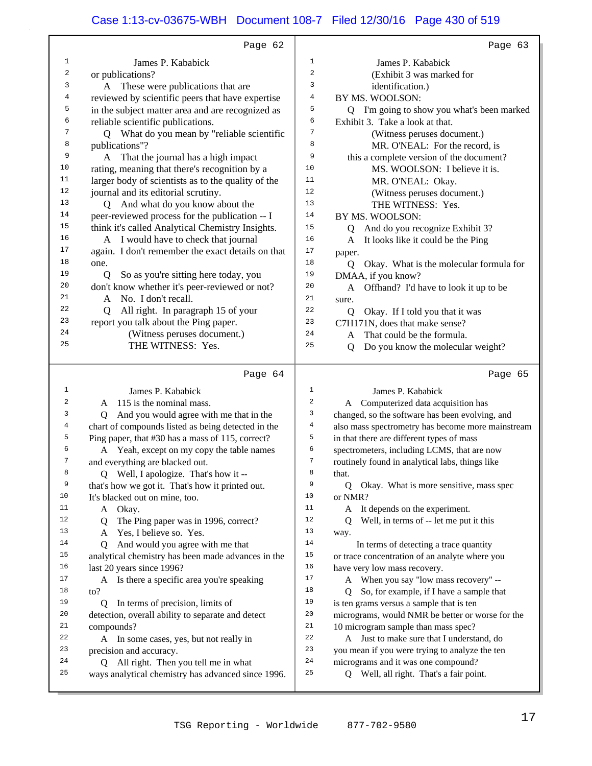Page 62

James P. Kababick

or publications?

A These were publications that are reviewed by scientific peers that have expertise in the subject matter area and are recognized as reliable scientific publications.

Q What do you mean by "reliable scientific publications"?

A That the journal has a high impact rating, meaning that there's recognition by a larger body of scientists as to the quality of the journal and its editorial scrutiny.

Q And what do you know about the peer-reviewed process for the publication -- I think it's called Analytical Chemistry Insights.

A I would have to check that journal again. I don't remember the exact details on that one.

Q So as you're sitting here today, you don't know whether it's peer-reviewed or not?

A No. I don't recall.

Q All right. In paragraph 15 of your report you talk about the Ping paper.

(Witness peruses document.)

THE WITNESS: Yes.

Page 63

James P. Kababick

(Exhibit 3 was marked for identification.)

BY MS. WOOLSON:

Q I'm going to show you what's been marked Exhibit 3. Take a look at that.

(Witness peruses document.)

MR. O'NEAL: For the record, is this a complete version of the document?

MS. WOOLSON: I believe it is.

MR. O'NEAL: Okay.

(Witness peruses document.)

THE WITNESS: Yes.

BY MS. WOOLSON:

Q And do you recognize Exhibit 3?

A It looks like it could be the Ping paper.

Q Okay. What is the molecular formula for DMAA, if you know?

A Offhand? I'd have to look it up to be sure.

Q Okay. If I told you that it was C7H171N, does that make sense?

A That could be the formula.

Q Do you know the molecular weight?

Page 64

James P. Kababick

A 115 is the nominal mass.

Q And you would agree with me that in the chart of compounds listed as being detected in the Ping paper, that #30 has a mass of 115, correct?

A Yeah, except on my copy the table names and everything are blacked out.

Q Well, I apologize. That's how it -- that's how we got it. That's how it printed out. It's blacked out on mine, too.

A Okay.

Q The Ping paper was in 1996, correct?

A Yes, I believe so. Yes.

Q And would you agree with me that analytical chemistry has been made advances in the last 20 years since 1996?

A Is there a specific area you're speaking to?

Q In terms of precision, limits of detection, overall ability to separate and detect compounds?

A In some cases, yes, but not really in precision and accuracy.

Q All right. Then you tell me in what ways analytical chemistry has advanced since 1996.

Page 65

James P. Kababick

A Computerized data acquisition has changed, so the software has been evolving, and also mass spectrometry has become more mainstream in that there are different types of mass spectrometers, including LCMS, that are now routinely found in analytical labs, things like that.

Q Okay. What is more sensitive, mass spec or NMR?

A It depends on the experiment.

Q Well, in terms of -- let me put it this way.

In terms of detecting a trace quantity or trace concentration of an analyte where you have very low mass recovery.

A When you say "low mass recovery" --

Q So, for example, if I have a sample that is ten grams versus a sample that is ten micrograms, would NMR be better or worse for the 10 microgram sample than mass spec?

A Just to make sure that I understand, do you mean if you were trying to analyze the ten micrograms and it was one compound?

Q Well, all right. That's a fair point.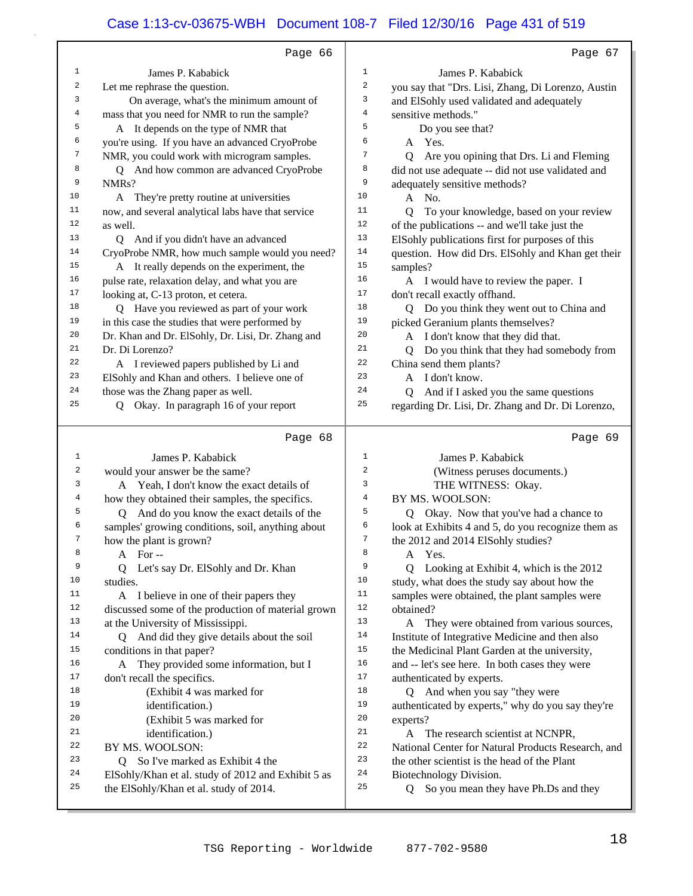Page 66

1 James P. Kababick
2 Let me rephrase the question.
3 On average, what's the minimum amount of
4 mass that you need for NMR to run the sample?
5 A It depends on the type of NMR that
6 you're using. If you have an advanced CryoProbe
7 NMR, you could work with microgram samples.
8 Q And how common are advanced CryoProbe
9 NMRs?
10 A They're pretty routine at universities
11 now, and several analytical labs have that service
12 as well.
13 Q And if you didn't have an advanced
14 CryoProbe NMR, how much sample would you need?
15 A It really depends on the experiment, the
16 pulse rate, relaxation delay, and what you are
17 looking at, C-13 proton, et cetera.
18 Q Have you reviewed as part of your work
19 in this case the studies that were performed by
20 Dr. Khan and Dr. ElSohly, Dr. Lisi, Dr. Zhang and
21 Dr. Di Lorenzo?
22 A I reviewed papers published by Li and
23 ElSohly and Khan and others. I believe one of
24 those was the Zhang paper as well.
25 Q Okay. In paragraph 16 of your report

Page 67

1 James P. Kababick
2 you say that "Drs. Lisi, Zhang, Di Lorenzo, Austin
3 and ElSohly used validated and adequately
4 sensitive methods."
5 Do you see that?
6 A Yes.
7 Q Are you opining that Drs. Li and Fleming
8 did not use adequate -- did not use validated and
9 adequately sensitive methods?
10 A No.
11 Q To your knowledge, based on your review
12 of the publications -- and we'll take just the
13 ElSohly publications first for purposes of this
14 question. How did Drs. ElSohly and Khan get their
15 samples?
16 A I would have to review the paper. I
17 don't recall exactly offhand.
18 Q Do you think they went out to China and
19 picked Geranium plants themselves?
20 A I don't know that they did that.
21 Q Do you think that they had somebody from
22 China send them plants?
23 A I don't know.
24 Q And if I asked you the same questions
25 regarding Dr. Lisi, Dr. Zhang and Dr. Di Lorenzo,

Page 68

1 James P. Kababick
2 would your answer be the same?
3 A Yeah, I don't know the exact details of
4 how they obtained their samples, the specifics.
5 Q And do you know the exact details of the
6 samples' growing conditions, soil, anything about
7 how the plant is grown?
8 A For --
9 Q Let's say Dr. ElSohly and Dr. Khan
10 studies.
11 A I believe in one of their papers they
12 discussed some of the production of material grown
13 at the University of Mississippi.
14 Q And did they give details about the soil
15 conditions in that paper?
16 A They provided some information, but I
17 don't recall the specifics.
18 (Exhibit 4 was marked for
19 identification.)
20 (Exhibit 5 was marked for
21 identification.)
22 BY MS. WOOLSON:
23 Q So I've marked as Exhibit 4 the
24 ElSohly/Khan et al. study of 2012 and Exhibit 5 as
25 the ElSohly/Khan et al. study of 2014.

Page 69

1 James P. Kababick
2 (Witness peruses documents.)
3 THE WITNESS: Okay.
4 BY MS. WOOLSON:
5 Q Okay. Now that you've had a chance to
6 look at Exhibits 4 and 5, do you recognize them as
7 the 2012 and 2014 ElSohly studies?
8 A Yes.
9 Q Looking at Exhibit 4, which is the 2012
10 study, what does the study say about how the
11 samples were obtained, the plant samples were
12 obtained?
13 A They were obtained from various sources,
14 Institute of Integrative Medicine and then also
15 the Medicinal Plant Garden at the university,
16 and -- let's see here. In both cases they were
17 authenticated by experts.
18 Q And when you say "they were
19 authenticated by experts," why do you say they're
20 experts?
21 A The research scientist at NCNPR,
22 National Center for Natural Products Research, and
23 the other scientist is the head of the Plant
24 Biotechnology Division.
25 Q So you mean they have Ph.Ds and they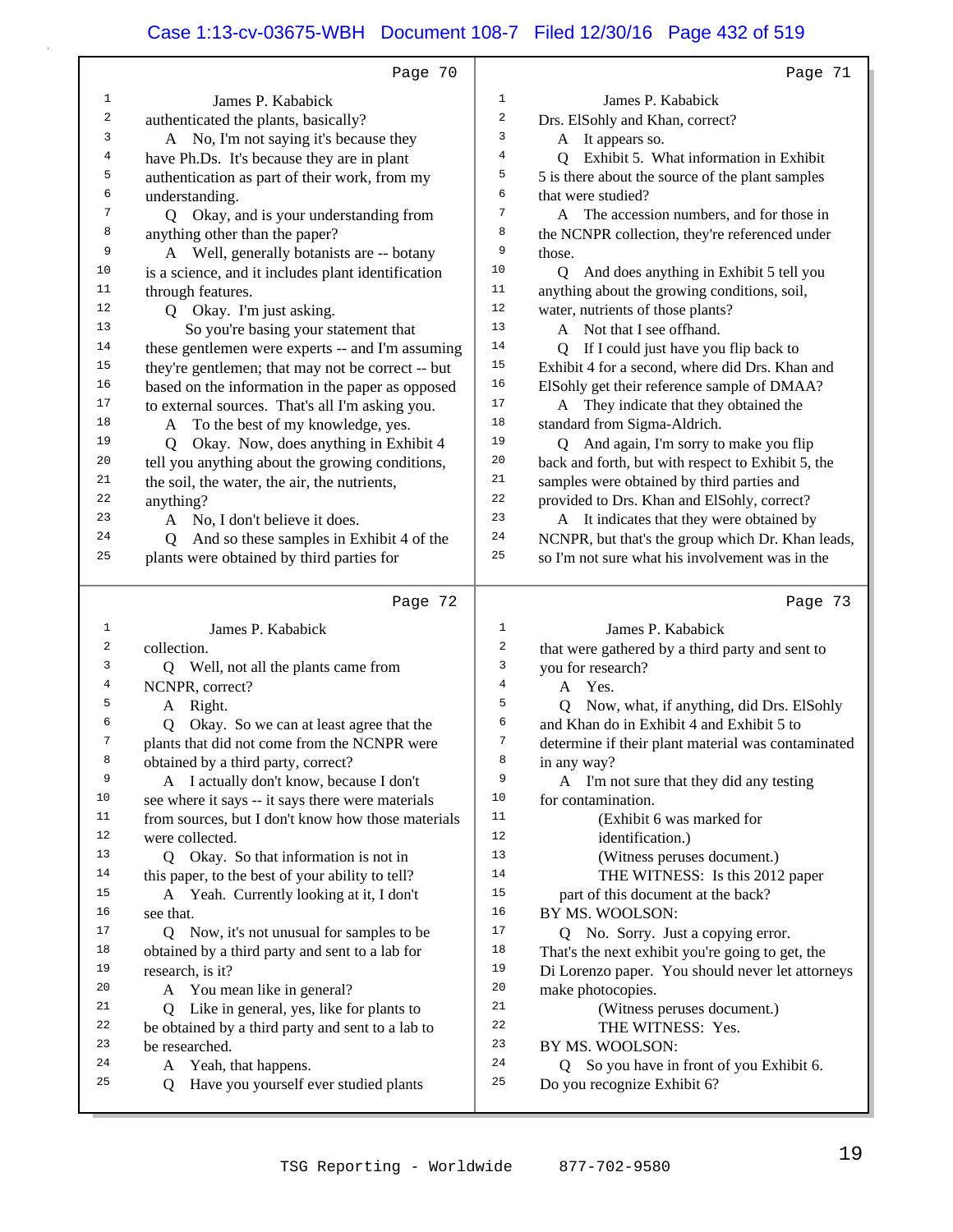Page 70

1 James P. Kababick
2 authenticated the plants, basically?
3 A No, I'm not saying it's because they
4 have Ph.Ds. It's because they are in plant
5 authentication as part of their work, from my
6 understanding.
7 Q Okay, and is your understanding from
8 anything other than the paper?
9 A Well, generally botanists are -- botany
10 is a science, and it includes plant identification
11 through features.
12 Q Okay. I'm just asking.
13 So you're basing your statement that
14 these gentlemen were experts -- and I'm assuming
15 they're gentlemen; that may not be correct -- but
16 based on the information in the paper as opposed
17 to external sources. That's all I'm asking you.
18 A To the best of my knowledge, yes.
19 Q Okay. Now, does anything in Exhibit 4
20 tell you anything about the growing conditions,
21 the soil, the water, the air, the nutrients,
22 anything?
23 A No, I don't believe it does.
24 Q And so these samples in Exhibit 4 of the
25 plants were obtained by third parties for

Page 71

1 James P. Kababick
2 Drs. ElSohly and Khan, correct?
3 A It appears so.
4 Q Exhibit 5. What information in Exhibit
5 5 is there about the source of the plant samples
6 that were studied?
7 A The accession numbers, and for those in
8 the NCNPR collection, they're referenced under
9 those.
10 Q And does anything in Exhibit 5 tell you
11 anything about the growing conditions, soil,
12 water, nutrients of those plants?
13 A Not that I see offhand.
14 Q If I could just have you flip back to
15 Exhibit 4 for a second, where did Drs. Khan and
16 ElSohly get their reference sample of DMAA?
17 A They indicate that they obtained the
18 standard from Sigma-Aldrich.
19 Q And again, I'm sorry to make you flip
20 back and forth, but with respect to Exhibit 5, the
21 samples were obtained by third parties and
22 provided to Drs. Khan and ElSohly, correct?
23 A It indicates that they were obtained by
24 NCNPR, but that's the group which Dr. Khan leads,
25 so I'm not sure what his involvement was in the

Page 72

1 James P. Kababick
2 collection.
3 Q Well, not all the plants came from
4 NCNPR, correct?
5 A Right.
6 Q Okay. So we can at least agree that the
7 plants that did not come from the NCNPR were
8 obtained by a third party, correct?
9 A I actually don't know, because I don't
10 see where it says -- it says there were materials
11 from sources, but I don't know how those materials
12 were collected.
13 Q Okay. So that information is not in
14 this paper, to the best of your ability to tell?
15 A Yeah. Currently looking at it, I don't
16 see that.
17 Q Now, it's not unusual for samples to be
18 obtained by a third party and sent to a lab for
19 research, is it?
20 A You mean like in general?
21 Q Like in general, yes, like for plants to
22 be obtained by a third party and sent to a lab to
23 be researched.
24 A Yeah, that happens.
25 Q Have you yourself ever studied plants

Page 73

1 James P. Kababick
2 that were gathered by a third party and sent to
3 you for research?
4 A Yes.
5 Q Now, what, if anything, did Drs. ElSohly
6 and Khan do in Exhibit 4 and Exhibit 5 to
7 determine if their plant material was contaminated
8 in any way?
9 A I'm not sure that they did any testing
10 for contamination.
11 (Exhibit 6 was marked for
12 identification.)
13 (Witness peruses document.)
14 THE WITNESS: Is this 2012 paper
15 part of this document at the back?
16 BY MS. WOOLSON:
17 Q No. Sorry. Just a copying error.
18 That's the next exhibit you're going to get, the
19 Di Lorenzo paper. You should never let attorneys
20 make photocopies.
21 (Witness peruses document.)
22 THE WITNESS: Yes.
23 BY MS. WOOLSON:
24 Q So you have in front of you Exhibit 6.
25 Do you recognize Exhibit 6?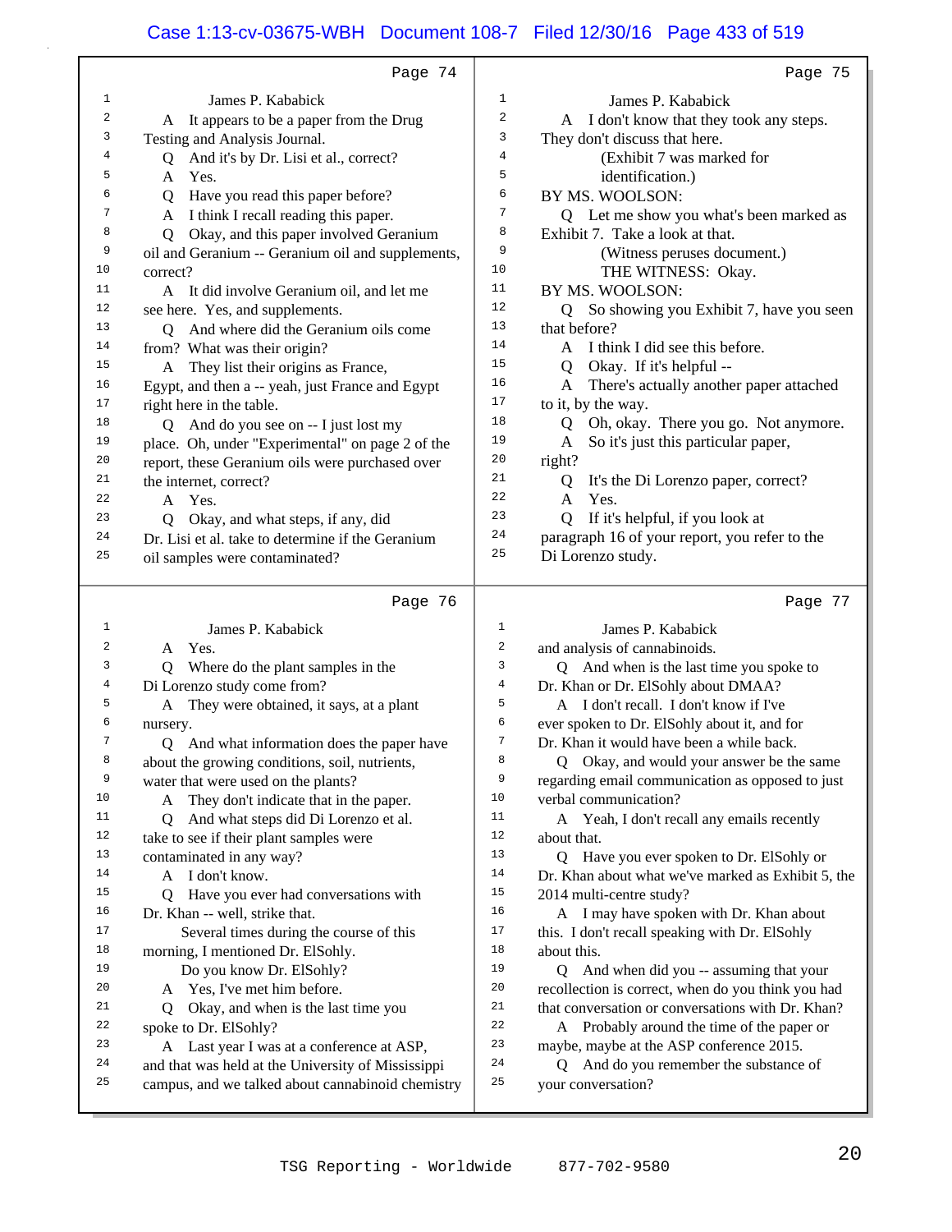Page 74

James P. Kababick

A It appears to be a paper from the Drug Testing and Analysis Journal.

Q And it's by Dr. Lisi et al., correct?

A Yes.

Q Have you read this paper before?

A I think I recall reading this paper.

Q Okay, and this paper involved Geranium oil and Geranium -- Geranium oil and supplements, correct?

A It did involve Geranium oil, and let me see here. Yes, and supplements.

Q And where did the Geranium oils come from? What was their origin?

A They list their origins as France, Egypt, and then a -- yeah, just France and Egypt right here in the table.

Q And do you see on -- I just lost my place. Oh, under "Experimental" on page 2 of the report, these Geranium oils were purchased over the internet, correct?

A Yes.

Q Okay, and what steps, if any, did Dr. Lisi et al. take to determine if the Geranium oil samples were contaminated?

Page 75

James P. Kababick

A I don't know that they took any steps. They don't discuss that here.

(Exhibit 7 was marked for identification.)

BY MS. WOOLSON:

Q Let me show you what's been marked as Exhibit 7. Take a look at that.

(Witness peruses document.)

THE WITNESS: Okay.

BY MS. WOOLSON:

Q So showing you Exhibit 7, have you seen that before?

A I think I did see this before.

Q Okay. If it's helpful --

A There's actually another paper attached to it, by the way.

Q Oh, okay. There you go. Not anymore.

A So it's just this particular paper, right?

Q It's the Di Lorenzo paper, correct?

A Yes.

Q If it's helpful, if you look at paragraph 16 of your report, you refer to the Di Lorenzo study.

Page 76

James P. Kababick

A Yes.

Q Where do the plant samples in the Di Lorenzo study come from?

A They were obtained, it says, at a plant nursery.

Q And what information does the paper have about the growing conditions, soil, nutrients, water that were used on the plants?

A They don't indicate that in the paper.

Q And what steps did Di Lorenzo et al. take to see if their plant samples were contaminated in any way?

A I don't know.

Q Have you ever had conversations with Dr. Khan -- well, strike that.

Several times during the course of this morning, I mentioned Dr. ElSohly.

Do you know Dr. ElSohly?

A Yes, I've met him before.

Q Okay, and when is the last time you spoke to Dr. ElSohly?

A Last year I was at a conference at ASP, and that was held at the University of Mississippi campus, and we talked about cannabinoid chemistry

Page 77

James P. Kababick

and analysis of cannabinoids.

Q And when is the last time you spoke to Dr. Khan or Dr. ElSohly about DMAA?

A I don't recall. I don't know if I've ever spoken to Dr. ElSohly about it, and for Dr. Khan it would have been a while back.

Q Okay, and would your answer be the same regarding email communication as opposed to just verbal communication?

A Yeah, I don't recall any emails recently about that.

Q Have you ever spoken to Dr. ElSohly or Dr. Khan about what we've marked as Exhibit 5, the 2014 multi-centre study?

A I may have spoken with Dr. Khan about this. I don't recall speaking with Dr. ElSohly about this.

Q And when did you -- assuming that your recollection is correct, when do you think you had that conversation or conversations with Dr. Khan?

A Probably around the time of the paper or maybe, maybe at the ASP conference 2015.

Q And do you remember the substance of your conversation?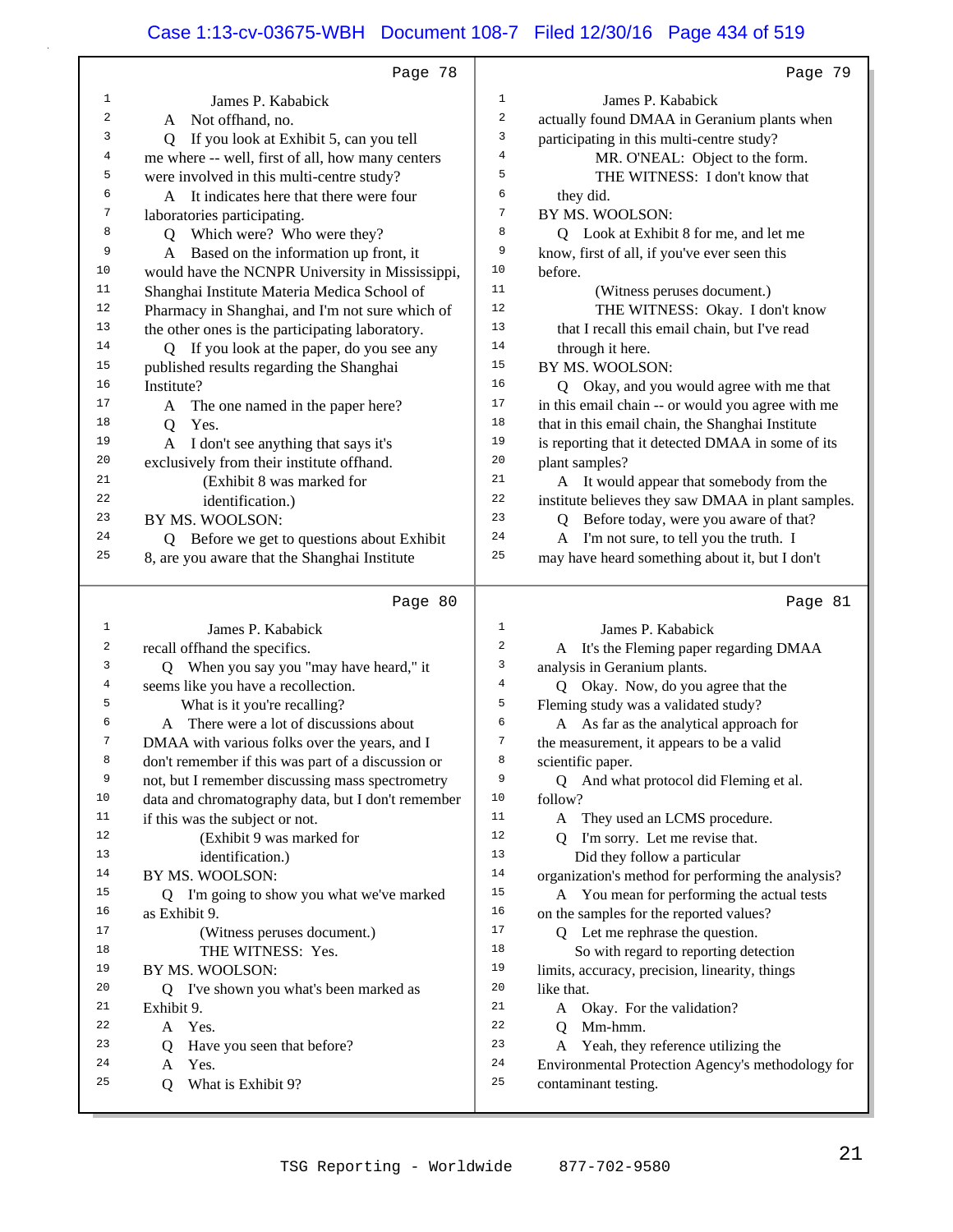Page 78

James P. Kababick

A Not offhand, no.

Q If you look at Exhibit 5, can you tell me where -- well, first of all, how many centers were involved in this multi-centre study?

A It indicates here that there were four laboratories participating.

Q Which were? Who were they?

A Based on the information up front, it would have the NCNPR University in Mississippi, Shanghai Institute Materia Medica School of Pharmacy in Shanghai, and I'm not sure which of the other ones is the participating laboratory.

Q If you look at the paper, do you see any published results regarding the Shanghai Institute?

A The one named in the paper here?

Q Yes.

A I don't see anything that says it's exclusively from their institute offhand.

(Exhibit 8 was marked for identification.)

BY MS. WOOLSON:

Q Before we get to questions about Exhibit 8, are you aware that the Shanghai Institute

Page 79

James P. Kababick

actually found DMAA in Geranium plants when participating in this multi-centre study?

MR. O'NEAL: Object to the form.

THE WITNESS: I don't know that they did.

BY MS. WOOLSON:

Q Look at Exhibit 8 for me, and let me know, first of all, if you've ever seen this before.

(Witness peruses document.)

THE WITNESS: Okay. I don't know that I recall this email chain, but I've read through it here.

BY MS. WOOLSON:

Q Okay, and you would agree with me that in this email chain -- or would you agree with me that in this email chain, the Shanghai Institute is reporting that it detected DMAA in some of its plant samples?

A It would appear that somebody from the institute believes they saw DMAA in plant samples.

Q Before today, were you aware of that?

A I'm not sure, to tell you the truth. I may have heard something about it, but I don't

Page 80

James P. Kababick

recall offhand the specifics.

Q When you say you "may have heard," it seems like you have a recollection.

What is it you're recalling?

A There were a lot of discussions about DMAA with various folks over the years, and I don't remember if this was part of a discussion or not, but I remember discussing mass spectrometry data and chromatography data, but I don't remember if this was the subject or not.

(Exhibit 9 was marked for identification.)

BY MS. WOOLSON:

Q I'm going to show you what we've marked as Exhibit 9.

(Witness peruses document.)

THE WITNESS: Yes.

BY MS. WOOLSON:

Q I've shown you what's been marked as Exhibit 9.

A Yes.

Q Have you seen that before?

A Yes.

Q What is Exhibit 9?

Page 81

James P. Kababick

A It's the Fleming paper regarding DMAA analysis in Geranium plants.

Q Okay. Now, do you agree that the Fleming study was a validated study?

A As far as the analytical approach for the measurement, it appears to be a valid scientific paper.

Q And what protocol did Fleming et al. follow?

A They used an LCMS procedure.

Q I'm sorry. Let me revise that.

Did they follow a particular organization's method for performing the analysis?

A You mean for performing the actual tests on the samples for the reported values?

Q Let me rephrase the question.

So with regard to reporting detection limits, accuracy, precision, linearity, things like that.

A Okay. For the validation?

Q Mm-hmm.

A Yeah, they reference utilizing the Environmental Protection Agency's methodology for contaminant testing.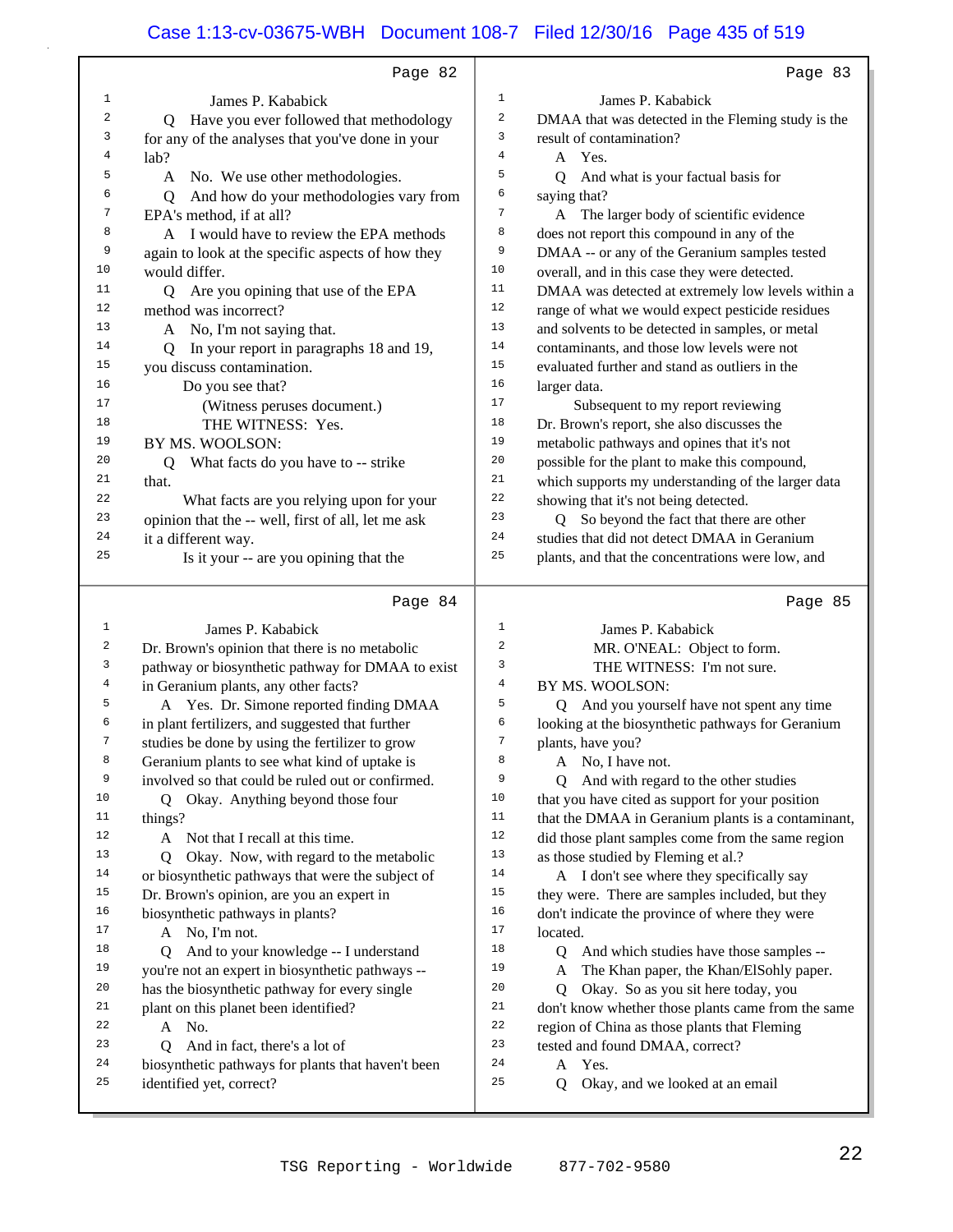Page 82

James P. Kababick

Q Have you ever followed that methodology for any of the analyses that you've done in your lab?

A No. We use other methodologies.

Q And how do your methodologies vary from EPA's method, if at all?

A I would have to review the EPA methods again to look at the specific aspects of how they would differ.

Q Are you opining that use of the EPA method was incorrect?

A No, I'm not saying that.

Q In your report in paragraphs 18 and 19, you discuss contamination.

Do you see that?

(Witness peruses document.)

THE WITNESS: Yes.

BY MS. WOOLSON:

Q What facts do you have to -- strike that.

What facts are you relying upon for your opinion that the -- well, first of all, let me ask it a different way.

Is it your -- are you opining that the

Page 83

James P. Kababick

DMAA that was detected in the Fleming study is the result of contamination?

A Yes.

Q And what is your factual basis for saying that?

A The larger body of scientific evidence does not report this compound in any of the DMAA -- or any of the Geranium samples tested overall, and in this case they were detected. DMAA was detected at extremely low levels within a range of what we would expect pesticide residues and solvents to be detected in samples, or metal contaminants, and those low levels were not evaluated further and stand as outliers in the larger data.

Subsequent to my report reviewing Dr. Brown's report, she also discusses the metabolic pathways and opines that it's not possible for the plant to make this compound, which supports my understanding of the larger data showing that it's not being detected.

Q So beyond the fact that there are other studies that did not detect DMAA in Geranium plants, and that the concentrations were low, and

Page 84

James P. Kababick

Dr. Brown's opinion that there is no metabolic pathway or biosynthetic pathway for DMAA to exist in Geranium plants, any other facts?

A Yes. Dr. Simone reported finding DMAA in plant fertilizers, and suggested that further studies be done by using the fertilizer to grow Geranium plants to see what kind of uptake is involved so that could be ruled out or confirmed.

Q Okay. Anything beyond those four things?

A Not that I recall at this time.

Q Okay. Now, with regard to the metabolic or biosynthetic pathways that were the subject of Dr. Brown's opinion, are you an expert in biosynthetic pathways in plants?

A No, I'm not.

Q And to your knowledge -- I understand you're not an expert in biosynthetic pathways -- has the biosynthetic pathway for every single plant on this planet been identified?

A No.

Q And in fact, there's a lot of biosynthetic pathways for plants that haven't been identified yet, correct?

Page 85

James P. Kababick

MR. O'NEAL: Object to form.

THE WITNESS: I'm not sure.

BY MS. WOOLSON:

Q And you yourself have not spent any time looking at the biosynthetic pathways for Geranium plants, have you?

A No, I have not.

Q And with regard to the other studies that you have cited as support for your position that the DMAA in Geranium plants is a contaminant, did those plant samples come from the same region as those studied by Fleming et al.?

A I don't see where they specifically say they were. There are samples included, but they don't indicate the province of where they were located.

Q And which studies have those samples --

A The Khan paper, the Khan/ElSohly paper.

Q Okay. So as you sit here today, you don't know whether those plants came from the same region of China as those plants that Fleming tested and found DMAA, correct?

A Yes.

Q Okay, and we looked at an email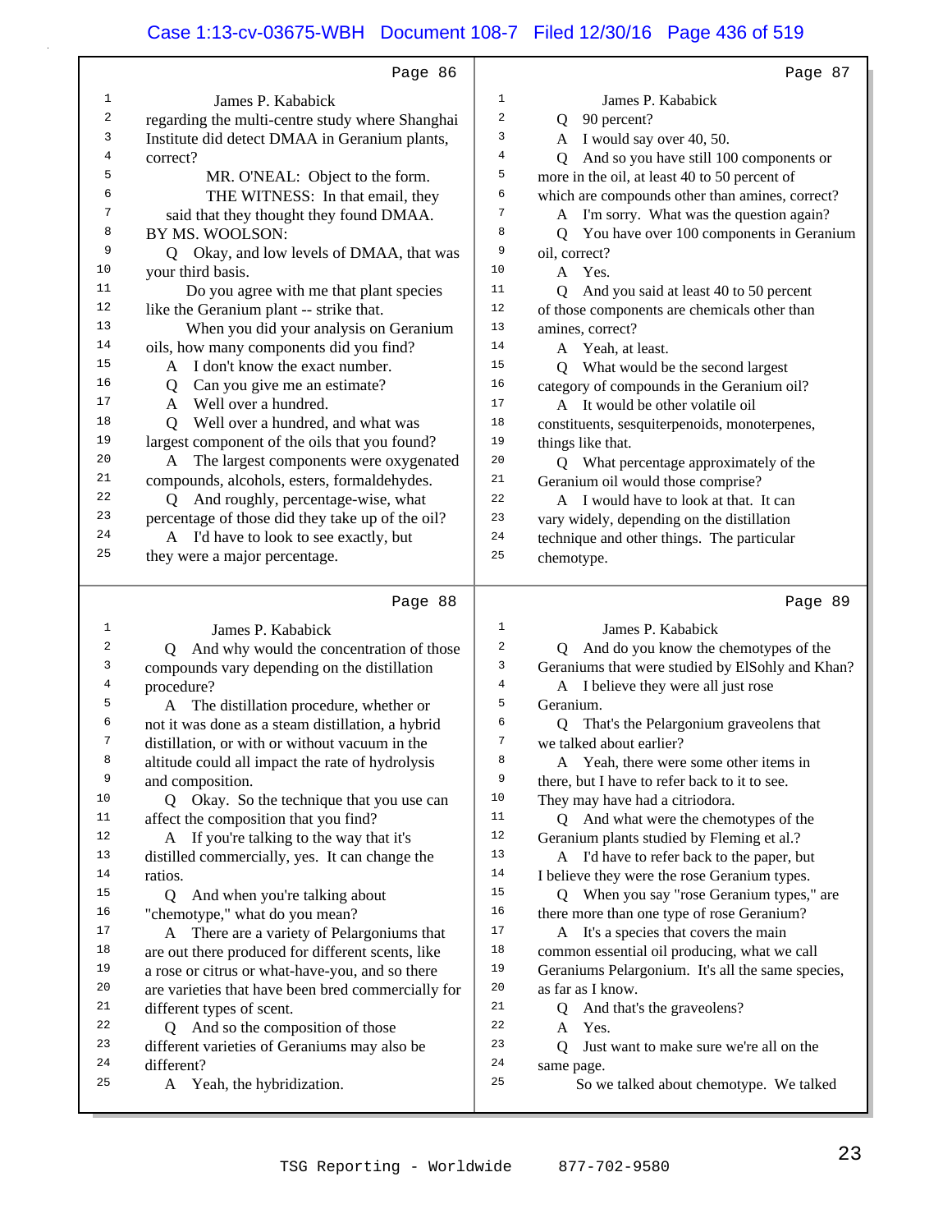Page 86

1 James P. Kababick
2 regarding the multi-centre study where Shanghai
3 Institute did detect DMAA in Geranium plants,
4 correct?
5 MR. O'NEAL: Object to the form.
6 THE WITNESS: In that email, they
7 said that they thought they found DMAA.
8 BY MS. WOOLSON:
9 Q Okay, and low levels of DMAA, that was
10 your third basis.
11 Do you agree with me that plant species
12 like the Geranium plant -- strike that.
13 When you did your analysis on Geranium
14 oils, how many components did you find?
15 A I don't know the exact number.
16 Q Can you give me an estimate?
17 A Well over a hundred.
18 Q Well over a hundred, and what was
19 largest component of the oils that you found?
20 A The largest components were oxygenated
21 compounds, alcohols, esters, formaldehydes.
22 Q And roughly, percentage-wise, what
23 percentage of those did they take up of the oil?
24 A I'd have to look to see exactly, but
25 they were a major percentage.

Page 87

1 James P. Kababick
2 Q 90 percent?
3 A I would say over 40, 50.
4 Q And so you have still 100 components or
5 more in the oil, at least 40 to 50 percent of
6 which are compounds other than amines, correct?
7 A I'm sorry. What was the question again?
8 Q You have over 100 components in Geranium
9 oil, correct?
10 A Yes.
11 Q And you said at least 40 to 50 percent
12 of those components are chemicals other than
13 amines, correct?
14 A Yeah, at least.
15 Q What would be the second largest
16 category of compounds in the Geranium oil?
17 A It would be other volatile oil
18 constituents, sesquiterpenoids, monoterpenes,
19 things like that.
20 Q What percentage approximately of the
21 Geranium oil would those comprise?
22 A I would have to look at that. It can
23 vary widely, depending on the distillation
24 technique and other things. The particular
25 chemotype.

Page 88

1 James P. Kababick
2 Q And why would the concentration of those
3 compounds vary depending on the distillation
4 procedure?
5 A The distillation procedure, whether or
6 not it was done as a steam distillation, a hybrid
7 distillation, or with or without vacuum in the
8 altitude could all impact the rate of hydrolysis
9 and composition.
10 Q Okay. So the technique that you use can
11 affect the composition that you find?
12 A If you're talking to the way that it's
13 distilled commercially, yes. It can change the
14 ratios.
15 Q And when you're talking about
16 "chemotype," what do you mean?
17 A There are a variety of Pelargoniums that
18 are out there produced for different scents, like
19 a rose or citrus or what-have-you, and so there
20 are varieties that have been bred commercially for
21 different types of scent.
22 Q And so the composition of those
23 different varieties of Geraniums may also be
24 different?
25 A Yeah, the hybridization.

Page 89

1 James P. Kababick
2 Q And do you know the chemotypes of the
3 Geraniums that were studied by ElSohly and Khan?
4 A I believe they were all just rose
5 Geranium.
6 Q That's the Pelargonium graveolens that
7 we talked about earlier?
8 A Yeah, there were some other items in
9 there, but I have to refer back to it to see.
10 They may have had a citriodora.
11 Q And what were the chemotypes of the
12 Geranium plants studied by Fleming et al.?
13 A I'd have to refer back to the paper, but
14 I believe they were the rose Geranium types.
15 Q When you say "rose Geranium types," are
16 there more than one type of rose Geranium?
17 A It's a species that covers the main
18 common essential oil producing, what we call
19 Geraniums Pelargonium. It's all the same species,
20 as far as I know.
21 Q And that's the graveolens?
22 A Yes.
23 Q Just want to make sure we're all on the
24 same page.
25 So we talked about chemotype. We talked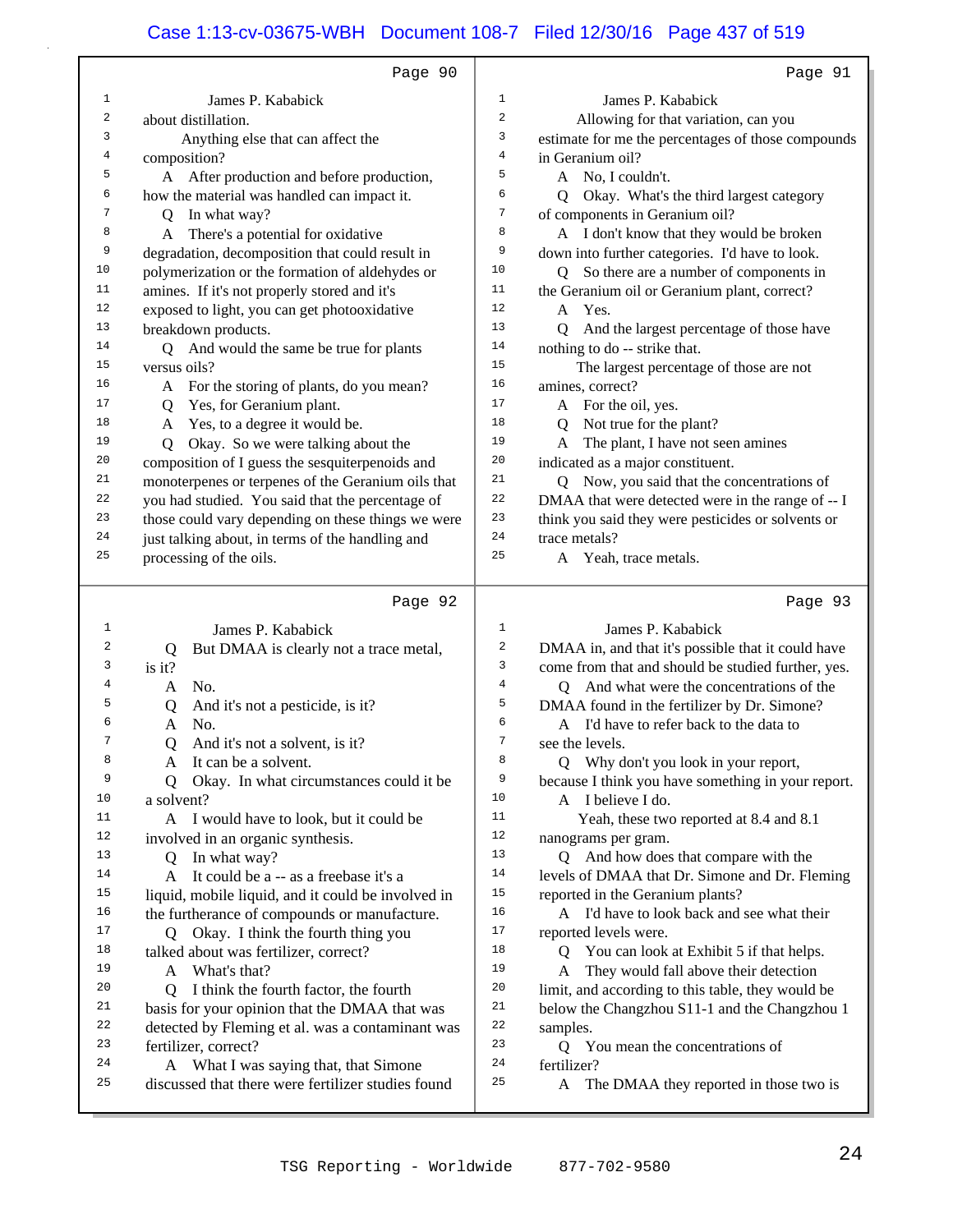Page 90

1 James P. Kababick
2 about distillation.
3 Anything else that can affect the
4 composition?
5 A After production and before production,
6 how the material was handled can impact it.
7 Q In what way?
8 A There's a potential for oxidative
9 degradation, decomposition that could result in
10 polymerization or the formation of aldehydes or
11 amines. If it's not properly stored and it's
12 exposed to light, you can get photooxidative
13 breakdown products.
14 Q And would the same be true for plants
15 versus oils?
16 A For the storing of plants, do you mean?
17 Q Yes, for Geranium plant.
18 A Yes, to a degree it would be.
19 Q Okay. So we were talking about the
20 composition of I guess the sesquiterpenoids and
21 monoterpenes or terpenes of the Geranium oils that
22 you had studied. You said that the percentage of
23 those could vary depending on these things we were
24 just talking about, in terms of the handling and
25 processing of the oils.

Page 91

1 James P. Kababick
2 Allowing for that variation, can you
3 estimate for me the percentages of those compounds
4 in Geranium oil?
5 A No, I couldn't.
6 Q Okay. What's the third largest category
7 of components in Geranium oil?
8 A I don't know that they would be broken
9 down into further categories. I'd have to look.
10 Q So there are a number of components in
11 the Geranium oil or Geranium plant, correct?
12 A Yes.
13 Q And the largest percentage of those have
14 nothing to do -- strike that.
15 The largest percentage of those are not
16 amines, correct?
17 A For the oil, yes.
18 Q Not true for the plant?
19 A The plant, I have not seen amines
20 indicated as a major constituent.
21 Q Now, you said that the concentrations of
22 DMAA that were detected were in the range of -- I
23 think you said they were pesticides or solvents or
24 trace metals?
25 A Yeah, trace metals.

Page 92

1 James P. Kababick
2 Q But DMAA is clearly not a trace metal,
3 is it?
4 A No.
5 Q And it's not a pesticide, is it?
6 A No.
7 Q And it's not a solvent, is it?
8 A It can be a solvent.
9 Q Okay. In what circumstances could it be
10 a solvent?
11 A I would have to look, but it could be
12 involved in an organic synthesis.
13 Q In what way?
14 A It could be a -- as a freebase it's a
15 liquid, mobile liquid, and it could be involved in
16 the furtherance of compounds or manufacture.
17 Q Okay. I think the fourth thing you
18 talked about was fertilizer, correct?
19 A What's that?
20 Q I think the fourth factor, the fourth
21 basis for your opinion that the DMAA that was
22 detected by Fleming et al. was a contaminant was
23 fertilizer, correct?
24 A What I was saying that, that Simone
25 discussed that there were fertilizer studies found

Page 93

1 James P. Kababick
2 DMAA in, and that it's possible that it could have
3 come from that and should be studied further, yes.
4 Q And what were the concentrations of the
5 DMAA found in the fertilizer by Dr. Simone?
6 A I'd have to refer back to the data to
7 see the levels.
8 Q Why don't you look in your report,
9 because I think you have something in your report.
10 A I believe I do.
11 Yeah, these two reported at 8.4 and 8.1
12 nanograms per gram.
13 Q And how does that compare with the
14 levels of DMAA that Dr. Simone and Dr. Fleming
15 reported in the Geranium plants?
16 A I'd have to look back and see what their
17 reported levels were.
18 Q You can look at Exhibit 5 if that helps.
19 A They would fall above their detection
20 limit, and according to this table, they would be
21 below the Changzhou S11-1 and the Changzhou 1
22 samples.
23 Q You mean the concentrations of
24 fertilizer?
25 A The DMAA they reported in those two is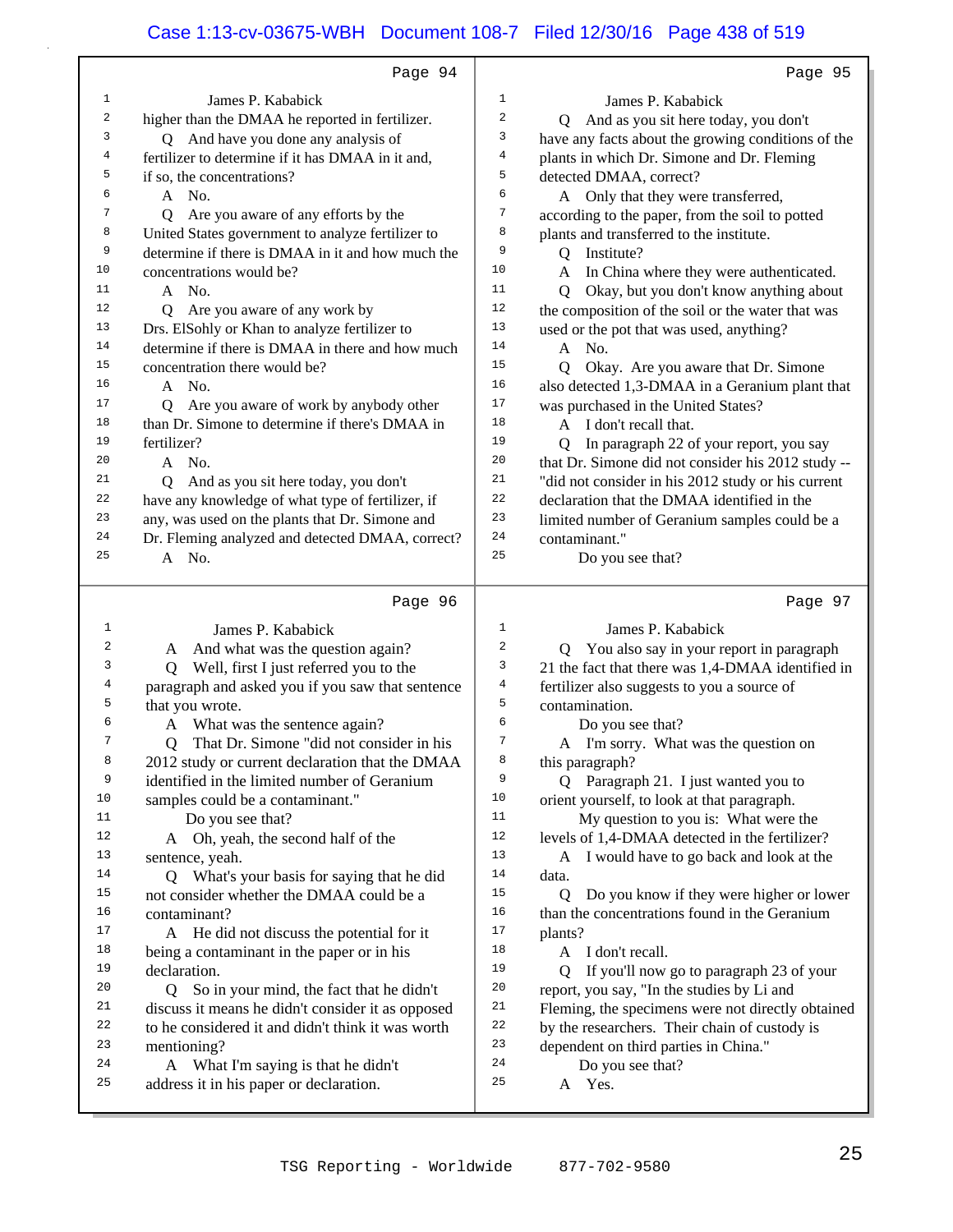Page 94

1 James P. Kababick
2 higher than the DMAA he reported in fertilizer.
3 Q And have you done any analysis of
4 fertilizer to determine if it has DMAA in it and,
5 if so, the concentrations?
6 A No.
7 Q Are you aware of any efforts by the
8 United States government to analyze fertilizer to
9 determine if there is DMAA in it and how much the
10 concentrations would be?
11 A No.
12 Q Are you aware of any work by
13 Drs. ElSohly or Khan to analyze fertilizer to
14 determine if there is DMAA in there and how much
15 concentration there would be?
16 A No.
17 Q Are you aware of work by anybody other
18 than Dr. Simone to determine if there's DMAA in
19 fertilizer?
20 A No.
21 Q And as you sit here today, you don't
22 have any knowledge of what type of fertilizer, if
23 any, was used on the plants that Dr. Simone and
24 Dr. Fleming analyzed and detected DMAA, correct?
25 A No.

Page 95

1 James P. Kababick
2 Q And as you sit here today, you don't
3 have any facts about the growing conditions of the
4 plants in which Dr. Simone and Dr. Fleming
5 detected DMAA, correct?
6 A Only that they were transferred,
7 according to the paper, from the soil to potted
8 plants and transferred to the institute.
9 Q Institute?
10 A In China where they were authenticated.
11 Q Okay, but you don't know anything about
12 the composition of the soil or the water that was
13 used or the pot that was used, anything?
14 A No.
15 Q Okay. Are you aware that Dr. Simone
16 also detected 1,3-DMAA in a Geranium plant that
17 was purchased in the United States?
18 A I don't recall that.
19 Q In paragraph 22 of your report, you say
20 that Dr. Simone did not consider his 2012 study --
21 "did not consider in his 2012 study or his current
22 declaration that the DMAA identified in the
23 limited number of Geranium samples could be a
24 contaminant."
25 Do you see that?

Page 96

1 James P. Kababick
2 A And what was the question again?
3 Q Well, first I just referred you to the
4 paragraph and asked you if you saw that sentence
5 that you wrote.
6 A What was the sentence again?
7 Q That Dr. Simone "did not consider in his
8 2012 study or current declaration that the DMAA
9 identified in the limited number of Geranium
10 samples could be a contaminant."
11 Do you see that?
12 A Oh, yeah, the second half of the
13 sentence, yeah.
14 Q What's your basis for saying that he did
15 not consider whether the DMAA could be a
16 contaminant?
17 A He did not discuss the potential for it
18 being a contaminant in the paper or in his
19 declaration.
20 Q So in your mind, the fact that he didn't
21 discuss it means he didn't consider it as opposed
22 to he considered it and didn't think it was worth
23 mentioning?
24 A What I'm saying is that he didn't
25 address it in his paper or declaration.

Page 97

1 James P. Kababick
2 Q You also say in your report in paragraph
3 21 the fact that there was 1,4-DMAA identified in
4 fertilizer also suggests to you a source of
5 contamination.
6 Do you see that?
7 A I'm sorry. What was the question on
8 this paragraph?
9 Q Paragraph 21. I just wanted you to
10 orient yourself, to look at that paragraph.
11 My question to you is: What were the
12 levels of 1,4-DMAA detected in the fertilizer?
13 A I would have to go back and look at the
14 data.
15 Q Do you know if they were higher or lower
16 than the concentrations found in the Geranium
17 plants?
18 A I don't recall.
19 Q If you'll now go to paragraph 23 of your
20 report, you say, "In the studies by Li and
21 Fleming, the specimens were not directly obtained
22 by the researchers. Their chain of custody is
23 dependent on third parties in China."
24 Do you see that?
25 A Yes.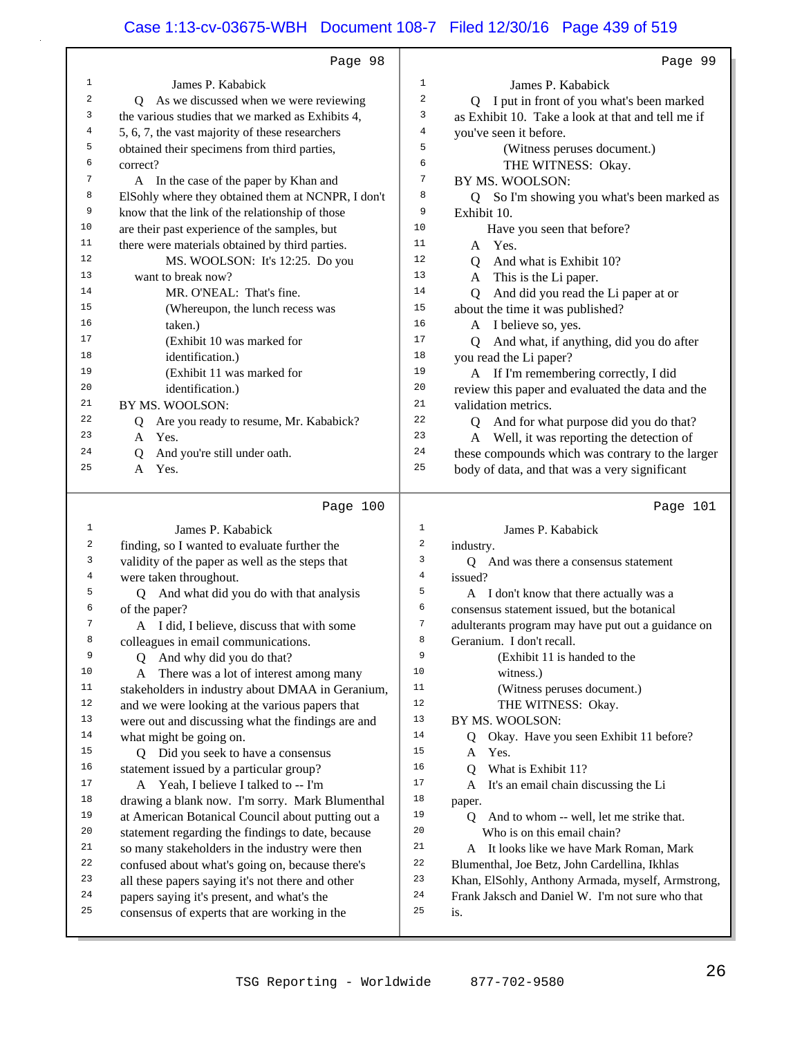Page 98

James P. Kababick

Q As we discussed when we were reviewing the various studies that we marked as Exhibits 4, 5, 6, 7, the vast majority of these researchers obtained their specimens from third parties, correct?

A In the case of the paper by Khan and ElSohly where they obtained them at NCNPR, I don't know that the link of the relationship of those are their past experience of the samples, but there were materials obtained by third parties.

MS. WOOLSON: It's 12:25. Do you want to break now?

MR. O'NEAL: That's fine.

(Whereupon, the lunch recess was taken.)

(Exhibit 10 was marked for identification.)

(Exhibit 11 was marked for identification.)

BY MS. WOOLSON:

Q Are you ready to resume, Mr. Kababick?

A Yes.

Q And you're still under oath.

A Yes.

Page 99

James P. Kababick

Q I put in front of you what's been marked as Exhibit 10. Take a look at that and tell me if you've seen it before.

(Witness peruses document.)

THE WITNESS: Okay.

BY MS. WOOLSON:

Q So I'm showing you what's been marked as Exhibit 10.

Have you seen that before?

A Yes.

Q And what is Exhibit 10?

A This is the Li paper.

Q And did you read the Li paper at or about the time it was published?

A I believe so, yes.

Q And what, if anything, did you do after you read the Li paper?

A If I'm remembering correctly, I did review this paper and evaluated the data and the validation metrics.

Q And for what purpose did you do that?

A Well, it was reporting the detection of these compounds which was contrary to the larger body of data, and that was a very significant

Page 100

James P. Kababick

finding, so I wanted to evaluate further the validity of the paper as well as the steps that were taken throughout.

Q And what did you do with that analysis of the paper?

A I did, I believe, discuss that with some colleagues in email communications.

Q And why did you do that?

A There was a lot of interest among many stakeholders in industry about DMAA in Geranium, and we were looking at the various papers that were out and discussing what the findings are and what might be going on.

Q Did you seek to have a consensus statement issued by a particular group?

A Yeah, I believe I talked to -- I'm drawing a blank now. I'm sorry. Mark Blumenthal at American Botanical Council about putting out a statement regarding the findings to date, because so many stakeholders in the industry were then confused about what's going on, because there's all these papers saying it's not there and other papers saying it's present, and what's the consensus of experts that are working in the

Page 101

James P. Kababick

industry.

Q And was there a consensus statement issued?

A I don't know that there actually was a consensus statement issued, but the botanical adulterants program may have put out a guidance on Geranium. I don't recall.

(Exhibit 11 is handed to the witness.)

(Witness peruses document.)

THE WITNESS: Okay.

BY MS. WOOLSON:

Q Okay. Have you seen Exhibit 11 before?

A Yes.

Q What is Exhibit 11?

A It's an email chain discussing the Li paper.

Q And to whom -- well, let me strike that.

Who is on this email chain?

A It looks like we have Mark Roman, Mark Blumenthal, Joe Betz, John Cardellina, Ikhlas Khan, ElSohly, Anthony Armada, myself, Armstrong, Frank Jaksch and Daniel W. I'm not sure who that is.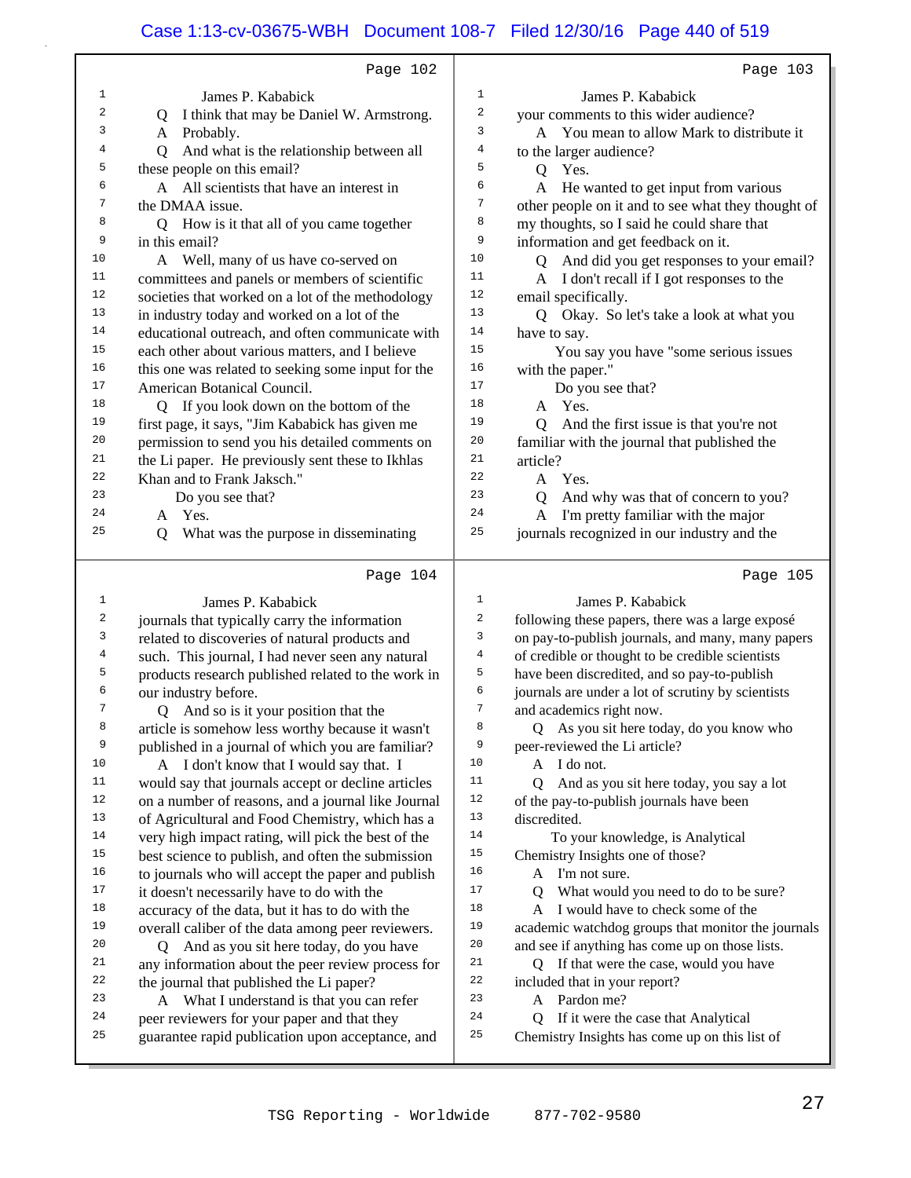Page 102

James P. Kababick

Q I think that may be Daniel W. Armstrong.

A Probably.

Q And what is the relationship between all these people on this email?

A All scientists that have an interest in the DMAA issue.

Q How is it that all of you came together in this email?

A Well, many of us have co-served on committees and panels or members of scientific societies that worked on a lot of the methodology in industry today and worked on a lot of the educational outreach, and often communicate with each other about various matters, and I believe this one was related to seeking some input for the American Botanical Council.

Q If you look down on the bottom of the first page, it says, "Jim Kababick has given me permission to send you his detailed comments on the Li paper. He previously sent these to Ikhlas Khan and to Frank Jaksch."

Do you see that?

A Yes.

Q What was the purpose in disseminating

Page 103

James P. Kababick

your comments to this wider audience?

A You mean to allow Mark to distribute it to the larger audience?

Q Yes.

A He wanted to get input from various other people on it and to see what they thought of my thoughts, so I said he could share that information and get feedback on it.

Q And did you get responses to your email?

A I don't recall if I got responses to the email specifically.

Q Okay. So let's take a look at what you have to say.

You say you have "some serious issues with the paper."

Do you see that?

A Yes.

Q And the first issue is that you're not familiar with the journal that published the article?

A Yes.

Q And why was that of concern to you?

A I'm pretty familiar with the major journals recognized in our industry and the

Page 104

James P. Kababick

journals that typically carry the information related to discoveries of natural products and such. This journal, I had never seen any natural products research published related to the work in our industry before.

Q And so is it your position that the article is somehow less worthy because it wasn't published in a journal of which you are familiar?

A I don't know that I would say that. I would say that journals accept or decline articles on a number of reasons, and a journal like Journal of Agricultural and Food Chemistry, which has a very high impact rating, will pick the best of the best science to publish, and often the submission to journals who will accept the paper and publish it doesn't necessarily have to do with the accuracy of the data, but it has to do with the overall caliber of the data among peer reviewers.

Q And as you sit here today, do you have any information about the peer review process for the journal that published the Li paper?

A What I understand is that you can refer peer reviewers for your paper and that they guarantee rapid publication upon acceptance, and

Page 105

James P. Kababick

following these papers, there was a large exposé on pay-to-publish journals, and many, many papers of credible or thought to be credible scientists have been discredited, and so pay-to-publish journals are under a lot of scrutiny by scientists and academics right now.

Q As you sit here today, do you know who peer-reviewed the Li article?

A I do not.

Q And as you sit here today, you say a lot of the pay-to-publish journals have been discredited.

To your knowledge, is Analytical Chemistry Insights one of those?

A I'm not sure.

Q What would you need to do to be sure?

A I would have to check some of the academic watchdog groups that monitor the journals and see if anything has come up on those lists.

Q If that were the case, would you have included that in your report?

A Pardon me?

Q If it were the case that Analytical Chemistry Insights has come up on this list of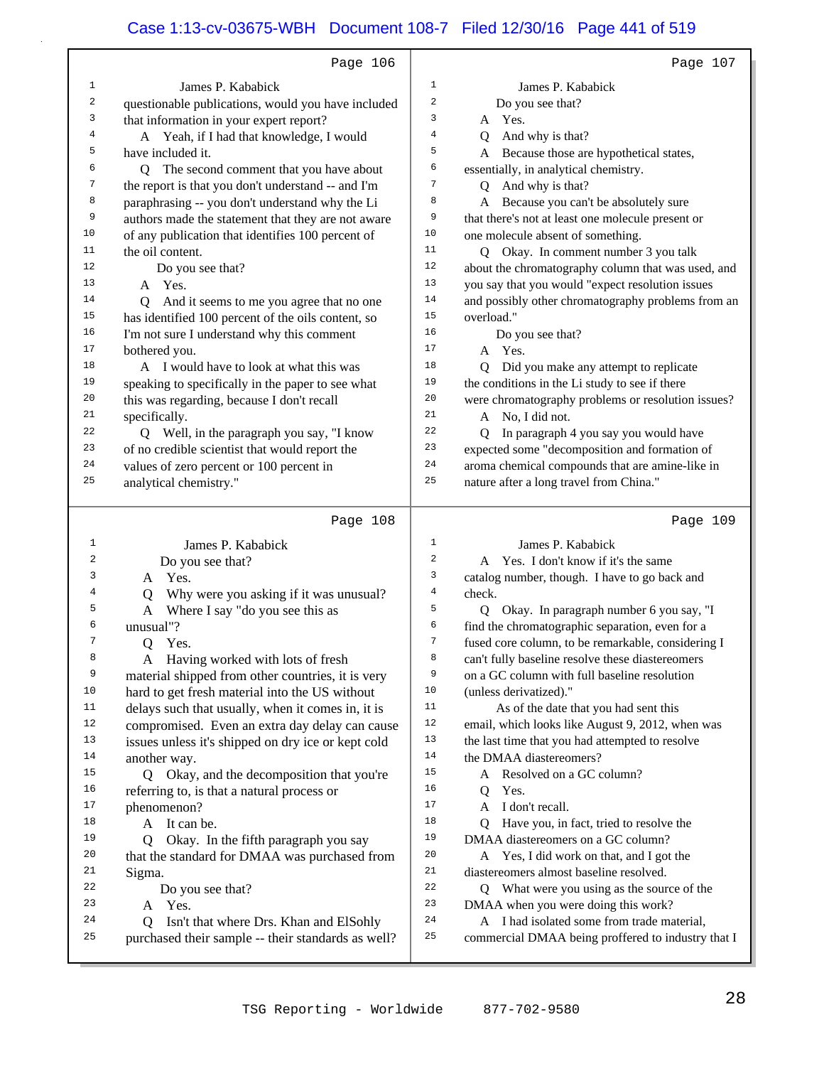Page 106

James P. Kababick

questionable publications, would you have included that information in your expert report?

A Yeah, if I had that knowledge, I would have included it.

Q The second comment that you have about the report is that you don't understand -- and I'm paraphrasing -- you don't understand why the Li authors made the statement that they are not aware of any publication that identifies 100 percent of the oil content.

Do you see that?

A Yes.

Q And it seems to me you agree that no one has identified 100 percent of the oils content, so I'm not sure I understand why this comment bothered you.

A I would have to look at what this was speaking to specifically in the paper to see what this was regarding, because I don't recall specifically.

Q Well, in the paragraph you say, "I know of no credible scientist that would report the values of zero percent or 100 percent in analytical chemistry."

Page 107

James P. Kababick

Do you see that?

A Yes.

Q And why is that?

A Because those are hypothetical states, essentially, in analytical chemistry.

Q And why is that?

A Because you can't be absolutely sure that there's not at least one molecule present or one molecule absent of something.

Q Okay. In comment number 3 you talk about the chromatography column that was used, and you say that you would "expect resolution issues and possibly other chromatography problems from an overload."

Do you see that?

A Yes.

Q Did you make any attempt to replicate the conditions in the Li study to see if there were chromatography problems or resolution issues?

A No, I did not.

Q In paragraph 4 you say you would have expected some "decomposition and formation of aroma chemical compounds that are amine-like in nature after a long travel from China."

Page 108

James P. Kababick

Do you see that?

A Yes.

Q Why were you asking if it was unusual?

A Where I say "do you see this as unusual"?

Q Yes.

A Having worked with lots of fresh material shipped from other countries, it is very hard to get fresh material into the US without delays such that usually, when it comes in, it is compromised. Even an extra day delay can cause issues unless it's shipped on dry ice or kept cold another way.

Q Okay, and the decomposition that you're referring to, is that a natural process or phenomenon?

A It can be.

Q Okay. In the fifth paragraph you say that the standard for DMAA was purchased from Sigma.

Do you see that?

A Yes.

Q Isn't that where Drs. Khan and ElSohly purchased their sample -- their standards as well?

Page 109

James P. Kababick

A Yes. I don't know if it's the same catalog number, though. I have to go back and check.

Q Okay. In paragraph number 6 you say, "I find the chromatographic separation, even for a fused core column, to be remarkable, considering I can't fully baseline resolve these diastereomers on a GC column with full baseline resolution (unless derivatized)."

As of the date that you had sent this email, which looks like August 9, 2012, when was the last time that you had attempted to resolve the DMAA diastereomers?

A Resolved on a GC column?

Q Yes.

A I don't recall.

Q Have you, in fact, tried to resolve the DMAA diastereomers on a GC column?

A Yes, I did work on that, and I got the diastereomers almost baseline resolved.

Q What were you using as the source of the DMAA when you were doing this work?

A I had isolated some from trade material, commercial DMAA being proffered to industry that I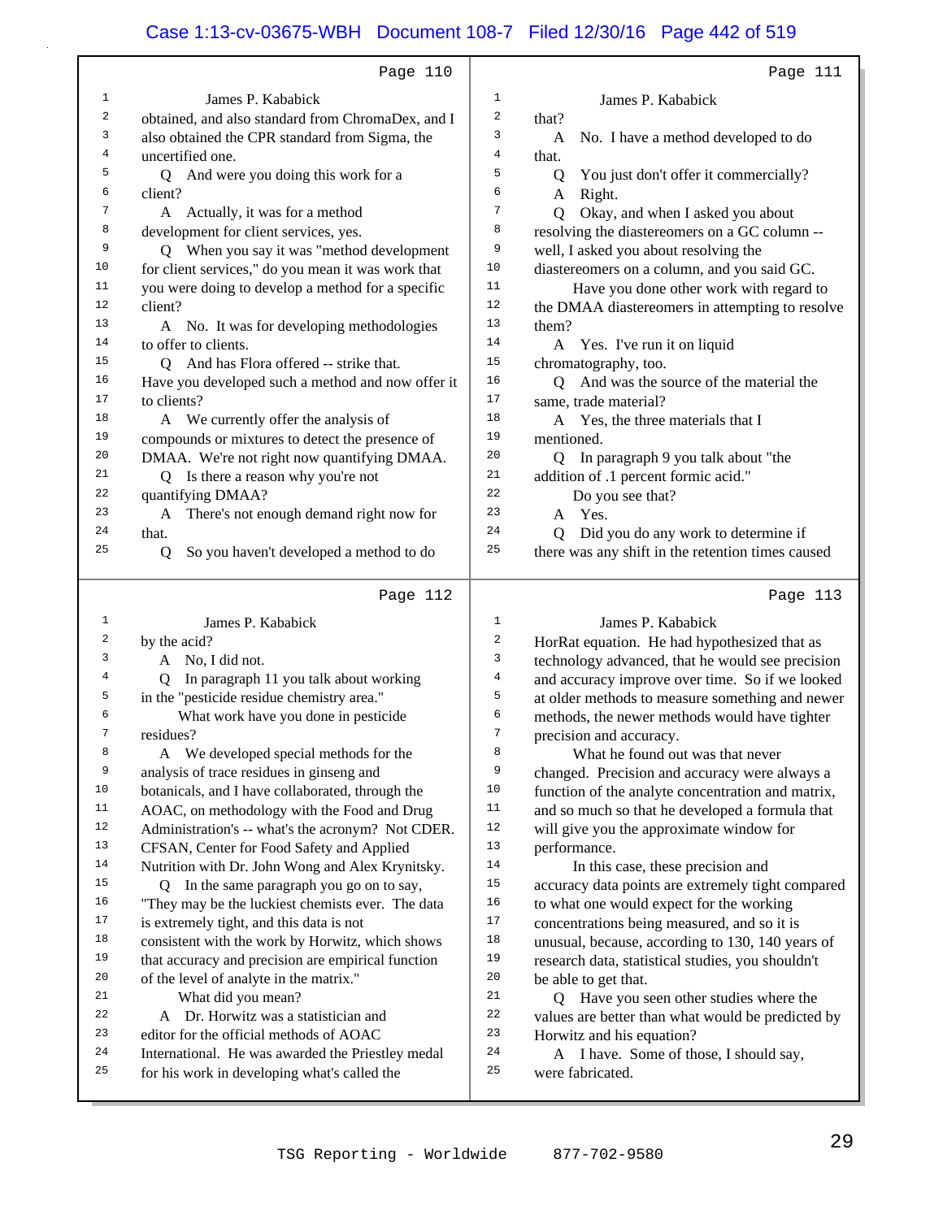Page 110

1 James P. Kababick
2 obtained, and also standard from ChromaDex, and I
3 also obtained the CPR standard from Sigma, the
4 uncertified one.
5 Q And were you doing this work for a
6 client?
7 A Actually, it was for a method
8 development for client services, yes.
9 Q When you say it was "method development
10 for client services," do you mean it was work that
11 you were doing to develop a method for a specific
12 client?
13 A No. It was for developing methodologies
14 to offer to clients.
15 Q And has Flora offered -- strike that.
16 Have you developed such a method and now offer it
17 to clients?
18 A We currently offer the analysis of
19 compounds or mixtures to detect the presence of
20 DMAA. We're not right now quantifying DMAA.
21 Q Is there a reason why you're not
22 quantifying DMAA?
23 A There's not enough demand right now for
24 that.
25 Q So you haven't developed a method to do

Page 111

1 James P. Kababick
2 that?
3 A No. I have a method developed to do
4 that.
5 Q You just don't offer it commercially?
6 A Right.
7 Q Okay, and when I asked you about
8 resolving the diastereomers on a GC column --
9 well, I asked you about resolving the
10 diastereomers on a column, and you said GC.
11 Have you done other work with regard to
12 the DMAA diastereomers in attempting to resolve
13 them?
14 A Yes. I've run it on liquid
15 chromatography, too.
16 Q And was the source of the material the
17 same, trade material?
18 A Yes, the three materials that I
19 mentioned.
20 Q In paragraph 9 you talk about "the
21 addition of .1 percent formic acid."
22 Do you see that?
23 A Yes.
24 Q Did you do any work to determine if
25 there was any shift in the retention times caused

Page 112

1 James P. Kababick
2 by the acid?
3 A No, I did not.
4 Q In paragraph 11 you talk about working
5 in the "pesticide residue chemistry area."
6 What work have you done in pesticide
7 residues?
8 A We developed special methods for the
9 analysis of trace residues in ginseng and
10 botanicals, and I have collaborated, through the
11 AOAC, on methodology with the Food and Drug
12 Administration's -- what's the acronym? Not CDER.
13 CFSAN, Center for Food Safety and Applied
14 Nutrition with Dr. John Wong and Alex Krynitsky.
15 Q In the same paragraph you go on to say,
16 "They may be the luckiest chemists ever. The data
17 is extremely tight, and this data is not
18 consistent with the work by Horwitz, which shows
19 that accuracy and precision are empirical function
20 of the level of analyte in the matrix."
21 What did you mean?
22 A Dr. Horwitz was a statistician and
23 editor for the official methods of AOAC
24 International. He was awarded the Priestley medal
25 for his work in developing what's called the

Page 113

1 James P. Kababick
2 HorRat equation. He had hypothesized that as
3 technology advanced, that he would see precision
4 and accuracy improve over time. So if we looked
5 at older methods to measure something and newer
6 methods, the newer methods would have tighter
7 precision and accuracy.
8 What he found out was that never
9 changed. Precision and accuracy were always a
10 function of the analyte concentration and matrix,
11 and so much so that he developed a formula that
12 will give you the approximate window for
13 performance.
14 In this case, these precision and
15 accuracy data points are extremely tight compared
16 to what one would expect for the working
17 concentrations being measured, and so it is
18 unusual, because, according to 130, 140 years of
19 research data, statistical studies, you shouldn't
20 be able to get that.
21 Q Have you seen other studies where the
22 values are better than what would be predicted by
23 Horwitz and his equation?
24 A I have. Some of those, I should say,
25 were fabricated.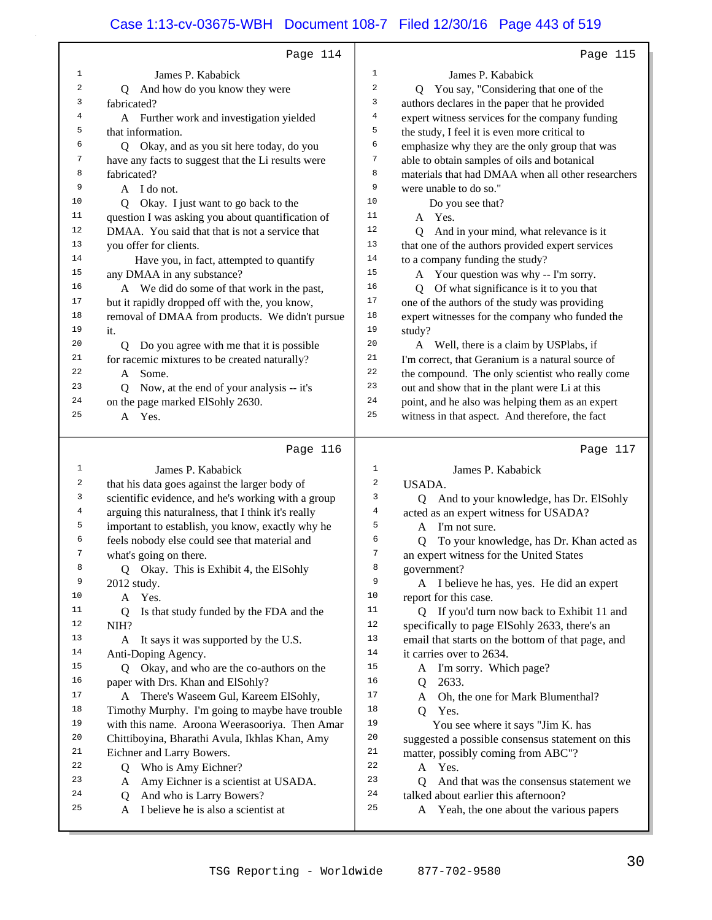Page 114

James P. Kababick

Q And how do you know they were fabricated?

A Further work and investigation yielded that information.

Q Okay, and as you sit here today, do you have any facts to suggest that the Li results were fabricated?

A I do not.

Q Okay. I just want to go back to the question I was asking you about quantification of DMAA. You said that that is not a service that you offer for clients.

Have you, in fact, attempted to quantify any DMAA in any substance?

A We did do some of that work in the past, but it rapidly dropped off with the, you know, removal of DMAA from products. We didn't pursue it.

Q Do you agree with me that it is possible for racemic mixtures to be created naturally?

A Some.

Q Now, at the end of your analysis -- it's on the page marked ElSohly 2630.

A Yes.

Page 115

James P. Kababick

Q You say, "Considering that one of the authors declares in the paper that he provided expert witness services for the company funding the study, I feel it is even more critical to emphasize why they are the only group that was able to obtain samples of oils and botanical materials that had DMAA when all other researchers were unable to do so."

Do you see that?

A Yes.

Q And in your mind, what relevance is it that one of the authors provided expert services to a company funding the study?

A Your question was why -- I'm sorry.

Q Of what significance is it to you that one of the authors of the study was providing expert witnesses for the company who funded the study?

A Well, there is a claim by USPlabs, if I'm correct, that Geranium is a natural source of the compound. The only scientist who really come out and show that in the plant were Li at this point, and he also was helping them as an expert witness in that aspect. And therefore, the fact

Page 116

James P. Kababick

that his data goes against the larger body of scientific evidence, and he's working with a group arguing this naturalness, that I think it's really important to establish, you know, exactly why he feels nobody else could see that material and what's going on there.

Q Okay. This is Exhibit 4, the ElSohly 2012 study.

A Yes.

Q Is that study funded by the FDA and the NIH?

A It says it was supported by the U.S. Anti-Doping Agency.

Q Okay, and who are the co-authors on the paper with Drs. Khan and ElSohly?

A There's Waseem Gul, Kareem ElSohly, Timothy Murphy. I'm going to maybe have trouble with this name. Aroona Weerasooriya. Then Amar Chittiboyina, Bharathi Avula, Ikhlas Khan, Amy Eichner and Larry Bowers.

Q Who is Amy Eichner?

A Amy Eichner is a scientist at USADA.

Q And who is Larry Bowers?

A I believe he is also a scientist at

Page 117

James P. Kababick

USADA.

Q And to your knowledge, has Dr. ElSohly acted as an expert witness for USADA?

A I'm not sure.

Q To your knowledge, has Dr. Khan acted as an expert witness for the United States government?

A I believe he has, yes. He did an expert report for this case.

Q If you'd turn now back to Exhibit 11 and specifically to page ElSohly 2633, there's an email that starts on the bottom of that page, and it carries over to 2634.

A I'm sorry. Which page?

Q 2633.

A Oh, the one for Mark Blumenthal?

Q Yes.

You see where it says "Jim K. has suggested a possible consensus statement on this matter, possibly coming from ABC"?

A Yes.

Q And that was the consensus statement we talked about earlier this afternoon?

A Yeah, the one about the various papers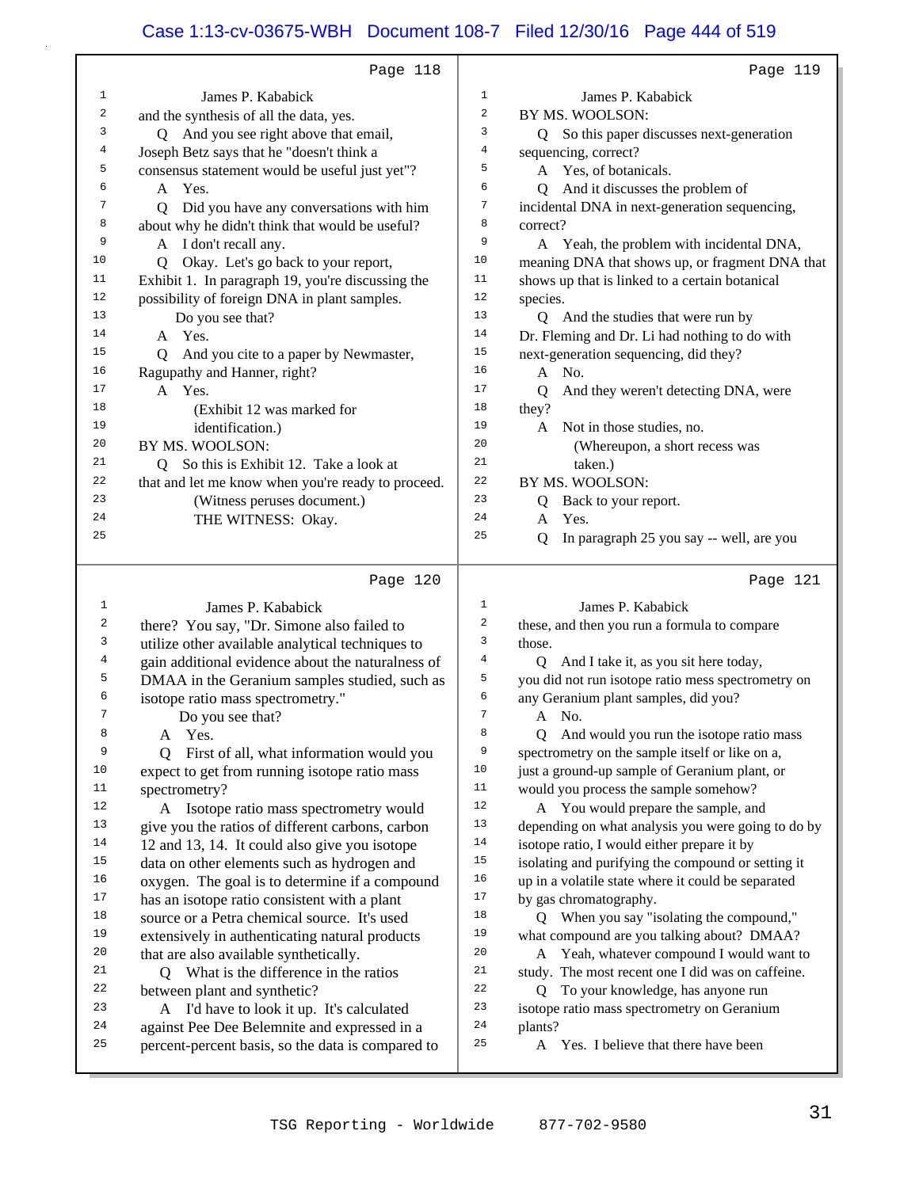Page 118

1 James P. Kababick
2 and the synthesis of all the data, yes.
3 Q And you see right above that email,
4 Joseph Betz says that he "doesn't think a
5 consensus statement would be useful just yet"?
6 A Yes.
7 Q Did you have any conversations with him
8 about why he didn't think that would be useful?
9 A I don't recall any.
10 Q Okay. Let's go back to your report,
11 Exhibit 1. In paragraph 19, you're discussing the
12 possibility of foreign DNA in plant samples.
13 Do you see that?
14 A Yes.
15 Q And you cite to a paper by Newmaster,
16 Ragupathy and Hanner, right?
17 A Yes.
18 (Exhibit 12 was marked for
19 identification.)
20 BY MS. WOOLSON:
21 Q So this is Exhibit 12. Take a look at
22 that and let me know when you're ready to proceed.
23 (Witness peruses document.)
24 THE WITNESS: Okay.
25

Page 119

1 James P. Kababick
2 BY MS. WOOLSON:
3 Q So this paper discusses next-generation
4 sequencing, correct?
5 A Yes, of botanicals.
6 Q And it discusses the problem of
7 incidental DNA in next-generation sequencing,
8 correct?
9 A Yeah, the problem with incidental DNA,
10 meaning DNA that shows up, or fragment DNA that
11 shows up that is linked to a certain botanical
12 species.
13 Q And the studies that were run by
14 Dr. Fleming and Dr. Li had nothing to do with
15 next-generation sequencing, did they?
16 A No.
17 Q And they weren't detecting DNA, were
18 they?
19 A Not in those studies, no.
20 (Whereupon, a short recess was
21 taken.)
22 BY MS. WOOLSON:
23 Q Back to your report.
24 A Yes.
25 Q In paragraph 25 you say -- well, are you

Page 120

1 James P. Kababick
2 there? You say, "Dr. Simone also failed to
3 utilize other available analytical techniques to
4 gain additional evidence about the naturalness of
5 DMAA in the Geranium samples studied, such as
6 isotope ratio mass spectrometry."
7 Do you see that?
8 A Yes.
9 Q First of all, what information would you
10 expect to get from running isotope ratio mass
11 spectrometry?
12 A Isotope ratio mass spectrometry would
13 give you the ratios of different carbons, carbon
14 12 and 13, 14. It could also give you isotope
15 data on other elements such as hydrogen and
16 oxygen. The goal is to determine if a compound
17 has an isotope ratio consistent with a plant
18 source or a Petra chemical source. It's used
19 extensively in authenticating natural products
20 that are also available synthetically.
21 Q What is the difference in the ratios
22 between plant and synthetic?
23 A I'd have to look it up. It's calculated
24 against Pee Dee Belemnite and expressed in a
25 percent-percent basis, so the data is compared to

Page 121

1 James P. Kababick
2 these, and then you run a formula to compare
3 those.
4 Q And I take it, as you sit here today,
5 you did not run isotope ratio mess spectrometry on
6 any Geranium plant samples, did you?
7 A No.
8 Q And would you run the isotope ratio mass
9 spectrometry on the sample itself or like on a,
10 just a ground-up sample of Geranium plant, or
11 would you process the sample somehow?
12 A You would prepare the sample, and
13 depending on what analysis you were going to do by
14 isotope ratio, I would either prepare it by
15 isolating and purifying the compound or setting it
16 up in a volatile state where it could be separated
17 by gas chromatography.
18 Q When you say "isolating the compound,"
19 what compound are you talking about? DMAA?
20 A Yeah, whatever compound I would want to
21 study. The most recent one I did was on caffeine.
22 Q To your knowledge, has anyone run
23 isotope ratio mass spectrometry on Geranium
24 plants?
25 A Yes. I believe that there have been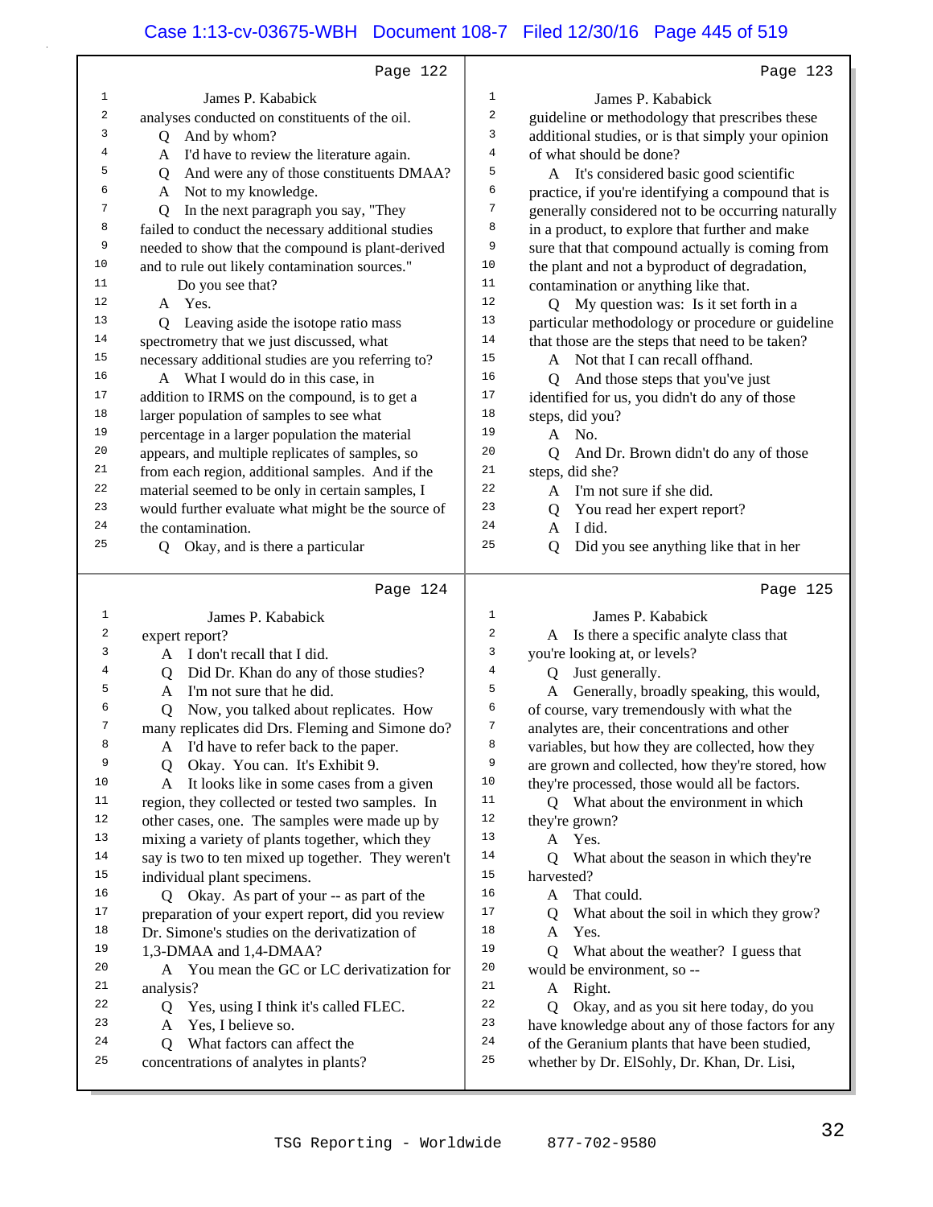Page 122

1 James P. Kababick
2 analyses conducted on constituents of the oil.
3 Q And by whom?
4 A I'd have to review the literature again.
5 Q And were any of those constituents DMAA?
6 A Not to my knowledge.
7 Q In the next paragraph you say, "They
8 failed to conduct the necessary additional studies
9 needed to show that the compound is plant-derived
10 and to rule out likely contamination sources."
11 Do you see that?
12 A Yes.
13 Q Leaving aside the isotope ratio mass
14 spectrometry that we just discussed, what
15 necessary additional studies are you referring to?
16 A What I would do in this case, in
17 addition to IRMS on the compound, is to get a
18 larger population of samples to see what
19 percentage in a larger population the material
20 appears, and multiple replicates of samples, so
21 from each region, additional samples. And if the
22 material seemed to be only in certain samples, I
23 would further evaluate what might be the source of
24 the contamination.
25 Q Okay, and is there a particular

Page 123

1 James P. Kababick
2 guideline or methodology that prescribes these
3 additional studies, or is that simply your opinion
4 of what should be done?
5 A It's considered basic good scientific
6 practice, if you're identifying a compound that is
7 generally considered not to be occurring naturally
8 in a product, to explore that further and make
9 sure that that compound actually is coming from
10 the plant and not a byproduct of degradation,
11 contamination or anything like that.
12 Q My question was: Is it set forth in a
13 particular methodology or procedure or guideline
14 that those are the steps that need to be taken?
15 A Not that I can recall offhand.
16 Q And those steps that you've just
17 identified for us, you didn't do any of those
18 steps, did you?
19 A No.
20 Q And Dr. Brown didn't do any of those
21 steps, did she?
22 A I'm not sure if she did.
23 Q You read her expert report?
24 A I did.
25 Q Did you see anything like that in her

Page 124

1 James P. Kababick
2 expert report?
3 A I don't recall that I did.
4 Q Did Dr. Khan do any of those studies?
5 A I'm not sure that he did.
6 Q Now, you talked about replicates. How
7 many replicates did Drs. Fleming and Simone do?
8 A I'd have to refer back to the paper.
9 Q Okay. You can. It's Exhibit 9.
10 A It looks like in some cases from a given
11 region, they collected or tested two samples. In
12 other cases, one. The samples were made up by
13 mixing a variety of plants together, which they
14 say is two to ten mixed up together. They weren't
15 individual plant specimens.
16 Q Okay. As part of your -- as part of the
17 preparation of your expert report, did you review
18 Dr. Simone's studies on the derivatization of
19 1,3-DMAA and 1,4-DMAA?
20 A You mean the GC or LC derivatization for
21 analysis?
22 Q Yes, using I think it's called FLEC.
23 A Yes, I believe so.
24 Q What factors can affect the
25 concentrations of analytes in plants?

Page 125

1 James P. Kababick
2 A Is there a specific analyte class that
3 you're looking at, or levels?
4 Q Just generally.
5 A Generally, broadly speaking, this would,
6 of course, vary tremendously with what the
7 analytes are, their concentrations and other
8 variables, but how they are collected, how they
9 are grown and collected, how they're stored, how
10 they're processed, those would all be factors.
11 Q What about the environment in which
12 they're grown?
13 A Yes.
14 Q What about the season in which they're
15 harvested?
16 A That could.
17 Q What about the soil in which they grow?
18 A Yes.
19 Q What about the weather? I guess that
20 would be environment, so --
21 A Right.
22 Q Okay, and as you sit here today, do you
23 have knowledge about any of those factors for any
24 of the Geranium plants that have been studied,
25 whether by Dr. ElSohly, Dr. Khan, Dr. Lisi,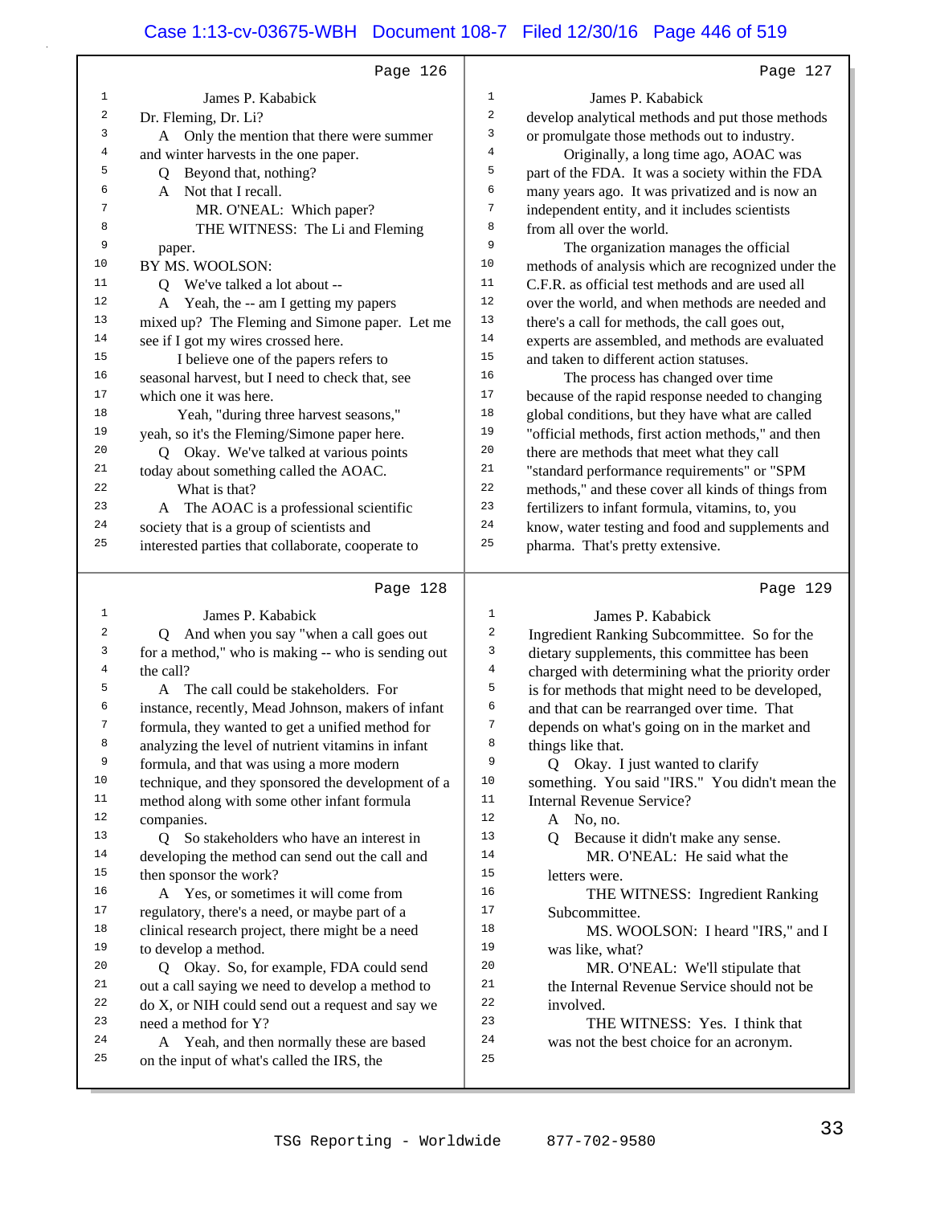Page 126

1 James P. Kababick
2 Dr. Fleming, Dr. Li?
3 A Only the mention that there were summer
4 and winter harvests in the one paper.
5 Q Beyond that, nothing?
6 A Not that I recall.
7 MR. O'NEAL: Which paper?
8 THE WITNESS: The Li and Fleming
9 paper.
10 BY MS. WOOLSON:
11 Q We've talked a lot about --
12 A Yeah, the -- am I getting my papers
13 mixed up? The Fleming and Simone paper. Let me
14 see if I got my wires crossed here.
15 I believe one of the papers refers to
16 seasonal harvest, but I need to check that, see
17 which one it was here.
18 Yeah, "during three harvest seasons,"
19 yeah, so it's the Fleming/Simone paper here.
20 Q Okay. We've talked at various points
21 today about something called the AOAC.
22 What is that?
23 A The AOAC is a professional scientific
24 society that is a group of scientists and
25 interested parties that collaborate, cooperate to

Page 127

1 James P. Kababick
2 develop analytical methods and put those methods
3 or promulgate those methods out to industry.
4 Originally, a long time ago, AOAC was
5 part of the FDA. It was a society within the FDA
6 many years ago. It was privatized and is now an
7 independent entity, and it includes scientists
8 from all over the world.
9 The organization manages the official
10 methods of analysis which are recognized under the
11 C.F.R. as official test methods and are used all
12 over the world, and when methods are needed and
13 there's a call for methods, the call goes out,
14 experts are assembled, and methods are evaluated
15 and taken to different action statuses.
16 The process has changed over time
17 because of the rapid response needed to changing
18 global conditions, but they have what are called
19 "official methods, first action methods," and then
20 there are methods that meet what they call
21 "standard performance requirements" or "SPM
22 methods," and these cover all kinds of things from
23 fertilizers to infant formula, vitamins, to, you
24 know, water testing and food and supplements and
25 pharma. That's pretty extensive.

Page 128

1 James P. Kababick
2 Q And when you say "when a call goes out
3 for a method," who is making -- who is sending out
4 the call?
5 A The call could be stakeholders. For
6 instance, recently, Mead Johnson, makers of infant
7 formula, they wanted to get a unified method for
8 analyzing the level of nutrient vitamins in infant
9 formula, and that was using a more modern
10 technique, and they sponsored the development of a
11 method along with some other infant formula
12 companies.
13 Q So stakeholders who have an interest in
14 developing the method can send out the call and
15 then sponsor the work?
16 A Yes, or sometimes it will come from
17 regulatory, there's a need, or maybe part of a
18 clinical research project, there might be a need
19 to develop a method.
20 Q Okay. So, for example, FDA could send
21 out a call saying we need to develop a method to
22 do X, or NIH could send out a request and say we
23 need a method for Y?
24 A Yeah, and then normally these are based
25 on the input of what's called the IRS, the

Page 129

1 James P. Kababick
2 Ingredient Ranking Subcommittee. So for the
3 dietary supplements, this committee has been
4 charged with determining what the priority order
5 is for methods that might need to be developed,
6 and that can be rearranged over time. That
7 depends on what's going on in the market and
8 things like that.
9 Q Okay. I just wanted to clarify
10 something. You said "IRS." You didn't mean the
11 Internal Revenue Service?
12 A No, no.
13 Q Because it didn't make any sense.
14 MR. O'NEAL: He said what the
15 letters were.
16 THE WITNESS: Ingredient Ranking
17 Subcommittee.
18 MS. WOOLSON: I heard "IRS," and I
19 was like, what?
20 MR. O'NEAL: We'll stipulate that
21 the Internal Revenue Service should not be
22 involved.
23 THE WITNESS: Yes. I think that
24 was not the best choice for an acronym.
25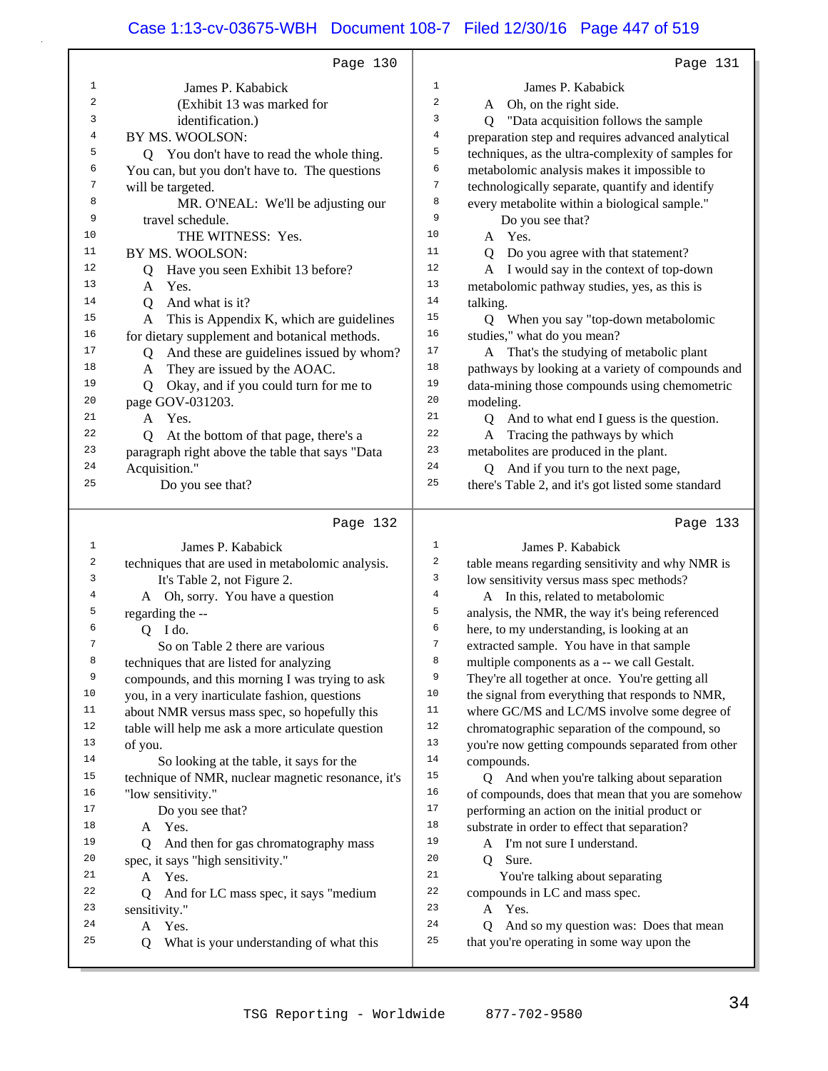Page 130

1 James P. Kababick
2 (Exhibit 13 was marked for
3 identification.)
4 BY MS. WOOLSON:
5 Q You don't have to read the whole thing.
6 You can, but you don't have to. The questions
7 will be targeted.
8 MR. O'NEAL: We'll be adjusting our
9 travel schedule.
10 THE WITNESS: Yes.
11 BY MS. WOOLSON:
12 Q Have you seen Exhibit 13 before?
13 A Yes.
14 Q And what is it?
15 A This is Appendix K, which are guidelines
16 for dietary supplement and botanical methods.
17 Q And these are guidelines issued by whom?
18 A They are issued by the AOAC.
19 Q Okay, and if you could turn for me to
20 page GOV-031203.
21 A Yes.
22 Q At the bottom of that page, there's a
23 paragraph right above the table that says "Data
24 Acquisition."
25 Do you see that?

Page 131

1 James P. Kababick
2 A Oh, on the right side.
3 Q "Data acquisition follows the sample
4 preparation step and requires advanced analytical
5 techniques, as the ultra-complexity of samples for
6 metabolomic analysis makes it impossible to
7 technologically separate, quantify and identify
8 every metabolite within a biological sample."
9 Do you see that?
10 A Yes.
11 Q Do you agree with that statement?
12 A I would say in the context of top-down
13 metabolomic pathway studies, yes, as this is
14 talking.
15 Q When you say "top-down metabolomic
16 studies," what do you mean?
17 A That's the studying of metabolic plant
18 pathways by looking at a variety of compounds and
19 data-mining those compounds using chemometric
20 modeling.
21 Q And to what end I guess is the question.
22 A Tracing the pathways by which
23 metabolites are produced in the plant.
24 Q And if you turn to the next page,
25 there's Table 2, and it's got listed some standard

Page 132

1 James P. Kababick
2 techniques that are used in metabolomic analysis.
3 It's Table 2, not Figure 2.
4 A Oh, sorry. You have a question
5 regarding the --
6 Q I do.
7 So on Table 2 there are various
8 techniques that are listed for analyzing
9 compounds, and this morning I was trying to ask
10 you, in a very inarticulate fashion, questions
11 about NMR versus mass spec, so hopefully this
12 table will help me ask a more articulate question
13 of you.
14 So looking at the table, it says for the
15 technique of NMR, nuclear magnetic resonance, it's
16 "low sensitivity."
17 Do you see that?
18 A Yes.
19 Q And then for gas chromatography mass
20 spec, it says "high sensitivity."
21 A Yes.
22 Q And for LC mass spec, it says "medium
23 sensitivity."
24 A Yes.
25 Q What is your understanding of what this

Page 133

1 James P. Kababick
2 table means regarding sensitivity and why NMR is
3 low sensitivity versus mass spec methods?
4 A In this, related to metabolomic
5 analysis, the NMR, the way it's being referenced
6 here, to my understanding, is looking at an
7 extracted sample. You have in that sample
8 multiple components as a -- we call Gestalt.
9 They're all together at once. You're getting all
10 the signal from everything that responds to NMR,
11 where GC/MS and LC/MS involve some degree of
12 chromatographic separation of the compound, so
13 you're now getting compounds separated from other
14 compounds.
15 Q And when you're talking about separation
16 of compounds, does that mean that you are somehow
17 performing an action on the initial product or
18 substrate in order to effect that separation?
19 A I'm not sure I understand.
20 Q Sure.
21 You're talking about separating
22 compounds in LC and mass spec.
23 A Yes.
24 Q And so my question was: Does that mean
25 that you're operating in some way upon the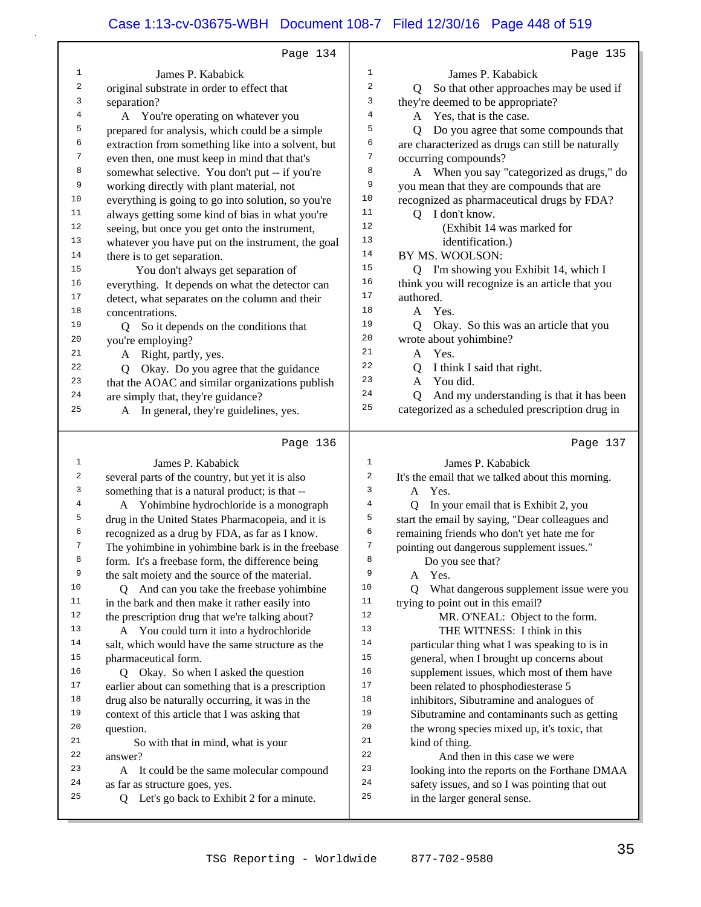Page 134

James P. Kababick

original substrate in order to effect that separation?

A You're operating on whatever you prepared for analysis, which could be a simple extraction from something like into a solvent, but even then, one must keep in mind that that's somewhat selective. You don't put -- if you're working directly with plant material, not everything is going to go into solution, so you're always getting some kind of bias in what you're seeing, but once you get onto the instrument, whatever you have put on the instrument, the goal there is to get separation.

You don't always get separation of everything. It depends on what the detector can detect, what separates on the column and their concentrations.

Q So it depends on the conditions that you're employing?

A Right, partly, yes.

Q Okay. Do you agree that the guidance that the AOAC and similar organizations publish are simply that, they're guidance?

A In general, they're guidelines, yes.

Page 135

James P. Kababick

Q So that other approaches may be used if they're deemed to be appropriate?

A Yes, that is the case.

Q Do you agree that some compounds that are characterized as drugs can still be naturally occurring compounds?

A When you say "categorized as drugs," do you mean that they are compounds that are recognized as pharmaceutical drugs by FDA?

Q I don't know.

(Exhibit 14 was marked for identification.)

BY MS. WOOLSON:

Q I'm showing you Exhibit 14, which I think you will recognize is an article that you authored.

A Yes.

Q Okay. So this was an article that you wrote about yohimbine?

A Yes.

Q I think I said that right.

A You did.

Q And my understanding is that it has been categorized as a scheduled prescription drug in

Page 136

James P. Kababick

several parts of the country, but yet it is also something that is a natural product; is that --

A Yohimbine hydrochloride is a monograph drug in the United States Pharmacopeia, and it is recognized as a drug by FDA, as far as I know. The yohimbine in yohimbine bark is in the freebase form. It's a freebase form, the difference being the salt moiety and the source of the material.

Q And can you take the freebase yohimbine in the bark and then make it rather easily into the prescription drug that we're talking about?

A You could turn it into a hydrochloride salt, which would have the same structure as the pharmaceutical form.

Q Okay. So when I asked the question earlier about can something that is a prescription drug also be naturally occurring, it was in the context of this article that I was asking that question.

So with that in mind, what is your answer?

A It could be the same molecular compound as far as structure goes, yes.

Q Let's go back to Exhibit 2 for a minute.

Page 137

James P. Kababick

It's the email that we talked about this morning.

A Yes.

Q In your email that is Exhibit 2, you start the email by saying, "Dear colleagues and remaining friends who don't yet hate me for pointing out dangerous supplement issues."

Do you see that?

A Yes.

Q What dangerous supplement issue were you trying to point out in this email?

MR. O'NEAL: Object to the form.

THE WITNESS: I think in this particular thing what I was speaking to is in general, when I brought up concerns about supplement issues, which most of them have been related to phosphodiesterase 5 inhibitors, Sibutramine and analogues of Sibutramine and contaminants such as getting the wrong species mixed up, it's toxic, that kind of thing.

And then in this case we were looking into the reports on the Forthane DMAA safety issues, and so I was pointing that out in the larger general sense.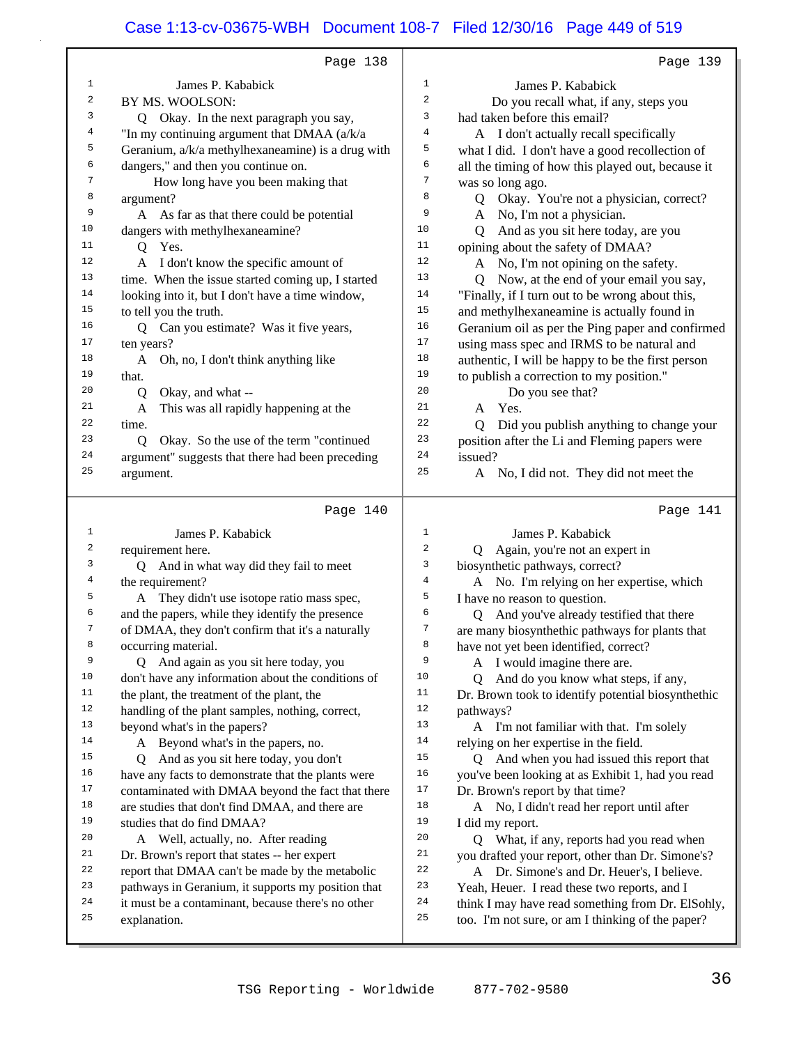Page 138

James P. Kababick

BY MS. WOOLSON:

Q Okay. In the next paragraph you say, "In my continuing argument that DMAA (a/k/a Geranium, a/k/a methylhexaneamine) is a drug with dangers," and then you continue on.

How long have you been making that argument?

A As far as that there could be potential dangers with methylhexaneamine?

Q Yes.

A I don't know the specific amount of time. When the issue started coming up, I started looking into it, but I don't have a time window, to tell you the truth.

Q Can you estimate? Was it five years, ten years?

A Oh, no, I don't think anything like that.

Q Okay, and what --

A This was all rapidly happening at the time.

Q Okay. So the use of the term "continued argument" suggests that there had been preceding argument.

Page 139

James P. Kababick

Do you recall what, if any, steps you had taken before this email?

A I don't actually recall specifically what I did. I don't have a good recollection of all the timing of how this played out, because it was so long ago.

Q Okay. You're not a physician, correct?

A No, I'm not a physician.

Q And as you sit here today, are you opining about the safety of DMAA?

A No, I'm not opining on the safety.

Q Now, at the end of your email you say, "Finally, if I turn out to be wrong about this, and methylhexaneamine is actually found in Geranium oil as per the Ping paper and confirmed using mass spec and IRMS to be natural and authentic, I will be happy to be the first person to publish a correction to my position."

Do you see that?

A Yes.

Q Did you publish anything to change your position after the Li and Fleming papers were issued?

A No, I did not. They did not meet the

Page 140

James P. Kababick

requirement here.

Q And in what way did they fail to meet the requirement?

A They didn't use isotope ratio mass spec, and the papers, while they identify the presence of DMAA, they don't confirm that it's a naturally occurring material.

Q And again as you sit here today, you don't have any information about the conditions of the plant, the treatment of the plant, the handling of the plant samples, nothing, correct, beyond what's in the papers?

A Beyond what's in the papers, no.

Q And as you sit here today, you don't have any facts to demonstrate that the plants were contaminated with DMAA beyond the fact that there are studies that don't find DMAA, and there are studies that do find DMAA?

A Well, actually, no. After reading Dr. Brown's report that states -- her expert report that DMAA can't be made by the metabolic pathways in Geranium, it supports my position that it must be a contaminant, because there's no other explanation.

Page 141

James P. Kababick

Q Again, you're not an expert in biosynthetic pathways, correct?

A No. I'm relying on her expertise, which I have no reason to question.

Q And you've already testified that there are many biosynthetic pathways for plants that have not yet been identified, correct?

A I would imagine there are.

Q And do you know what steps, if any, Dr. Brown took to identify potential biosynthethic pathways?

A I'm not familiar with that. I'm solely relying on her expertise in the field.

Q And when you had issued this report that you've been looking at as Exhibit 1, had you read Dr. Brown's report by that time?

A No, I didn't read her report until after I did my report.

Q What, if any, reports had you read when you drafted your report, other than Dr. Simone's?

A Dr. Simone's and Dr. Heuer's, I believe. Yeah, Heuer. I read these two reports, and I think I may have read something from Dr. ElSohly, too. I'm not sure, or am I thinking of the paper?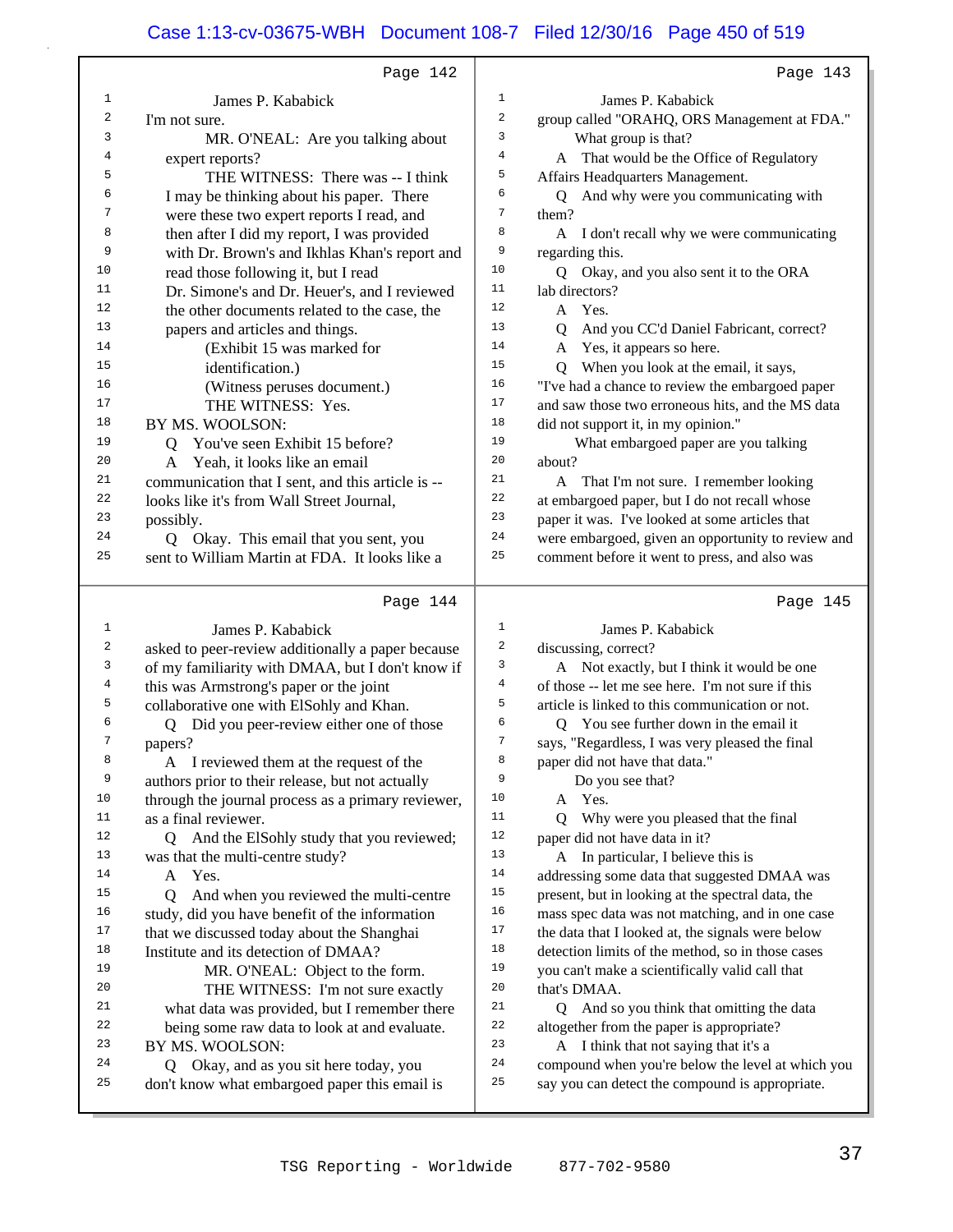Page 142

James P. Kababick

I'm not sure.

MR. O'NEAL: Are you talking about expert reports?

THE WITNESS: There was -- I think I may be thinking about his paper. There were these two expert reports I read, and then after I did my report, I was provided with Dr. Brown's and Ikhlas Khan's report and read those following it, but I read Dr. Simone's and Dr. Heuer's, and I reviewed the other documents related to the case, the papers and articles and things.

(Exhibit 15 was marked for identification.)

(Witness peruses document.)

THE WITNESS: Yes.

BY MS. WOOLSON:

Q You've seen Exhibit 15 before?

A Yeah, it looks like an email communication that I sent, and this article is -- looks like it's from Wall Street Journal, possibly.

Q Okay. This email that you sent, you sent to William Martin at FDA. It looks like a

Page 143

James P. Kababick

group called "ORAHQ, ORS Management at FDA."

What group is that?

A That would be the Office of Regulatory Affairs Headquarters Management.

Q And why were you communicating with them?

A I don't recall why we were communicating regarding this.

Q Okay, and you also sent it to the ORA lab directors?

A Yes.

Q And you CC'd Daniel Fabricant, correct?

A Yes, it appears so here.

Q When you look at the email, it says, "I've had a chance to review the embargoed paper and saw those two erroneous hits, and the MS data did not support it, in my opinion."

What embargoed paper are you talking about?

A That I'm not sure. I remember looking at embargoed paper, but I do not recall whose paper it was. I've looked at some articles that were embargoed, given an opportunity to review and comment before it went to press, and also was

Page 144

James P. Kababick

asked to peer-review additionally a paper because of my familiarity with DMAA, but I don't know if this was Armstrong's paper or the joint collaborative one with ElSohly and Khan.

Q Did you peer-review either one of those papers?

A I reviewed them at the request of the authors prior to their release, but not actually through the journal process as a primary reviewer, as a final reviewer.

Q And the ElSohly study that you reviewed; was that the multi-centre study?

A Yes.

Q And when you reviewed the multi-centre study, did you have benefit of the information that we discussed today about the Shanghai Institute and its detection of DMAA?

MR. O'NEAL: Object to the form.

THE WITNESS: I'm not sure exactly what data was provided, but I remember there being some raw data to look at and evaluate.

BY MS. WOOLSON:

Q Okay, and as you sit here today, you don't know what embargoed paper this email is

Page 145

James P. Kababick

discussing, correct?

A Not exactly, but I think it would be one of those -- let me see here. I'm not sure if this article is linked to this communication or not.

Q You see further down in the email it says, "Regardless, I was very pleased the final paper did not have that data."

Do you see that?

A Yes.

Q Why were you pleased that the final paper did not have data in it?

A In particular, I believe this is addressing some data that suggested DMAA was present, but in looking at the spectral data, the mass spec data was not matching, and in one case the data that I looked at, the signals were below detection limits of the method, so in those cases you can't make a scientifically valid call that that's DMAA.

Q And so you think that omitting the data altogether from the paper is appropriate?

A I think that not saying that it's a compound when you're below the level at which you say you can detect the compound is appropriate.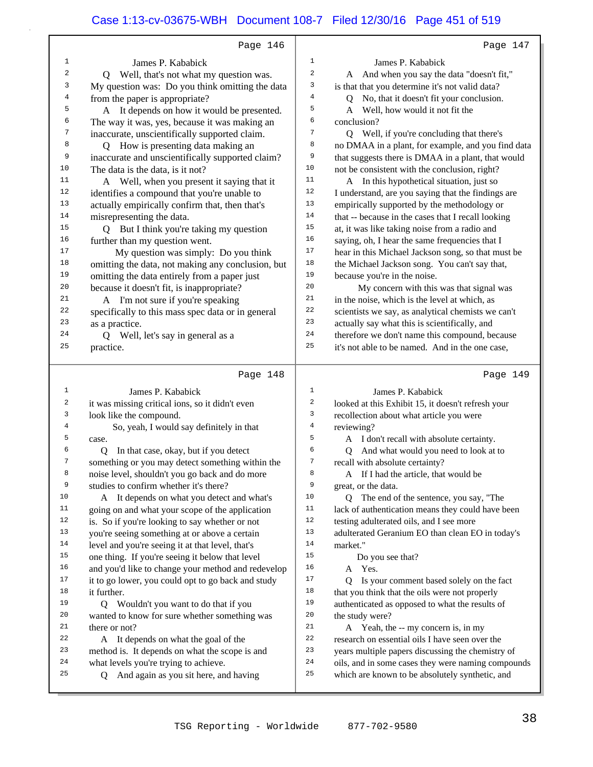Page 146

James P. Kababick

Q Well, that's not what my question was. My question was: Do you think omitting the data from the paper is appropriate?

A It depends on how it would be presented. The way it was, yes, because it was making an inaccurate, unscientifically supported claim.

Q How is presenting data making an inaccurate and unscientifically supported claim? The data is the data, is it not?

A Well, when you present it saying that it identifies a compound that you're unable to actually empirically confirm that, then that's misrepresenting the data.

Q But I think you're taking my question further than my question went.

My question was simply: Do you think omitting the data, not making any conclusion, but omitting the data entirely from a paper just because it doesn't fit, is inappropriate?

A I'm not sure if you're speaking specifically to this mass spec data or in general as a practice.

Q Well, let's say in general as a practice.

Page 147

James P. Kababick

A And when you say the data "doesn't fit," is that that you determine it's not valid data?

Q No, that it doesn't fit your conclusion.

A Well, how would it not fit the conclusion?

Q Well, if you're concluding that there's no DMAA in a plant, for example, and you find data that suggests there is DMAA in a plant, that would not be consistent with the conclusion, right?

A In this hypothetical situation, just so I understand, are you saying that the findings are empirically supported by the methodology or that -- because in the cases that I recall looking at, it was like taking noise from a radio and saying, oh, I hear the same frequencies that I hear in this Michael Jackson song, so that must be the Michael Jackson song. You can't say that, because you're in the noise.

My concern with this was that signal was in the noise, which is the level at which, as scientists we say, as analytical chemists we can't actually say what this is scientifically, and therefore we don't name this compound, because it's not able to be named. And in the one case,

Page 148

James P. Kababick

it was missing critical ions, so it didn't even look like the compound.

So, yeah, I would say definitely in that case.

Q In that case, okay, but if you detect something or you may detect something within the noise level, shouldn't you go back and do more studies to confirm whether it's there?

A It depends on what you detect and what's going on and what your scope of the application is. So if you're looking to say whether or not you're seeing something at or above a certain level and you're seeing it at that level, that's one thing. If you're seeing it below that level and you'd like to change your method and redevelop it to go lower, you could opt to go back and study it further.

Q Wouldn't you want to do that if you wanted to know for sure whether something was there or not?

A It depends on what the goal of the method is. It depends on what the scope is and what levels you're trying to achieve.

Q And again as you sit here, and having

Page 149

James P. Kababick

looked at this Exhibit 15, it doesn't refresh your recollection about what article you were reviewing?

A I don't recall with absolute certainty.

Q And what would you need to look at to recall with absolute certainty?

A If I had the article, that would be great, or the data.

Q The end of the sentence, you say, "The lack of authentication means they could have been testing adulterated oils, and I see more adulterated Geranium EO than clean EO in today's market."

Do you see that?

A Yes.

Q Is your comment based solely on the fact that you think that the oils were not properly authenticated as opposed to what the results of the study were?

A Yeah, the -- my concern is, in my research on essential oils I have seen over the years multiple papers discussing the chemistry of oils, and in some cases they were naming compounds which are known to be absolutely synthetic, and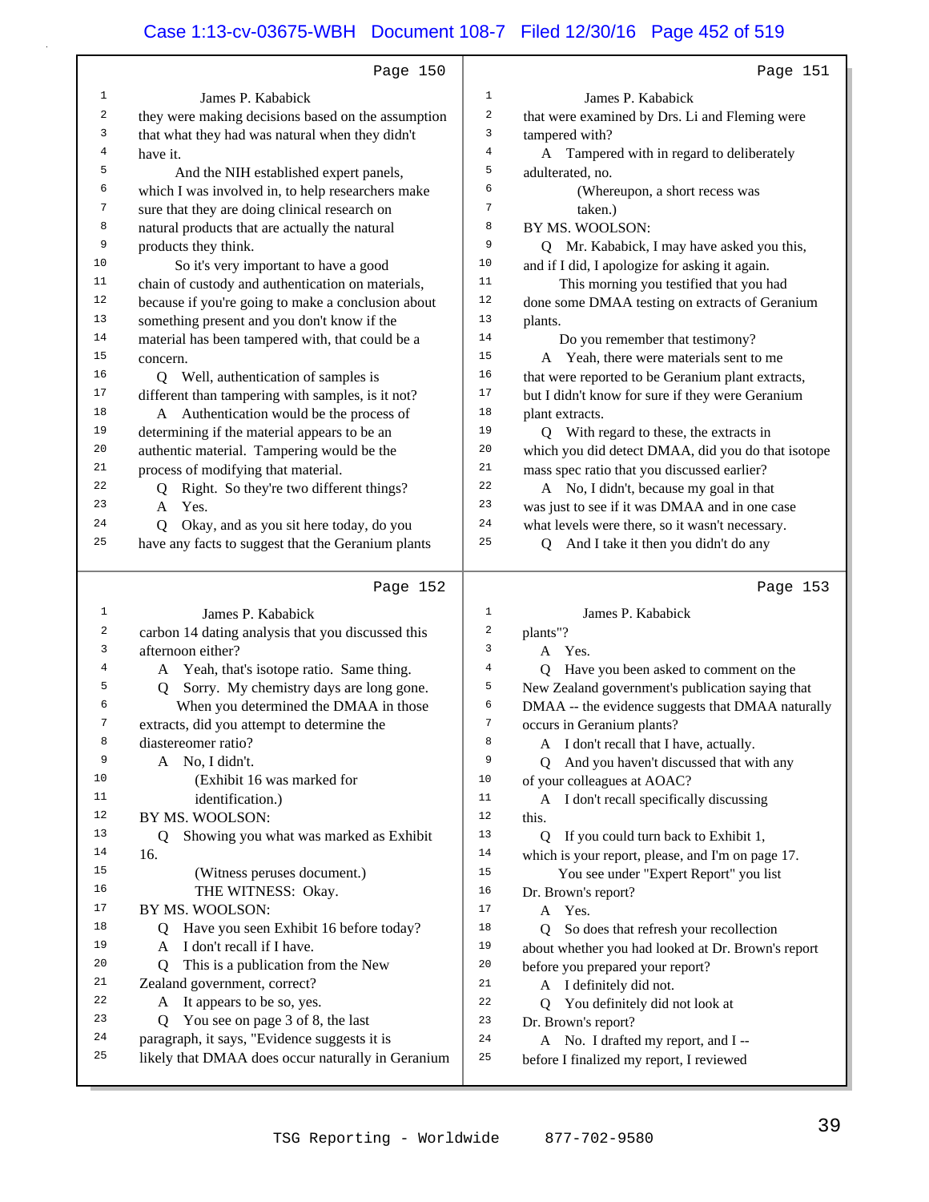Page 150

James P. Kababick

they were making decisions based on the assumption that what they had was natural when they didn't have it.

And the NIH established expert panels, which I was involved in, to help researchers make sure that they are doing clinical research on natural products that are actually the natural products they think.

So it's very important to have a good chain of custody and authentication on materials, because if you're going to make a conclusion about something present and you don't know if the material has been tampered with, that could be a concern.

Q Well, authentication of samples is different than tampering with samples, is it not?

A Authentication would be the process of determining if the material appears to be an authentic material. Tampering would be the process of modifying that material.

Q Right. So they're two different things?

A Yes.

Q Okay, and as you sit here today, do you have any facts to suggest that the Geranium plants

Page 151

James P. Kababick

that were examined by Drs. Li and Fleming were tampered with?

A Tampered with in regard to deliberately adulterated, no.

(Whereupon, a short recess was taken.)

BY MS. WOOLSON:

Q Mr. Kababick, I may have asked you this, and if I did, I apologize for asking it again.

This morning you testified that you had done some DMAA testing on extracts of Geranium plants.

Do you remember that testimony?

A Yeah, there were materials sent to me that were reported to be Geranium plant extracts, but I didn't know for sure if they were Geranium plant extracts.

Q With regard to these, the extracts in which you did detect DMAA, did you do that isotope mass spec ratio that you discussed earlier?

A No, I didn't, because my goal in that was just to see if it was DMAA and in one case what levels were there, so it wasn't necessary.

Q And I take it then you didn't do any

Page 152

James P. Kababick

carbon 14 dating analysis that you discussed this afternoon either?

A Yeah, that's isotope ratio. Same thing.

Q Sorry. My chemistry days are long gone.

When you determined the DMAA in those extracts, did you attempt to determine the diastereomer ratio?

A No, I didn't.

(Exhibit 16 was marked for identification.)

BY MS. WOOLSON:

Q Showing you what was marked as Exhibit 16.

(Witness peruses document.)

THE WITNESS: Okay.

BY MS. WOOLSON:

Q Have you seen Exhibit 16 before today?

A I don't recall if I have.

Q This is a publication from the New Zealand government, correct?

A It appears to be so, yes.

Q You see on page 3 of 8, the last paragraph, it says, "Evidence suggests it is likely that DMAA does occur naturally in Geranium

Page 153

James P. Kababick

plants"?

A Yes.

Q Have you been asked to comment on the New Zealand government's publication saying that DMAA -- the evidence suggests that DMAA naturally occurs in Geranium plants?

A I don't recall that I have, actually.

Q And you haven't discussed that with any of your colleagues at AOAC?

A I don't recall specifically discussing this.

Q If you could turn back to Exhibit 1, which is your report, please, and I'm on page 17.

You see under "Expert Report" you list Dr. Brown's report?

A Yes.

Q So does that refresh your recollection about whether you had looked at Dr. Brown's report before you prepared your report?

A I definitely did not.

Q You definitely did not look at Dr. Brown's report?

A No. I drafted my report, and I -- before I finalized my report, I reviewed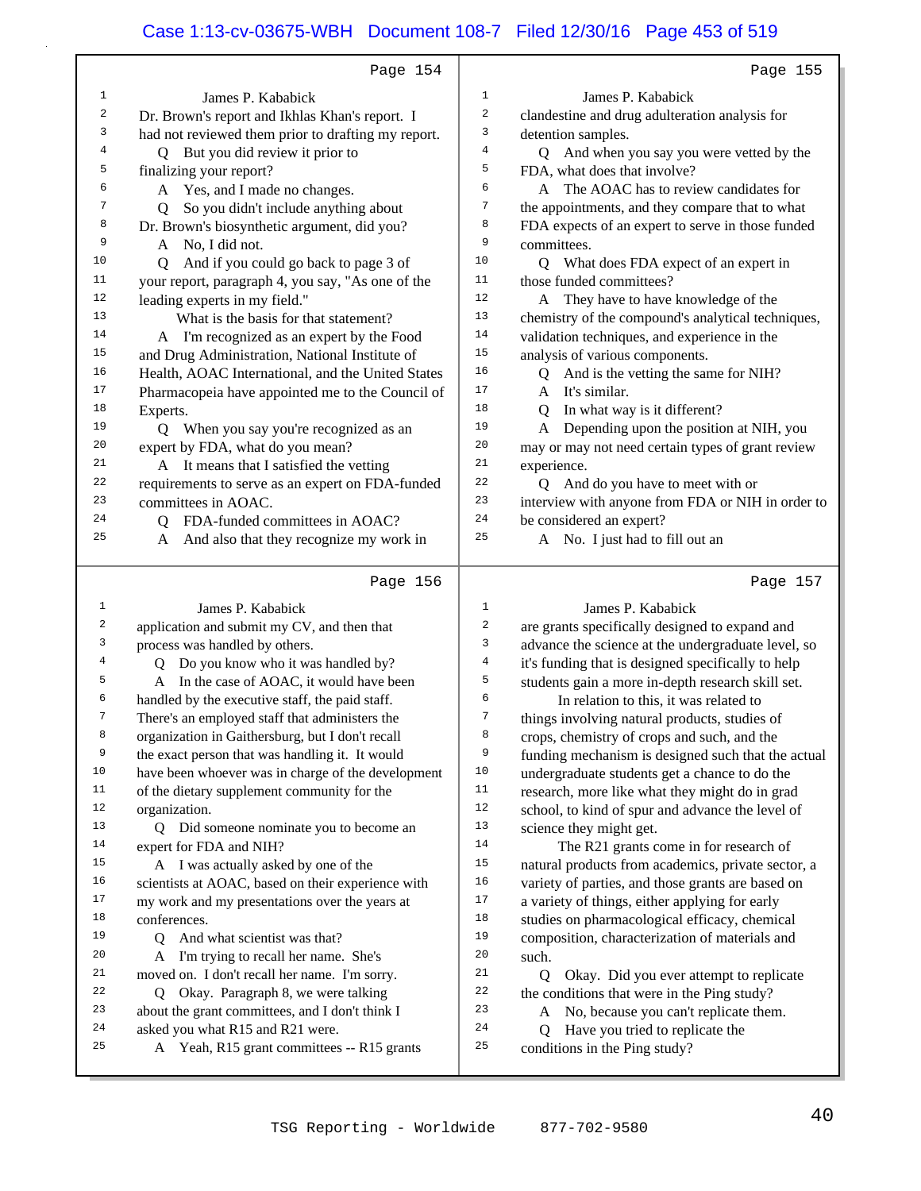Page 154

James P. Kababick

Dr. Brown's report and Ikhlas Khan's report. I had not reviewed them prior to drafting my report.

Q But you did review it prior to finalizing your report?

A Yes, and I made no changes.

Q So you didn't include anything about Dr. Brown's biosynthetic argument, did you?

A No, I did not.

Q And if you could go back to page 3 of your report, paragraph 4, you say, "As one of the leading experts in my field."

What is the basis for that statement?

A I'm recognized as an expert by the Food and Drug Administration, National Institute of Health, AOAC International, and the United States Pharmacopeia have appointed me to the Council of Experts.

Q When you say you're recognized as an expert by FDA, what do you mean?

A It means that I satisfied the vetting requirements to serve as an expert on FDA-funded committees in AOAC.

Q FDA-funded committees in AOAC?

A And also that they recognize my work in

Page 155

James P. Kababick

clandestine and drug adulteration analysis for detention samples.

Q And when you say you were vetted by the FDA, what does that involve?

A The AOAC has to review candidates for the appointments, and they compare that to what FDA expects of an expert to serve in those funded committees.

Q What does FDA expect of an expert in those funded committees?

A They have to have knowledge of the chemistry of the compound's analytical techniques, validation techniques, and experience in the analysis of various components.

Q And is the vetting the same for NIH?

A It's similar.

Q In what way is it different?

A Depending upon the position at NIH, you may or may not need certain types of grant review experience.

Q And do you have to meet with or interview with anyone from FDA or NIH in order to be considered an expert?

A No. I just had to fill out an

Page 156

James P. Kababick

application and submit my CV, and then that process was handled by others.

Q Do you know who it was handled by?

A In the case of AOAC, it would have been handled by the executive staff, the paid staff. There's an employed staff that administers the organization in Gaithersburg, but I don't recall the exact person that was handling it. It would have been whoever was in charge of the development of the dietary supplement community for the organization.

Q Did someone nominate you to become an expert for FDA and NIH?

A I was actually asked by one of the scientists at AOAC, based on their experience with my work and my presentations over the years at conferences.

Q And what scientist was that?

A I'm trying to recall her name. She's moved on. I don't recall her name. I'm sorry.

Q Okay. Paragraph 8, we were talking about the grant committees, and I don't think I asked you what R15 and R21 were.

A Yeah, R15 grant committees -- R15 grants

Page 157

James P. Kababick

are grants specifically designed to expand and advance the science at the undergraduate level, so it's funding that is designed specifically to help students gain a more in-depth research skill set.

In relation to this, it was related to things involving natural products, studies of crops, chemistry of crops and such, and the funding mechanism is designed such that the actual undergraduate students get a chance to do the research, more like what they might do in grad school, to kind of spur and advance the level of science they might get.

The R21 grants come in for research of natural products from academics, private sector, a variety of parties, and those grants are based on a variety of things, either applying for early studies on pharmacological efficacy, chemical composition, characterization of materials and such.

Q Okay. Did you ever attempt to replicate the conditions that were in the Ping study?

A No, because you can't replicate them.

Q Have you tried to replicate the conditions in the Ping study?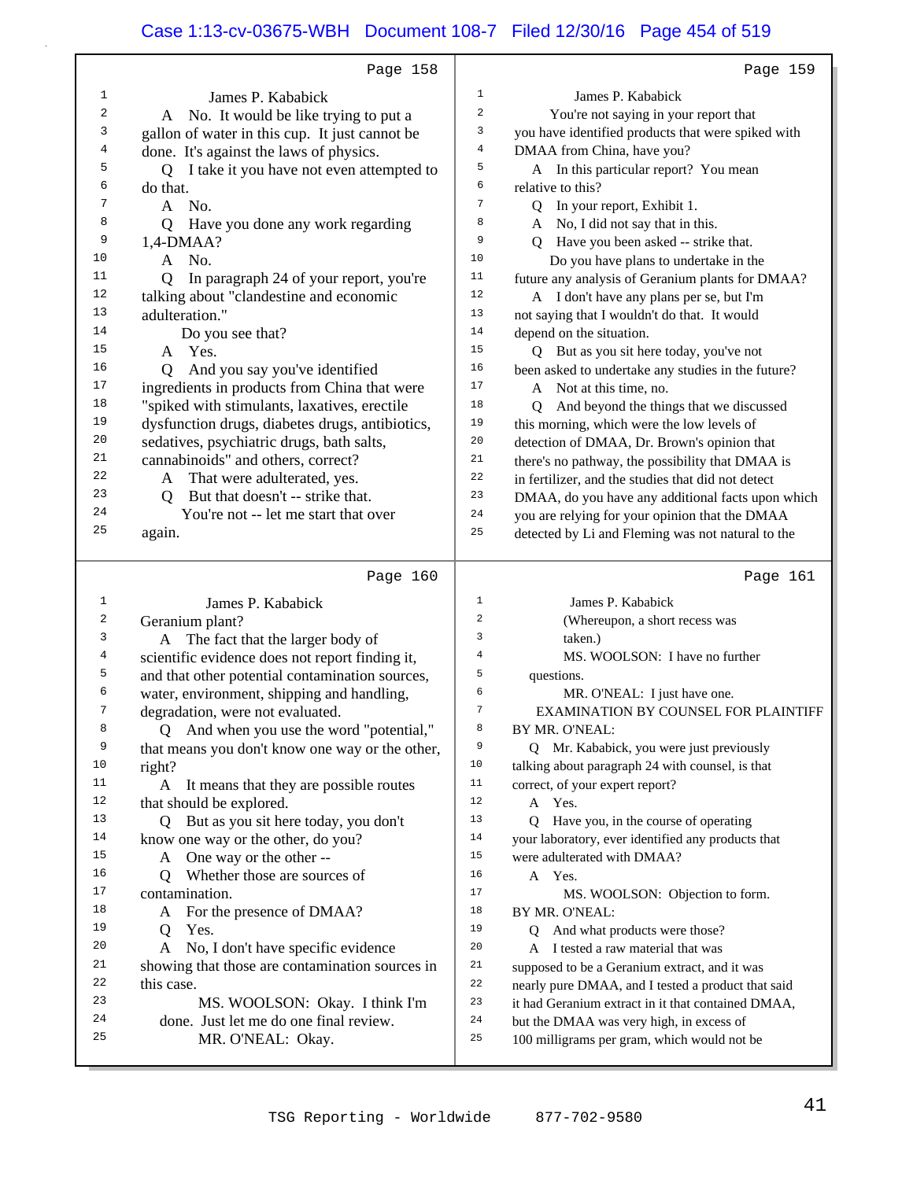Page 158

1 James P. Kababick
2 A No. It would be like trying to put a
3 gallon of water in this cup. It just cannot be
4 done. It's against the laws of physics.
5 Q I take it you have not even attempted to
6 do that.
7 A No.
8 Q Have you done any work regarding
9 1,4-DMAA?
10 A No.
11 Q In paragraph 24 of your report, you're
12 talking about "clandestine and economic
13 adulteration."
14 Do you see that?
15 A Yes.
16 Q And you say you've identified
17 ingredients in products from China that were
18 "spiked with stimulants, laxatives, erectile
19 dysfunction drugs, diabetes drugs, antibiotics,
20 sedatives, psychiatric drugs, bath salts,
21 cannabinoids" and others, correct?
22 A That were adulterated, yes.
23 Q But that doesn't -- strike that.
24 You're not -- let me start that over
25 again.

Page 159

1 James P. Kababick
2 You're not saying in your report that
3 you have identified products that were spiked with
4 DMAA from China, have you?
5 A In this particular report? You mean
6 relative to this?
7 Q In your report, Exhibit 1.
8 A No, I did not say that in this.
9 Q Have you been asked -- strike that.
10 Do you have plans to undertake in the
11 future any analysis of Geranium plants for DMAA?
12 A I don't have any plans per se, but I'm
13 not saying that I wouldn't do that. It would
14 depend on the situation.
15 Q But as you sit here today, you've not
16 been asked to undertake any studies in the future?
17 A Not at this time, no.
18 Q And beyond the things that we discussed
19 this morning, which were the low levels of
20 detection of DMAA, Dr. Brown's opinion that
21 there's no pathway, the possibility that DMAA is
22 in fertilizer, and the studies that did not detect
23 DMAA, do you have any additional facts upon which
24 you are relying for your opinion that the DMAA
25 detected by Li and Fleming was not natural to the

Page 160

1 James P. Kababick
2 Geranium plant?
3 A The fact that the larger body of
4 scientific evidence does not report finding it,
5 and that other potential contamination sources,
6 water, environment, shipping and handling,
7 degradation, were not evaluated.
8 Q And when you use the word "potential,"
9 that means you don't know one way or the other,
10 right?
11 A It means that they are possible routes
12 that should be explored.
13 Q But as you sit here today, you don't
14 know one way or the other, do you?
15 A One way or the other --
16 Q Whether those are sources of
17 contamination.
18 A For the presence of DMAA?
19 Q Yes.
20 A No, I don't have specific evidence
21 showing that those are contamination sources in
22 this case.
23 MS. WOOLSON: Okay. I think I'm
24 done. Just let me do one final review.
25 MR. O'NEAL: Okay.

Page 161

1 James P. Kababick
2 (Whereupon, a short recess was
3 taken.)
4 MS. WOOLSON: I have no further
5 questions.
6 MR. O'NEAL: I just have one.
7 EXAMINATION BY COUNSEL FOR PLAINTIFF
8 BY MR. O'NEAL:
9 Q Mr. Kababick, you were just previously
10 talking about paragraph 24 with counsel, is that
11 correct, of your expert report?
12 A Yes.
13 Q Have you, in the course of operating
14 your laboratory, ever identified any products that
15 were adulterated with DMAA?
16 A Yes.
17 MS. WOOLSON: Objection to form.
18 BY MR. O'NEAL:
19 Q And what products were those?
20 A I tested a raw material that was
21 supposed to be a Geranium extract, and it was
22 nearly pure DMAA, and I tested a product that said
23 it had Geranium extract in it that contained DMAA,
24 but the DMAA was very high, in excess of
25 100 milligrams per gram, which would not be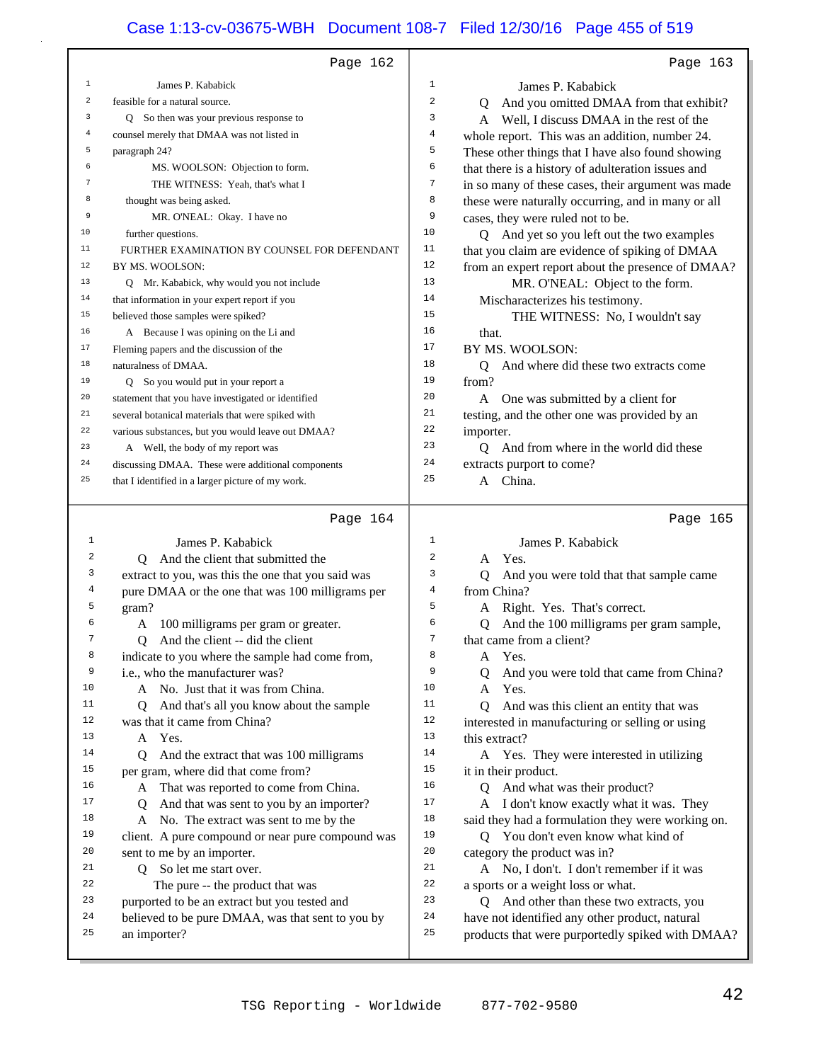Page 162

James P. Kababick

feasible for a natural source.

Q So then was your previous response to counsel merely that DMAA was not listed in paragraph 24?

MS. WOOLSON: Objection to form.

THE WITNESS: Yeah, that's what I thought was being asked.

MR. O'NEAL: Okay. I have no further questions.

FURTHER EXAMINATION BY COUNSEL FOR DEFENDANT BY MS. WOOLSON:

Q Mr. Kababick, why would you not include that information in your expert report if you believed those samples were spiked?

A Because I was opining on the Li and Fleming papers and the discussion of the naturalness of DMAA.

Q So you would put in your report a statement that you have investigated or identified several botanical materials that were spiked with various substances, but you would leave out DMAA?

A Well, the body of my report was discussing DMAA. These were additional components that I identified in a larger picture of my work.

Page 163

James P. Kababick

Q And you omitted DMAA from that exhibit?

A Well, I discuss DMAA in the rest of the whole report. This was an addition, number 24. These other things that I have also found showing that there is a history of adulteration issues and in so many of these cases, their argument was made these were naturally occurring, and in many or all cases, they were ruled not to be.

Q And yet so you left out the two examples that you claim are evidence of spiking of DMAA from an expert report about the presence of DMAA?

MR. O'NEAL: Object to the form. Mischaracterizes his testimony.

THE WITNESS: No, I wouldn't say that.

BY MS. WOOLSON:

Q And where did these two extracts come from?

A One was submitted by a client for testing, and the other one was provided by an importer.

Q And from where in the world did these extracts purport to come?

A China.

Page 164

James P. Kababick

Q And the client that submitted the extract to you, was this the one that you said was pure DMAA or the one that was 100 milligrams per gram?

A 100 milligrams per gram or greater.

Q And the client -- did the client indicate to you where the sample had come from, i.e., who the manufacturer was?

A No. Just that it was from China.

Q And that's all you know about the sample was that it came from China?

A Yes.

Q And the extract that was 100 milligrams per gram, where did that come from?

A That was reported to come from China.

Q And that was sent to you by an importer?

A No. The extract was sent to me by the client. A pure compound or near pure compound was sent to me by an importer.

Q So let me start over.

The pure -- the product that was purported to be an extract but you tested and believed to be pure DMAA, was that sent to you by an importer?

Page 165

James P. Kababick

A Yes.

Q And you were told that that sample came from China?

A Right. Yes. That's correct.

Q And the 100 milligrams per gram sample, that came from a client?

A Yes.

Q And you were told that came from China?

A Yes.

Q And was this client an entity that was interested in manufacturing or selling or using this extract?

A Yes. They were interested in utilizing it in their product.

Q And what was their product?

A I don't know exactly what it was. They said they had a formulation they were working on.

Q You don't even know what kind of category the product was in?

A No, I don't. I don't remember if it was a sports or a weight loss or what.

Q And other than these two extracts, you have not identified any other product, natural products that were purportedly spiked with DMAA?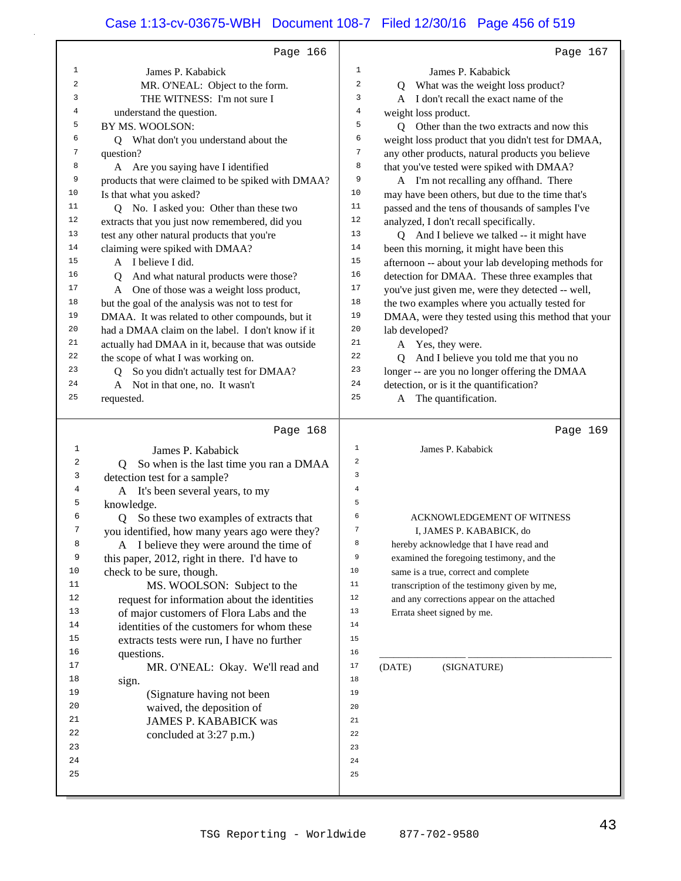Page 166

James P. Kababick

MR. O'NEAL: Object to the form.

THE WITNESS: I'm not sure I understand the question.

BY MS. WOOLSON:

Q What don't you understand about the question?

A Are you saying have I identified products that were claimed to be spiked with DMAA? Is that what you asked?

Q No. I asked you: Other than these two extracts that you just now remembered, did you test any other natural products that you're claiming were spiked with DMAA?

A I believe I did.

Q And what natural products were those?

A One of those was a weight loss product, but the goal of the analysis was not to test for DMAA. It was related to other compounds, but it had a DMAA claim on the label. I don't know if it actually had DMAA in it, because that was outside the scope of what I was working on.

Q So you didn't actually test for DMAA?

A Not in that one, no. It wasn't requested.

Page 167

James P. Kababick

Q What was the weight loss product?

A I don't recall the exact name of the weight loss product.

Q Other than the two extracts and now this weight loss product that you didn't test for DMAA, any other products, natural products you believe that you've tested were spiked with DMAA?

A I'm not recalling any offhand. There may have been others, but due to the time that's passed and the tens of thousands of samples I've analyzed, I don't recall specifically.

Q And I believe we talked -- it might have been this morning, it might have been this afternoon -- about your lab developing methods for detection for DMAA. These three examples that you've just given me, were they detected -- well, the two examples where you actually tested for DMAA, were they tested using this method that your lab developed?

A Yes, they were.

Q And I believe you told me that you no longer -- are you no longer offering the DMAA detection, or is it the quantification?

A The quantification.

Page 168

James P. Kababick

Q So when is the last time you ran a DMAA detection test for a sample?

A It's been several years, to my knowledge.

Q So these two examples of extracts that you identified, how many years ago were they?

A I believe they were around the time of this paper, 2012, right in there. I'd have to check to be sure, though.

MS. WOOLSON: Subject to the request for information about the identities of major customers of Flora Labs and the identities of the customers for whom these extracts tests were run, I have no further questions.

MR. O'NEAL: Okay. We'll read and sign.

(Signature having not been waived, the deposition of JAMES P. KABABICK was concluded at 3:27 p.m.)

Page 169

James P. Kababick

ACKNOWLEDGEMENT OF WITNESS

I, JAMES P. KABABICK, do hereby acknowledge that I have read and examined the foregoing testimony, and the same is a true, correct and complete transcription of the testimony given by me, and any corrections appear on the attached Errata sheet signed by me.

\_\_\_\_\_\_\_\_\_\_\_\_\_\_ \_\_\_\_\_\_\_\_\_\_\_\_\_\_\_\_\_\_\_\_\_\_\_\_

(DATE) (SIGNATURE)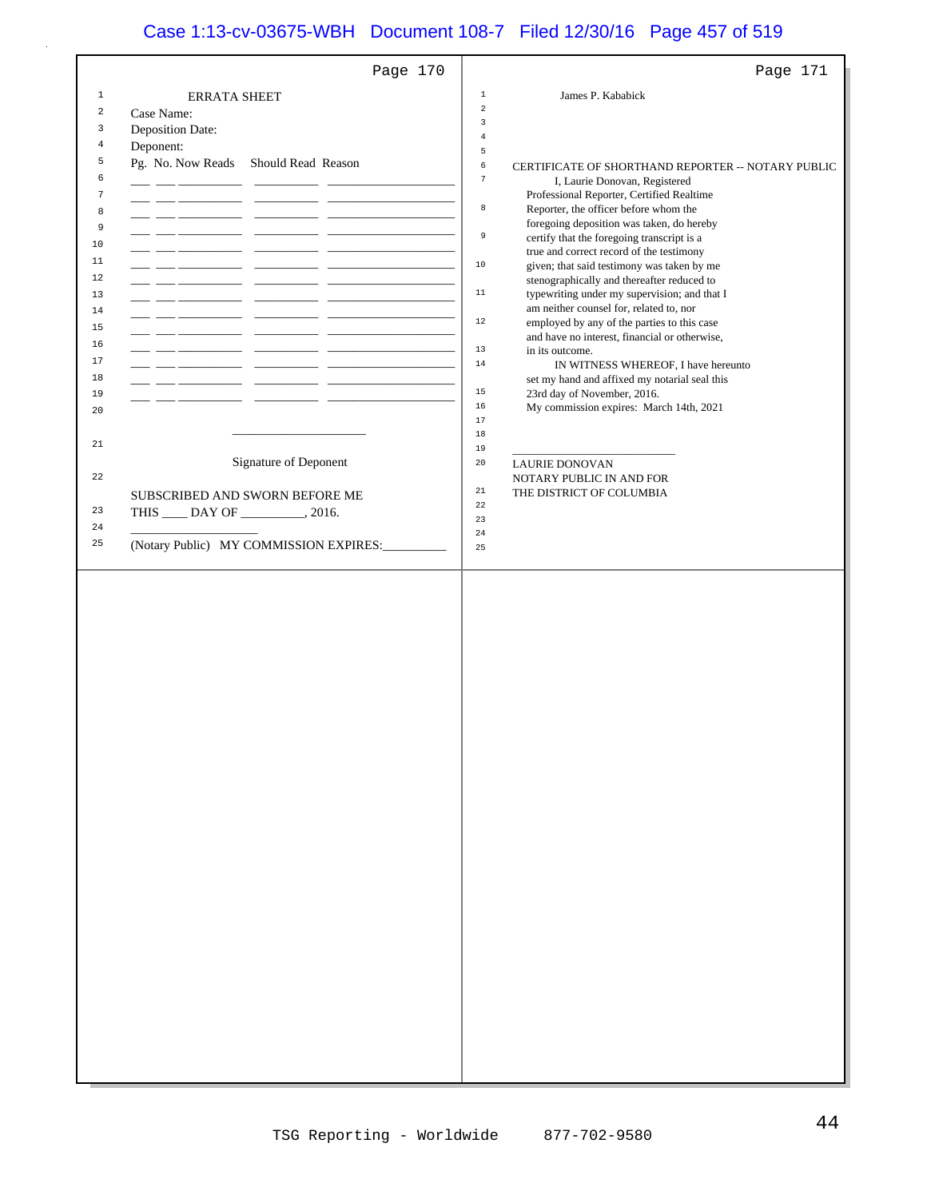Page 170

ERRATA SHEET

Case Name:

Deposition Date:

Deponent:

| Pg. | No. | Now Reads | Should Read | Reason |
|---|---|---|---|---|
| ___ | ___ | _________ | _________ | _____________ |
| ___ | ___ | _________ | _________ | _____________ |
| ___ | ___ | _________ | _________ | _____________ |
| ___ | ___ | _________ | _________ | _____________ |
| ___ | ___ | _________ | _________ | _____________ |
| ___ | ___ | _________ | _________ | _____________ |
| ___ | ___ | _________ | _________ | _____________ |
| ___ | ___ | _________ | _________ | _____________ |
| ___ | ___ | _________ | _________ | _____________ |
| ___ | ___ | _________ | _________ | _____________ |
| ___ | ___ | _________ | _________ | _____________ |
| ___ | ___ | _________ | _________ | _____________ |
| ___ | ___ | _________ | _________ | _____________ |
| ___ | ___ | _________ | _________ | _____________ |

____________________

Signature of Deponent

SUBSCRIBED AND SWORN BEFORE ME

THIS ____ DAY OF __________, 2016.

____________________

(Notary Public) MY COMMISSION EXPIRES:__________

Page 171

James P. Kababick

CERTIFICATE OF SHORTHAND REPORTER -- NOTARY PUBLIC

I, Laurie Donovan, Registered Professional Reporter, Certified Realtime Reporter, the officer before whom the foregoing deposition was taken, do hereby certify that the foregoing transcript is a true and correct record of the testimony given; that said testimony was taken by me stenographically and thereafter reduced to typewriting under my supervision; and that I am neither counsel for, related to, nor employed by any of the parties to this case and have no interest, financial or otherwise, in its outcome.

IN WITNESS WHEREOF, I have hereunto set my hand and affixed my notarial seal this 23rd day of November, 2016.

My commission expires: March 14th, 2021

____________________

LAURIE DONOVAN
NOTARY PUBLIC IN AND FOR
THE DISTRICT OF COLUMBIA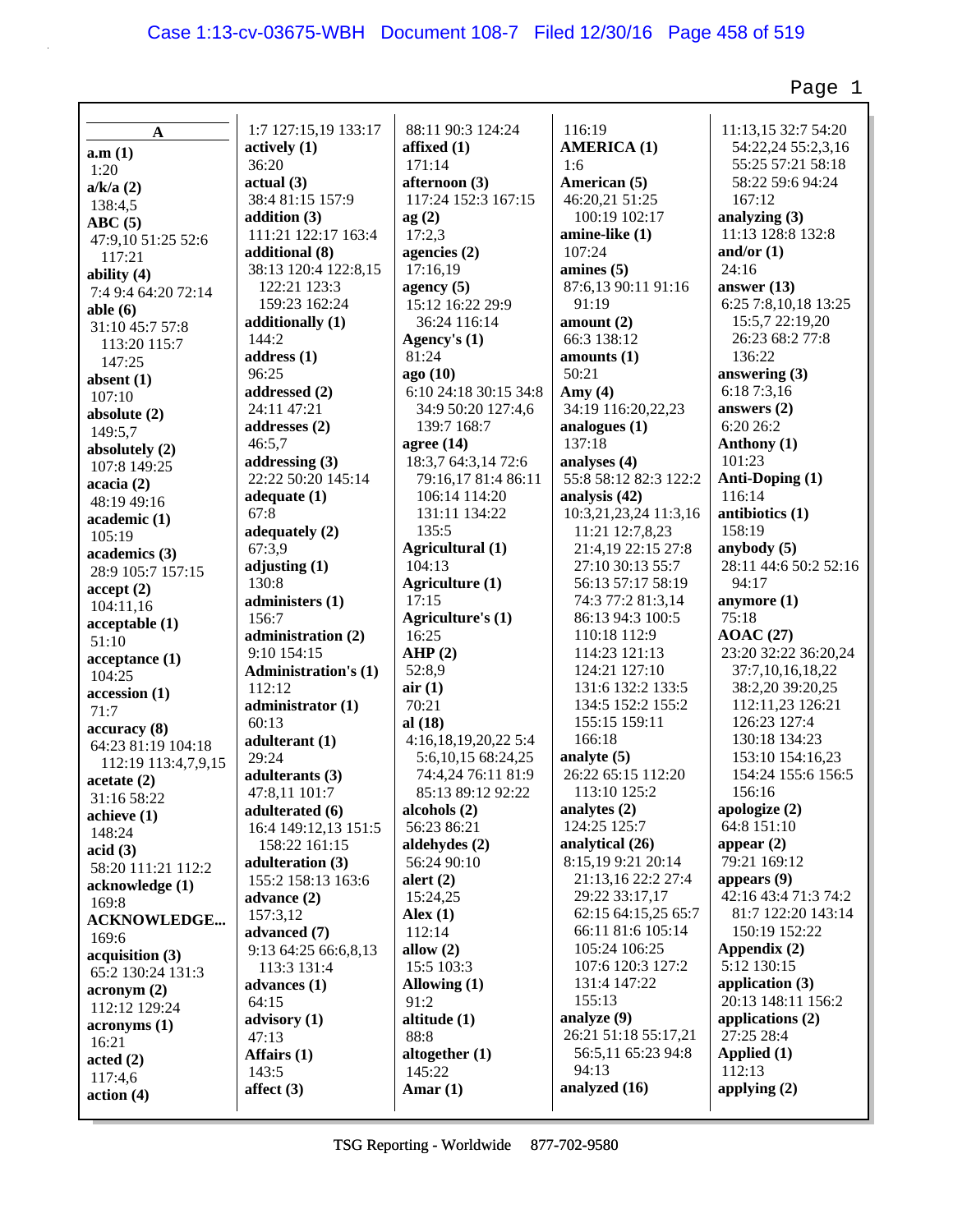**A**

**a.m (1)**
1:20
**a/k/a (2)**
138:4,5
**ABC (5)**
47:9,10 51:25 52:6
117:21
**ability (4)**
7:4 9:4 64:20 72:14
**able (6)**
31:10 45:7 57:8
113:20 115:7
147:25
**absent (1)**
107:10
**absolute (2)**
149:5,7
**absolutely (2)**
107:8 149:25
**acacia (2)**
48:19 49:16
**academic (1)**
105:19
**academics (3)**
28:9 105:7 157:15
**accept (2)**
104:11,16
**acceptable (1)**
51:10
**acceptance (1)**
104:25
**accession (1)**
71:7
**accuracy (8)**
64:23 81:19 104:18
112:19 113:4,7,9,15
**acetate (2)**
31:16 58:22
**achieve (1)**
148:24
**acid (3)**
58:20 111:21 112:2
**acknowledge (1)**
169:8
**ACKNOWLEDGE...**
169:6
**acquisition (3)**
65:2 130:24 131:3
**acronym (2)**
112:12 129:24
**acronyms (1)**
16:21
**acted (2)**
117:4,6
**action (4)**
1:7 127:15,19 133:17
**actively (1)**
36:20
**actual (3)**
38:4 81:15 157:9
**addition (3)**
111:21 122:17 163:4
**additional (8)**
38:13 120:4 122:8,15
122:21 123:3
159:23 162:24
**additionally (1)**
144:2
**address (1)**
96:25
**addressed (2)**
24:11 47:21
**addresses (2)**
46:5,7
**addressing (3)**
22:22 50:20 145:14
**adequate (1)**
67:8
**adequately (2)**
67:3,9
**adjusting (1)**
130:8
**administers (1)**
156:7
**administration (2)**
9:10 154:15
**Administration's (1)**
112:12
**administrator (1)**
60:13
**adulterant (1)**
29:24
**adulterants (3)**
47:8,11 101:7
**adulterated (6)**
16:4 149:12,13 151:5
158:22 161:15
**adulteration (3)**
155:2 158:13 163:6
**advance (2)**
157:3,12
**advanced (7)**
9:13 64:25 66:6,8,13
113:3 131:4
**advances (1)**
64:15
**advisory (1)**
47:13
**Affairs (1)**
143:5
**affect (3)**
88:11 90:3 124:24
**affixed (1)**
171:14
**afternoon (3)**
117:24 152:3 167:15
**ag (2)**
17:2,3
**agencies (2)**
17:16,19
**agency (5)**
15:12 16:22 29:9
36:24 116:14
**Agency's (1)**
81:24
**ago (10)**
6:10 24:18 30:15 34:8
34:9 50:20 127:4,6
139:7 168:7
**agree (14)**
18:3,7 64:3,14 72:6
79:16,17 81:4 86:11
106:14 114:20
131:11 134:22
135:5
**Agricultural (1)**
104:13
**Agriculture (1)**
17:15
**Agriculture's (1)**
16:25
**AHP (2)**
52:8,9
**air (1)**
70:21
**al (18)**
4:16,18,19,20,22 5:4
5:6,10,15 68:24,25
74:4,24 76:11 81:9
85:13 89:12 92:22
**alcohols (2)**
56:23 86:21
**aldehydes (2)**
56:24 90:10
**alert (2)**
15:24,25
**Alex (1)**
112:14
**allow (2)**
15:5 103:3
**Allowing (1)**
91:2
**altitude (1)**
88:8
**altogether (1)**
145:22
**Amar (1)**
116:19
**AMERICA (1)**
1:6
**American (5)**
46:20,21 51:25
100:19 102:17
**amine-like (1)**
107:24
**amines (5)**
87:6,13 90:11 91:16
91:19
**amount (2)**
66:3 138:12
**amounts (1)**
50:21
**Amy (4)**
34:19 116:20,22,23
**analogues (1)**
137:18
**analyses (4)**
55:8 58:12 82:3 122:2
**analysis (42)**
10:3,21,23,24 11:3,16
11:21 12:7,8,23
21:4,19 22:15 27:8
27:10 30:13 55:7
56:13 57:17 58:19
74:3 77:2 81:3,14
86:13 94:3 100:5
110:18 112:9
114:23 121:13
124:21 127:10
131:6 132:2 133:5
134:5 152:2 155:2
155:15 159:11
166:18
**analyte (5)**
26:22 65:15 112:20
113:10 125:2
**analytes (2)**
124:25 125:7
**analytical (26)**
8:15,19 9:21 20:14
21:13,16 22:2 27:4
29:22 33:17,17
62:15 64:15,25 65:7
66:11 81:6 105:14
105:24 106:25
107:6 120:3 127:2
131:4 147:22
155:13
**analyze (9)**
26:21 51:18 55:17,21
56:5,11 65:23 94:8
94:13
**analyzed (16)**
11:13,15 32:7 54:20
54:22,24 55:2,3,16
55:25 57:21 58:18
58:22 59:6 94:24
167:12
**analyzing (3)**
11:13 128:8 132:8
**and/or (1)**
24:16
**answer (13)**
6:25 7:8,10,18 13:25
15:5,7 22:19,20
26:23 68:2 77:8
136:22
**answering (3)**
6:18 7:3,16
**answers (2)**
6:20 26:2
**Anthony (1)**
101:23
**Anti-Doping (1)**
116:14
**antibiotics (1)**
158:19
**anybody (5)**
28:11 44:6 50:2 52:16
94:17
**anymore (1)**
75:18
**AOAC (27)**
23:20 32:22 36:20,24
37:7,10,16,18,22
38:2,20 39:20,25
112:11,23 126:21
126:23 127:4
130:18 134:23
153:10 154:16,23
154:24 155:6 156:5
156:16
**apologize (2)**
64:8 151:10
**appear (2)**
79:21 169:12
**appears (9)**
42:16 43:4 71:3 74:2
81:7 122:20 143:14
150:19 152:22
**Appendix (2)**
5:12 130:15
**application (3)**
20:13 148:11 156:2
**applications (2)**
27:25 28:4
**Applied (1)**
112:13
**applying (2)**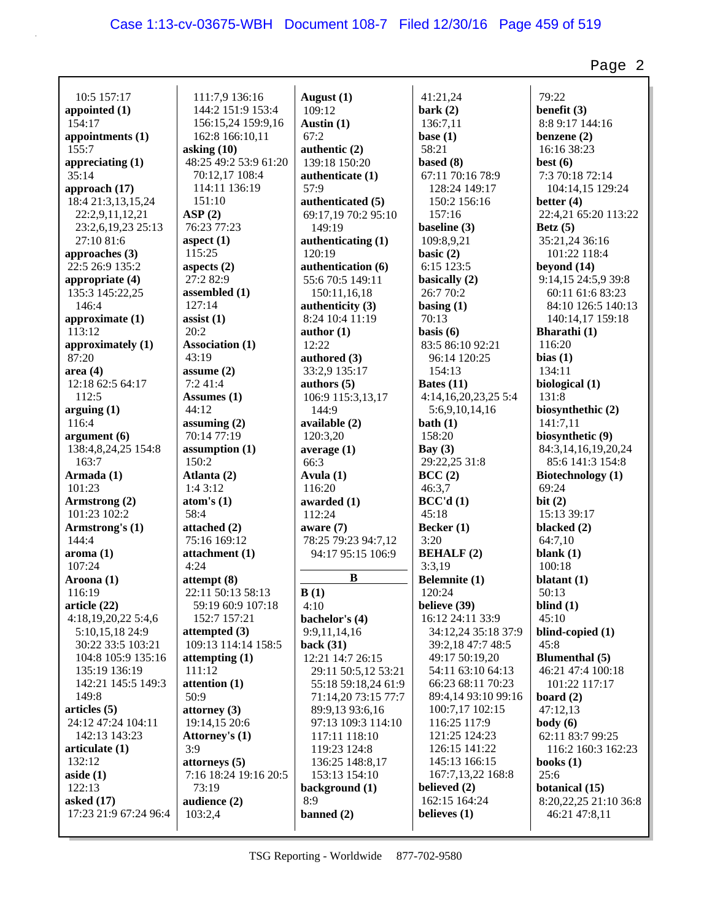10:5 157:17
**appointed (1)**
154:17
**appointments (1)**
155:7
**appreciating (1)**
35:14
**approach (17)**
18:4 21:3,13,15,24
22:2,9,11,12,21
23:2,6,19,23 25:13
27:10 81:6
**approaches (3)**
22:5 26:9 135:2
**appropriate (4)**
135:3 145:22,25
146:4
**approximate (1)**
113:12
**approximately (1)**
87:20
**area (4)**
12:18 62:5 64:17
112:5
**arguing (1)**
116:4
**argument (6)**
138:4,8,24,25 154:8
163:7
**Armada (1)**
101:23
**Armstrong (2)**
101:23 102:2
**Armstrong's (1)**
144:4
**aroma (1)**
107:24
**Aroona (1)**
116:19
**article (22)**
4:18,19,20,22 5:4,6
5:10,15,18 24:9
30:22 33:5 103:21
104:8 105:9 135:16
135:19 136:19
142:21 145:5 149:3
149:8
**articles (5)**
24:12 47:24 104:11
142:13 143:23
**articulate (1)**
132:12
**aside (1)**
122:13
**asked (17)**
17:23 21:9 67:24 96:4
111:7,9 136:16
144:2 151:9 153:4
156:15,24 159:9,16
162:8 166:10,11
**asking (10)**
48:25 49:2 53:9 61:20
70:12,17 108:4
114:11 136:19
151:10
**ASP (2)**
76:23 77:23
**aspect (1)**
115:25
**aspects (2)**
27:2 82:9
**assembled (1)**
127:14
**assist (1)**
20:2
**Association (1)**
43:19
**assume (2)**
7:2 41:4
**Assumes (1)**
44:12
**assuming (2)**
70:14 77:19
**assumption (1)**
150:2
**Atlanta (2)**
1:4 3:12
**atom's (1)**
58:4
**attached (2)**
75:16 169:12
**attachment (1)**
4:24
**attempt (8)**
22:11 50:13 58:13
59:19 60:9 107:18
152:7 157:21
**attempted (3)**
109:13 114:14 158:5
**attempting (1)**
111:12
**attention (1)**
50:9
**attorney (3)**
19:14,15 20:6
**Attorney's (1)**
3:9
**attorneys (5)**
7:16 18:24 19:16 20:5
73:19
**audience (2)**
103:2,4
**August (1)**
109:12
**Austin (1)**
67:2
**authentic (2)**
139:18 150:20
**authenticate (1)**
57:9
**authenticated (5)**
69:17,19 70:2 95:10
149:19
**authenticating (1)**
120:19
**authentication (6)**
55:6 70:5 149:11
150:11,16,18
**authenticity (3)**
8:24 10:4 11:19
**author (1)**
12:22
**authored (3)**
33:2,9 135:17
**authors (5)**
106:9 115:3,13,17
144:9
**available (2)**
120:3,20
**average (1)**
66:3
**Avula (1)**
116:20
**awarded (1)**
112:24
**aware (7)**
78:25 79:23 94:7,12
94:17 95:15 106:9

**B**

**B (1)**
4:10
**bachelor's (4)**
9:9,11,14,16
**back (31)**
12:21 14:7 26:15
29:11 50:5,12 53:21
55:18 59:18,24 61:9
71:14,20 73:15 77:7
89:3,13 93:6,16
97:13 109:3 114:10
117:11 118:10
119:23 124:8
136:25 148:8,17
153:13 154:10
**background (1)**
8:9
**banned (2)**
41:21,24
**bark (2)**
136:7,11
**base (1)**
58:21
**based (8)**
67:11 70:16 78:9
128:24 149:17
150:2 156:16
157:16
**baseline (3)**
109:8,9,21
**basic (2)**
6:15 123:5
**basically (2)**
26:7 70:2
**basing (1)**
70:13
**basis (6)**
83:5 86:10 92:21
96:14 120:25
154:13
**Bates (11)**
4:14,16,20,23,25 5:4
5:6,9,10,14,16
**bath (1)**
158:20
**Bay (3)**
29:22,25 31:8
**BCC (2)**
46:3,7
**BCC'd (1)**
45:18
**Becker (1)**
3:20
**BEHALF (2)**
3:3,19
**Belemnite (1)**
120:24
**believe (39)**
16:12 24:11 33:9
34:12,24 35:18 37:9
39:2,18 47:7 48:5
49:17 50:19,20
54:11 63:10 64:13
66:23 68:11 70:23
89:4,14 93:10 99:16
100:7,17 102:15
116:25 117:9
121:25 124:23
126:15 141:22
145:13 166:15
167:7,13,22 168:8
**believed (2)**
162:15 164:24
**believes (1)**
79:22
**benefit (3)**
8:8 9:17 144:16
**benzene (2)**
16:16 38:23
**best (6)**
7:3 70:18 72:14
104:14,15 129:24
**better (4)**
22:4,21 65:20 113:22
**Betz (5)**
35:21,24 36:16
101:22 118:4
**beyond (14)**
9:14,15 24:5,9 39:8
60:11 61:6 83:23
84:10 126:5 140:13
140:14,17 159:18
**Bharathi (1)**
116:20
**bias (1)**
134:11
**biological (1)**
131:8
**biosynthethic (2)**
141:7,11
**biosynthetic (9)**
84:3,14,16,19,20,24
85:6 141:3 154:8
**Biotechnology (1)**
69:24
**bit (2)**
15:13 39:17
**blacked (2)**
64:7,10
**blank (1)**
100:18
**blatant (1)**
50:13
**blind (1)**
45:10
**blind-copied (1)**
45:8
**Blumenthal (5)**
46:21 47:4 100:18
101:22 117:17
**board (2)**
47:12,13
**body (6)**
62:11 83:7 99:25
116:2 160:3 162:23
**books (1)**
25:6
**botanical (15)**
8:20,22,25 21:10 36:8
46:21 47:8,11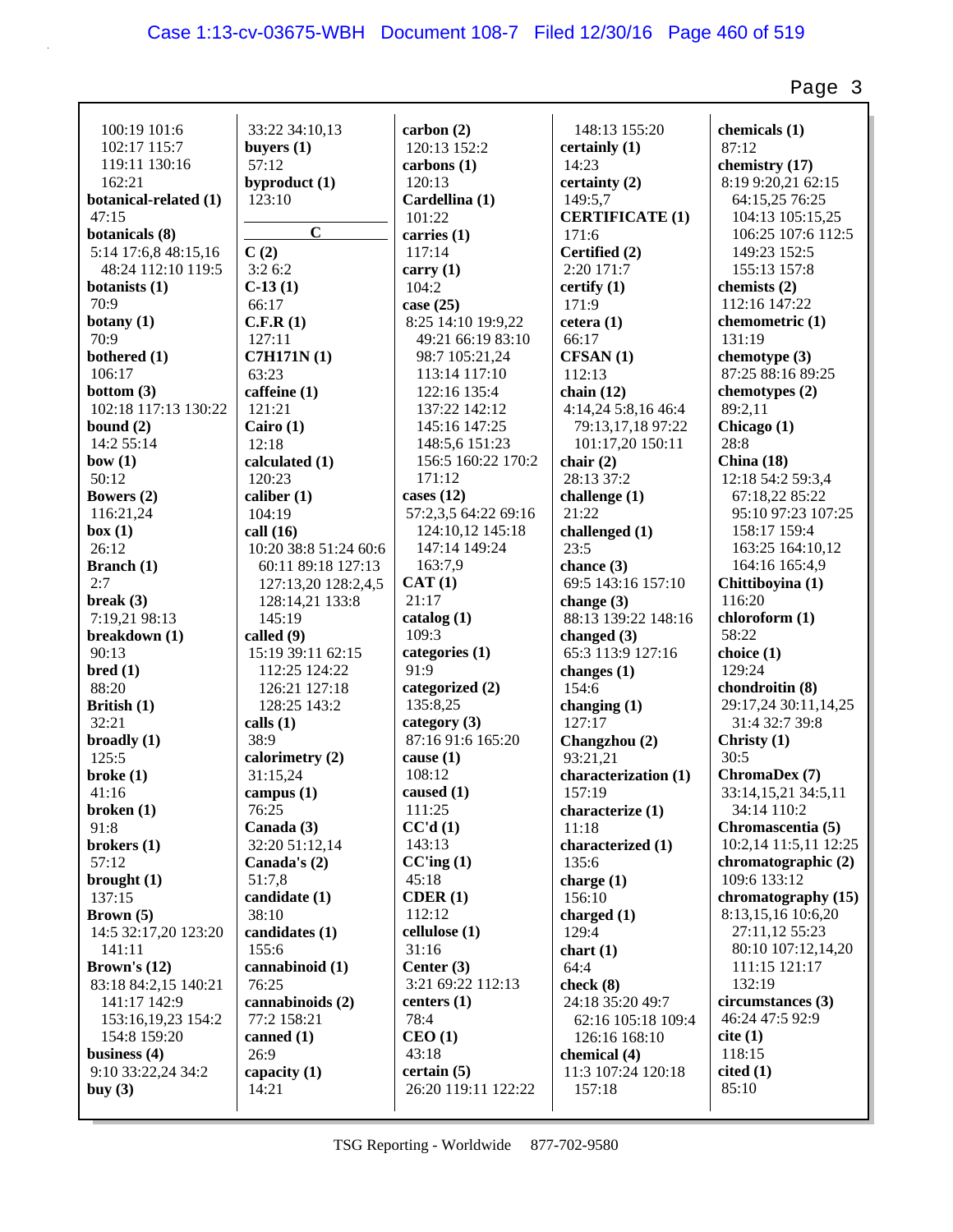100:19 101:6
102:17 115:7
119:11 130:16
162:21

**botanical-related (1)**
47:15

**botanicals (8)**
5:14 17:6,8 48:15,16
48:24 112:10 119:5

**botanists (1)**
70:9

**botany (1)**
70:9

**bothered (1)**
106:17

**bottom (3)**
102:18 117:13 130:22

**bound (2)**
14:2 55:14

**bow (1)**
50:12

**Bowers (2)**
116:21,24

**box (1)**
26:12

**Branch (1)**
2:7

**break (3)**
7:19,21 98:13

**breakdown (1)**
90:13

**bred (1)**
88:20

**British (1)**
32:21

**broadly (1)**
125:5

**broke (1)**
41:16

**broken (1)**
91:8

**brokers (1)**
57:12

**brought (1)**
137:15

**Brown (5)**
14:5 32:17,20 123:20
141:11

**Brown's (12)**
83:18 84:2,15 140:21
141:17 142:9
153:16,19,23 154:2
154:8 159:20

**business (4)**
9:10 33:22,24 34:2

**buy (3)**
33:22 34:10,13

**buyers (1)**
57:12

**byproduct (1)**
123:10

**C**

**C (2)**
3:2 6:2

**C-13 (1)**
66:17

**C.F.R (1)**
127:11

**C7H171N (1)**
63:23

**caffeine (1)**
121:21

**Cairo (1)**
12:18

**calculated (1)**
120:23

**caliber (1)**
104:19

**call (16)**
10:20 38:8 51:24 60:6
60:11 89:18 127:13
127:13,20 128:2,4,5
128:14,21 133:8
145:19

**called (9)**
15:19 39:11 62:15
112:25 124:22
126:21 127:18
128:25 143:2

**calls (1)**
38:9

**calorimetry (2)**
31:15,24

**campus (1)**
76:25

**Canada (3)**
32:20 51:12,14

**Canada's (2)**
51:7,8

**candidate (1)**
38:10

**candidates (1)**
155:6

**cannabinoid (1)**
76:25

**cannabinoids (2)**
77:2 158:21

**canned (1)**
26:9

**capacity (1)**
14:21

**carbon (2)**
120:13 152:2

**carbons (1)**
120:13

**Cardellina (1)**
101:22

**carries (1)**
117:14

**carry (1)**
104:2

**case (25)**
8:25 14:10 19:9,22
49:21 66:19 83:10
98:7 105:21,24
113:14 117:10
122:16 135:4
137:22 142:12
145:16 147:25
148:5,6 151:23
156:5 160:22 170:2
171:12

**cases (12)**
57:2,3,5 64:22 69:16
124:10,12 145:18
147:14 149:24
163:7,9

**CAT (1)**
21:17

**catalog (1)**
109:3

**categories (1)**
91:9

**categorized (2)**
135:8,25

**category (3)**
87:16 91:6 165:20

**cause (1)**
108:12

**caused (1)**
111:25

**CC'd (1)**
143:13

**CC'ing (1)**
45:18

**CDER (1)**
112:12

**cellulose (1)**
31:16

**Center (3)**
3:21 69:22 112:13

**centers (1)**
78:4

**CEO (1)**
43:18

**certain (5)**
26:20 119:11 122:22
148:13 155:20

**certainly (1)**
14:23

**certainty (2)**
149:5,7

**CERTIFICATE (1)**
171:6

**Certified (2)**
2:20 171:7

**certify (1)**
171:9

**cetera (1)**
66:17

**CFSAN (1)**
112:13

**chain (12)**
4:14,24 5:8,16 46:4
79:13,17,18 97:22
101:17,20 150:11

**chair (2)**
28:13 37:2

**challenge (1)**
21:22

**challenged (1)**
23:5

**chance (3)**
69:5 143:16 157:10

**change (3)**
88:13 139:22 148:16

**changed (3)**
65:3 113:9 127:16

**changes (1)**
154:6

**changing (1)**
127:17

**Changzhou (2)**
93:21,21

**characterization (1)**
157:19

**characterize (1)**
11:18

**characterized (1)**
135:6

**charge (1)**
156:10

**charged (1)**
129:4

**chart (1)**
64:4

**check (8)**
24:18 35:20 49:7
62:16 105:18 109:4
126:16 168:10

**chemical (4)**
11:3 107:24 120:18
157:18

**chemicals (1)**
87:12

**chemistry (17)**
8:19 9:20,21 62:15
64:15,25 76:25
104:13 105:15,25
106:25 107:6 112:5
149:23 152:5
155:13 157:8

**chemists (2)**
112:16 147:22

**chemometric (1)**
131:19

**chemotype (3)**
87:25 88:16 89:25

**chemotypes (2)**
89:2,11

**Chicago (1)**
28:8

**China (18)**
12:18 54:2 59:3,4
67:18,22 85:22
95:10 97:23 107:25
158:17 159:4
163:25 164:10,12
164:16 165:4,9

**Chittiboyina (1)**
116:20

**chloroform (1)**
58:22

**choice (1)**
129:24

**chondroitin (8)**
29:17,24 30:11,14,25
31:4 32:7 39:8

**Christy (1)**
30:5

**ChromaDex (7)**
33:14,15,21 34:5,11
34:14 110:2

**Chromascentia (5)**
10:2,14 11:5,11 12:25

**chromatographic (2)**
109:6 133:12

**chromatography (15)**
8:13,15,16 10:6,20
27:11,12 55:23
80:10 107:12,14,20
111:15 121:17
132:19

**circumstances (3)**
46:24 47:5 92:9

**cite (1)**
118:15

**cited (1)**
85:10

TSG Reporting - Worldwide 877-702-9580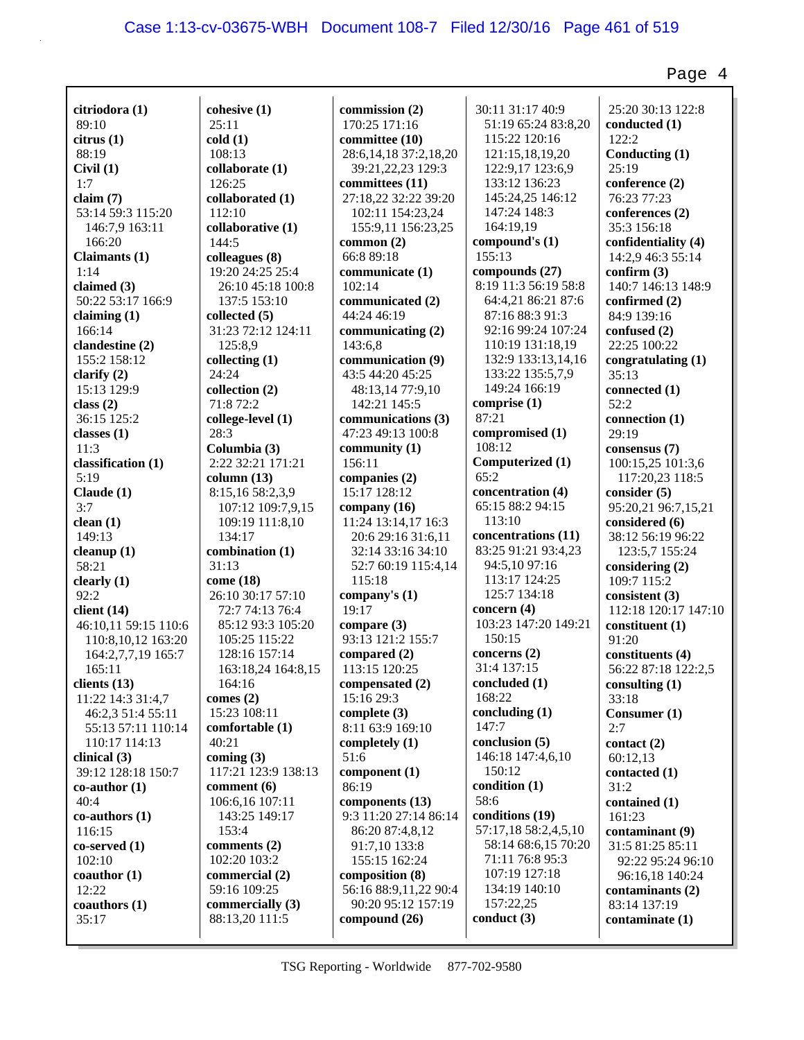**citriodora (1)**
89:10
**citrus (1)**
88:19
**Civil (1)**
1:7
**claim (7)**
53:14 59:3 115:20
146:7,9 163:11
166:20
**Claimants (1)**
1:14
**claimed (3)**
50:22 53:17 166:9
**claiming (1)**
166:14
**clandestine (2)**
155:2 158:12
**clarify (2)**
15:13 129:9
**class (2)**
36:15 125:2
**classes (1)**
11:3
**classification (1)**
5:19
**Claude (1)**
3:7
**clean (1)**
149:13
**cleanup (1)**
58:21
**clearly (1)**
92:2
**client (14)**
46:10,11 59:15 110:6
110:8,10,12 163:20
164:2,7,7,19 165:7
165:11
**clients (13)**
11:22 14:3 31:4,7
46:2,3 51:4 55:11
55:13 57:11 110:14
110:17 114:13
**clinical (3)**
39:12 128:18 150:7
**co-author (1)**
40:4
**co-authors (1)**
116:15
**co-served (1)**
102:10
**coauthor (1)**
12:22
**coauthors (1)**
35:17

**cohesive (1)**
25:11
**cold (1)**
108:13
**collaborate (1)**
126:25
**collaborated (1)**
112:10
**collaborative (1)**
144:5
**colleagues (8)**
19:20 24:25 25:4
26:10 45:18 100:8
137:5 153:10
**collected (5)**
31:23 72:12 124:11
125:8,9
**collecting (1)**
24:24
**collection (2)**
71:8 72:2
**college-level (1)**
28:3
**Columbia (3)**
2:22 32:21 171:21
**column (13)**
8:15,16 58:2,3,9
107:12 109:7,9,15
109:19 111:8,10
134:17
**combination (1)**
31:13
**come (18)**
26:10 30:17 57:10
72:7 74:13 76:4
85:12 93:3 105:20
105:25 115:22
128:16 157:14
163:18,24 164:8,15
164:16
**comes (2)**
15:23 108:11
**comfortable (1)**
40:21
**coming (3)**
117:21 123:9 138:13
**comment (6)**
106:6,16 107:11
143:25 149:17
153:4
**comments (2)**
102:20 103:2
**commercial (2)**
59:16 109:25
**commercially (3)**
88:13,20 111:5

**commission (2)**
170:25 171:16
**committee (10)**
28:6,14,18 37:2,18,20
39:21,22,23 129:3
**committees (11)**
27:18,22 32:22 39:20
102:11 154:23,24
155:9,11 156:23,25
**common (2)**
66:8 89:18
**communicate (1)**
102:14
**communicated (2)**
44:24 46:19
**communicating (2)**
143:6,8
**communication (9)**
43:5 44:20 45:25
48:13,14 77:9,10
142:21 145:5
**communications (3)**
47:23 49:13 100:8
**community (1)**
156:11
**companies (2)**
15:17 128:12
**company (16)**
11:24 13:14,17 16:3
20:6 29:16 31:6,11
32:14 33:16 34:10
52:7 60:19 115:4,14
115:18
**company's (1)**
19:17
**compare (3)**
93:13 121:2 155:7
**compared (2)**
113:15 120:25
**compensated (2)**
15:16 29:3
**complete (3)**
8:11 63:9 169:10
**completely (1)**
51:6
**component (1)**
86:19
**components (13)**
9:3 11:20 27:14 86:14
86:20 87:4,8,12
91:7,10 133:8
155:15 162:24
**composition (8)**
56:16 88:9,11,22 90:4
90:20 95:12 157:19
**compound (26)**

30:11 31:17 40:9
51:19 65:24 83:8,20
115:22 120:16
121:15,18,19,20
122:9,17 123:6,9
133:12 136:23
145:24,25 146:12
147:24 148:3
164:19,19
**compound's (1)**
155:13
**compounds (27)**
8:19 11:3 56:19 58:8
64:4,21 86:21 87:6
87:16 88:3 91:3
92:16 99:24 107:24
110:19 131:18,19
132:9 133:13,14,16
133:22 135:5,7,9
149:24 166:19
**comprise (1)**
87:21
**compromised (1)**
108:12
**Computerized (1)**
65:2
**concentration (4)**
65:15 88:2 94:15
113:10
**concentrations (11)**
83:25 91:21 93:4,23
94:5,10 97:16
113:17 124:25
125:7 134:18
**concern (4)**
103:23 147:20 149:21
150:15
**concerns (2)**
31:4 137:15
**concluded (1)**
168:22
**concluding (1)**
147:7
**conclusion (5)**
146:18 147:4,6,10
150:12
**condition (1)**
58:6
**conditions (19)**
57:17,18 58:2,4,5,10
58:14 68:6,15 70:20
71:11 76:8 95:3
107:19 127:18
134:19 140:10
157:22,25
**conduct (3)**

25:20 30:13 122:8
**conducted (1)**
122:2
**Conducting (1)**
25:19
**conference (2)**
76:23 77:23
**conferences (2)**
35:3 156:18
**confidentiality (4)**
14:2,9 46:3 55:14
**confirm (3)**
140:7 146:13 148:9
**confirmed (2)**
84:9 139:16
**confused (2)**
22:25 100:22
**congratulating (1)**
35:13
**connected (1)**
52:2
**connection (1)**
29:19
**consensus (7)**
100:15,25 101:3,6
117:20,23 118:5
**consider (5)**
95:20,21 96:7,15,21
**considered (6)**
38:12 56:19 96:22
123:5,7 155:24
**considering (2)**
109:7 115:2
**consistent (3)**
112:18 120:17 147:10
**constituent (1)**
91:20
**constituents (4)**
56:22 87:18 122:2,5
**consulting (1)**
33:18
**Consumer (1)**
2:7
**contact (2)**
60:12,13
**contacted (1)**
31:2
**contained (1)**
161:23
**contaminant (9)**
31:5 81:25 85:11
92:22 95:24 96:10
96:16,18 140:24
**contaminants (2)**
83:14 137:19
**contaminate (1)**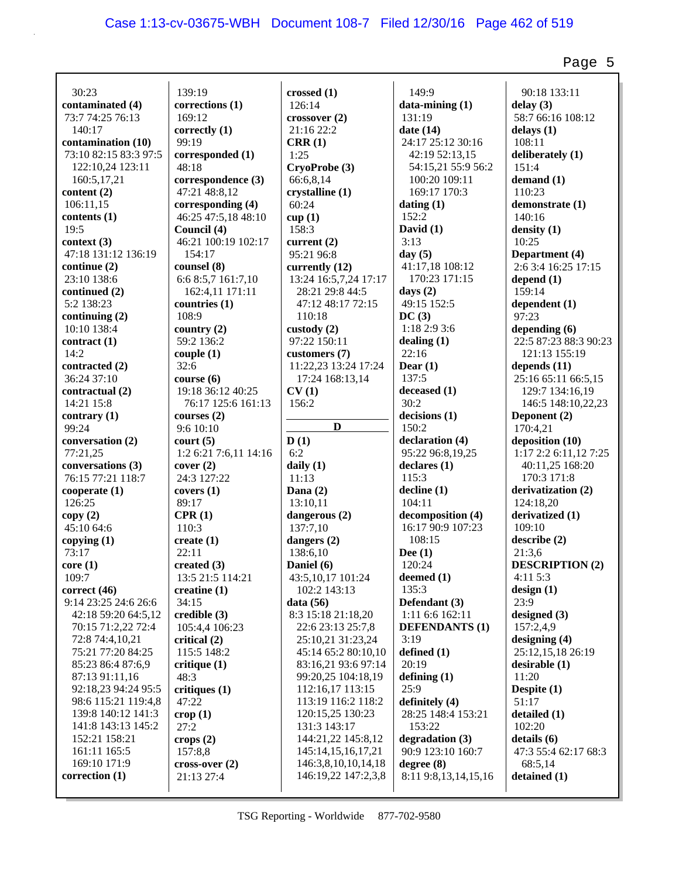30:23
**contaminated (4)**
73:7 74:25 76:13
140:17
**contamination (10)**
73:10 82:15 83:3 97:5
122:10,24 123:11
160:5,17,21
**content (2)**
106:11,15
**contents (1)**
19:5
**context (3)**
47:18 131:12 136:19
**continue (2)**
23:10 138:6
**continued (2)**
5:2 138:23
**continuing (2)**
10:10 138:4
**contract (1)**
14:2
**contracted (2)**
36:24 37:10
**contractual (2)**
14:21 15:8
**contrary (1)**
99:24
**conversation (2)**
77:21,25
**conversations (3)**
76:15 77:21 118:7
**cooperate (1)**
126:25
**copy (2)**
45:10 64:6
**copying (1)**
73:17
**core (1)**
109:7
**correct (46)**
9:14 23:25 24:6 26:6
42:18 59:20 64:5,12
70:15 71:2,22 72:4
72:8 74:4,10,21
75:21 77:20 84:25
85:23 86:4 87:6,9
87:13 91:11,16
92:18,23 94:24 95:5
98:6 115:21 119:4,8
139:8 140:12 141:3
141:8 143:13 145:2
152:21 158:21
161:11 165:5
169:10 171:9
**correction (1)**
139:19
**corrections (1)**
169:12
**correctly (1)**
99:19
**corresponded (1)**
48:18
**correspondence (3)**
47:21 48:8,12
**corresponding (4)**
46:25 47:5,18 48:10
**Council (4)**
46:21 100:19 102:17
154:17
**counsel (8)**
6:6 8:5,7 161:7,10
162:4,11 171:11
**countries (1)**
108:9
**country (2)**
59:2 136:2
**couple (1)**
32:6
**course (6)**
19:18 36:12 40:25
76:17 125:6 161:13
**courses (2)**
9:6 10:10
**court (5)**
1:2 6:21 7:6,11 14:16
**cover (2)**
24:3 127:22
**covers (1)**
89:17
**CPR (1)**
110:3
**create (1)**
22:11
**created (3)**
13:5 21:5 114:21
**creatine (1)**
34:15
**credible (3)**
105:4,4 106:23
**critical (2)**
115:5 148:2
**critique (1)**
48:3
**critiques (1)**
47:22
**crop (1)**
27:2
**crops (2)**
157:8,8
**cross-over (2)**
21:13 27:4
**crossed (1)**
126:14
**crossover (2)**
21:16 22:2
**CRR (1)**
1:25
**CryoProbe (3)**
66:6,8,14
**crystalline (1)**
60:24
**cup (1)**
158:3
**current (2)**
95:21 96:8
**currently (12)**
13:24 16:5,7,24 17:17
28:21 29:8 44:5
47:12 48:17 72:15
110:18
**custody (2)**
97:22 150:11
**customers (7)**
11:22,23 13:24 17:24
17:24 168:13,14
**CV (1)**
156:2

**D**

**D (1)**
6:2
**daily (1)**
11:13
**Dana (2)**
13:10,11
**dangerous (2)**
137:7,10
**dangers (2)**
138:6,10
**Daniel (6)**
43:5,10,17 101:24
102:2 143:13
**data (56)**
8:3 15:18 21:18,20
22:6 23:13 25:7,8
25:10,21 31:23,24
45:14 65:2 80:10,10
83:16,21 93:6 97:14
99:20,25 104:18,19
112:16,17 113:15
113:19 116:2 118:2
120:15,25 130:23
131:3 143:17
144:21,22 145:8,12
145:14,15,16,17,21
146:3,8,10,10,14,18
146:19,22 147:2,3,8
149:9
**data-mining (1)**
131:19
**date (14)**
24:17 25:12 30:16
42:19 52:13,15
54:15,21 55:9 56:2
100:20 109:11
169:17 170:3
**dating (1)**
152:2
**David (1)**
3:13
**day (5)**
41:17,18 108:12
170:23 171:15
**days (2)**
49:15 152:5
**DC (3)**
1:18 2:9 3:6
**dealing (1)**
22:16
**Dear (1)**
137:5
**deceased (1)**
30:2
**decisions (1)**
150:2
**declaration (4)**
95:22 96:8,19,25
**declares (1)**
115:3
**decline (1)**
104:11
**decomposition (4)**
16:17 90:9 107:23
108:15
**Dee (1)**
120:24
**deemed (1)**
135:3
**Defendant (3)**
1:11 6:6 162:11
**DEFENDANTS (1)**
3:19
**defined (1)**
20:19
**defining (1)**
25:9
**definitely (4)**
28:25 148:4 153:21
153:22
**degradation (3)**
90:9 123:10 160:7
**degree (8)**
8:11 9:8,13,14,15,16
90:18 133:11
**delay (3)**
58:7 66:16 108:12
**delays (1)**
108:11
**deliberately (1)**
151:4
**demand (1)**
110:23
**demonstrate (1)**
140:16
**density (1)**
10:25
**Department (4)**
2:6 3:4 16:25 17:15
**depend (1)**
159:14
**dependent (1)**
97:23
**depending (6)**
22:5 87:23 88:3 90:23
121:13 155:19
**depends (11)**
25:16 65:11 66:5,15
129:7 134:16,19
146:5 148:10,22,23
**Deponent (2)**
170:4,21
**deposition (10)**
1:17 2:2 6:11,12 7:25
40:11,25 168:20
170:3 171:8
**derivatization (2)**
124:18,20
**derivatized (1)**
109:10
**describe (2)**
21:3,6
**DESCRIPTION (2)**
4:11 5:3
**design (1)**
23:9
**designed (3)**
157:2,4,9
**designing (4)**
25:12,15,18 26:19
**desirable (1)**
11:20
**Despite (1)**
51:17
**detailed (1)**
102:20
**details (6)**
47:3 55:4 62:17 68:3
68:5,14
**detained (1)**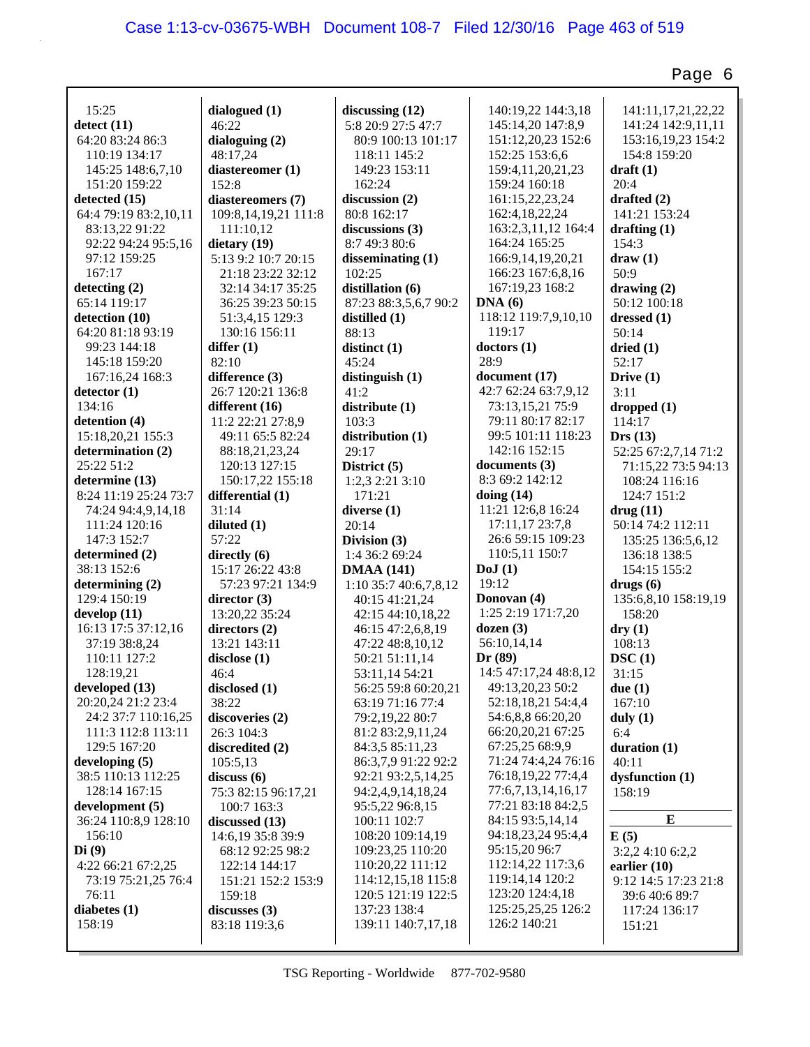15:25
**detect (11)**
64:20 83:24 86:3
110:19 134:17
145:25 148:6,7,10
151:20 159:22
**detected (15)**
64:4 79:19 83:2,10,11
83:13,22 91:22
92:22 94:24 95:5,16
97:12 159:25
167:17
**detecting (2)**
65:14 119:17
**detection (10)**
64:20 81:18 93:19
99:23 144:18
145:18 159:20
167:16,24 168:3
**detector (1)**
134:16
**detention (4)**
15:18,20,21 155:3
**determination (2)**
25:22 51:2
**determine (13)**
8:24 11:19 25:24 73:7
74:24 94:4,9,14,18
111:24 120:16
147:3 152:7
**determined (2)**
38:13 152:6
**determining (2)**
129:4 150:19
**develop (11)**
16:13 17:5 37:12,16
37:19 38:8,24
110:11 127:2
128:19,21
**developed (13)**
20:20,24 21:2 23:4
24:2 37:7 110:16,25
111:3 112:8 113:11
129:5 167:20
**developing (5)**
38:5 110:13 112:25
128:14 167:15
**development (5)**
36:24 110:8,9 128:10
156:10
**Di (9)**
4:22 66:21 67:2,25
73:19 75:21,25 76:4
76:11
**diabetes (1)**
158:19
**dialogued (1)**
46:22
**dialoguing (2)**
48:17,24
**diastereomer (1)**
152:8
**diastereomers (7)**
109:8,14,19,21 111:8
111:10,12
**dietary (19)**
5:13 9:2 10:7 20:15
21:18 23:22 32:12
32:14 34:17 35:25
36:25 39:23 50:15
51:3,4,15 129:3
130:16 156:11
**differ (1)**
82:10
**difference (3)**
26:7 120:21 136:8
**different (16)**
11:2 22:21 27:8,9
49:11 65:5 82:24
88:18,21,23,24
120:13 127:15
150:17,22 155:18
**differential (1)**
31:14
**diluted (1)**
57:22
**directly (6)**
15:17 26:22 43:8
57:23 97:21 134:9
**director (3)**
13:20,22 35:24
**directors (2)**
13:21 143:11
**disclose (1)**
46:4
**disclosed (1)**
38:22
**discoveries (2)**
26:3 104:3
**discredited (2)**
105:5,13
**discuss (6)**
75:3 82:15 96:17,21
100:7 163:3
**discussed (13)**
14:6,19 35:8 39:9
68:12 92:25 98:2
122:14 144:17
151:21 152:2 153:9
159:18
**discusses (3)**
83:18 119:3,6
**discussing (12)**
5:8 20:9 27:5 47:7
80:9 100:13 101:17
118:11 145:2
149:23 153:11
162:24
**discussion (2)**
80:8 162:17
**discussions (3)**
8:7 49:3 80:6
**disseminating (1)**
102:25
**distillation (6)**
87:23 88:3,5,6,7 90:2
**distilled (1)**
88:13
**distinct (1)**
45:24
**distinguish (1)**
41:2
**distribute (1)**
103:3
**distribution (1)**
29:17
**District (5)**
1:2,3 2:21 3:10
171:21
**diverse (1)**
20:14
**Division (3)**
1:4 36:2 69:24
**DMAA (141)**
1:10 35:7 40:6,7,8,12
40:15 41:21,24
42:15 44:10,18,22
46:15 47:2,6,8,19
47:22 48:8,10,12
50:21 51:11,14
53:11,14 54:21
56:25 59:8 60:20,21
63:19 71:16 77:4
79:2,19,22 80:7
81:2 83:2,9,11,24
84:3,5 85:11,23
86:3,7,9 91:22 92:2
92:21 93:2,5,14,25
94:2,4,9,14,18,24
95:5,22 96:8,15
100:11 102:7
108:20 109:14,19
109:23,25 110:20
110:20,22 111:12
114:12,15,18 115:8
120:5 121:19 122:5
137:23 138:4
139:11 140:7,17,18
140:19,22 144:3,18
145:14,20 147:8,9
151:12,20,23 152:6
152:25 153:6,6
159:4,11,20,21,23
159:24 160:18
161:15,22,23,24
162:4,18,22,24
163:2,3,11,12 164:4
164:24 165:25
166:9,14,19,20,21
166:23 167:6,8,16
167:19,23 168:2
**DNA (6)**
118:12 119:7,9,10,10
119:17
**doctors (1)**
28:9
**document (17)**
42:7 62:24 63:7,9,12
73:13,15,21 75:9
79:11 80:17 82:17
99:5 101:11 118:23
142:16 152:15
**documents (3)**
8:3 69:2 142:12
**doing (14)**
11:21 12:6,8 16:24
17:11,17 23:7,8
26:6 59:15 109:23
110:5,11 150:7
**DoJ (1)**
19:12
**Donovan (4)**
1:25 2:19 171:7,20
**dozen (3)**
56:10,14,14
**Dr (89)**
14:5 47:17,24 48:8,12
49:13,20,23 50:2
52:18,18,21 54:4,4
54:6,8,8 66:20,20
66:20,20,21 67:25
67:25,25 68:9,9
71:24 74:4,24 76:16
76:18,19,22 77:4,4
77:6,7,13,14,16,17
77:21 83:18 84:2,5
84:15 93:5,14,14
94:18,23,24 95:4,4
95:15,20 96:7
112:14,22 117:3,6
119:14,14 120:2
123:20 124:4,18
125:25,25,25 126:2
126:2 140:21
141:11,17,21,22,22
141:24 142:9,11,11
153:16,19,23 154:2
154:8 159:20
**draft (1)**
20:4
**drafted (2)**
141:21 153:24
**drafting (1)**
154:3
**draw (1)**
50:9
**drawing (2)**
50:12 100:18
**dressed (1)**
50:14
**dried (1)**
52:17
**Drive (1)**
3:11
**dropped (1)**
114:17
**Drs (13)**
52:25 67:2,7,14 71:2
71:15,22 73:5 94:13
108:24 116:16
124:7 151:2
**drug (11)**
50:14 74:2 112:11
135:25 136:5,6,12
136:18 138:5
154:15 155:2
**drugs (6)**
135:6,8,10 158:19,19
158:20
**dry (1)**
108:13
**DSC (1)**
31:15
**due (1)**
167:10
**duly (1)**
6:4
**duration (1)**
40:11
**dysfunction (1)**
158:19

## E

**E (5)**
3:2,2 4:10 6:2,2
**earlier (10)**
9:12 14:5 17:23 21:8
39:6 40:6 89:7
117:24 136:17
151:21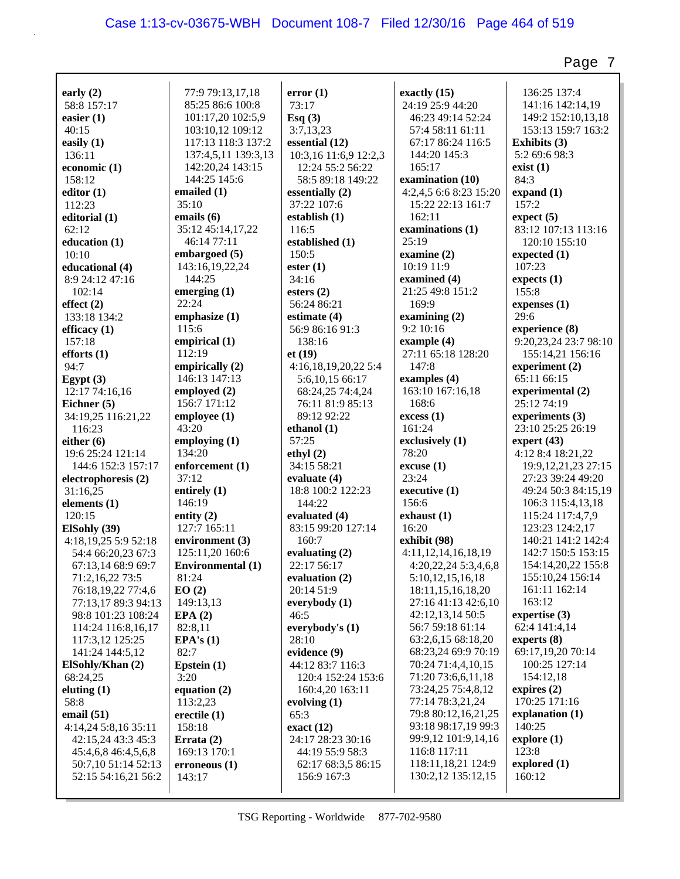**early (2)**
58:8 157:17
**easier (1)**
40:15
**easily (1)**
136:11
**economic (1)**
158:12
**editor (1)**
112:23
**editorial (1)**
62:12
**education (1)**
10:10
**educational (4)**
8:9 24:12 47:16 102:14
**effect (2)**
133:18 134:2
**efficacy (1)**
157:18
**efforts (1)**
94:7
**Egypt (3)**
12:17 74:16,16
**Eichner (5)**
34:19,25 116:21,22 116:23
**either (6)**
19:6 25:24 121:14 144:6 152:3 157:17
**electrophoresis (2)**
31:16,25
**elements (1)**
120:15
**ElSohly (39)**
4:18,19,25 5:9 52:18 54:4 66:20,23 67:3 67:13,14 68:9 69:7 71:2,16,22 73:5 76:18,19,22 77:4,6 77:13,17 89:3 94:13 98:8 101:23 108:24 114:24 116:8,16,17 117:3,12 125:25 141:24 144:5,12
**ElSohly/Khan (2)**
68:24,25
**eluting (1)**
58:8
**email (51)**
4:14,24 5:8,16 35:11 42:15,24 43:3 45:3 45:4,6,8 46:4,5,6,8 50:7,10 51:14 52:13 52:15 54:16,21 56:2 77:9 79:13,17,18 85:25 86:6 100:8 101:17,20 102:5,9 103:10,12 109:12 117:13 118:3 137:2 137:4,5,11 139:3,13 142:20,24 143:15 144:25 145:6
**emailed (1)**
35:10
**emails (6)**
35:12 45:14,17,22 46:14 77:11
**embargoed (5)**
143:16,19,22,24 144:25
**emerging (1)**
22:24
**emphasize (1)**
115:6
**empirical (1)**
112:19
**empirically (2)**
146:13 147:13
**employed (2)**
156:7 171:12
**employee (1)**
43:20
**employing (1)**
134:20
**enforcement (1)**
37:12
**entirely (1)**
146:19
**entity (2)**
127:7 165:11
**environment (3)**
125:11,20 160:6
**Environmental (1)**
81:24
**EO (2)**
149:13,13
**EPA (2)**
82:8,11
**EPA's (1)**
82:7
**Epstein (1)**
3:20
**equation (2)**
113:2,23
**erectile (1)**
158:18
**Errata (2)**
169:13 170:1
**erroneous (1)**
143:17
**error (1)**
73:17
**Esq (3)**
3:7,13,23
**essential (12)**
10:3,16 11:6,9 12:2,3 12:24 55:2 56:22 58:5 89:18 149:22
**essentially (2)**
37:22 107:6
**establish (1)**
116:5
**established (1)**
150:5
**ester (1)**
34:16
**esters (2)**
56:24 86:21
**estimate (4)**
56:9 86:16 91:3 138:16
**et (19)**
4:16,18,19,20,22 5:4 5:6,10,15 66:17 68:24,25 74:4,24 76:11 81:9 85:13 89:12 92:22
**ethanol (1)**
57:25
**ethyl (2)**
34:15 58:21
**evaluate (4)**
18:8 100:2 122:23 144:22
**evaluated (4)**
83:15 99:20 127:14 160:7
**evaluating (2)**
22:17 56:17
**evaluation (2)**
20:14 51:9
**everybody (1)**
46:5
**everybody's (1)**
28:10
**evidence (9)**
44:12 83:7 116:3 120:4 152:24 153:6 160:4,20 163:11
**evolving (1)**
65:3
**exact (12)**
24:17 28:23 30:16 44:19 55:9 58:3 62:17 68:3,5 86:15 156:9 167:3
**exactly (15)**
24:19 25:9 44:20 46:23 49:14 52:24 57:4 58:11 61:11 67:17 86:24 116:5 144:20 145:3 165:17
**examination (10)**
4:2,4,5 6:6 8:23 15:20 15:22 22:13 161:7 162:11
**examinations (1)**
25:19
**examine (2)**
10:19 11:9
**examined (4)**
21:25 49:8 151:2 169:9
**examining (2)**
9:2 10:16
**example (4)**
27:11 65:18 128:20 147:8
**examples (4)**
163:10 167:16,18 168:6
**excess (1)**
161:24
**exclusively (1)**
78:20
**excuse (1)**
23:24
**executive (1)**
156:6
**exhaust (1)**
16:20
**exhibit (98)**
4:11,12,14,16,18,19 4:20,22,24 5:3,4,6,8 5:10,12,15,16,18 18:11,15,16,18,20 27:16 41:13 42:6,10 42:12,13,14 50:5 56:7 59:18 61:14 63:2,6,15 68:18,20 68:23,24 69:9 70:19 70:24 71:4,4,10,15 71:20 73:6,6,11,18 73:24,25 75:4,8,12 77:14 78:3,21,24 79:8 80:12,16,21,25 93:18 98:17,19 99:3 99:9,12 101:9,14,16 116:8 117:11 118:11,18,21 124:9 130:2,12 135:12,15 136:25 137:4 141:16 142:14,19 149:2 152:10,13,18 153:13 159:7 163:2
**Exhibits (3)**
5:2 69:6 98:3
**exist (1)**
84:3
**expand (1)**
157:2
**expect (5)**
83:12 107:13 113:16 120:10 155:10
**expected (1)**
107:23
**expects (1)**
155:8
**expenses (1)**
29:6
**experience (8)**
9:20,23,24 23:7 98:10 155:14,21 156:16
**experiment (2)**
65:11 66:15
**experimental (2)**
25:12 74:19
**experiments (3)**
23:10 25:25 26:19
**expert (43)**
4:12 8:4 18:21,22 19:9,12,21,23 27:15 27:23 39:24 49:20 49:24 50:3 84:15,19 106:3 115:4,13,18 115:24 117:4,7,9 123:23 124:2,17 140:21 141:2 142:4 142:7 150:5 153:15 154:14,20,22 155:8 155:10,24 156:14 161:11 162:14 163:12
**expertise (3)**
62:4 141:4,14
**experts (8)**
69:17,19,20 70:14 100:25 127:14 154:12,18
**expires (2)**
170:25 171:16
**explanation (1)**
140:25
**explore (1)**
123:8
**explored (1)**
160:12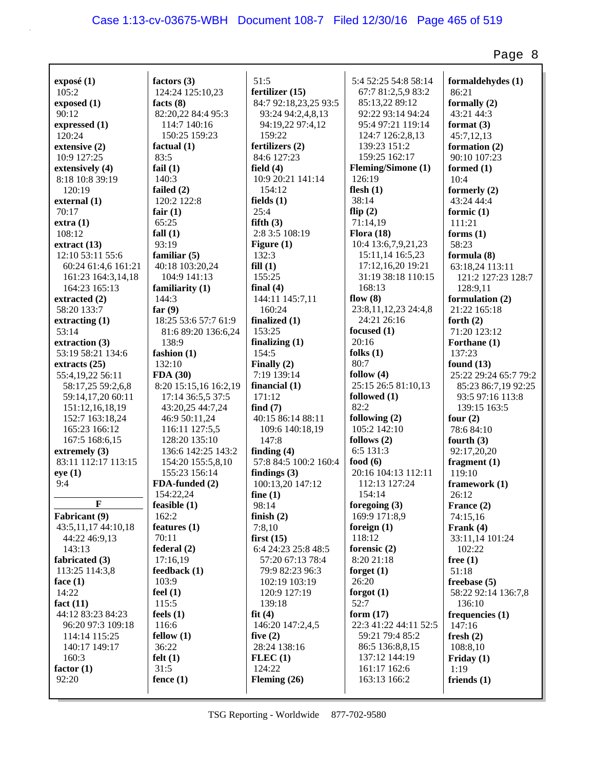**exposé (1)**
105:2
**exposed (1)**
90:12
**expressed (1)**
120:24
**extensive (2)**
10:9 127:25
**extensively (4)**
8:18 10:8 39:19
120:19
**external (1)**
70:17
**extra (1)**
108:12
**extract (13)**
12:10 53:11 55:6
60:24 61:4,6 161:21
161:23 164:3,14,18
164:23 165:13
**extracted (2)**
58:20 133:7
**extracting (1)**
53:14
**extraction (3)**
53:19 58:21 134:6
**extracts (25)**
55:4,19,22 56:11
58:17,25 59:2,6,8
59:14,17,20 60:11
151:12,16,18,19
152:7 163:18,24
165:23 166:12
167:5 168:6,15
**extremely (3)**
83:11 112:17 113:15
**eye (1)**
9:4

**F**

**Fabricant (9)**
43:5,11,17 44:10,18
44:22 46:9,13
143:13
**fabricated (3)**
113:25 114:3,8
**face (1)**
14:22
**fact (11)**
44:12 83:23 84:23
96:20 97:3 109:18
114:14 115:25
140:17 149:17
160:3
**factor (1)**
92:20
**factors (3)**
124:24 125:10,23
**facts (8)**
82:20,22 84:4 95:3
114:7 140:16
150:25 159:23
**factual (1)**
83:5
**fail (1)**
140:3
**failed (2)**
120:2 122:8
**fair (1)**
65:25
**fall (1)**
93:19
**familiar (5)**
40:18 103:20,24
104:9 141:13
**familiarity (1)**
144:3
**far (9)**
18:25 53:6 57:7 61:9
81:6 89:20 136:6,24
138:9
**fashion (1)**
132:10
**FDA (30)**
8:20 15:15,16 16:2,19
17:14 36:5,5 37:5
43:20,25 44:7,24
46:9 50:11,24
116:11 127:5,5
128:20 135:10
136:6 142:25 143:2
154:20 155:5,8,10
155:23 156:14
**FDA-funded (2)**
154:22,24
**feasible (1)**
162:2
**features (1)**
70:11
**federal (2)**
17:16,19
**feedback (1)**
103:9
**feel (1)**
115:5
**feels (1)**
116:6
**fellow (1)**
36:22
**felt (1)**
31:5
**fence (1)**
51:5
**fertilizer (15)**
84:7 92:18,23,25 93:5
93:24 94:2,4,8,13
94:19,22 97:4,12
159:22
**fertilizers (2)**
84:6 127:23
**field (4)**
10:9 20:21 141:14
154:12
**fields (1)**
25:4
**fifth (3)**
2:8 3:5 108:19
**Figure (1)**
132:3
**fill (1)**
155:25
**final (4)**
144:11 145:7,11
160:24
**finalized (1)**
153:25
**finalizing (1)**
154:5
**Finally (2)**
7:19 139:14
**financial (1)**
171:12
**find (7)**
40:15 86:14 88:11
109:6 140:18,19
147:8
**finding (4)**
57:8 84:5 100:2 160:4
**findings (3)**
100:13,20 147:12
**fine (1)**
98:14
**finish (2)**
7:8,10
**first (15)**
6:4 24:23 25:8 48:5
57:20 67:13 78:4
79:9 82:23 96:3
102:19 103:19
120:9 127:19
139:18
**fit (4)**
146:20 147:2,4,5
**five (2)**
28:24 138:16
**FLEC (1)**
124:22
**Fleming (26)**
5:4 52:25 54:8 58:14
67:7 81:2,5,9 83:2
85:13,22 89:12
92:22 93:14 94:24
95:4 97:21 119:14
124:7 126:2,8,13
139:23 151:2
159:25 162:17
**Fleming/Simone (1)**
126:19
**flesh (1)**
38:14
**flip (2)**
71:14,19
**Flora (18)**
10:4 13:6,7,9,21,23
15:11,14 16:5,23
17:12,16,20 19:21
31:19 38:18 110:15
168:13
**flow (8)**
23:8,11,12,23 24:4,8
24:21 26:16
**focused (1)**
20:16
**folks (1)**
80:7
**follow (4)**
25:15 26:5 81:10,13
**followed (1)**
82:2
**following (2)**
105:2 142:10
**follows (2)**
6:5 131:3
**food (6)**
20:16 104:13 112:11
112:13 127:24
154:14
**foregoing (3)**
169:9 171:8,9
**foreign (1)**
118:12
**forensic (2)**
8:20 21:18
**forget (1)**
26:20
**forgot (1)**
52:7
**form (17)**
22:3 41:22 44:11 52:5
59:21 79:4 85:2
86:5 136:8,8,15
137:12 144:19
161:17 162:6
163:13 166:2
**formaldehydes (1)**
86:21
**formally (2)**
43:21 44:3
**format (3)**
45:7,12,13
**formation (2)**
90:10 107:23
**formed (1)**
10:4
**formerly (2)**
43:24 44:4
**formic (1)**
111:21
**forms (1)**
58:23
**formula (8)**
63:18,24 113:11
121:2 127:23 128:7
128:9,11
**formulation (2)**
21:22 165:18
**forth (2)**
71:20 123:12
**Forthane (1)**
137:23
**found (13)**
25:22 29:24 65:7 79:2
85:23 86:7,19 92:25
93:5 97:16 113:8
139:15 163:5
**four (2)**
78:6 84:10
**fourth (3)**
92:17,20,20
**fragment (1)**
119:10
**framework (1)**
26:12
**France (2)**
74:15,16
**Frank (4)**
33:11,14 101:24
102:22
**free (1)**
51:18
**freebase (5)**
58:22 92:14 136:7,8
136:10
**frequencies (1)**
147:16
**fresh (2)**
108:8,10
**Friday (1)**
1:19
**friends (1)**

TSG Reporting - Worldwide 877-702-9580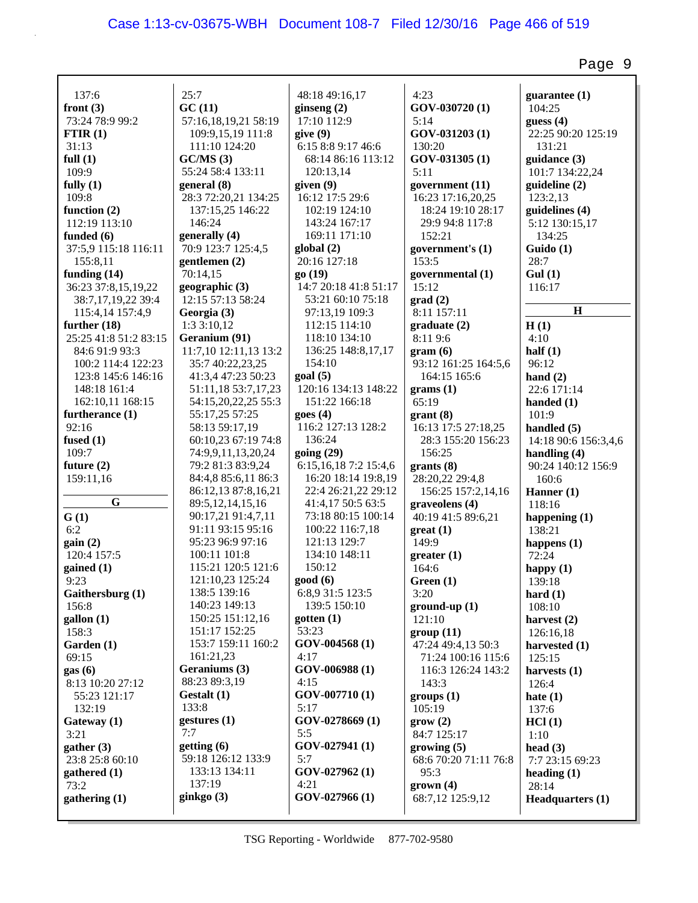137:6
**front (3)**
73:24 78:9 99:2
**FTIR (1)**
31:13
**full (1)**
109:9
**fully (1)**
109:8
**function (2)**
112:19 113:10
**funded (6)**
37:5,9 115:18 116:11
155:8,11
**funding (14)**
36:23 37:8,15,19,22
38:7,17,19,22 39:4
115:4,14 157:4,9
**further (18)**
25:25 41:8 51:2 83:15
84:6 91:9 93:3
100:2 114:4 122:23
123:8 145:6 146:16
148:18 161:4
162:10,11 168:15
**furtherance (1)**
92:16
**fused (1)**
109:7
**future (2)**
159:11,16

## G

**G (1)**
6:2
**gain (2)**
120:4 157:5
**gained (1)**
9:23
**Gaithersburg (1)**
156:8
**gallon (1)**
158:3
**Garden (1)**
69:15
**gas (6)**
8:13 10:20 27:12
55:23 121:17
132:19
**Gateway (1)**
3:21
**gather (3)**
23:8 25:8 60:10
**gathered (1)**
73:2
**gathering (1)**
25:7
**GC (11)**
57:16,18,19,21 58:19
109:9,15,19 111:8
111:10 124:20
**GC/MS (3)**
55:24 58:4 133:11
**general (8)**
28:3 72:20,21 134:25
137:15,25 146:22
146:24
**generally (4)**
70:9 123:7 125:4,5
**gentlemen (2)**
70:14,15
**geographic (3)**
12:15 57:13 58:24
**Georgia (3)**
1:3 3:10,12
**Geranium (91)**
11:7,10 12:11,13 13:2
35:7 40:22,23,25
41:3,4 47:23 50:23
51:11,18 53:7,17,23
54:15,20,22,25 55:3
55:17,25 57:25
58:13 59:17,19
60:10,23 67:19 74:8
74:9,9,11,13,20,24
79:2 81:3 83:9,24
84:4,8 85:6,11 86:3
86:12,13 87:8,16,21
89:5,12,14,15,16
90:17,21 91:4,7,11
91:11 93:15 95:16
95:23 96:9 97:16
100:11 101:8
115:21 120:5 121:6
121:10,23 125:24
138:5 139:16
140:23 149:13
150:25 151:12,16
151:17 152:25
153:7 159:11 160:2
161:21,23
**Geraniums (3)**
88:23 89:3,19
**Gestalt (1)**
133:8
**gestures (1)**
7:7
**getting (6)**
59:18 126:12 133:9
133:13 134:11
137:19
**ginkgo (3)**
48:18 49:16,17
**ginseng (2)**
17:10 112:9
**give (9)**
6:15 8:8 9:17 46:6
68:14 86:16 113:12
120:13,14
**given (9)**
16:12 17:5 29:6
102:19 124:10
143:24 167:17
169:11 171:10
**global (2)**
20:16 127:18
**go (19)**
14:7 20:18 41:8 51:17
53:21 60:10 75:18
97:13,19 109:3
112:15 114:10
118:10 134:10
136:25 148:8,17,17
154:10
**goal (5)**
120:16 134:13 148:22
151:22 166:18
**goes (4)**
116:2 127:13 128:2
136:24
**going (29)**
6:15,16,18 7:2 15:4,6
16:20 18:14 19:8,19
22:4 26:21,22 29:12
41:4,17 50:5 63:5
73:18 80:15 100:14
100:22 116:7,18
121:13 129:7
134:10 148:11
150:12
**good (6)**
6:8,9 31:5 123:5
139:5 150:10
**gotten (1)**
53:23
**GOV-004568 (1)**
4:17
**GOV-006988 (1)**
4:15
**GOV-007710 (1)**
5:17
**GOV-0278669 (1)**
5:5
**GOV-027941 (1)**
5:7
**GOV-027962 (1)**
4:21
**GOV-027966 (1)**
4:23
**GOV-030720 (1)**
5:14
**GOV-031203 (1)**
130:20
**GOV-031305 (1)**
5:11
**government (11)**
16:23 17:16,20,25
18:24 19:10 28:17
29:9 94:8 117:8
152:21
**government's (1)**
153:5
**governmental (1)**
15:12
**grad (2)**
8:11 157:11
**graduate (2)**
8:11 9:6
**gram (6)**
93:12 161:25 164:5,6
164:15 165:6
**grams (1)**
65:19
**grant (8)**
16:13 17:5 27:18,25
28:3 155:20 156:23
156:25
**grants (8)**
28:20,22 29:4,8
156:25 157:2,14,16
**graveolens (4)**
40:19 41:5 89:6,21
**great (1)**
149:9
**greater (1)**
164:6
**Green (1)**
3:20
**ground-up (1)**
121:10
**group (11)**
47:24 49:4,13 50:3
71:24 100:16 115:6
116:3 126:24 143:2
143:3
**groups (1)**
105:19
**grow (2)**
84:7 125:17
**growing (5)**
68:6 70:20 71:11 76:8
95:3
**grown (4)**
68:7,12 125:9,12
**guarantee (1)**
104:25
**guess (4)**
22:25 90:20 125:19
131:21
**guidance (3)**
101:7 134:22,24
**guideline (2)**
123:2,13
**guidelines (4)**
5:12 130:15,17
134:25
**Guido (1)**
28:7
**Gul (1)**
116:17

## H

**H (1)**
4:10
**half (1)**
96:12
**hand (2)**
22:6 171:14
**handed (1)**
101:9
**handled (5)**
14:18 90:6 156:3,4,6
**handling (4)**
90:24 140:12 156:9
160:6
**Hanner (1)**
118:16
**happening (1)**
138:21
**happens (1)**
72:24
**happy (1)**
139:18
**hard (1)**
108:10
**harvest (2)**
126:16,18
**harvested (1)**
125:15
**harvests (1)**
126:4
**hate (1)**
137:6
**HCl (1)**
1:10
**head (3)**
7:7 23:15 69:23
**heading (1)**
28:14
**Headquarters (1)**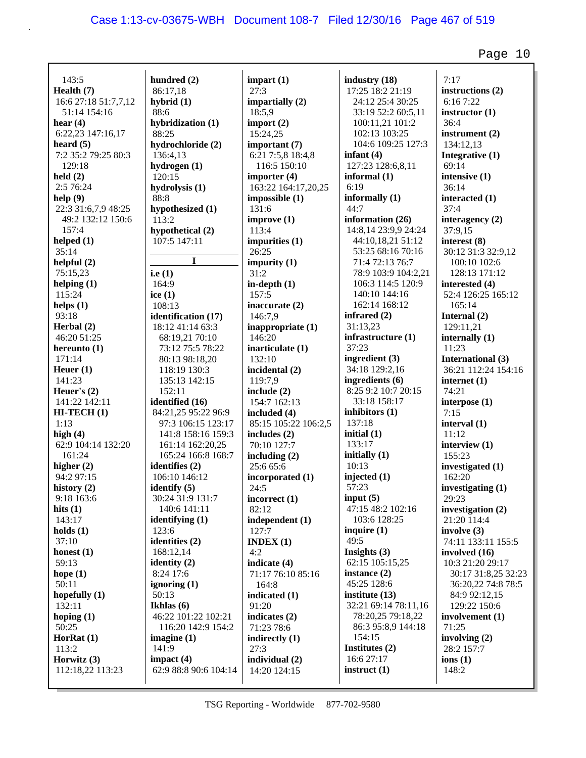143:5
**Health (7)**
16:6 27:18 51:7,7,12
51:14 154:16
**hear (4)**
6:22,23 147:16,17
**heard (5)**
7:2 35:2 79:25 80:3
129:18
**held (2)**
2:5 76:24
**help (9)**
22:3 31:6,7,9 48:25
49:2 132:12 150:6
157:4
**helped (1)**
35:14
**helpful (2)**
75:15,23
**helping (1)**
115:24
**helps (1)**
93:18
**Herbal (2)**
46:20 51:25
**hereunto (1)**
171:14
**Heuer (1)**
141:23
**Heuer's (2)**
141:22 142:11
**HI-TECH (1)**
1:13
**high (4)**
62:9 104:14 132:20
161:24
**higher (2)**
94:2 97:15
**history (2)**
9:18 163:6
**hits (1)**
143:17
**holds (1)**
37:10
**honest (1)**
59:13
**hope (1)**
50:11
**hopefully (1)**
132:11
**hoping (1)**
50:25
**HorRat (1)**
113:2
**Horwitz (3)**
112:18,22 113:23

**hundred (2)**
86:17,18
**hybrid (1)**
88:6
**hybridization (1)**
88:25
**hydrochloride (2)**
136:4,13
**hydrogen (1)**
120:15
**hydrolysis (1)**
88:8
**hypothesized (1)**
113:2
**hypothetical (2)**
107:5 147:11

**I**

**i.e (1)**
164:9
**ice (1)**
108:13
**identification (17)**
18:12 41:14 63:3
68:19,21 70:10
73:12 75:5 78:22
80:13 98:18,20
118:19 130:3
135:13 142:15
152:11
**identified (16)**
84:21,25 95:22 96:9
97:3 106:15 123:17
141:8 158:16 159:3
161:14 162:20,25
165:24 166:8 168:7
**identifies (2)**
106:10 146:12
**identify (5)**
30:24 31:9 131:7
140:6 141:11
**identifying (1)**
123:6
**identities (2)**
168:12,14
**identity (2)**
8:24 17:6
**ignoring (1)**
50:13
**Ikhlas (6)**
46:22 101:22 102:21
116:20 142:9 154:2
**imagine (1)**
141:9
**impact (4)**
62:9 88:8 90:6 104:14

**impart (1)**
27:3
**impartially (2)**
18:5,9
**import (2)**
15:24,25
**important (7)**
6:21 7:5,8 18:4,8
116:5 150:10
**importer (4)**
163:22 164:17,20,25
**impossible (1)**
131:6
**improve (1)**
113:4
**impurities (1)**
26:25
**impurity (1)**
31:2
**in-depth (1)**
157:5
**inaccurate (2)**
146:7,9
**inappropriate (1)**
146:20
**inarticulate (1)**
132:10
**incidental (2)**
119:7,9
**include (2)**
154:7 162:13
**included (4)**
85:15 105:22 106:2,5
**includes (2)**
70:10 127:7
**including (2)**
25:6 65:6
**incorporated (1)**
24:5
**incorrect (1)**
82:12
**independent (1)**
127:7
**INDEX (1)**
4:2
**indicate (4)**
71:17 76:10 85:16
164:8
**indicated (1)**
91:20
**indicates (2)**
71:23 78:6
**indirectly (1)**
27:3
**individual (2)**
14:20 124:15

**industry (18)**
17:25 18:2 21:19
24:12 25:4 30:25
33:19 52:2 60:5,11
100:11,21 101:2
102:13 103:25
104:6 109:25 127:3
**infant (4)**
127:23 128:6,8,11
**informal (1)**
6:19
**informally (1)**
44:7
**information (26)**
14:8,14 23:9,9 24:24
44:10,18,21 51:12
53:25 68:16 70:16
71:4 72:13 76:7
78:9 103:9 104:2,21
106:3 114:5 120:9
140:10 144:16
162:14 168:12
**infrared (2)**
31:13,23
**infrastructure (1)**
37:23
**ingredient (3)**
34:18 129:2,16
**ingredients (6)**
8:25 9:2 10:7 20:15
33:18 158:17
**inhibitors (1)**
137:18
**initial (1)**
133:17
**initially (1)**
10:13
**injected (1)**
57:23
**input (5)**
47:15 48:2 102:16
103:6 128:25
**inquire (1)**
49:5
**Insights (3)**
62:15 105:15,25
**instance (2)**
45:25 128:6
**institute (13)**
32:21 69:14 78:11,16
78:20,25 79:18,22
86:3 95:8,9 144:18
154:15
**Institutes (2)**
16:6 27:17
**instruct (1)**

7:17
**instructions (2)**
6:16 7:22
**instructor (1)**
36:4
**instrument (2)**
134:12,13
**Integrative (1)**
69:14
**intensive (1)**
36:14
**interacted (1)**
37:4
**interagency (2)**
37:9,15
**interest (8)**
30:12 31:3 32:9,12
100:10 102:6
128:13 171:12
**interested (4)**
52:4 126:25 165:12
165:14
**Internal (2)**
129:11,21
**internally (1)**
11:23
**International (3)**
36:21 112:24 154:16
**internet (1)**
74:21
**interpose (1)**
7:15
**interval (1)**
11:12
**interview (1)**
155:23
**investigated (1)**
162:20
**investigating (1)**
29:23
**investigation (2)**
21:20 114:4
**involve (3)**
74:11 133:11 155:5
**involved (16)**
10:3 21:20 29:17
30:17 31:8,25 32:23
36:20,22 74:8 78:5
84:9 92:12,15
129:22 150:6
**involvement (1)**
71:25
**involving (2)**
28:2 157:7
**ions (1)**
148:2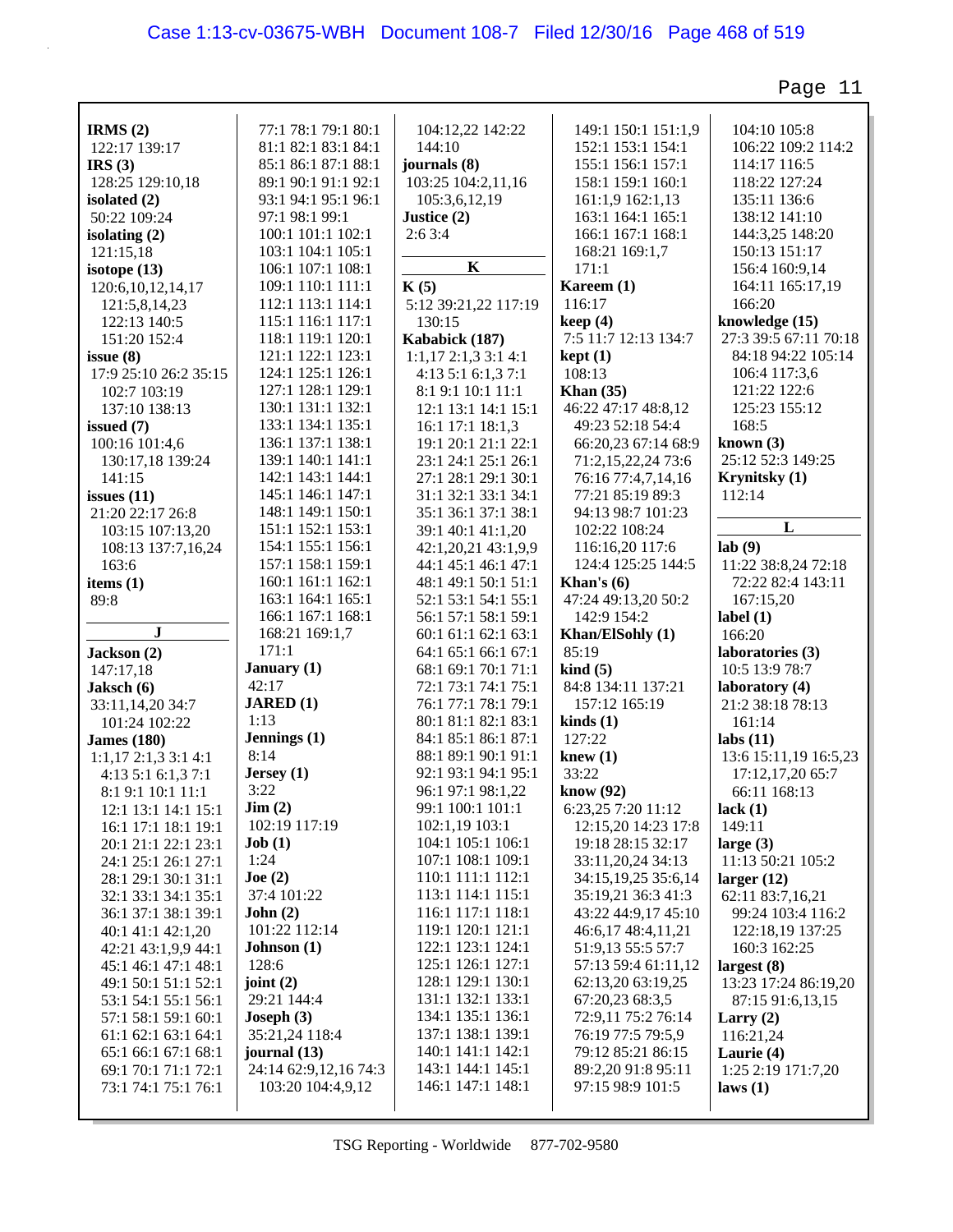**IRMS (2)**
122:17 139:17
**IRS (3)**
128:25 129:10,18
**isolated (2)**
50:22 109:24
**isolating (2)**
121:15,18
**isotope (13)**
120:6,10,12,14,17
121:5,8,14,23
122:13 140:5
151:20 152:4
**issue (8)**
17:9 25:10 26:2 35:15
102:7 103:19
137:10 138:13
**issued (7)**
100:16 101:4,6
130:17,18 139:24
141:15
**issues (11)**
21:20 22:17 26:8
103:15 107:13,20
108:13 137:7,16,24
163:6
**items (1)**
89:8

**J**

**Jackson (2)**
147:17,18
**Jaksch (6)**
33:11,14,20 34:7
101:24 102:22
**James (180)**
1:1,17 2:1,3 3:1 4:1
4:13 5:1 6:1,3 7:1
8:1 9:1 10:1 11:1
12:1 13:1 14:1 15:1
16:1 17:1 18:1 19:1
20:1 21:1 22:1 23:1
24:1 25:1 26:1 27:1
28:1 29:1 30:1 31:1
32:1 33:1 34:1 35:1
36:1 37:1 38:1 39:1
40:1 41:1 42:1,20
42:21 43:1,9,9 44:1
45:1 46:1 47:1 48:1
49:1 50:1 51:1 52:1
53:1 54:1 55:1 56:1
57:1 58:1 59:1 60:1
61:1 62:1 63:1 64:1
65:1 66:1 67:1 68:1
69:1 70:1 71:1 72:1
73:1 74:1 75:1 76:1
77:1 78:1 79:1 80:1
81:1 82:1 83:1 84:1
85:1 86:1 87:1 88:1
89:1 90:1 91:1 92:1
93:1 94:1 95:1 96:1
97:1 98:1 99:1
100:1 101:1 102:1
103:1 104:1 105:1
106:1 107:1 108:1
109:1 110:1 111:1
112:1 113:1 114:1
115:1 116:1 117:1
118:1 119:1 120:1
121:1 122:1 123:1
124:1 125:1 126:1
127:1 128:1 129:1
130:1 131:1 132:1
133:1 134:1 135:1
136:1 137:1 138:1
139:1 140:1 141:1
142:1 143:1 144:1
145:1 146:1 147:1
148:1 149:1 150:1
151:1 152:1 153:1
154:1 155:1 156:1
157:1 158:1 159:1
160:1 161:1 162:1
163:1 164:1 165:1
166:1 167:1 168:1
168:21 169:1,7
171:1
**January (1)**
42:17
**JARED (1)**
1:13
**Jennings (1)**
8:14
**Jersey (1)**
3:22
**Jim (2)**
102:19 117:19
**Job (1)**
1:24
**Joe (2)**
37:4 101:22
**John (2)**
101:22 112:14
**Johnson (1)**
128:6
**joint (2)**
29:21 144:4
**Joseph (3)**
35:21,24 118:4
**journal (13)**
24:14 62:9,12,16 74:3
103:20 104:4,9,12
104:12,22 142:22
144:10
**journals (8)**
103:25 104:2,11,16
105:3,6,12,19
**Justice (2)**
2:6 3:4

**K**

**K (5)**
5:12 39:21,22 117:19
130:15
**Kababick (187)**
1:1,17 2:1,3 3:1 4:1
4:13 5:1 6:1,3 7:1
8:1 9:1 10:1 11:1
12:1 13:1 14:1 15:1
16:1 17:1 18:1,3
19:1 20:1 21:1 22:1
23:1 24:1 25:1 26:1
27:1 28:1 29:1 30:1
31:1 32:1 33:1 34:1
35:1 36:1 37:1 38:1
39:1 40:1 41:1,20
42:1,20,21 43:1,9,9
44:1 45:1 46:1 47:1
48:1 49:1 50:1 51:1
52:1 53:1 54:1 55:1
56:1 57:1 58:1 59:1
60:1 61:1 62:1 63:1
64:1 65:1 66:1 67:1
68:1 69:1 70:1 71:1
72:1 73:1 74:1 75:1
76:1 77:1 78:1 79:1
80:1 81:1 82:1 83:1
84:1 85:1 86:1 87:1
88:1 89:1 90:1 91:1
92:1 93:1 94:1 95:1
96:1 97:1 98:1,22
99:1 100:1 101:1
102:1,19 103:1
104:1 105:1 106:1
107:1 108:1 109:1
110:1 111:1 112:1
113:1 114:1 115:1
116:1 117:1 118:1
119:1 120:1 121:1
122:1 123:1 124:1
125:1 126:1 127:1
128:1 129:1 130:1
131:1 132:1 133:1
134:1 135:1 136:1
137:1 138:1 139:1
140:1 141:1 142:1
143:1 144:1 145:1
146:1 147:1 148:1
149:1 150:1 151:1,9
152:1 153:1 154:1
155:1 156:1 157:1
158:1 159:1 160:1
161:1,9 162:1,13
163:1 164:1 165:1
166:1 167:1 168:1
168:21 169:1,7
171:1
**Kareem (1)**
116:17
**keep (4)**
7:5 11:7 12:13 134:7
**kept (1)**
108:13
**Khan (35)**
46:22 47:17 48:8,12
49:23 52:18 54:4
66:20,23 67:14 68:9
71:2,15,22,24 73:6
76:16 77:4,7,14,16
77:21 85:19 89:3
94:13 98:7 101:23
102:22 108:24
116:16,20 117:6
124:4 125:25 144:5
**Khan's (6)**
47:24 49:13,20 50:2
142:9 154:2
**Khan/ElSohly (1)**
85:19
**kind (5)**
84:8 134:11 137:21
157:12 165:19
**kinds (1)**
127:22
**knew (1)**
33:22
**know (92)**
6:23,25 7:20 11:12
12:15,20 14:23 17:8
19:18 28:15 32:17
33:11,20,24 34:13
34:15,19,25 35:6,14
35:19,21 36:3 41:3
43:22 44:9,17 45:10
46:6,17 48:4,11,21
51:9,13 55:5 57:7
57:13 59:4 61:11,12
62:13,20 63:19,25
67:20,23 68:3,5
72:9,11 75:2 76:14
76:19 77:5 79:5,9
79:12 85:21 86:15
89:2,20 91:8 95:11
97:15 98:9 101:5
104:10 105:8
106:22 109:2 114:2
114:17 116:5
118:22 127:24
135:11 136:6
138:12 141:10
144:3,25 148:20
150:13 151:17
156:4 160:9,14
164:11 165:17,19
166:20
**knowledge (15)**
27:3 39:5 67:11 70:18
84:18 94:22 105:14
106:4 117:3,6
121:22 122:6
125:23 155:12
168:5
**known (3)**
25:12 52:3 149:25
**Krynitsky (1)**
112:14

**L**

**lab (9)**
11:22 38:8,24 72:18
72:22 82:4 143:11
167:15,20
**label (1)**
166:20
**laboratories (3)**
10:5 13:9 78:7
**laboratory (4)**
21:2 38:18 78:13
161:14
**labs (11)**
13:6 15:11,19 16:5,23
17:12,17,20 65:7
66:11 168:13
**lack (1)**
149:11
**large (3)**
11:13 50:21 105:2
**larger (12)**
62:11 83:7,16,21
99:24 103:4 116:2
122:18,19 137:25
160:3 162:25
**largest (8)**
13:23 17:24 86:19,20
87:15 91:6,13,15
**Larry (2)**
116:21,24
**Laurie (4)**
1:25 2:19 171:7,20
**laws (1)**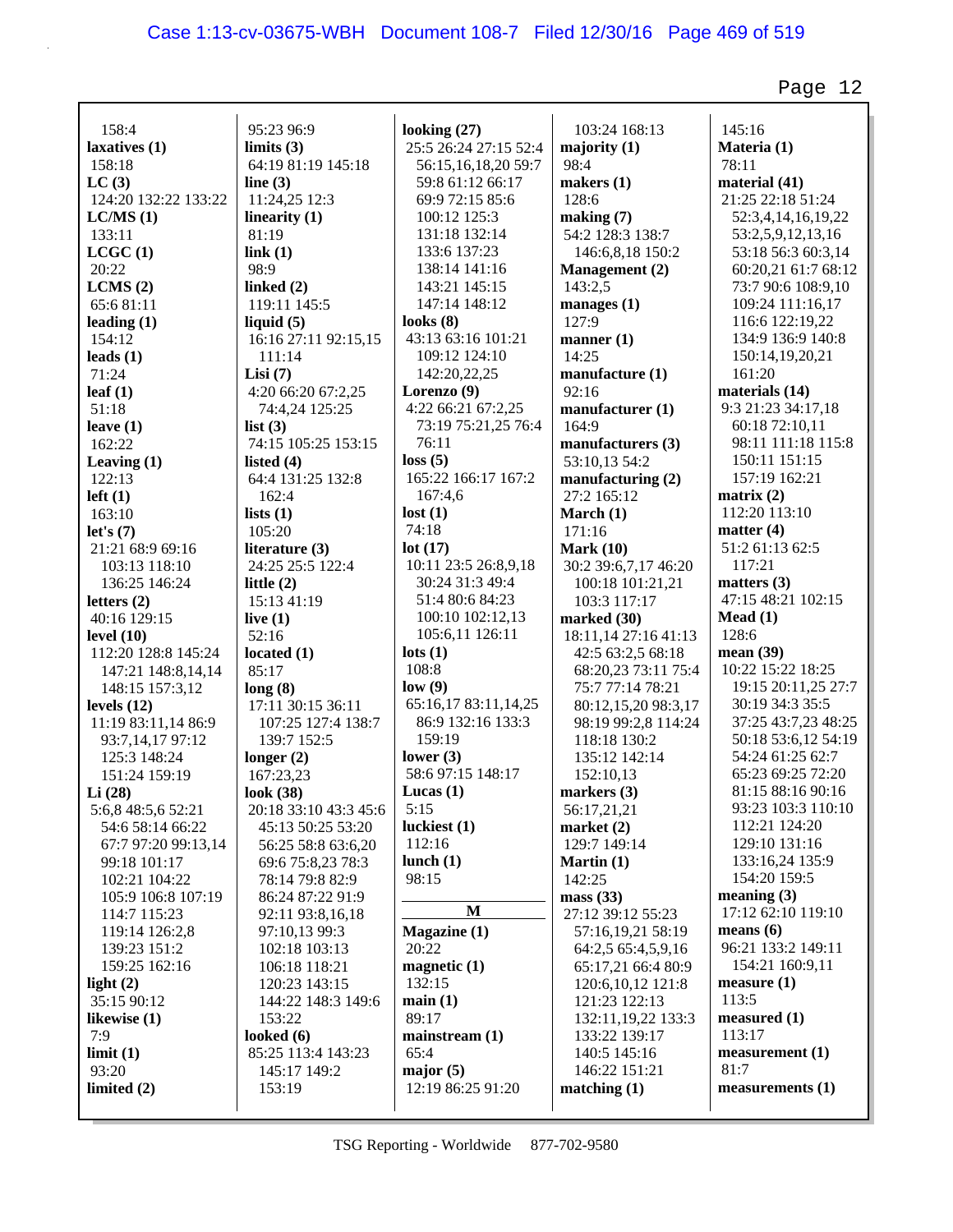158:4
**laxatives (1)**
158:18
**LC (3)**
124:20 132:22 133:22
**LC/MS (1)**
133:11
**LCGC (1)**
20:22
**LCMS (2)**
65:6 81:11
**leading (1)**
154:12
**leads (1)**
71:24
**leaf (1)**
51:18
**leave (1)**
162:22
**Leaving (1)**
122:13
**left (1)**
163:10
**let's (7)**
21:21 68:9 69:16
103:13 118:10
136:25 146:24
**letters (2)**
40:16 129:15
**level (10)**
112:20 128:8 145:24
147:21 148:8,14,14
148:15 157:3,12
**levels (12)**
11:19 83:11,14 86:9
93:7,14,17 97:12
125:3 148:24
151:24 159:19
**Li (28)**
5:6,8 48:5,6 52:21
54:6 58:14 66:22
67:7 97:20 99:13,14
99:18 101:17
102:21 104:22
105:9 106:8 107:19
114:7 115:23
119:14 126:2,8
139:23 151:2
159:25 162:16
**light (2)**
35:15 90:12
**likewise (1)**
7:9
**limit (1)**
93:20
**limited (2)**
95:23 96:9
**limits (3)**
64:19 81:19 145:18
**line (3)**
11:24,25 12:3
**linearity (1)**
81:19
**link (1)**
98:9
**linked (2)**
119:11 145:5
**liquid (5)**
16:16 27:11 92:15,15
111:14
**Lisi (7)**
4:20 66:20 67:2,25
74:4,24 125:25
**list (3)**
74:15 105:25 153:15
**listed (4)**
64:4 131:25 132:8
162:4
**lists (1)**
105:20
**literature (3)**
24:25 25:5 122:4
**little (2)**
15:13 41:19
**live (1)**
52:16
**located (1)**
85:17
**long (8)**
17:11 30:15 36:11
107:25 127:4 138:7
139:7 152:5
**longer (2)**
167:23,23
**look (38)**
20:18 33:10 43:3 45:6
45:13 50:25 53:20
56:25 58:8 63:6,20
69:6 75:8,23 78:3
78:14 79:8 82:9
86:24 87:22 91:9
92:11 93:8,16,18
97:10,13 99:3
102:18 103:13
106:18 118:21
120:23 143:15
144:22 148:3 149:6
153:22
**looked (6)**
85:25 113:4 143:23
145:17 149:2
153:19
**looking (27)**
25:5 26:24 27:15 52:4
56:15,16,18,20 59:7
59:8 61:12 66:17
69:9 72:15 85:6
100:12 125:3
131:18 132:14
133:6 137:23
138:14 141:16
143:21 145:15
147:14 148:12
**looks (8)**
43:13 63:16 101:21
109:12 124:10
142:20,22,25
**Lorenzo (9)**
4:22 66:21 67:2,25
73:19 75:21,25 76:4
76:11
**loss (5)**
165:22 166:17 167:2
167:4,6
**lost (1)**
74:18
**lot (17)**
10:11 23:5 26:8,9,18
30:24 31:3 49:4
51:4 80:6 84:23
100:10 102:12,13
105:6,11 126:11
**lots (1)**
108:8
**low (9)**
65:16,17 83:11,14,25
86:9 132:16 133:3
159:19
**lower (3)**
58:6 97:15 148:17
**Lucas (1)**
5:15
**luckiest (1)**
112:16
**lunch (1)**
98:15

**M**

**Magazine (1)**
20:22
**magnetic (1)**
132:15
**main (1)**
89:17
**mainstream (1)**
65:4
**major (5)**
12:19 86:25 91:20
103:24 168:13
**majority (1)**
98:4
**makers (1)**
128:6
**making (7)**
54:2 128:3 138:7
146:6,8,18 150:2
**Management (2)**
143:2,5
**manages (1)**
127:9
**manner (1)**
14:25
**manufacture (1)**
92:16
**manufacturer (1)**
164:9
**manufacturers (3)**
53:10,13 54:2
**manufacturing (2)**
27:2 165:12
**March (1)**
171:16
**Mark (10)**
30:2 39:6,7,17 46:20
100:18 101:21,21
103:3 117:17
**marked (30)**
18:11,14 27:16 41:13
42:5 63:2,5 68:18
68:20,23 73:11 75:4
75:7 77:14 78:21
80:12,15,20 98:3,17
98:19 99:2,8 114:24
118:18 130:2
135:12 142:14
152:10,13
**markers (3)**
56:17,21,21
**market (2)**
129:7 149:14
**Martin (1)**
142:25
**mass (33)**
27:12 39:12 55:23
57:16,19,21 58:19
64:2,5 65:4,5,9,16
65:17,21 66:4 80:9
120:6,10,12 121:8
121:23 122:13
132:11,19,22 133:3
133:22 139:17
140:5 145:16
146:22 151:21
**matching (1)**
145:16
**Materia (1)**
78:11
**material (41)**
21:25 22:18 51:24
52:3,4,14,16,19,22
53:2,5,9,12,13,16
53:18 56:3 60:3,14
60:20,21 61:7 68:12
73:7 90:6 108:9,10
109:24 111:16,17
116:6 122:19,22
134:9 136:9 140:8
150:14,19,20,21
161:20
**materials (14)**
9:3 21:23 34:17,18
60:18 72:10,11
98:11 111:18 115:8
150:11 151:15
157:19 162:21
**matrix (2)**
112:20 113:10
**matter (4)**
51:2 61:13 62:5
117:21
**matters (3)**
47:15 48:21 102:15
**Mead (1)**
128:6
**mean (39)**
10:22 15:22 18:25
19:15 20:11,25 27:7
30:19 34:3 35:5
37:25 43:7,23 48:25
50:18 53:6,12 54:19
54:24 61:25 62:7
65:23 69:25 72:20
81:15 88:16 90:16
93:23 103:3 110:10
112:21 124:20
129:10 131:16
133:16,24 135:9
154:20 159:5
**meaning (3)**
17:12 62:10 119:10
**means (6)**
96:21 133:2 149:11
154:21 160:9,11
**measure (1)**
113:5
**measured (1)**
113:17
**measurement (1)**
81:7
**measurements (1)**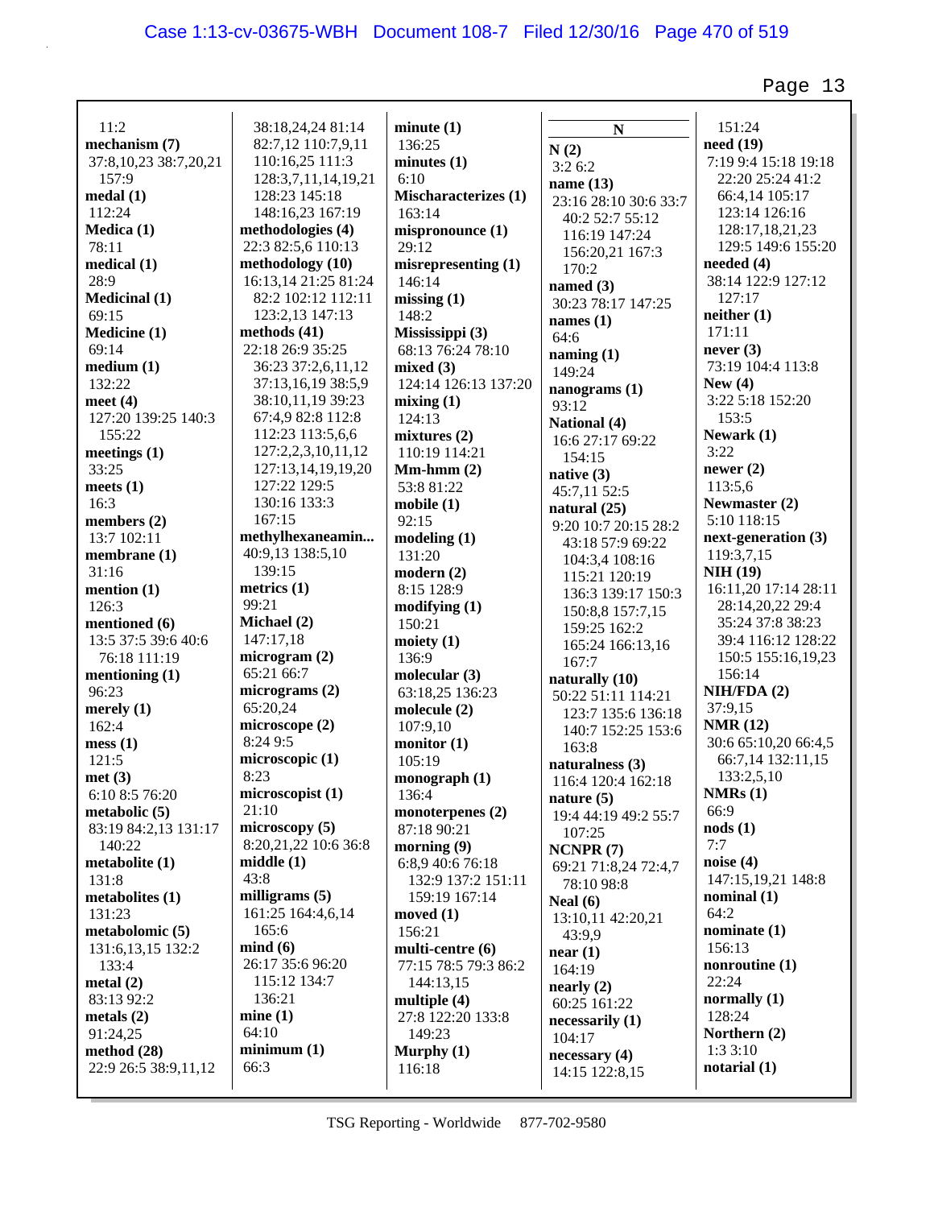11:2
**mechanism (7)**
37:8,10,23 38:7,20,21
157:9
**medal (1)**
112:24
**Medica (1)**
78:11
**medical (1)**
28:9
**Medicinal (1)**
69:15
**Medicine (1)**
69:14
**medium (1)**
132:22
**meet (4)**
127:20 139:25 140:3
155:22
**meetings (1)**
33:25
**meets (1)**
16:3
**members (2)**
13:7 102:11
**membrane (1)**
31:16
**mention (1)**
126:3
**mentioned (6)**
13:5 37:5 39:6 40:6
76:18 111:19
**mentioning (1)**
96:23
**merely (1)**
162:4
**mess (1)**
121:5
**met (3)**
6:10 8:5 76:20
**metabolic (5)**
83:19 84:2,13 131:17
140:22
**metabolite (1)**
131:8
**metabolites (1)**
131:23
**metabolomic (5)**
131:6,13,15 132:2
133:4
**metal (2)**
83:13 92:2
**metals (2)**
91:24,25
**method (28)**
22:9 26:5 38:9,11,12
38:18,24,24 81:14
82:7,12 110:7,9,11
110:16,25 111:3
128:3,7,11,14,19,21
128:23 145:18
148:16,23 167:19
**methodologies (4)**
22:3 82:5,6 110:13
**methodology (10)**
16:13,14 21:25 81:24
82:2 102:12 112:11
123:2,13 147:13
**methods (41)**
22:18 26:9 35:25
36:23 37:2,6,11,12
37:13,16,19 38:5,9
38:10,11,19 39:23
67:4,9 82:8 112:8
112:23 113:5,6,6
127:2,2,3,10,11,12
127:13,14,19,19,20
127:22 129:5
130:16 133:3
167:15
**methylhexaneamin...**
40:9,13 138:5,10
139:15
**metrics (1)**
99:21
**Michael (2)**
147:17,18
**microgram (2)**
65:21 66:7
**micrograms (2)**
65:20,24
**microscope (2)**
8:24 9:5
**microscopic (1)**
8:23
**microscopist (1)**
21:10
**microscopy (5)**
8:20,21,22 10:6 36:8
**middle (1)**
43:8
**milligrams (5)**
161:25 164:4,6,14
165:6
**mind (6)**
26:17 35:6 96:20
115:12 134:7
136:21
**mine (1)**
64:10
**minimum (1)**
66:3
**minute (1)**
136:25
**minutes (1)**
6:10
**Mischaracterizes (1)**
163:14
**mispronounce (1)**
29:12
**misrepresenting (1)**
146:14
**missing (1)**
148:2
**Mississippi (3)**
68:13 76:24 78:10
**mixed (3)**
124:14 126:13 137:20
**mixing (1)**
124:13
**mixtures (2)**
110:19 114:21
**Mm-hmm (2)**
53:8 81:22
**mobile (1)**
92:15
**modeling (1)**
131:20
**modern (2)**
8:15 128:9
**modifying (1)**
150:21
**moiety (1)**
136:9
**molecular (3)**
63:18,25 136:23
**molecule (2)**
107:9,10
**monitor (1)**
105:19
**monograph (1)**
136:4
**monoterpenes (2)**
87:18 90:21
**morning (9)**
6:8,9 40:6 76:18
132:9 137:2 151:11
159:19 167:14
**moved (1)**
156:21
**multi-centre (6)**
77:15 78:5 79:3 86:2
144:13,15
**multiple (4)**
27:8 122:20 133:8
149:23
**Murphy (1)**
116:18

**N**

**N (2)**
3:2 6:2
**name (13)**
23:16 28:10 30:6 33:7
40:2 52:7 55:12
116:19 147:24
156:20,21 167:3
170:2
**named (3)**
30:23 78:17 147:25
**names (1)**
64:6
**naming (1)**
149:24
**nanograms (1)**
93:12
**National (4)**
16:6 27:17 69:22
154:15
**native (3)**
45:7,11 52:5
**natural (25)**
9:20 10:7 20:15 28:2
43:18 57:9 69:22
104:3,4 108:16
115:21 120:19
136:3 139:17 150:3
150:8,8 157:7,15
159:25 162:2
165:24 166:13,16
167:7
**naturally (10)**
50:22 51:11 114:21
123:7 135:6 136:18
140:7 152:25 153:6
163:8
**naturalness (3)**
116:4 120:4 162:18
**nature (5)**
19:4 44:19 49:2 55:7
107:25
**NCNPR (7)**
69:21 71:8,24 72:4,7
78:10 98:8
**Neal (6)**
13:10,11 42:20,21
43:9,9
**near (1)**
164:19
**nearly (2)**
60:25 161:22
**necessarily (1)**
104:17
**necessary (4)**
14:15 122:8,15
151:24
**need (19)**
7:19 9:4 15:18 19:18
22:20 25:24 41:2
66:4,14 105:17
123:14 126:16
128:17,18,21,23
129:5 149:6 155:20
**needed (4)**
38:14 122:9 127:12
127:17
**neither (1)**
171:11
**never (3)**
73:19 104:4 113:8
**New (4)**
3:22 5:18 152:20
153:5
**Newark (1)**
3:22
**newer (2)**
113:5,6
**Newmaster (2)**
5:10 118:15
**next-generation (3)**
119:3,7,15
**NIH (19)**
16:11,20 17:14 28:11
28:14,20,22 29:4
35:24 37:8 38:23
39:4 116:12 128:22
150:5 155:16,19,23
156:14
**NIH/FDA (2)**
37:9,15
**NMR (12)**
30:6 65:10,20 66:4,5
66:7,14 132:11,15
133:2,5,10
**NMRs (1)**
66:9
**nods (1)**
7:7
**noise (4)**
147:15,19,21 148:8
**nominal (1)**
64:2
**nominate (1)**
156:13
**nonroutine (1)**
22:24
**normally (1)**
128:24
**Northern (2)**
1:3 3:10
**notarial (1)**

TSG Reporting - Worldwide 877-702-9580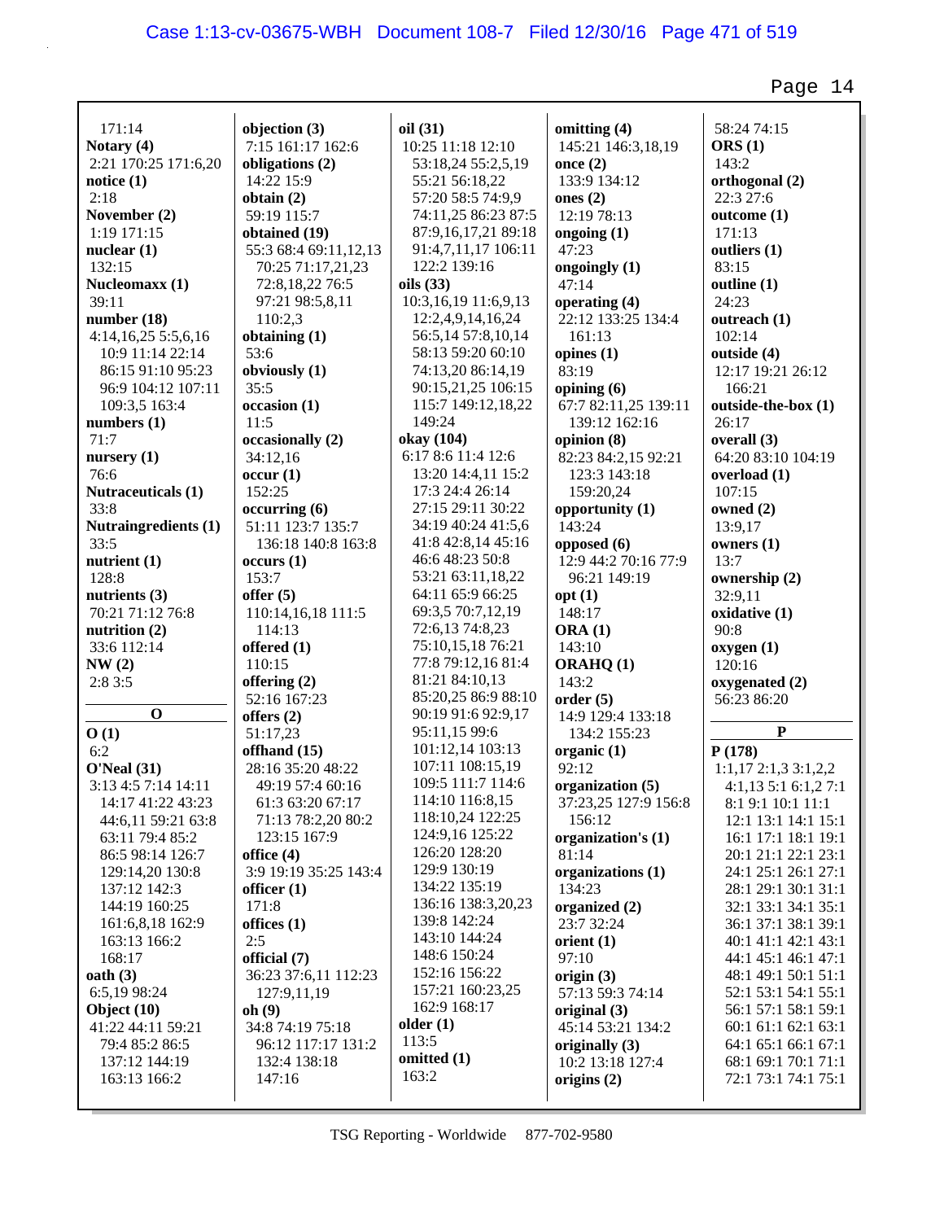171:14
**Notary (4)**
2:21 170:25 171:6,20
**notice (1)**
2:18
**November (2)**
1:19 171:15
**nuclear (1)**
132:15
**Nucleomaxx (1)**
39:11
**number (18)**
4:14,16,25 5:5,6,16
10:9 11:14 22:14
86:15 91:10 95:23
96:9 104:12 107:11
109:3,5 163:4
**numbers (1)**
71:7
**nursery (1)**
76:6
**Nutraceuticals (1)**
33:8
**Nutraingredients (1)**
33:5
**nutrient (1)**
128:8
**nutrients (3)**
70:21 71:12 76:8
**nutrition (2)**
33:6 112:14
**NW (2)**
2:8 3:5

**O**

**O (1)**
6:2
**O'Neal (31)**
3:13 4:5 7:14 14:11
14:17 41:22 43:23
44:6,11 59:21 63:8
63:11 79:4 85:2
86:5 98:14 126:7
129:14,20 130:8
137:12 142:3
144:19 160:25
161:6,8,18 162:9
163:13 166:2
168:17
**oath (3)**
6:5,19 98:24
**Object (10)**
41:22 44:11 59:21
79:4 85:2 86:5
137:12 144:19
163:13 166:2

**objection (3)**
7:15 161:17 162:6
**obligations (2)**
14:22 15:9
**obtain (2)**
59:19 115:7
**obtained (19)**
55:3 68:4 69:11,12,13
70:25 71:17,21,23
72:8,18,22 76:5
97:21 98:5,8,11
110:2,3
**obtaining (1)**
53:6
**obviously (1)**
35:5
**occasion (1)**
11:5
**occasionally (2)**
34:12,16
**occur (1)**
152:25
**occurring (6)**
51:11 123:7 135:7
136:18 140:8 163:8
**occurs (1)**
153:7
**offer (5)**
110:14,16,18 111:5
114:13
**offered (1)**
110:15
**offering (2)**
52:16 167:23
**offers (2)**
51:17,23
**offhand (15)**
28:16 35:20 48:22
49:19 57:4 60:16
61:3 63:20 67:17
71:13 78:2,20 80:2
123:15 167:9
**office (4)**
3:9 19:19 35:25 143:4
**officer (1)**
171:8
**offices (1)**
2:5
**official (7)**
36:23 37:6,11 112:23
127:9,11,19
**oh (9)**
34:8 74:19 75:18
96:12 117:17 131:2
132:4 138:18
147:16

**oil (31)**
10:25 11:18 12:10
53:18,24 55:2,5,19
55:21 56:18,22
57:20 58:5 74:9,9
74:11,25 86:23 87:5
87:9,16,17,21 89:18
91:4,7,11,17 106:11
122:2 139:16
**oils (33)**
10:3,16,19 11:6,9,13
12:2,4,9,14,16,24
56:5,14 57:8,10,14
58:13 59:20 60:10
74:13,20 86:14,19
90:15,21,25 106:15
115:7 149:12,18,22
149:24
**okay (104)**
6:17 8:6 11:4 12:6
13:20 14:4,11 15:2
17:3 24:4 26:14
27:15 29:11 30:22
34:19 40:24 41:5,6
41:8 42:8,14 45:16
46:6 48:23 50:8
53:21 63:11,18,22
64:11 65:9 66:25
69:3,5 70:7,12,19
72:6,13 74:8,23
75:10,15,18 76:21
77:8 79:12,16 81:4
81:21 84:10,13
85:20,25 86:9 88:10
90:19 91:6 92:9,17
95:11,15 99:6
101:12,14 103:13
107:11 108:15,19
109:5 111:7 114:6
114:10 116:8,15
118:10,24 122:25
124:9,16 125:22
126:20 128:20
129:9 130:19
134:22 135:19
136:16 138:3,20,23
139:8 142:24
143:10 144:24
148:6 150:24
152:16 156:22
157:21 160:23,25
162:9 168:17
**older (1)**
113:5
**omitted (1)**
163:2

**omitting (4)**
145:21 146:3,18,19
**once (2)**
133:9 134:12
**ones (2)**
12:19 78:13
**ongoing (1)**
47:23
**ongoingly (1)**
47:14
**operating (4)**
22:12 133:25 134:4
161:13
**opines (1)**
83:19
**opining (6)**
67:7 82:11,25 139:11
139:12 162:16
**opinion (8)**
82:23 84:2,15 92:21
123:3 143:18
159:20,24
**opportunity (1)**
143:24
**opposed (6)**
12:9 44:2 70:16 77:9
96:21 149:19
**opt (1)**
148:17
**ORA (1)**
143:10
**ORAHQ (1)**
143:2
**order (5)**
14:9 129:4 133:18
134:2 155:23
**organic (1)**
92:12
**organization (5)**
37:23,25 127:9 156:8
156:12
**organization's (1)**
81:14
**organizations (1)**
134:23
**organized (2)**
23:7 32:24
**orient (1)**
97:10
**origin (3)**
57:13 59:3 74:14
**original (3)**
45:14 53:21 134:2
**originally (3)**
10:2 13:18 127:4
**origins (2)**

58:24 74:15
**ORS (1)**
143:2
**orthogonal (2)**
22:3 27:6
**outcome (1)**
171:13
**outliers (1)**
83:15
**outline (1)**
24:23
**outreach (1)**
102:14
**outside (4)**
12:17 19:21 26:12
166:21
**outside-the-box (1)**
26:17
**overall (3)**
64:20 83:10 104:19
**overload (1)**
107:15
**owned (2)**
13:9,17
**owners (1)**
13:7
**ownership (2)**
32:9,11
**oxidative (1)**
90:8
**oxygen (1)**
120:16
**oxygenated (2)**
56:23 86:20

**P**

**P (178)**
1:1,17 2:1,3 3:1,2,2
4:1,13 5:1 6:1,2 7:1
8:1 9:1 10:1 11:1
12:1 13:1 14:1 15:1
16:1 17:1 18:1 19:1
20:1 21:1 22:1 23:1
24:1 25:1 26:1 27:1
28:1 29:1 30:1 31:1
32:1 33:1 34:1 35:1
36:1 37:1 38:1 39:1
40:1 41:1 42:1 43:1
44:1 45:1 46:1 47:1
48:1 49:1 50:1 51:1
52:1 53:1 54:1 55:1
56:1 57:1 58:1 59:1
60:1 61:1 62:1 63:1
64:1 65:1 66:1 67:1
68:1 69:1 70:1 71:1
72:1 73:1 74:1 75:1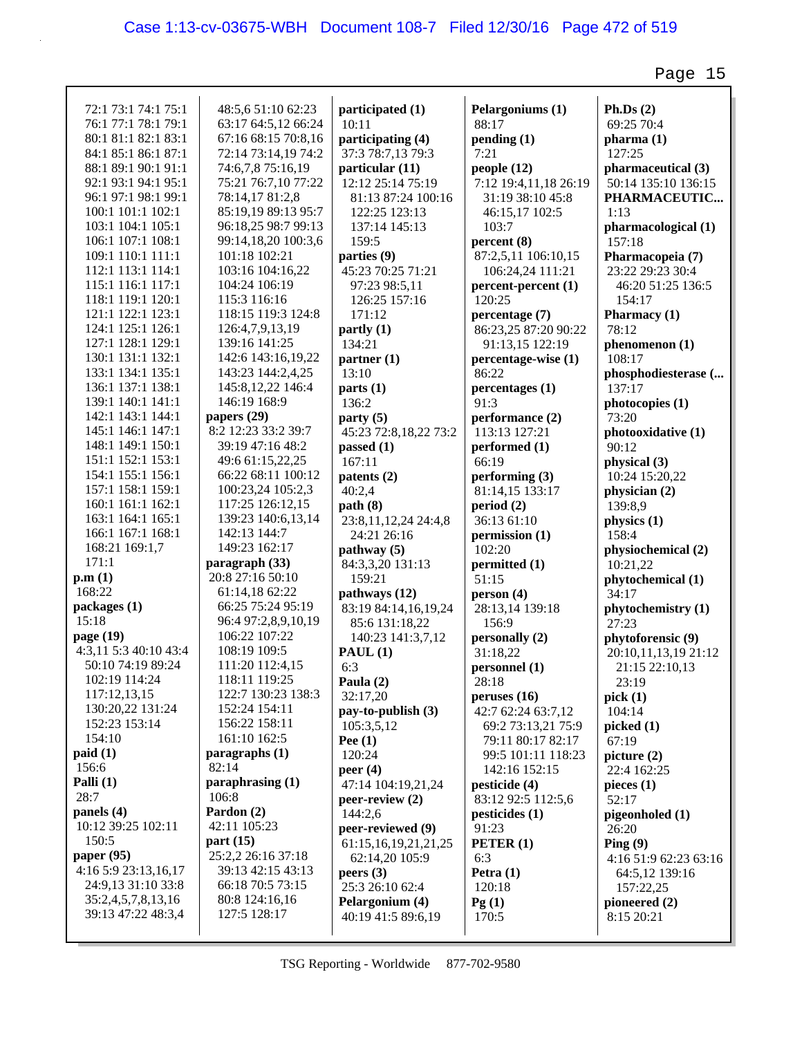72:1 73:1 74:1 75:1
76:1 77:1 78:1 79:1
80:1 81:1 82:1 83:1
84:1 85:1 86:1 87:1
88:1 89:1 90:1 91:1
92:1 93:1 94:1 95:1
96:1 97:1 98:1 99:1
100:1 101:1 102:1
103:1 104:1 105:1
106:1 107:1 108:1
109:1 110:1 111:1
112:1 113:1 114:1
115:1 116:1 117:1
118:1 119:1 120:1
121:1 122:1 123:1
124:1 125:1 126:1
127:1 128:1 129:1
130:1 131:1 132:1
133:1 134:1 135:1
136:1 137:1 138:1
139:1 140:1 141:1
142:1 143:1 144:1
145:1 146:1 147:1
148:1 149:1 150:1
151:1 152:1 153:1
154:1 155:1 156:1
157:1 158:1 159:1
160:1 161:1 162:1
163:1 164:1 165:1
166:1 167:1 168:1
168:21 169:1,7
171:1

**p.m (1)**
168:22

**packages (1)**
15:18

**page (19)**
4:3,11 5:3 40:10 43:4
50:10 74:19 89:24
102:19 114:24
117:12,13,15
130:20,22 131:24
152:23 153:14
154:10

**paid (1)**
156:6

**Palli (1)**
28:7

**panels (4)**
10:12 39:25 102:11
150:5

**paper (95)**
4:16 5:9 23:13,16,17
24:9,13 31:10 33:8
35:2,4,5,7,8,13,16
39:13 47:22 48:3,4
48:5,6 51:10 62:23
63:17 64:5,12 66:24
67:16 68:15 70:8,16
72:14 73:14,19 74:2
74:6,7,8 75:16,19
75:21 76:7,10 77:22
78:14,17 81:2,8
85:19,19 89:13 95:7
96:18,25 98:7 99:13
99:14,18,20 100:3,6
101:18 102:21
103:16 104:16,22
104:24 106:19
115:3 116:16
118:15 119:3 124:8
126:4,7,9,13,19
139:16 141:25
142:6 143:16,19,22
143:23 144:2,4,25
145:8,12,22 146:4
146:19 168:9

**papers (29)**
8:2 12:23 33:2 39:7
39:19 47:16 48:2
49:6 61:15,22,25
66:22 68:11 100:12
100:23,24 105:2,3
117:25 126:12,15
139:23 140:6,13,14
142:13 144:7
149:23 162:17

**paragraph (33)**
20:8 27:16 50:10
61:14,18 62:22
66:25 75:24 95:19
96:4 97:2,8,9,10,19
106:22 107:22
108:19 109:5
111:20 112:4,15
118:11 119:25
122:7 130:23 138:3
152:24 154:11
156:22 158:11
161:10 162:5

**paragraphs (1)**
82:14

**paraphrasing (1)**
106:8

**Pardon (2)**
42:11 105:23

**part (15)**
25:2,2 26:16 37:18
39:13 42:15 43:13
66:18 70:5 73:15
80:8 124:16,16
127:5 128:17

**participated (1)**
10:11

**participating (4)**
37:3 78:7,13 79:3

**particular (11)**
12:12 25:14 75:19
81:13 87:24 100:16
122:25 123:13
137:14 145:13
159:5

**parties (9)**
45:23 70:25 71:21
97:23 98:5,11
126:25 157:16
171:12

**partly (1)**
134:21

**partner (1)**
13:10

**parts (1)**
136:2

**party (5)**
45:23 72:8,18,22 73:2

**passed (1)**
167:11

**patents (2)**
40:2,4

**path (8)**
23:8,11,12,24 24:4,8
24:21 26:16

**pathway (5)**
84:3,3,20 131:13
159:21

**pathways (12)**
83:19 84:14,16,19,24
85:6 131:18,22
140:23 141:3,7,12

**PAUL (1)**
6:3

**Paula (2)**
32:17,20

**pay-to-publish (3)**
105:3,5,12

**Pee (1)**
120:24

**peer (4)**
47:14 104:19,21,24

**peer-review (2)**
144:2,6

**peer-reviewed (9)**
61:15,16,19,21,21,25
62:14,20 105:9

**peers (3)**
25:3 26:10 62:4

**Pelargonium (4)**
40:19 41:5 89:6,19

**Pelargoniums (1)**
88:17

**pending (1)**
7:21

**people (12)**
7:12 19:4,11,18 26:19
31:19 38:10 45:8
46:15,17 102:5
103:7

**percent (8)**
87:2,5,11 106:10,15
106:24,24 111:21

**percent-percent (1)**
120:25

**percentage (7)**
86:23,25 87:20 90:22
91:13,15 122:19

**percentage-wise (1)**
86:22

**percentages (1)**
91:3

**performance (2)**
113:13 127:21

**performed (1)**
66:19

**performing (3)**
81:14,15 133:17

**period (2)**
36:13 61:10

**permission (1)**
102:20

**permitted (1)**
51:15

**person (4)**
28:13,14 139:18
156:9

**personally (2)**
31:18,22

**personnel (1)**
28:18

**peruses (16)**
42:7 62:24 63:7,12
69:2 73:13,21 75:9
79:11 80:17 82:17
99:5 101:11 118:23
142:16 152:15

**pesticide (4)**
83:12 92:5 112:5,6

**pesticides (1)**
91:23

**PETER (1)**
6:3

**Petra (1)**
120:18

**Pg (1)**
170:5

**Ph.Ds (2)**
69:25 70:4

**pharma (1)**
127:25

**pharmaceutical (3)**
50:14 135:10 136:15

**PHARMACEUTIC...**
1:13

**pharmacological (1)**
157:18

**Pharmacopeia (7)**
23:22 29:23 30:4
46:20 51:25 136:5
154:17

**Pharmacy (1)**
78:12

**phenomenon (1)**
108:17

**phosphodiesterase (...**
137:17

**photocopies (1)**
73:20

**photooxidative (1)**
90:12

**physical (3)**
10:24 15:20,22

**physician (2)**
139:8,9

**physics (1)**
158:4

**physiochemical (2)**
10:21,22

**phytochemical (1)**
34:17

**phytochemistry (1)**
27:23

**phytoforensic (9)**
20:10,11,13,19 21:12
21:15 22:10,13
23:19

**pick (1)**
104:14

**picked (1)**
67:19

**picture (2)**
22:4 162:25

**pieces (1)**
52:17

**pigeonholed (1)**
26:20

**Ping (9)**
4:16 51:9 62:23 63:16
64:5,12 139:16
157:22,25

**pioneered (2)**
8:15 20:21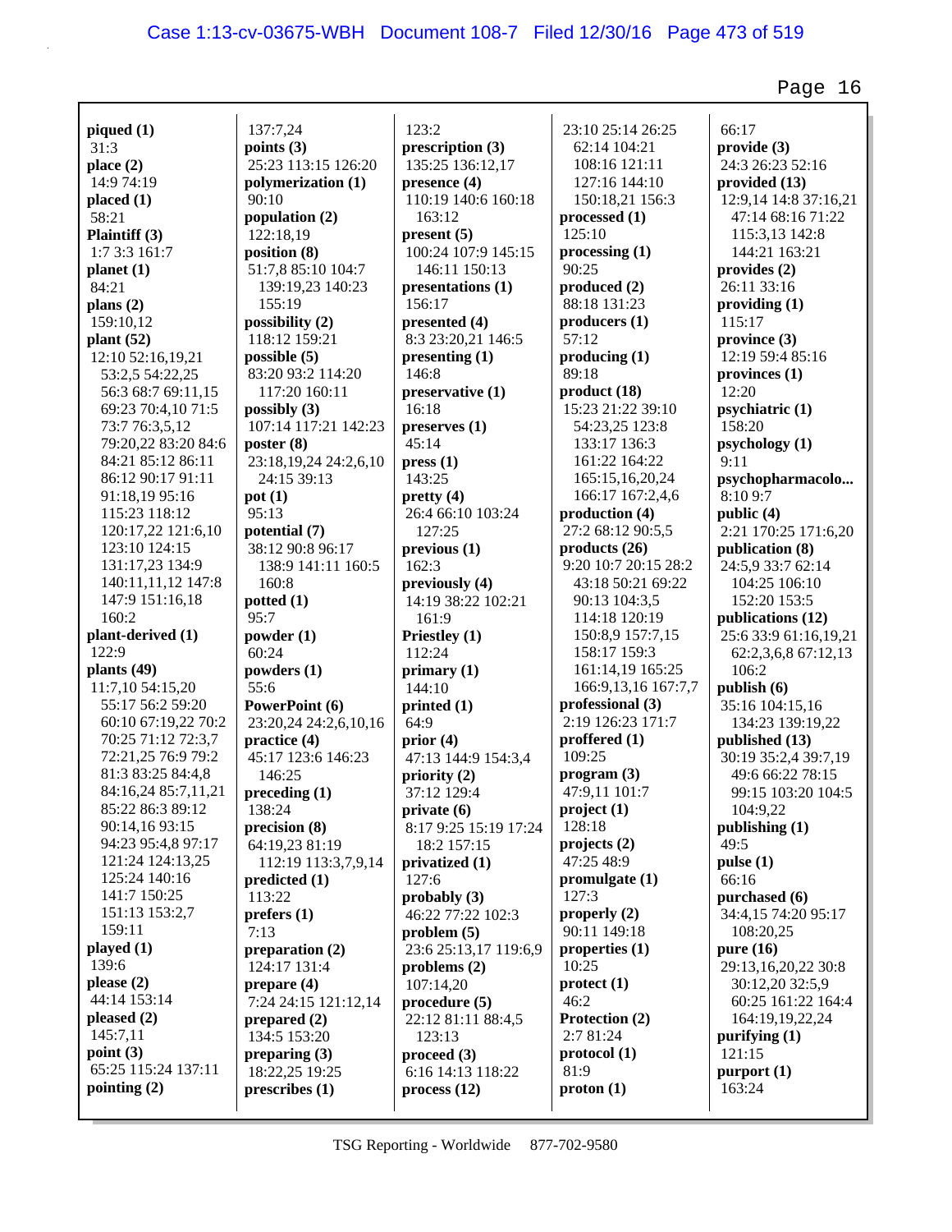**piqued (1)**
31:3
**place (2)**
14:9 74:19
**placed (1)**
58:21
**Plaintiff (3)**
1:7 3:3 161:7
**planet (1)**
84:21
**plans (2)**
159:10,12
**plant (52)**
12:10 52:16,19,21
53:2,5 54:22,25
56:3 68:7 69:11,15
69:23 70:4,10 71:5
73:7 76:3,5,12
79:20,22 83:20 84:6
84:21 85:12 86:11
86:12 90:17 91:11
91:18,19 95:16
115:23 118:12
120:17,22 121:6,10
123:10 124:15
131:17,23 134:9
140:11,11,12 147:8
147:9 151:16,18
160:2
**plant-derived (1)**
122:9
**plants (49)**
11:7,10 54:15,20
55:17 56:2 59:20
60:10 67:19,22 70:2
70:25 71:12 72:3,7
72:21,25 76:9 79:2
81:3 83:25 84:4,8
84:16,24 85:7,11,21
85:22 86:3 89:12
90:14,16 93:15
94:23 95:4,8 97:17
121:24 124:13,25
125:24 140:16
141:7 150:25
151:13 153:2,7
159:11
**played (1)**
139:6
**please (2)**
44:14 153:14
**pleased (2)**
145:7,11
**point (3)**
65:25 115:24 137:11
**pointing (2)**
137:7,24
**points (3)**
25:23 113:15 126:20
**polymerization (1)**
90:10
**population (2)**
122:18,19
**position (8)**
51:7,8 85:10 104:7
139:19,23 140:23
155:19
**possibility (2)**
118:12 159:21
**possible (5)**
83:20 93:2 114:20
117:20 160:11
**possibly (3)**
107:14 117:21 142:23
**poster (8)**
23:18,19,24 24:2,6,10
24:15 39:13
**pot (1)**
95:13
**potential (7)**
38:12 90:8 96:17
138:9 141:11 160:5
160:8
**potted (1)**
95:7
**powder (1)**
60:24
**powders (1)**
55:6
**PowerPoint (6)**
23:20,24 24:2,6,10,16
**practice (4)**
45:17 123:6 146:23
146:25
**preceding (1)**
138:24
**precision (8)**
64:19,23 81:19
112:19 113:3,7,9,14
**predicted (1)**
113:22
**prefers (1)**
7:13
**preparation (2)**
124:17 131:4
**prepare (4)**
7:24 24:15 121:12,14
**prepared (2)**
134:5 153:20
**preparing (3)**
18:22,25 19:25
**prescribes (1)**
123:2
**prescription (3)**
135:25 136:12,17
**presence (4)**
110:19 140:6 160:18
163:12
**present (5)**
100:24 107:9 145:15
146:11 150:13
**presentations (1)**
156:17
**presented (4)**
8:3 23:20,21 146:5
**presenting (1)**
146:8
**preservative (1)**
16:18
**preserves (1)**
45:14
**press (1)**
143:25
**pretty (4)**
26:4 66:10 103:24
127:25
**previous (1)**
162:3
**previously (4)**
14:19 38:22 102:21
161:9
**Priestley (1)**
112:24
**primary (1)**
144:10
**printed (1)**
64:9
**prior (4)**
47:13 144:9 154:3,4
**priority (2)**
37:12 129:4
**private (6)**
8:17 9:25 15:19 17:24
18:2 157:15
**privatized (1)**
127:6
**probably (3)**
46:22 77:22 102:3
**problem (5)**
23:6 25:13,17 119:6,9
**problems (2)**
107:14,20
**procedure (5)**
22:12 81:11 88:4,5
123:13
**proceed (3)**
6:16 14:13 118:22
**process (12)**
23:10 25:14 26:25
62:14 104:21
108:16 121:11
127:16 144:10
150:18,21 156:3
**processed (1)**
125:10
**processing (1)**
90:25
**produced (2)**
88:18 131:23
**producers (1)**
57:12
**producing (1)**
89:18
**product (18)**
15:23 21:22 39:10
54:23,25 123:8
133:17 136:3
161:22 164:22
165:15,16,20,24
166:17 167:2,4,6
**production (4)**
27:2 68:12 90:5,5
**products (26)**
9:20 10:7 20:15 28:2
43:18 50:21 69:22
90:13 104:3,5
114:18 120:19
150:8,9 157:7,15
158:17 159:3
161:14,19 165:25
166:9,13,16 167:7,7
**professional (3)**
2:19 126:23 171:7
**proffered (1)**
109:25
**program (3)**
47:9,11 101:7
**project (1)**
128:18
**projects (2)**
47:25 48:9
**promulgate (1)**
127:3
**properly (2)**
90:11 149:18
**properties (1)**
10:25
**protect (1)**
46:2
**Protection (2)**
2:7 81:24
**protocol (1)**
81:9
**proton (1)**
66:17
**provide (3)**
24:3 26:23 52:16
**provided (13)**
12:9,14 14:8 37:16,21
47:14 68:16 71:22
115:3,13 142:8
144:21 163:21
**provides (2)**
26:11 33:16
**providing (1)**
115:17
**province (3)**
12:19 59:4 85:16
**provinces (1)**
12:20
**psychiatric (1)**
158:20
**psychology (1)**
9:11
**psychopharmacolo...**
8:10 9:7
**public (4)**
2:21 170:25 171:6,20
**publication (8)**
24:5,9 33:7 62:14
104:25 106:10
152:20 153:5
**publications (12)**
25:6 33:9 61:16,19,21
62:2,3,6,8 67:12,13
106:2
**publish (6)**
35:16 104:15,16
134:23 139:19,22
**published (13)**
30:19 35:2,4 39:7,19
49:6 66:22 78:15
99:15 103:20 104:5
104:9,22
**publishing (1)**
49:5
**pulse (1)**
66:16
**purchased (6)**
34:4,15 74:20 95:17
108:20,25
**pure (16)**
29:13,16,20,22 30:8
30:12,20 32:5,9
60:25 161:22 164:4
164:19,19,22,24
**purifying (1)**
121:15
**purport (1)**
163:24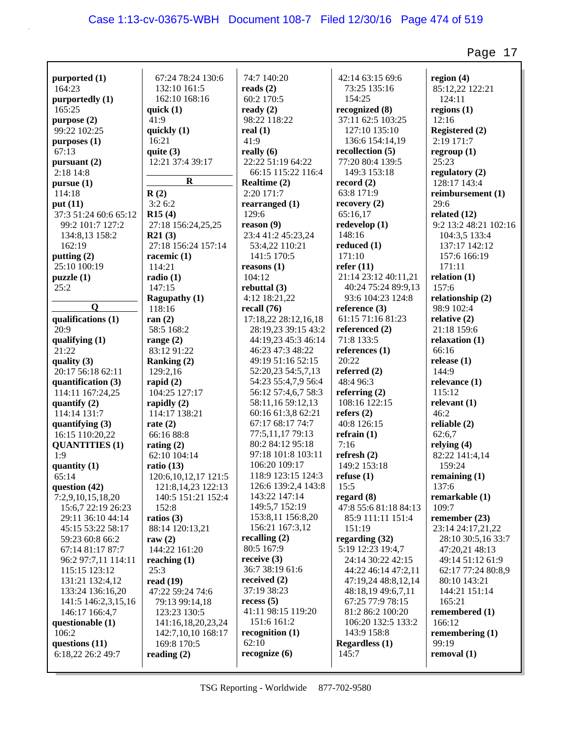**purported (1)**
164:23
**purportedly (1)**
165:25
**purpose (2)**
99:22 102:25
**purposes (1)**
67:13
**pursuant (2)**
2:18 14:8
**pursue (1)**
114:18
**put (11)**
37:3 51:24 60:6 65:12
99:2 101:7 127:2
134:8,13 158:2
162:19
**putting (2)**
25:10 100:19
**puzzle (1)**
25:2

**Q**

**qualifications (1)**
20:9
**qualifying (1)**
21:22
**quality (3)**
20:17 56:18 62:11
**quantification (3)**
114:11 167:24,25
**quantify (2)**
114:14 131:7
**quantifying (3)**
16:15 110:20,22
**QUANTITIES (1)**
1:9
**quantity (1)**
65:14
**question (42)**
7:2,9,10,15,18,20
15:6,7 22:19 26:23
29:11 36:10 44:14
45:15 53:22 58:17
59:23 60:8 66:2
67:14 81:17 87:7
96:2 97:7,11 114:11
115:15 123:12
131:21 132:4,12
133:24 136:16,20
141:5 146:2,3,15,16
146:17 166:4,7
**questionable (1)**
106:2
**questions (11)**
6:18,22 26:2 49:7
67:24 78:24 130:6
132:10 161:5
162:10 168:16
**quick (1)**
41:9
**quickly (1)**
16:21
**quite (3)**
12:21 37:4 39:17

**R**

**R (2)**
3:2 6:2
**R15 (4)**
27:18 156:24,25,25
**R21 (3)**
27:18 156:24 157:14
**racemic (1)**
114:21
**radio (1)**
147:15
**Ragupathy (1)**
118:16
**ran (2)**
58:5 168:2
**range (2)**
83:12 91:22
**Ranking (2)**
129:2,16
**rapid (2)**
104:25 127:17
**rapidly (2)**
114:17 138:21
**rate (2)**
66:16 88:8
**rating (2)**
62:10 104:14
**ratio (13)**
120:6,10,12,17 121:5
121:8,14,23 122:13
140:5 151:21 152:4
152:8
**ratios (3)**
88:14 120:13,21
**raw (2)**
144:22 161:20
**reaching (1)**
25:3
**read (19)**
47:22 59:24 74:6
79:13 99:14,18
123:23 130:5
141:16,18,20,23,24
142:7,10,10 168:17
169:8 170:5
**reading (2)**
74:7 140:20
**reads (2)**
60:2 170:5
**ready (2)**
98:22 118:22
**real (1)**
41:9
**really (6)**
22:22 51:19 64:22
66:15 115:22 116:4
**Realtime (2)**
2:20 171:7
**rearranged (1)**
129:6
**reason (9)**
23:4 41:2 45:23,24
53:4,22 110:21
141:5 170:5
**reasons (1)**
104:12
**rebuttal (3)**
4:12 18:21,22
**recall (76)**
17:18,22 28:12,16,18
28:19,23 39:15 43:2
44:19,23 45:3 46:14
46:23 47:3 48:22
49:19 51:16 52:15
52:20,23 54:5,7,13
54:23 55:4,7,9 56:4
56:12 57:4,6,7 58:3
58:11,16 59:12,13
60:16 61:3,8 62:21
67:17 68:17 74:7
77:5,11,17 79:13
80:2 84:12 95:18
97:18 101:8 103:11
106:20 109:17
118:9 123:15 124:3
126:6 139:2,4 143:8
143:22 147:14
149:5,7 152:19
153:8,11 156:8,20
156:21 167:3,12
**recalling (2)**
80:5 167:9
**receive (3)**
36:7 38:19 61:6
**received (2)**
37:19 38:23
**recess (5)**
41:11 98:15 119:20
151:6 161:2
**recognition (1)**
62:10
**recognize (6)**
42:14 63:15 69:6
73:25 135:16
154:25
**recognized (8)**
37:11 62:5 103:25
127:10 135:10
136:6 154:14,19
**recollection (5)**
77:20 80:4 139:5
149:3 153:18
**record (2)**
63:8 171:9
**recovery (2)**
65:16,17
**redevelop (1)**
148:16
**reduced (1)**
171:10
**refer (11)**
21:14 23:12 40:11,21
40:24 75:24 89:9,13
93:6 104:23 124:8
**reference (3)**
61:15 71:16 81:23
**referenced (2)**
71:8 133:5
**references (1)**
20:22
**referred (2)**
48:4 96:3
**referring (2)**
108:16 122:15
**refers (2)**
40:8 126:15
**refrain (1)**
7:16
**refresh (2)**
149:2 153:18
**refuse (1)**
15:5
**regard (8)**
47:8 55:6 81:18 84:13
85:9 111:11 151:4
151:19
**regarding (32)**
5:19 12:23 19:4,7
24:14 30:22 42:15
44:22 46:14 47:2,11
47:19,24 48:8,12,14
48:18,19 49:6,7,11
67:25 77:9 78:15
81:2 86:2 100:20
106:20 132:5 133:2
143:9 158:8
**Regardless (1)**
145:7
**region (4)**
85:12,22 122:21
124:11
**regions (1)**
12:16
**Registered (2)**
2:19 171:7
**regroup (1)**
25:23
**regulatory (2)**
128:17 143:4
**reimbursement (1)**
29:6
**related (12)**
9:2 13:2 48:21 102:16
104:3,5 133:4
137:17 142:12
157:6 166:19
171:11
**relation (1)**
157:6
**relationship (2)**
98:9 102:4
**relative (2)**
21:18 159:6
**relaxation (1)**
66:16
**release (1)**
144:9
**relevance (1)**
115:12
**relevant (1)**
46:2
**reliable (2)**
62:6,7
**relying (4)**
82:22 141:4,14
159:24
**remaining (1)**
137:6
**remarkable (1)**
109:7
**remember (23)**
23:14 24:17,21,22
28:10 30:5,16 33:7
47:20,21 48:13
49:14 51:12 61:9
62:17 77:24 80:8,9
80:10 143:21
144:21 151:14
165:21
**remembered (1)**
166:12
**remembering (1)**
99:19
**removal (1)**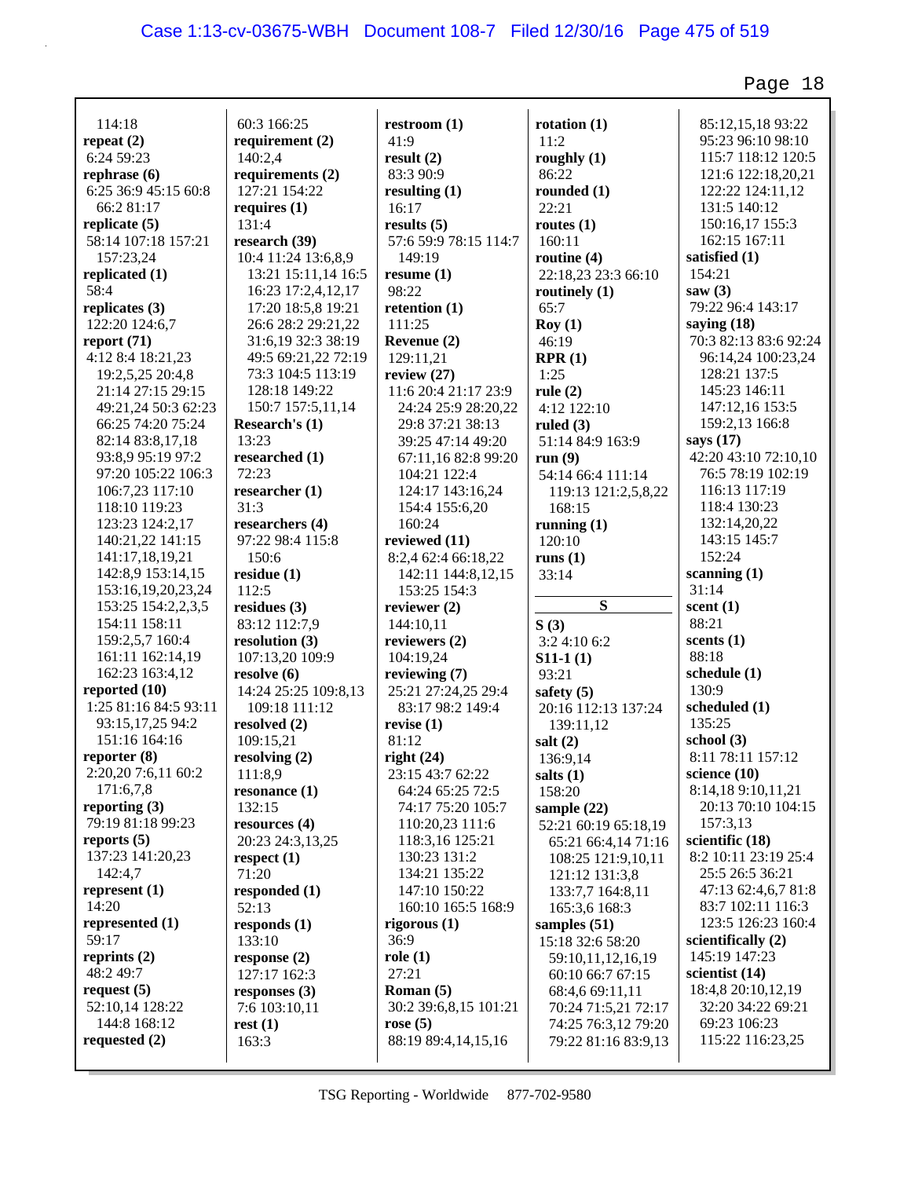114:18
**repeat (2)**
6:24 59:23
**rephrase (6)**
6:25 36:9 45:15 60:8
66:2 81:17
**replicate (5)**
58:14 107:18 157:21
157:23,24
**replicated (1)**
58:4
**replicates (3)**
122:20 124:6,7
**report (71)**
4:12 8:4 18:21,23
19:2,5,25 20:4,8
21:14 27:15 29:15
49:21,24 50:3 62:23
66:25 74:20 75:24
82:14 83:8,17,18
93:8,9 95:19 97:2
97:20 105:22 106:3
106:7,23 117:10
118:10 119:23
123:23 124:2,17
140:21,22 141:15
141:17,18,19,21
142:8,9 153:14,15
153:16,19,20,23,24
153:25 154:2,2,3,5
154:11 158:11
159:2,5,7 160:4
161:11 162:14,19
162:23 163:4,12
**reported (10)**
1:25 81:16 84:5 93:11
93:15,17,25 94:2
151:16 164:16
**reporter (8)**
2:20,20 7:6,11 60:2
171:6,7,8
**reporting (3)**
79:19 81:18 99:23
**reports (5)**
137:23 141:20,23
142:4,7
**represent (1)**
14:20
**represented (1)**
59:17
**reprints (2)**
48:2 49:7
**request (5)**
52:10,14 128:22
144:8 168:12
**requested (2)**
60:3 166:25
**requirement (2)**
140:2,4
**requirements (2)**
127:21 154:22
**requires (1)**
131:4
**research (39)**
10:4 11:24 13:6,8,9
13:21 15:11,14 16:5
16:23 17:2,4,12,17
17:20 18:5,8 19:21
26:6 28:2 29:21,22
31:6,19 32:3 38:19
49:5 69:21,22 72:19
73:3 104:5 113:19
128:18 149:22
150:7 157:5,11,14
**Research's (1)**
13:23
**researched (1)**
72:23
**researcher (1)**
31:3
**researchers (4)**
97:22 98:4 115:8
150:6
**residue (1)**
112:5
**residues (3)**
83:12 112:7,9
**resolution (3)**
107:13,20 109:9
**resolve (6)**
14:24 25:25 109:8,13
109:18 111:12
**resolved (2)**
109:15,21
**resolving (2)**
111:8,9
**resonance (1)**
132:15
**resources (4)**
20:23 24:3,13,25
**respect (1)**
71:20
**responded (1)**
52:13
**responds (1)**
133:10
**response (2)**
127:17 162:3
**responses (3)**
7:6 103:10,11
**rest (1)**
163:3
**restroom (1)**
41:9
**result (2)**
83:3 90:9
**resulting (1)**
16:17
**results (5)**
57:6 59:9 78:15 114:7
149:19
**resume (1)**
98:22
**retention (1)**
111:25
**Revenue (2)**
129:11,21
**review (27)**
11:6 20:4 21:17 23:9
24:24 25:9 28:20,22
29:8 37:21 38:13
39:25 47:14 49:20
67:11,16 82:8 99:20
104:21 122:4
124:17 143:16,24
154:4 155:6,20
160:24
**reviewed (11)**
8:2,4 62:4 66:18,22
142:11 144:8,12,15
153:25 154:3
**reviewer (2)**
144:10,11
**reviewers (2)**
104:19,24
**reviewing (7)**
25:21 27:24,25 29:4
83:17 98:2 149:4
**revise (1)**
81:12
**right (24)**
23:15 43:7 62:22
64:24 65:25 72:5
74:17 75:20 105:7
110:20,23 111:6
118:3,16 125:21
130:23 131:2
134:21 135:22
147:10 150:22
160:10 165:5 168:9
**rigorous (1)**
36:9
**role (1)**
27:21
**Roman (5)**
30:2 39:6,8,15 101:21
**rose (5)**
88:19 89:4,14,15,16
**rotation (1)**
11:2
**roughly (1)**
86:22
**rounded (1)**
22:21
**routes (1)**
160:11
**routine (4)**
22:18,23 23:3 66:10
**routinely (1)**
65:7
**Roy (1)**
46:19
**RPR (1)**
1:25
**rule (2)**
4:12 122:10
**ruled (3)**
51:14 84:9 163:9
**run (9)**
54:14 66:4 111:14
119:13 121:2,5,8,22
168:15
**running (1)**
120:10
**runs (1)**
33:14

**S**

**S (3)**
3:2 4:10 6:2
**S11-1 (1)**
93:21
**safety (5)**
20:16 112:13 137:24
139:11,12
**salt (2)**
136:9,14
**salts (1)**
158:20
**sample (22)**
52:21 60:19 65:18,19
65:21 66:4,14 71:16
108:25 121:9,10,11
121:12 131:3,8
133:7,7 164:8,11
165:3,6 168:3
**samples (51)**
15:18 32:6 58:20
59:10,11,12,16,19
60:10 66:7 67:15
68:4,6 69:11,11
70:24 71:5,21 72:17
74:25 76:3,12 79:20
79:22 81:16 83:9,13
85:12,15,18 93:22
95:23 96:10 98:10
115:7 118:12 120:5
121:6 122:18,20,21
122:22 124:11,12
131:5 140:12
150:16,17 155:3
162:15 167:11
**satisfied (1)**
154:21
**saw (3)**
79:22 96:4 143:17
**saying (18)**
70:3 82:13 83:6 92:24
96:14,24 100:23,24
128:21 137:5
145:23 146:11
147:12,16 153:5
159:2,13 166:8
**says (17)**
42:20 43:10 72:10,10
76:5 78:19 102:19
116:13 117:19
118:4 130:23
132:14,20,22
143:15 145:7
152:24
**scanning (1)**
31:14
**scent (1)**
88:21
**scents (1)**
88:18
**schedule (1)**
130:9
**scheduled (1)**
135:25
**school (3)**
8:11 78:11 157:12
**science (10)**
8:14,18 9:10,11,21
20:13 70:10 104:15
157:3,13
**scientific (18)**
8:2 10:11 23:19 25:4
25:5 26:5 36:21
47:13 62:4,6,7 81:8
83:7 102:11 116:3
123:5 126:23 160:4
**scientifically (2)**
145:19 147:23
**scientist (14)**
18:4,8 20:10,12,19
32:20 34:22 69:21
69:23 106:23
115:22 116:23,25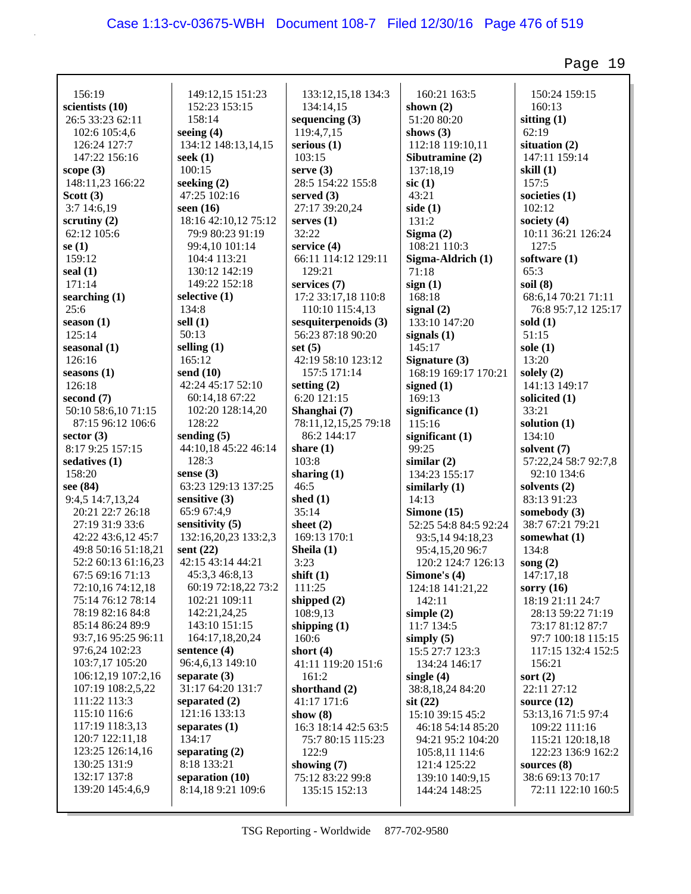156:19
**scientists (10)**
26:5 33:23 62:11
102:6 105:4,6
126:24 127:7
147:22 156:16
**scope (3)**
148:11,23 166:22
**Scott (3)**
3:7 14:6,19
**scrutiny (2)**
62:12 105:6
**se (1)**
159:12
**seal (1)**
171:14
**searching (1)**
25:6
**season (1)**
125:14
**seasonal (1)**
126:16
**seasons (1)**
126:18
**second (7)**
50:10 58:6,10 71:15
87:15 96:12 106:6
**sector (3)**
8:17 9:25 157:15
**sedatives (1)**
158:20
**see (84)**
9:4,5 14:7,13,24
20:21 22:7 26:18
27:19 31:9 33:6
42:22 43:6,12 45:7
49:8 50:16 51:18,21
52:2 60:13 61:16,23
67:5 69:16 71:13
72:10,16 74:12,18
75:14 76:12 78:14
78:19 82:16 84:8
85:14 86:24 89:9
93:7,16 95:25 96:11
97:6,24 102:23
103:7,17 105:20
106:12,19 107:2,16
107:19 108:2,5,22
111:22 113:3
115:10 116:6
117:19 118:3,13
120:7 122:11,18
123:25 126:14,16
130:25 131:9
132:17 137:8
139:20 145:4,6,9
149:12,15 151:23
152:23 153:15
158:14
**seeing (4)**
134:12 148:13,14,15
**seek (1)**
100:15
**seeking (2)**
47:25 102:16
**seen (16)**
18:16 42:10,12 75:12
79:9 80:23 91:19
99:4,10 101:14
104:4 113:21
130:12 142:19
149:22 152:18
**selective (1)**
134:8
**sell (1)**
50:13
**selling (1)**
165:12
**send (10)**
42:24 45:17 52:10
60:14,18 67:22
102:20 128:14,20
128:22
**sending (5)**
44:10,18 45:22 46:14
128:3
**sense (3)**
63:23 129:13 137:25
**sensitive (3)**
65:9 67:4,9
**sensitivity (5)**
132:16,20,23 133:2,3
**sent (22)**
42:15 43:14 44:21
45:3,3 46:8,13
60:19 72:18,22 73:2
102:21 109:11
142:21,24,25
143:10 151:15
164:17,18,20,24
**sentence (4)**
96:4,6,13 149:10
**separate (3)**
31:17 64:20 131:7
**separated (2)**
121:16 133:13
**separates (1)**
134:17
**separating (2)**
8:18 133:21
**separation (10)**
8:14,18 9:21 109:6
133:12,15,18 134:3
134:14,15
**sequencing (3)**
119:4,7,15
**serious (1)**
103:15
**serve (3)**
28:5 154:22 155:8
**served (3)**
27:17 39:20,24
**serves (1)**
32:22
**service (4)**
66:11 114:12 129:11
129:21
**services (7)**
17:2 33:17,18 110:8
110:10 115:4,13
**sesquiterpenoids (3)**
56:23 87:18 90:20
**set (5)**
42:19 58:10 123:12
157:5 171:14
**setting (2)**
6:20 121:15
**Shanghai (7)**
78:11,12,15,25 79:18
86:2 144:17
**share (1)**
103:8
**sharing (1)**
46:5
**shed (1)**
35:14
**sheet (2)**
169:13 170:1
**Sheila (1)**
3:23
**shift (1)**
111:25
**shipped (2)**
108:9,13
**shipping (1)**
160:6
**short (4)**
41:11 119:20 151:6
161:2
**shorthand (2)**
41:17 171:6
**show (8)**
16:3 18:14 42:5 63:5
75:7 80:15 115:23
122:9
**showing (7)**
75:12 83:22 99:8
135:15 152:13
160:21 163:5
**shown (2)**
51:20 80:20
**shows (3)**
112:18 119:10,11
**Sibutramine (2)**
137:18,19
**sic (1)**
43:21
**side (1)**
131:2
**Sigma (2)**
108:21 110:3
**Sigma-Aldrich (1)**
71:18
**sign (1)**
168:18
**signal (2)**
133:10 147:20
**signals (1)**
145:17
**Signature (3)**
168:19 169:17 170:21
**signed (1)**
169:13
**significance (1)**
115:16
**significant (1)**
99:25
**similar (2)**
134:23 155:17
**similarly (1)**
14:13
**Simone (15)**
52:25 54:8 84:5 92:24
93:5,14 94:18,23
95:4,15,20 96:7
120:2 124:7 126:13
**Simone's (4)**
124:18 141:21,22
142:11
**simple (2)**
11:7 134:5
**simply (5)**
15:5 27:7 123:3
134:24 146:17
**single (4)**
38:8,18,24 84:20
**sit (22)**
15:10 39:15 45:2
46:18 54:14 85:20
94:21 95:2 104:20
105:8,11 114:6
121:4 125:22
139:10 140:9,15
144:24 148:25
150:24 159:15
160:13
**sitting (1)**
62:19
**situation (2)**
147:11 159:14
**skill (1)**
157:5
**societies (1)**
102:12
**society (4)**
10:11 36:21 126:24
127:5
**software (1)**
65:3
**soil (8)**
68:6,14 70:21 71:11
76:8 95:7,12 125:17
**sold (1)**
51:15
**sole (1)**
13:20
**solely (2)**
141:13 149:17
**solicited (1)**
33:21
**solution (1)**
134:10
**solvent (7)**
57:22,24 58:7 92:7,8
92:10 134:6
**solvents (2)**
83:13 91:23
**somebody (3)**
38:7 67:21 79:21
**somewhat (1)**
134:8
**song (2)**
147:17,18
**sorry (16)**
18:19 21:11 24:7
28:13 59:22 71:19
73:17 81:12 87:7
97:7 100:18 115:15
117:15 132:4 152:5
156:21
**sort (2)**
22:11 27:12
**source (12)**
53:13,16 71:5 97:4
109:22 111:16
115:21 120:18,18
122:23 136:9 162:2
**sources (8)**
38:6 69:13 70:17
72:11 122:10 160:5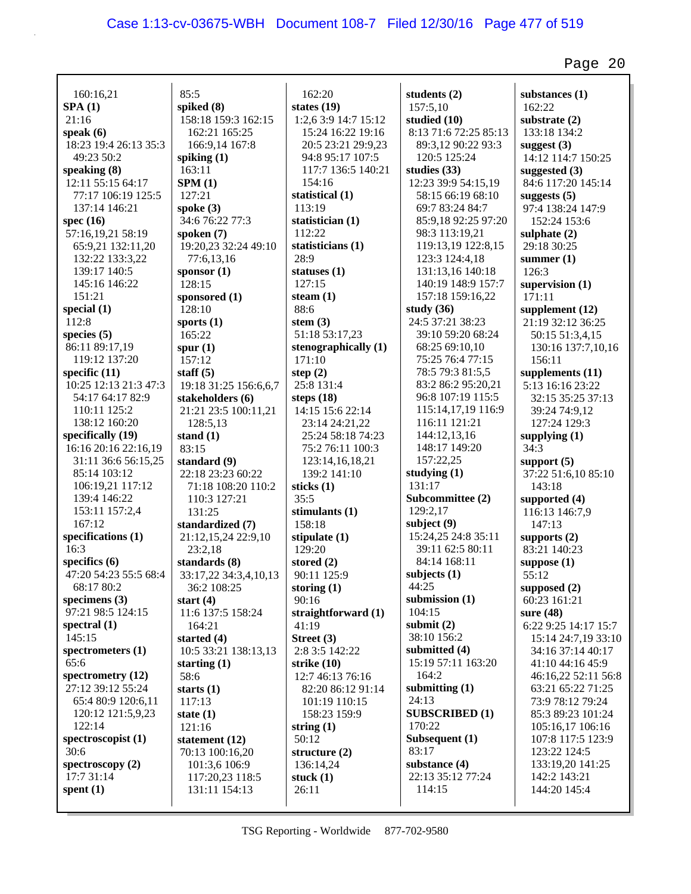160:16,21
**SPA (1)**
21:16
**speak (6)**
18:23 19:4 26:13 35:3
49:23 50:2
**speaking (8)**
12:11 55:15 64:17
77:17 106:19 125:5
137:14 146:21
**spec (16)**
57:16,19,21 58:19
65:9,21 132:11,20
132:22 133:3,22
139:17 140:5
145:16 146:22
151:21
**special (1)**
112:8
**species (5)**
86:11 89:17,19
119:12 137:20
**specific (11)**
10:25 12:13 21:3 47:3
54:17 64:17 82:9
110:11 125:2
138:12 160:20
**specifically (19)**
16:16 20:16 22:16,19
31:11 36:6 56:15,25
85:14 103:12
106:19,21 117:12
139:4 146:22
153:11 157:2,4
167:12
**specifications (1)**
16:3
**specifics (6)**
47:20 54:23 55:5 68:4
68:17 80:2
**specimens (3)**
97:21 98:5 124:15
**spectral (1)**
145:15
**spectrometers (1)**
65:6
**spectrometry (12)**
27:12 39:12 55:24
65:4 80:9 120:6,11
120:12 121:5,9,23
122:14
**spectroscopist (1)**
30:6
**spectroscopy (2)**
17:7 31:14
**spent (1)**
85:5
**spiked (8)**
158:18 159:3 162:15
162:21 165:25
166:9,14 167:8
**spiking (1)**
163:11
**SPM (1)**
127:21
**spoke (3)**
34:6 76:22 77:3
**spoken (7)**
19:20,23 32:24 49:10
77:6,13,16
**sponsor (1)**
128:15
**sponsored (1)**
128:10
**sports (1)**
165:22
**spur (1)**
157:12
**staff (5)**
19:18 31:25 156:6,6,7
**stakeholders (6)**
21:21 23:5 100:11,21
128:5,13
**stand (1)**
83:15
**standard (9)**
22:18 23:23 60:22
71:18 108:20 110:2
110:3 127:21
131:25
**standardized (7)**
21:12,15,24 22:9,10
23:2,18
**standards (8)**
33:17,22 34:3,4,10,13
36:2 108:25
**start (4)**
11:6 137:5 158:24
164:21
**started (4)**
10:5 33:21 138:13,13
**starting (1)**
58:6
**starts (1)**
117:13
**state (1)**
121:16
**statement (12)**
70:13 100:16,20
101:3,6 106:9
117:20,23 118:5
131:11 154:13
162:20
**states (19)**
1:2,6 3:9 14:7 15:12
15:24 16:22 19:16
20:5 23:21 29:9,23
94:8 95:17 107:5
117:7 136:5 140:21
154:16
**statistical (1)**
113:19
**statistician (1)**
112:22
**statisticians (1)**
28:9
**statuses (1)**
127:15
**steam (1)**
88:6
**stem (3)**
51:18 53:17,23
**stenographically (1)**
171:10
**step (2)**
25:8 131:4
**steps (18)**
14:15 15:6 22:14
23:14 24:21,22
25:24 58:18 74:23
75:2 76:11 100:3
123:14,16,18,21
139:2 141:10
**sticks (1)**
35:5
**stimulants (1)**
158:18
**stipulate (1)**
129:20
**stored (2)**
90:11 125:9
**storing (1)**
90:16
**straightforward (1)**
41:19
**Street (3)**
2:8 3:5 142:22
**strike (10)**
12:7 46:13 76:16
82:20 86:12 91:14
101:19 110:15
158:23 159:9
**string (1)**
50:12
**structure (2)**
136:14,24
**stuck (1)**
26:11
**students (2)**
157:5,10
**studied (10)**
8:13 71:6 72:25 85:13
89:3,12 90:22 93:3
120:5 125:24
**studies (33)**
12:23 39:9 54:15,19
58:15 66:19 68:10
69:7 83:24 84:7
85:9,18 92:25 97:20
98:3 113:19,21
119:13,19 122:8,15
123:3 124:4,18
131:13,16 140:18
140:19 148:9 157:7
157:18 159:16,22
**study (36)**
24:5 37:21 38:23
39:10 59:20 68:24
68:25 69:10,10
75:25 76:4 77:15
78:5 79:3 81:5,5
83:2 86:2 95:20,21
96:8 107:19 115:5
115:14,17,19 116:9
116:11 121:21
144:12,13,16
148:17 149:20
157:22,25
**studying (1)**
131:17
**Subcommittee (2)**
129:2,17
**subject (9)**
15:24,25 24:8 35:11
39:11 62:5 80:11
84:14 168:11
**subjects (1)**
44:25
**submission (1)**
104:15
**submit (2)**
38:10 156:2
**submitted (4)**
15:19 57:11 163:20
164:2
**submitting (1)**
24:13
**SUBSCRIBED (1)**
170:22
**Subsequent (1)**
83:17
**substance (4)**
22:13 35:12 77:24
114:15
**substances (1)**
162:22
**substrate (2)**
133:18 134:2
**suggest (3)**
14:12 114:7 150:25
**suggested (3)**
84:6 117:20 145:14
**suggests (5)**
97:4 138:24 147:9
152:24 153:6
**sulphate (2)**
29:18 30:25
**summer (1)**
126:3
**supervision (1)**
171:11
**supplement (12)**
21:19 32:12 36:25
50:15 51:3,4,15
130:16 137:7,10,16
156:11
**supplements (11)**
5:13 16:16 23:22
32:15 35:25 37:13
39:24 74:9,12
127:24 129:3
**supplying (1)**
34:3
**support (5)**
37:22 51:6,10 85:10
143:18
**supported (4)**
116:13 146:7,9
147:13
**supports (2)**
83:21 140:23
**suppose (1)**
55:12
**supposed (2)**
60:23 161:21
**sure (48)**
6:22 9:25 14:17 15:7
15:14 24:7,19 33:10
34:16 37:14 40:17
41:10 44:16 45:9
46:16,22 52:11 56:8
63:21 65:22 71:25
73:9 78:12 79:24
85:3 89:23 101:24
105:16,17 106:16
107:8 117:5 123:9
123:22 124:5
133:19,20 141:25
142:2 143:21
144:20 145:4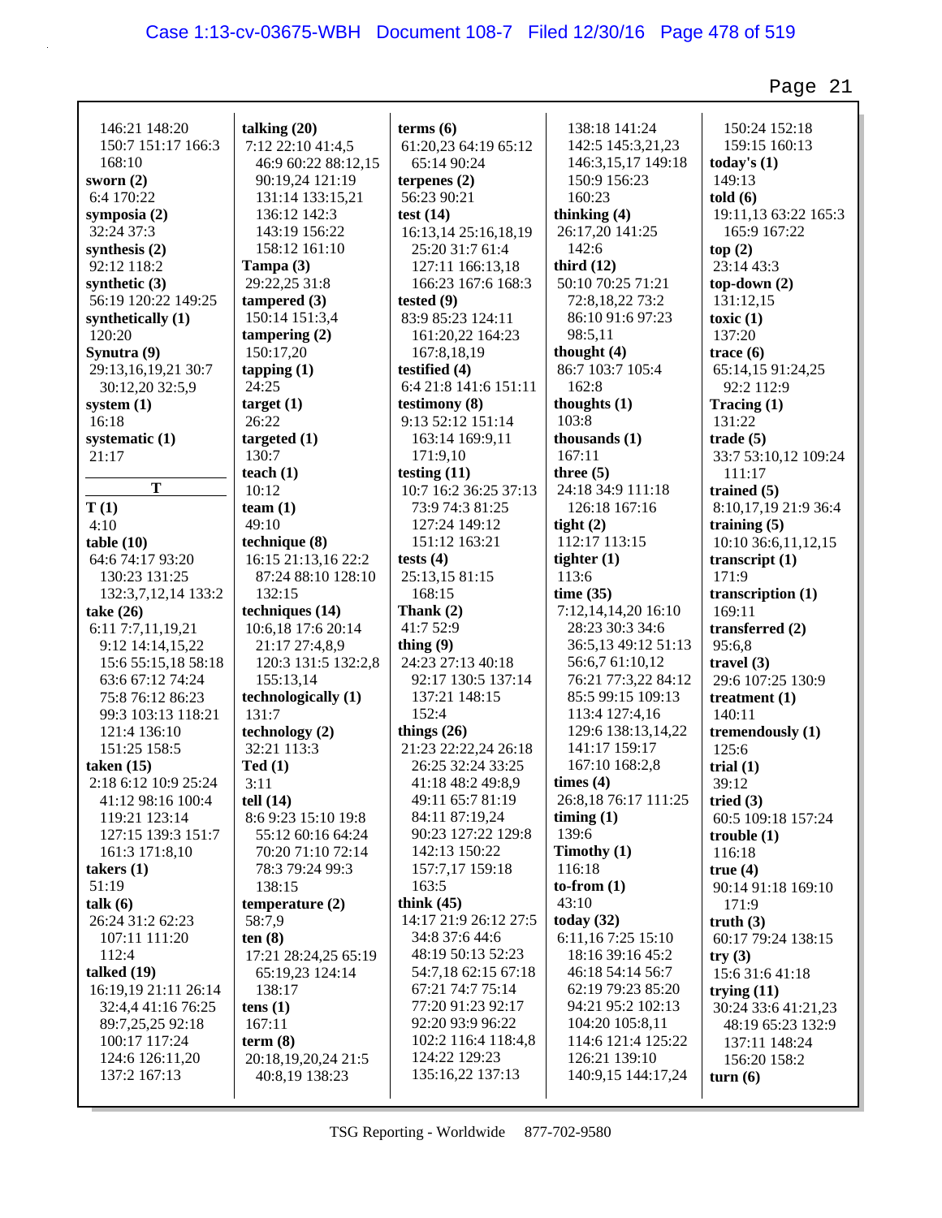146:21 148:20
150:7 151:17 166:3
168:10

**sworn (2)**
6:4 170:22

**symposia (2)**
32:24 37:3

**synthesis (2)**
92:12 118:2

**synthetic (3)**
56:19 120:22 149:25

**synthetically (1)**
120:20

**Synutra (9)**
29:13,16,19,21 30:7
30:12,20 32:5,9

**system (1)**
16:18

**systematic (1)**
21:17

**T**

**T (1)**
4:10

**table (10)**
64:6 74:17 93:20
130:23 131:25
132:3,7,12,14 133:2

**take (26)**
6:11 7:7,11,19,21
9:12 14:14,15,22
15:6 55:15,18 58:18
63:6 67:12 74:24
75:8 76:12 86:23
99:3 103:13 118:21
121:4 136:10
151:25 158:5

**taken (15)**
2:18 6:12 10:9 25:24
41:12 98:16 100:4
119:21 123:14
127:15 139:3 151:7
161:3 171:8,10

**takers (1)**
51:19

**talk (6)**
26:24 31:2 62:23
107:11 111:20
112:4

**talked (19)**
16:19,19 21:11 26:14
32:4,4 41:16 76:25
89:7,25,25 92:18
100:17 117:24
124:6 126:11,20
137:2 167:13

**talking (20)**
7:12 22:10 41:4,5
46:9 60:22 88:12,15
90:19,24 121:19
131:14 133:15,21
136:12 142:3
143:19 156:22
158:12 161:10

**Tampa (3)**
29:22,25 31:8

**tampered (3)**
150:14 151:3,4

**tampering (2)**
150:17,20

**tapping (1)**
24:25

**target (1)**
26:22

**targeted (1)**
130:7

**teach (1)**
10:12

**team (1)**
49:10

**technique (8)**
16:15 21:13,16 22:2
87:24 88:10 128:10
132:15

**techniques (14)**
10:6,18 17:6 20:14
21:17 27:4,8,9
120:3 131:5 132:2,8
155:13,14

**technologically (1)**
131:7

**technology (2)**
32:21 113:3

**Ted (1)**
3:11

**tell (14)**
8:6 9:23 15:10 19:8
55:12 60:16 64:24
70:20 71:10 72:14
78:3 79:24 99:3
138:15

**temperature (2)**
58:7,9

**ten (8)**
17:21 28:24,25 65:19
65:19,23 124:14
138:17

**tens (1)**
167:11

**term (8)**
20:18,19,20,24 21:5
40:8,19 138:23

**terms (6)**
61:20,23 64:19 65:12
65:14 90:24

**terpenes (2)**
56:23 90:21

**test (14)**
16:13,14 25:16,18,19
25:20 31:7 61:4
127:11 166:13,18
166:23 167:6 168:3

**tested (9)**
83:9 85:23 124:11
161:20,22 164:23
167:8,18,19

**testified (4)**
6:4 21:8 141:6 151:11

**testimony (8)**
9:13 52:12 151:14
163:14 169:9,11
171:9,10

**testing (11)**
10:7 16:2 36:25 37:13
73:9 74:3 81:25
127:24 149:12
151:12 163:21

**tests (4)**
25:13,15 81:15
168:15

**Thank (2)**
41:7 52:9

**thing (9)**
24:23 27:13 40:18
92:17 130:5 137:14
137:21 148:15
152:4

**things (26)**
21:23 22:22,24 26:18
26:25 32:24 33:25
41:18 48:2 49:8,9
49:11 65:7 81:19
84:11 87:19,24
90:23 127:22 129:8
142:13 150:22
157:7,17 159:18
163:5

**think (45)**
14:17 21:9 26:12 27:5
34:8 37:6 44:6
48:19 50:13 52:23
54:7,18 62:15 67:18
67:21 74:7 75:14
77:20 91:23 92:17
92:20 93:9 96:22
102:2 116:4 118:4,8
124:22 129:23
135:16,22 137:13

138:18 141:24
142:5 145:3,21,23
146:3,15,17 149:18
150:9 156:23
160:23

**thinking (4)**
26:17,20 141:25
142:6

**third (12)**
50:10 70:25 71:21
72:8,18,22 73:2
86:10 91:6 97:23
98:5,11

**thought (4)**
86:7 103:7 105:4
162:8

**thoughts (1)**
103:8

**thousands (1)**
167:11

**three (5)**
24:18 34:9 111:18
126:18 167:16

**tight (2)**
112:17 113:15

**tighter (1)**
113:6

**time (35)**
7:12,14,14,20 16:10
28:23 30:3 34:6
36:5,13 49:12 51:13
56:6,7 61:10,12
76:21 77:3,22 84:12
85:5 99:15 109:13
113:4 127:4,16
129:6 138:13,14,22
141:17 159:17
167:10 168:2,8

**times (4)**
26:8,18 76:17 111:25

**timing (1)**
139:6

**Timothy (1)**
116:18

**to-from (1)**
43:10

**today (32)**
6:11,16 7:25 15:10
18:16 39:16 45:2
46:18 54:14 56:7
62:19 79:23 85:20
94:21 95:2 102:13
104:20 105:8,11
114:6 121:4 125:22
126:21 139:10
140:9,15 144:17,24

150:24 152:18
159:15 160:13

**today's (1)**
149:13

**told (6)**
19:11,13 63:22 165:3
165:9 167:22

**top (2)**
23:14 43:3

**top-down (2)**
131:12,15

**toxic (1)**
137:20

**trace (6)**
65:14,15 91:24,25
92:2 112:9

**Tracing (1)**
131:22

**trade (5)**
33:7 53:10,12 109:24
111:17

**trained (5)**
8:10,17,19 21:9 36:4

**training (5)**
10:10 36:6,11,12,15

**transcript (1)**
171:9

**transcription (1)**
169:11

**transferred (2)**
95:6,8

**travel (3)**
29:6 107:25 130:9

**treatment (1)**
140:11

**tremendously (1)**
125:6

**trial (1)**
39:12

**tried (3)**
60:5 109:18 157:24

**trouble (1)**
116:18

**true (4)**
90:14 91:18 169:10
171:9

**truth (3)**
60:17 79:24 138:15

**try (3)**
15:6 31:6 41:18

**trying (11)**
30:24 33:6 41:21,23
48:19 65:23 132:9
137:11 148:24
156:20 158:2

**turn (6)**

TSG Reporting - Worldwide 877-702-9580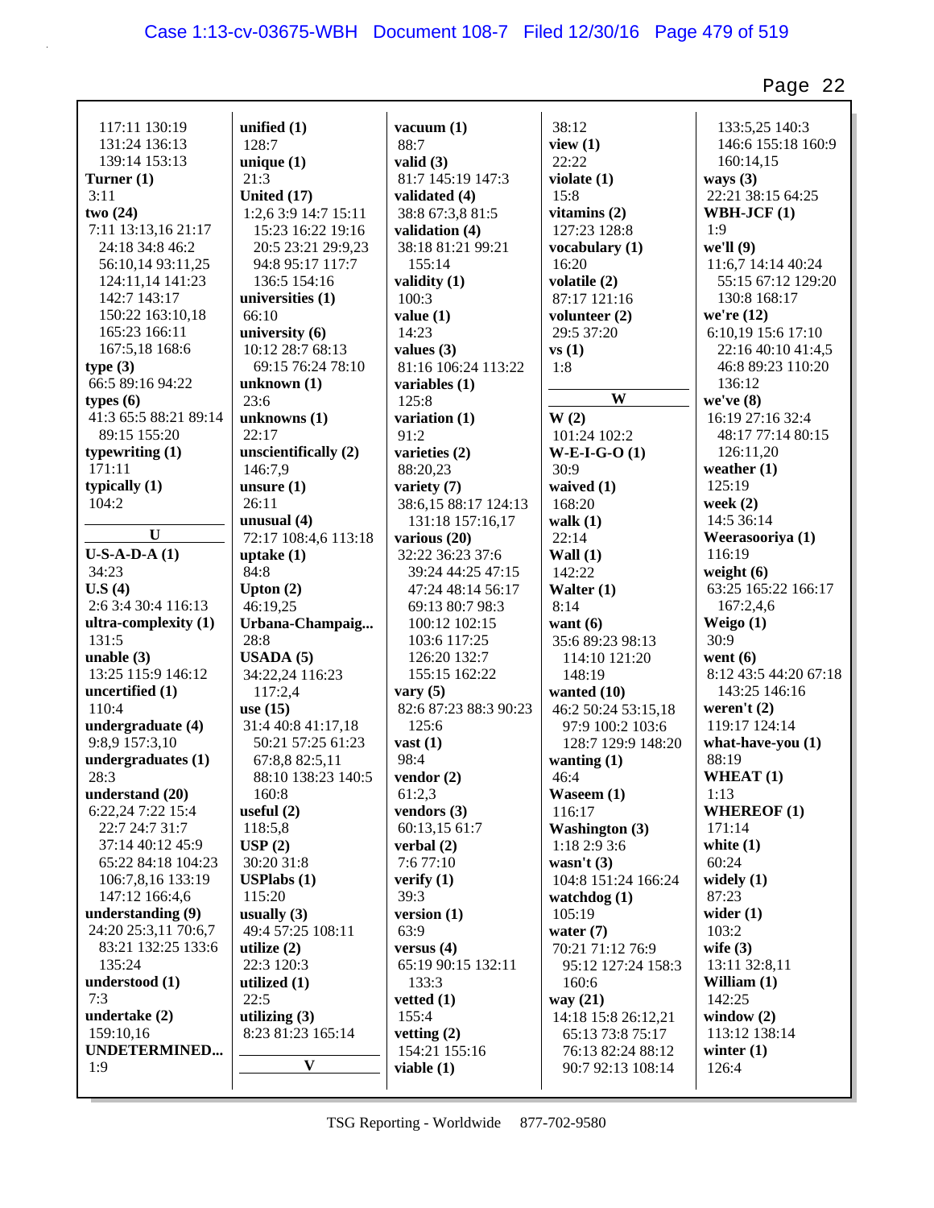117:11 130:19
131:24 136:13
139:14 153:13

**Turner (1)**
3:11

**two (24)**
7:11 13:13,16 21:17
24:18 34:8 46:2
56:10,14 93:11,25
124:11,14 141:23
142:7 143:17
150:22 163:10,18
165:23 166:11
167:5,18 168:6

**type (3)**
66:5 89:16 94:22

**types (6)**
41:3 65:5 88:21 89:14
89:15 155:20

**typewriting (1)**
171:11

**typically (1)**
104:2

**U**

**U-S-A-D-A (1)**
34:23

**U.S (4)**
2:6 3:4 30:4 116:13

**ultra-complexity (1)**
131:5

**unable (3)**
13:25 115:9 146:12

**uncertified (1)**
110:4

**undergraduate (4)**
9:8,9 157:3,10

**undergraduates (1)**
28:3

**understand (20)**
6:22,24 7:22 15:4
22:7 24:7 31:7
37:14 40:12 45:9
65:22 84:18 104:23
106:7,8,16 133:19
147:12 166:4,6

**understanding (9)**
24:20 25:3,11 70:6,7
83:21 132:25 133:6
135:24

**understood (1)**
7:3

**undertake (2)**
159:10,16

**UNDETERMINED...**
1:9

**unified (1)**
128:7

**unique (1)**
21:3

**United (17)**
1:2,6 3:9 14:7 15:11
15:23 16:22 19:16
20:5 23:21 29:9,23
94:8 95:17 117:7
136:5 154:16

**universities (1)**
66:10

**university (6)**
10:12 28:7 68:13
69:15 76:24 78:10

**unknown (1)**
23:6

**unknowns (1)**
22:17

**unscientifically (2)**
146:7,9

**unsure (1)**
26:11

**unusual (4)**
72:17 108:4,6 113:18

**uptake (1)**
84:8

**Upton (2)**
46:19,25

**Urbana-Champaig...**
28:8

**USADA (5)**
34:22,24 116:23
117:2,4

**use (15)**
31:4 40:8 41:17,18
50:21 57:25 61:23
67:8,8 82:5,11
88:10 138:23 140:5
160:8

**useful (2)**
118:5,8

**USP (2)**
30:20 31:8

**USPlabs (1)**
115:20

**usually (3)**
49:4 57:25 108:11

**utilize (2)**
22:3 120:3

**utilized (1)**
22:5

**utilizing (3)**
8:23 81:23 165:14

**V**

**vacuum (1)**
88:7

**valid (3)**
81:7 145:19 147:3

**validated (4)**
38:8 67:3,8 81:5

**validation (4)**
38:18 81:21 99:21
155:14

**validity (1)**
100:3

**value (1)**
14:23

**values (3)**
81:16 106:24 113:22

**variables (1)**
125:8

**variation (1)**
91:2

**varieties (2)**
88:20,23

**variety (7)**
38:6,15 88:17 124:13
131:18 157:16,17

**various (20)**
32:22 36:23 37:6
39:24 44:25 47:15
47:24 48:14 56:17
69:13 80:7 98:3
100:12 102:15
103:6 117:25
126:20 132:7
155:15 162:22

**vary (5)**
82:6 87:23 88:3 90:23
125:6

**vast (1)**
98:4

**vendor (2)**
61:2,3

**vendors (3)**
60:13,15 61:7

**verbal (2)**
7:6 77:10

**verify (1)**
39:3

**version (1)**
63:9

**versus (4)**
65:19 90:15 132:11
133:3

**vetted (1)**
155:4

**vetting (2)**
154:21 155:16

**viable (1)**
38:12

**view (1)**
22:22

**violate (1)**
15:8

**vitamins (2)**
127:23 128:8

**vocabulary (1)**
16:20

**volatile (2)**
87:17 121:16

**volunteer (2)**
29:5 37:20

**vs (1)**
1:8

**W**

**W (2)**
101:24 102:2

**W-E-I-G-O (1)**
30:9

**waived (1)**
168:20

**walk (1)**
22:14

**Wall (1)**
142:22

**Walter (1)**
8:14

**want (6)**
35:6 89:23 98:13
114:10 121:20
148:19

**wanted (10)**
46:2 50:24 53:15,18
97:9 100:2 103:6
128:7 129:9 148:20

**wanting (1)**
46:4

**Waseem (1)**
116:17

**Washington (3)**
1:18 2:9 3:6

**wasn't (3)**
104:8 151:24 166:24

**watchdog (1)**
105:19

**water (7)**
70:21 71:12 76:9
95:12 127:24 158:3
160:6

**way (21)**
14:18 15:8 26:12,21
65:13 73:8 75:17
76:13 82:24 88:12
90:7 92:13 108:14
133:5,25 140:3
146:6 155:18 160:9
160:14,15

**ways (3)**
22:21 38:15 64:25

**WBH-JCF (1)**
1:9

**we'll (9)**
11:6,7 14:14 40:24
55:15 67:12 129:20
130:8 168:17

**we're (12)**
6:10,19 15:6 17:10
22:16 40:10 41:4,5
46:8 89:23 110:20
136:12

**we've (8)**
16:19 27:16 32:4
48:17 77:14 80:15
126:11,20

**weather (1)**
125:19

**week (2)**
14:5 36:14

**Weerasooriya (1)**
116:19

**weight (6)**
63:25 165:22 166:17
167:2,4,6

**Weigo (1)**
30:9

**went (6)**
8:12 43:5 44:20 67:18
143:25 146:16

**weren't (2)**
119:17 124:14

**what-have-you (1)**
88:19

**WHEAT (1)**
1:13

**WHEREOF (1)**
171:14

**white (1)**
60:24

**widely (1)**
87:23

**wider (1)**
103:2

**wife (3)**
13:11 32:8,11

**William (1)**
142:25

**window (2)**
113:12 138:14

**winter (1)**
126:4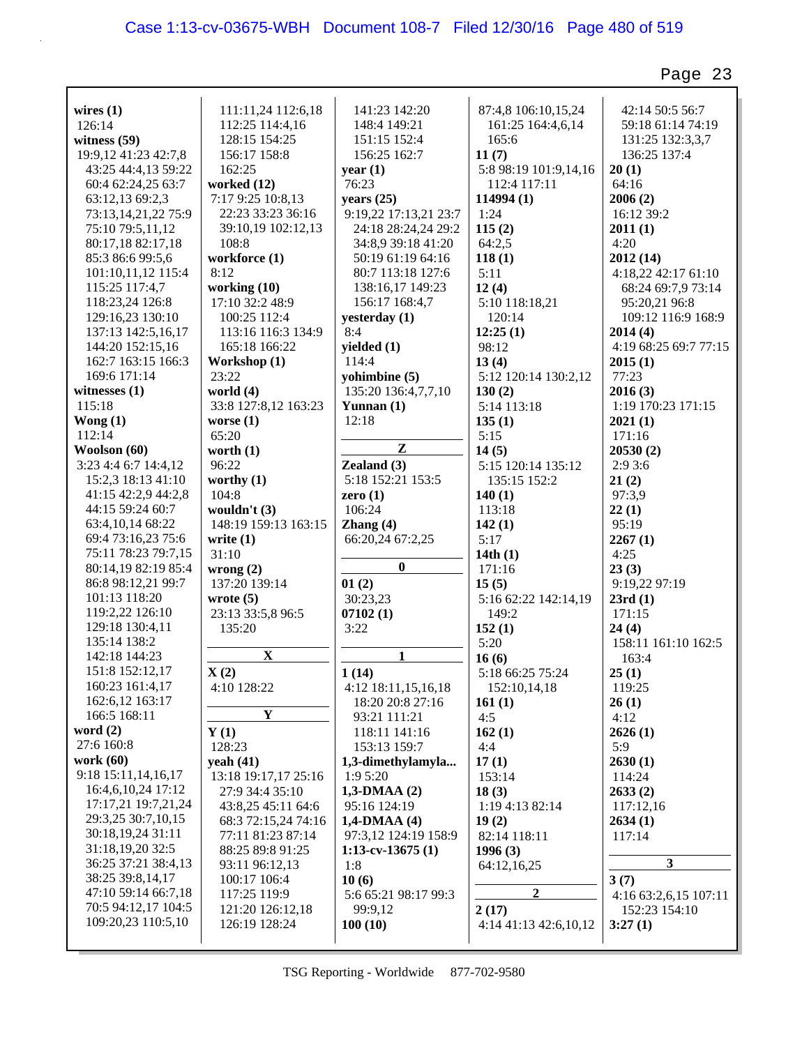**wires (1)**
126:14

**witness (59)**
19:9,12 41:23 42:7,8 43:25 44:4,13 59:22 60:4 62:24,25 63:7 63:12,13 69:2,3 73:13,14,21,22 75:9 75:10 79:5,11,12 80:17,18 82:17,18 85:3 86:6 99:5,6 101:10,11,12 115:4 115:25 117:4,7 118:23,24 126:8 129:16,23 130:10 137:13 142:5,16,17 144:20 152:15,16 162:7 163:15 166:3 169:6 171:14

**witnesses (1)**
115:18

**Wong (1)**
112:14

**Woolson (60)**
3:23 4:4 6:7 14:4,12 15:2,3 18:13 41:10 41:15 42:2,9 44:2,8 44:15 59:24 60:7 63:4,10,14 68:22 69:4 73:16,23 75:6 75:11 78:23 79:7,15 80:14,19 82:19 85:4 86:8 98:12,21 99:7 101:13 118:20 119:2,22 126:10 129:18 130:4,11 135:14 138:2 142:18 144:23 151:8 152:12,17 160:23 161:4,17 162:6,12 163:17 166:5 168:11

**word (2)**
27:6 160:8

**work (60)**
9:18 15:11,14,16,17 16:4,6,10,24 17:12 17:17,21 19:7,21,24 29:3,25 30:7,10,15 30:18,19,24 31:11 31:18,19,20 32:5 36:25 37:21 38:4,13 38:25 39:8,14,17 47:10 59:14 66:7,18 70:5 94:12,17 104:5 109:20,23 110:5,10 111:11,24 112:6,18 112:25 114:4,16 128:15 154:25 156:17 158:8 162:25

**worked (12)**
7:17 9:25 10:8,13 22:23 33:23 36:16 39:10,19 102:12,13 108:8

**workforce (1)**
8:12

**working (10)**
17:10 32:2 48:9 100:25 112:4 113:16 116:3 134:9 165:18 166:22

**Workshop (1)**
23:22

**world (4)**
33:8 127:8,12 163:23

**worse (1)**
65:20

**worth (1)**
96:22

**worthy (1)**
104:8

**wouldn't (3)**
148:19 159:13 163:15

**write (1)**
31:10

**wrong (2)**
137:20 139:14

**wrote (5)**
23:13 33:5,8 96:5 135:20

**X**

**X (2)**
4:10 128:22

**Y**

**Y (1)**
128:23

**yeah (41)**
13:18 19:17,17 25:16 27:9 34:4 35:10 43:8,25 45:11 64:6 68:3 72:15,24 74:16 77:11 81:23 87:14 88:25 89:8 91:25 93:11 96:12,13 100:17 106:4 117:25 119:9 121:20 126:12,18 126:19 128:24 141:23 142:20 148:4 149:21 151:15 152:4 156:25 162:7

**year (1)**
76:23

**years (25)**
9:19,22 17:13,21 23:7 24:18 28:24,24 29:2 34:8,9 39:18 41:20 50:19 61:19 64:16 80:7 113:18 127:6 138:16,17 149:23 156:17 168:4,7

**yesterday (1)**
8:4

**yielded (1)**
114:4

**yohimbine (5)**
135:20 136:4,7,7,10

**Yunnan (1)**
12:18

**Z**

**Zealand (3)**
5:18 152:21 153:5

**zero (1)**
106:24

**Zhang (4)**
66:20,24 67:2,25

**0**

**01 (2)**
30:23,23

**07102 (1)**
3:22

**1**

**1 (14)**
4:12 18:11,15,16,18 18:20 20:8 27:16 93:21 111:21 118:11 141:16 153:13 159:7

**1,3-dimethylamyla...**
1:9 5:20

**1,3-DMAA (2)**
95:16 124:19

**1,4-DMAA (4)**
97:3,12 124:19 158:9

**1:13-cv-13675 (1)**
1:8

**10 (6)**
5:6 65:21 98:17 99:3 99:9,12

**100 (10)**
87:4,8 106:10,15,24 161:25 164:4,6,14 165:6

**11 (7)**
5:8 98:19 101:9,14,16 112:4 117:11

**114994 (1)**
1:24

**115 (2)**
64:2,5

**118 (1)**
5:11

**12 (4)**
5:10 118:18,21 120:14

**12:25 (1)**
98:12

**13 (4)**
5:12 120:14 130:2,12

**130 (2)**
5:14 113:18

**135 (1)**
5:15

**14 (5)**
5:15 120:14 135:12 135:15 152:2

**140 (1)**
113:18

**142 (1)**
5:17

**14th (1)**
171:16

**15 (5)**
5:16 62:22 142:14,19 149:2

**152 (1)**
5:20

**16 (6)**
5:18 66:25 75:24 152:10,14,18

**161 (1)**
4:5

**162 (1)**
4:4

**17 (1)**
153:14

**18 (3)**
1:19 4:13 82:14

**19 (2)**
82:14 118:11

**1996 (3)**
64:12,16,25

**2**

**2 (17)**
4:14 41:13 42:6,10,12 42:14 50:5 56:7 59:18 61:14 74:19 131:25 132:3,3,7 136:25 137:4

**20 (1)**
64:16

**2006 (2)**
16:12 39:2

**2011 (1)**
4:20

**2012 (14)**
4:18,22 42:17 61:10 68:24 69:7,9 73:14 95:20,21 96:8 109:12 116:9 168:9

**2014 (4)**
4:19 68:25 69:7 77:15

**2015 (1)**
77:23

**2016 (3)**
1:19 170:23 171:15

**2021 (1)**
171:16

**20530 (2)**
2:9 3:6

**21 (2)**
97:3,9

**22 (1)**
95:19

**2267 (1)**
4:25

**23 (3)**
9:19,22 97:19

**23rd (1)**
171:15

**24 (4)**
158:11 161:10 162:5 163:4

**25 (1)**
119:25

**26 (1)**
4:12

**2626 (1)**
5:9

**2630 (1)**
114:24

**2633 (2)**
117:12,16

**2634 (1)**
117:14

**3**

**3 (7)**
4:16 63:2,6,15 107:11 152:23 154:10

**3:27 (1)**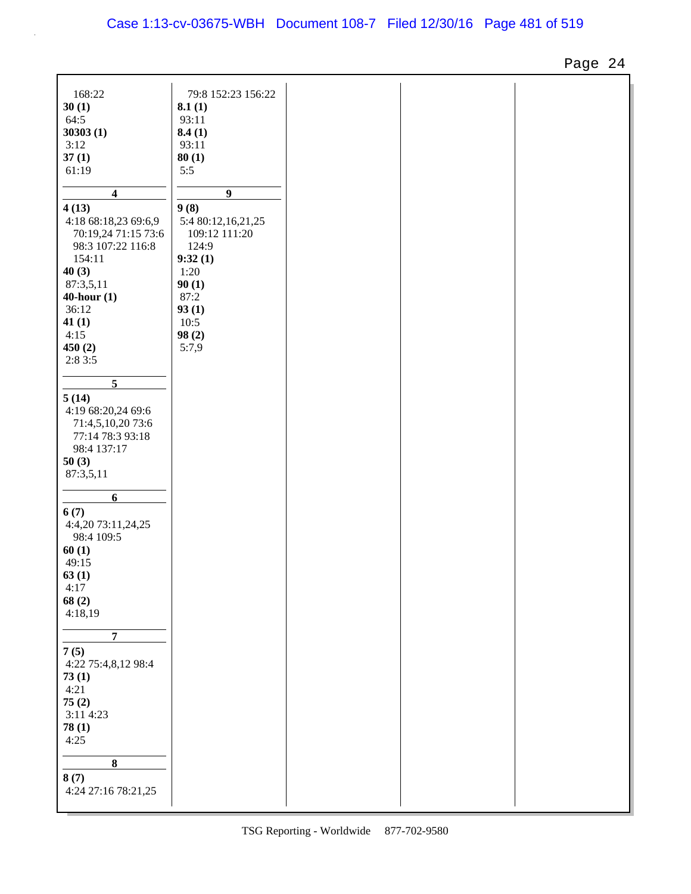168:22

**30 (1)**
64:5

**30303 (1)**
3:12

**37 (1)**
61:19

**4**

**4 (13)**
4:18 68:18,23 69:6,9 70:19,24 71:15 73:6 98:3 107:22 116:8 154:11

**40 (3)**
87:3,5,11

**40-hour (1)**
36:12

**41 (1)**
4:15

**450 (2)**
2:8 3:5

**5**

**5 (14)**
4:19 68:20,24 69:6 71:4,5,10,20 73:6 77:14 78:3 93:18 98:4 137:17

**50 (3)**
87:3,5,11

**6**

**6 (7)**
4:4,20 73:11,24,25 98:4 109:5

**60 (1)**
49:15

**63 (1)**
4:17

**68 (2)**
4:18,19

**7**

**7 (5)**
4:22 75:4,8,12 98:4

**73 (1)**
4:21

**75 (2)**
3:11 4:23

**78 (1)**
4:25

**8**

**8 (7)**
4:24 27:16 78:21,25 79:8 152:23 156:22

**8.1 (1)**
93:11

**8.4 (1)**
93:11

**80 (1)**
5:5

**9**

**9 (8)**
5:4 80:12,16,21,25 109:12 111:20 124:9

**9:32 (1)**
1:20

**90 (1)**
87:2

**93 (1)**
10:5

**98 (2)**
5:7,9